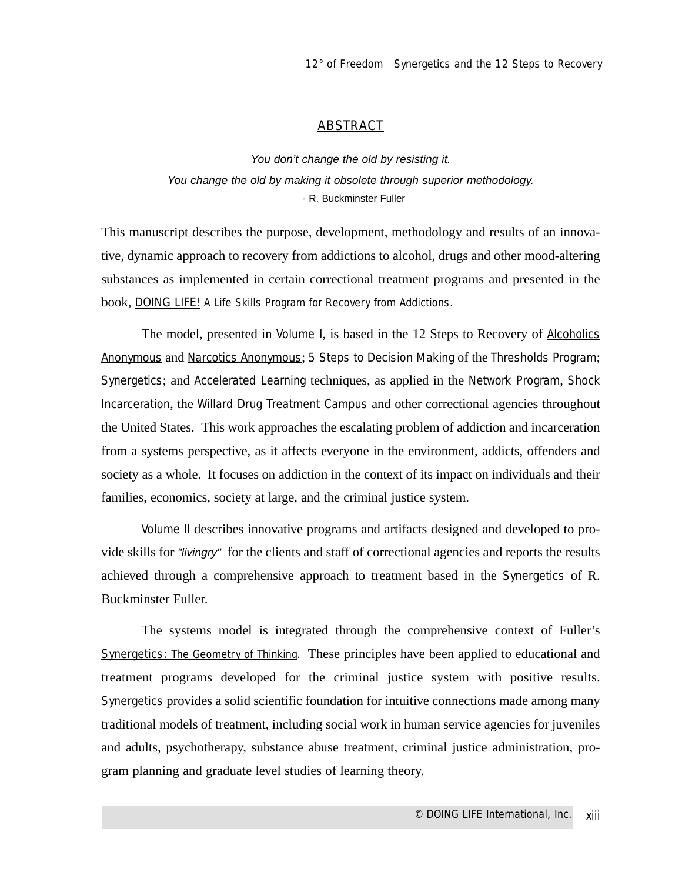## ABSTRACT

*You don't change the old by resisting it.*
*You change the old by making it obsolete through superior methodology.*
- R. Buckminster Fuller

This manuscript describes the purpose, development, methodology and results of an innovative, dynamic approach to recovery from addictions to alcohol, drugs and other mood-altering substances as implemented in certain correctional treatment programs and presented in the book, DOING LIFE! A Life Skills Program for Recovery from Addictions.

The model, presented in Volume I, is based in the 12 Steps to Recovery of Alcoholics Anonymous and Narcotics Anonymous; 5 Steps to Decision Making of the Thresholds Program; Synergetics; and Accelerated Learning techniques, as applied in the Network Program, Shock Incarceration, the Willard Drug Treatment Campus and other correctional agencies throughout the United States. This work approaches the escalating problem of addiction and incarceration from a systems perspective, as it affects everyone in the environment, addicts, offenders and society as a whole. It focuses on addiction in the context of its impact on individuals and their families, economics, society at large, and the criminal justice system.

Volume II describes innovative programs and artifacts designed and developed to provide skills for *"livingry"* for the clients and staff of correctional agencies and reports the results achieved through a comprehensive approach to treatment based in the Synergetics of R. Buckminster Fuller.

The systems model is integrated through the comprehensive context of Fuller's Synergetics: The Geometry of Thinking. These principles have been applied to educational and treatment programs developed for the criminal justice system with positive results. Synergetics provides a solid scientific foundation for intuitive connections made among many traditional models of treatment, including social work in human service agencies for juveniles and adults, psychotherapy, substance abuse treatment, criminal justice administration, program planning and graduate level studies of learning theory.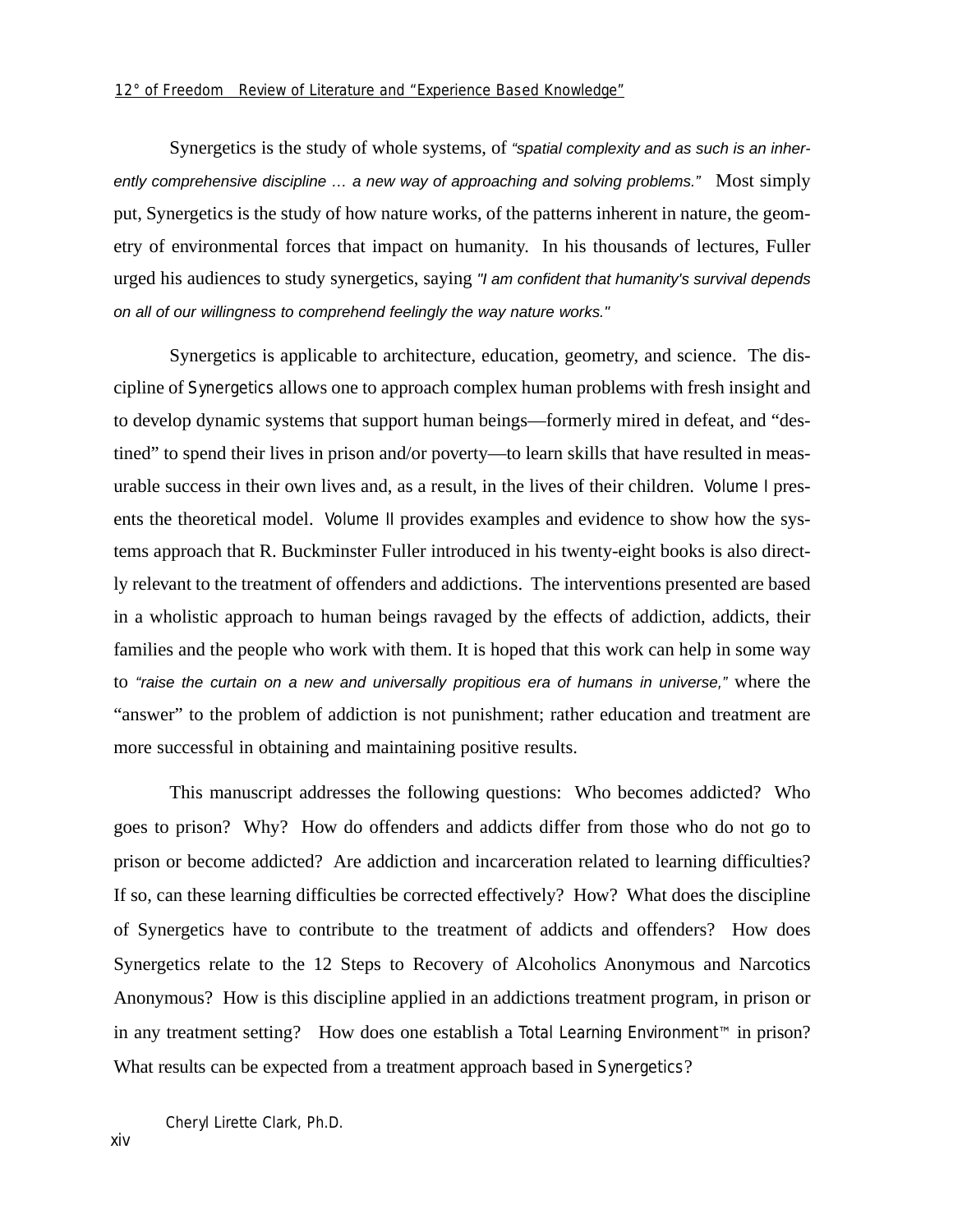Synergetics is the study of whole systems, of *"spatial complexity and as such is an inherently comprehensive discipline … a new way of approaching and solving problems."* Most simply put, Synergetics is the study of how nature works, of the patterns inherent in nature, the geometry of environmental forces that impact on humanity. In his thousands of lectures, Fuller urged his audiences to study synergetics, saying *"I am confident that humanity's survival depends on all of our willingness to comprehend feelingly the way nature works."*

Synergetics is applicable to architecture, education, geometry, and science. The discipline of Synergetics allows one to approach complex human problems with fresh insight and to develop dynamic systems that support human beings—formerly mired in defeat, and "destined" to spend their lives in prison and/or poverty—to learn skills that have resulted in measurable success in their own lives and, as a result, in the lives of their children. Volume I presents the theoretical model. Volume II provides examples and evidence to show how the systems approach that R. Buckminster Fuller introduced in his twenty-eight books is also directly relevant to the treatment of offenders and addictions. The interventions presented are based in a wholistic approach to human beings ravaged by the effects of addiction, addicts, their families and the people who work with them. It is hoped that this work can help in some way to *"raise the curtain on a new and universally propitious era of humans in universe,"* where the "answer" to the problem of addiction is not punishment; rather education and treatment are more successful in obtaining and maintaining positive results.

This manuscript addresses the following questions: Who becomes addicted? Who goes to prison? Why? How do offenders and addicts differ from those who do not go to prison or become addicted? Are addiction and incarceration related to learning difficulties? If so, can these learning difficulties be corrected effectively? How? What does the discipline of Synergetics have to contribute to the treatment of addicts and offenders? How does Synergetics relate to the 12 Steps to Recovery of Alcoholics Anonymous and Narcotics Anonymous? How is this discipline applied in an addictions treatment program, in prison or in any treatment setting? How does one establish a Total Learning Environment™ in prison? What results can be expected from a treatment approach based in Synergetics?

Cheryl Lirette Clark, Ph.D.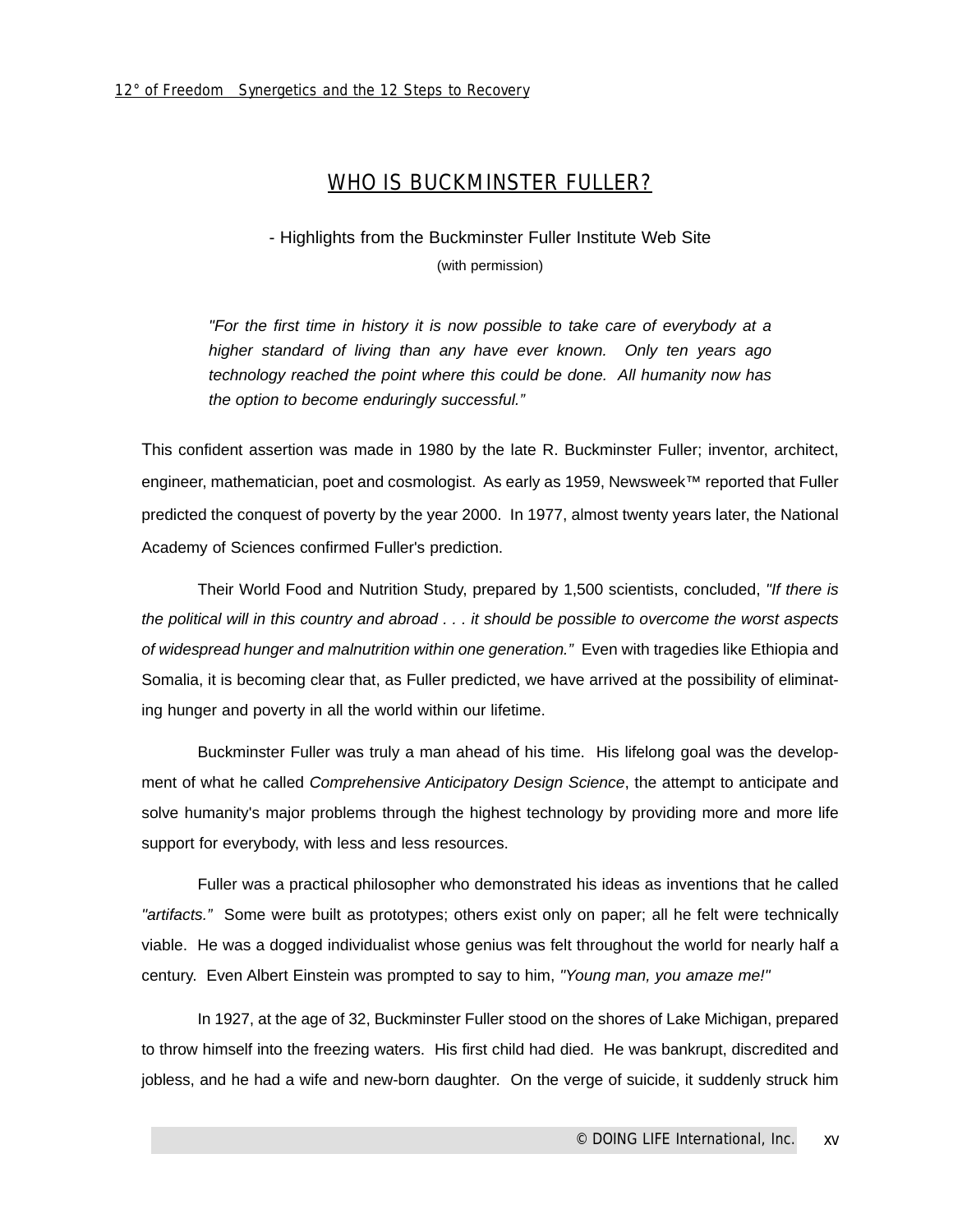# WHO IS BUCKMINSTER FULLER?

- Highlights from the Buckminster Fuller Institute Web Site

(with permission)

> *"For the first time in history it is now possible to take care of everybody at a higher standard of living than any have ever known. Only ten years ago technology reached the point where this could be done. All humanity now has the option to become enduringly successful."*

This confident assertion was made in 1980 by the late R. Buckminster Fuller; inventor, architect, engineer, mathematician, poet and cosmologist. As early as 1959, Newsweek™ reported that Fuller predicted the conquest of poverty by the year 2000. In 1977, almost twenty years later, the National Academy of Sciences confirmed Fuller's prediction.

Their World Food and Nutrition Study, prepared by 1,500 scientists, concluded, *"If there is the political will in this country and abroad . . . it should be possible to overcome the worst aspects of widespread hunger and malnutrition within one generation."* Even with tragedies like Ethiopia and Somalia, it is becoming clear that, as Fuller predicted, we have arrived at the possibility of eliminating hunger and poverty in all the world within our lifetime.

Buckminster Fuller was truly a man ahead of his time. His lifelong goal was the development of what he called *Comprehensive Anticipatory Design Science*, the attempt to anticipate and solve humanity's major problems through the highest technology by providing more and more life support for everybody, with less and less resources.

Fuller was a practical philosopher who demonstrated his ideas as inventions that he called *"artifacts."* Some were built as prototypes; others exist only on paper; all he felt were technically viable. He was a dogged individualist whose genius was felt throughout the world for nearly half a century. Even Albert Einstein was prompted to say to him, *"Young man, you amaze me!"*

In 1927, at the age of 32, Buckminster Fuller stood on the shores of Lake Michigan, prepared to throw himself into the freezing waters. His first child had died. He was bankrupt, discredited and jobless, and he had a wife and new-born daughter. On the verge of suicide, it suddenly struck him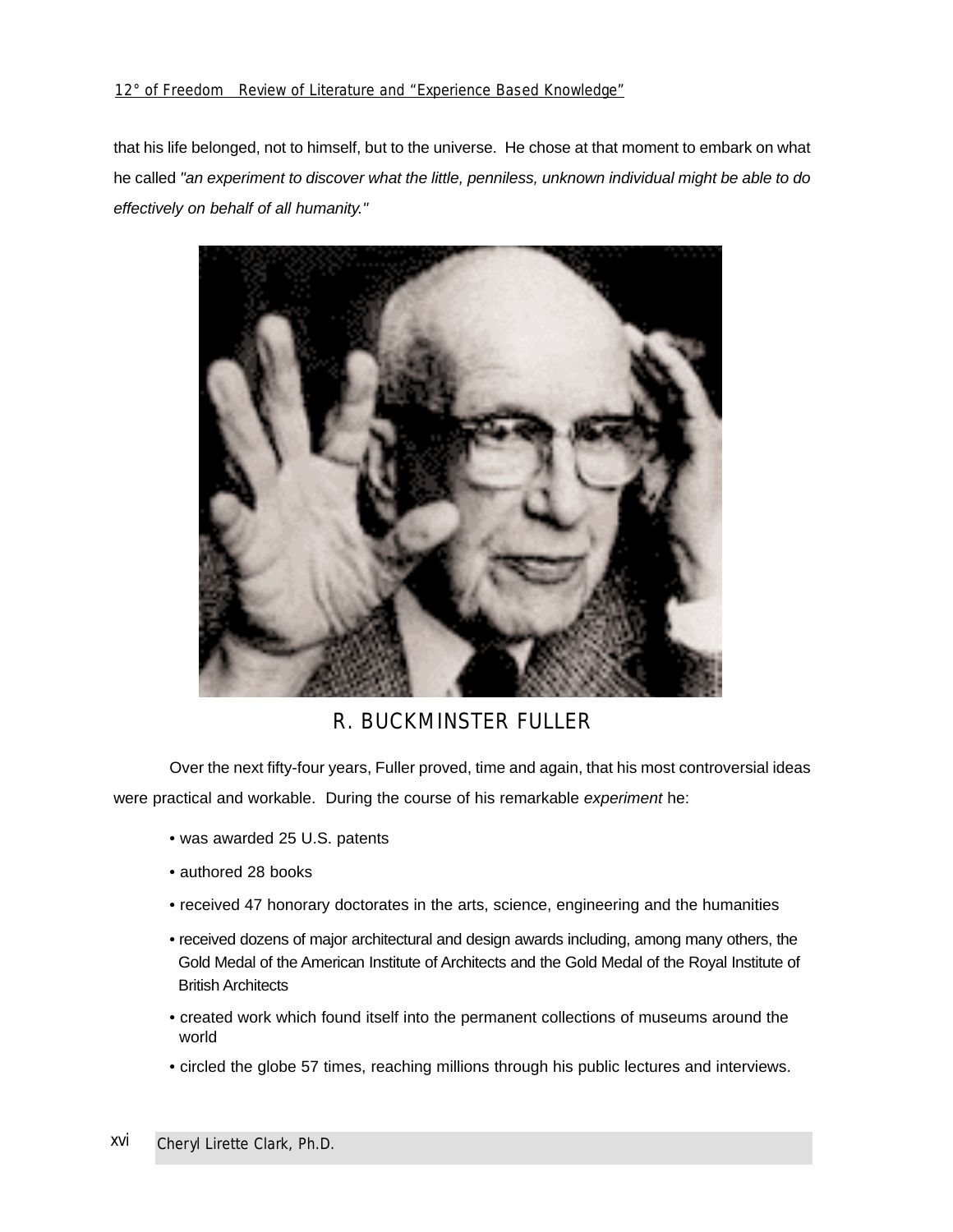that his life belonged, not to himself, but to the universe. He chose at that moment to embark on what he called *"an experiment to discover what the little, penniless, unknown individual might be able to do effectively on behalf of all humanity."*

R. BUCKMINSTER FULLER

Over the next fifty-four years, Fuller proved, time and again, that his most controversial ideas were practical and workable. During the course of his remarkable *experiment* he:

- was awarded 25 U.S. patents
- authored 28 books
- received 47 honorary doctorates in the arts, science, engineering and the humanities
- received dozens of major architectural and design awards including, among many others, the Gold Medal of the American Institute of Architects and the Gold Medal of the Royal Institute of British Architects
- created work which found itself into the permanent collections of museums around the world
- circled the globe 57 times, reaching millions through his public lectures and interviews.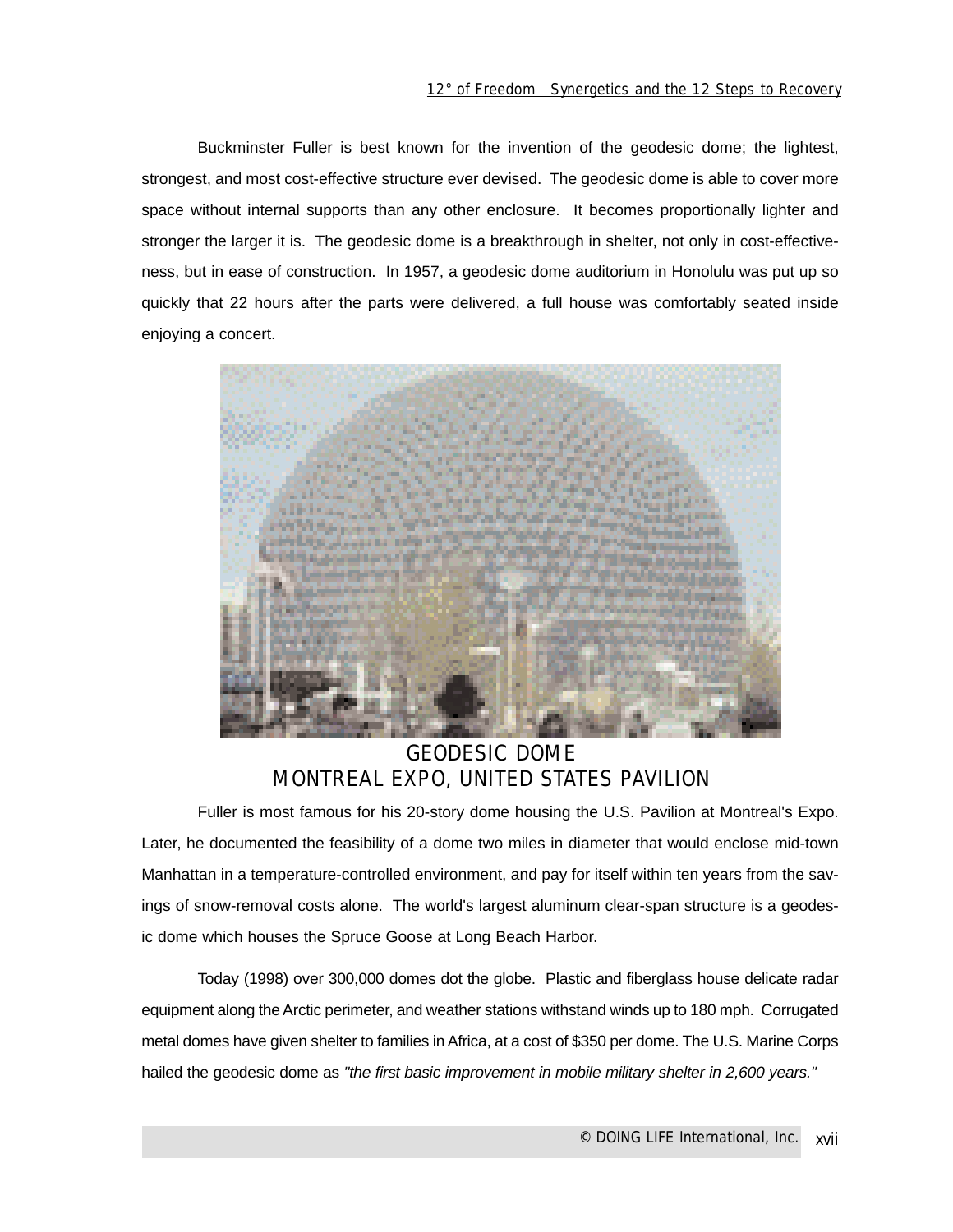Buckminster Fuller is best known for the invention of the geodesic dome; the lightest, strongest, and most cost-effective structure ever devised. The geodesic dome is able to cover more space without internal supports than any other enclosure. It becomes proportionally lighter and stronger the larger it is. The geodesic dome is a breakthrough in shelter, not only in cost-effectiveness, but in ease of construction. In 1957, a geodesic dome auditorium in Honolulu was put up so quickly that 22 hours after the parts were delivered, a full house was comfortably seated inside enjoying a concert.

GEODESIC DOME
MONTREAL EXPO, UNITED STATES PAVILION

Fuller is most famous for his 20-story dome housing the U.S. Pavilion at Montreal's Expo. Later, he documented the feasibility of a dome two miles in diameter that would enclose mid-town Manhattan in a temperature-controlled environment, and pay for itself within ten years from the savings of snow-removal costs alone. The world's largest aluminum clear-span structure is a geodesic dome which houses the Spruce Goose at Long Beach Harbor.

Today (1998) over 300,000 domes dot the globe. Plastic and fiberglass house delicate radar equipment along the Arctic perimeter, and weather stations withstand winds up to 180 mph. Corrugated metal domes have given shelter to families in Africa, at a cost of $350 per dome. The U.S. Marine Corps hailed the geodesic dome as *"the first basic improvement in mobile military shelter in 2,600 years."*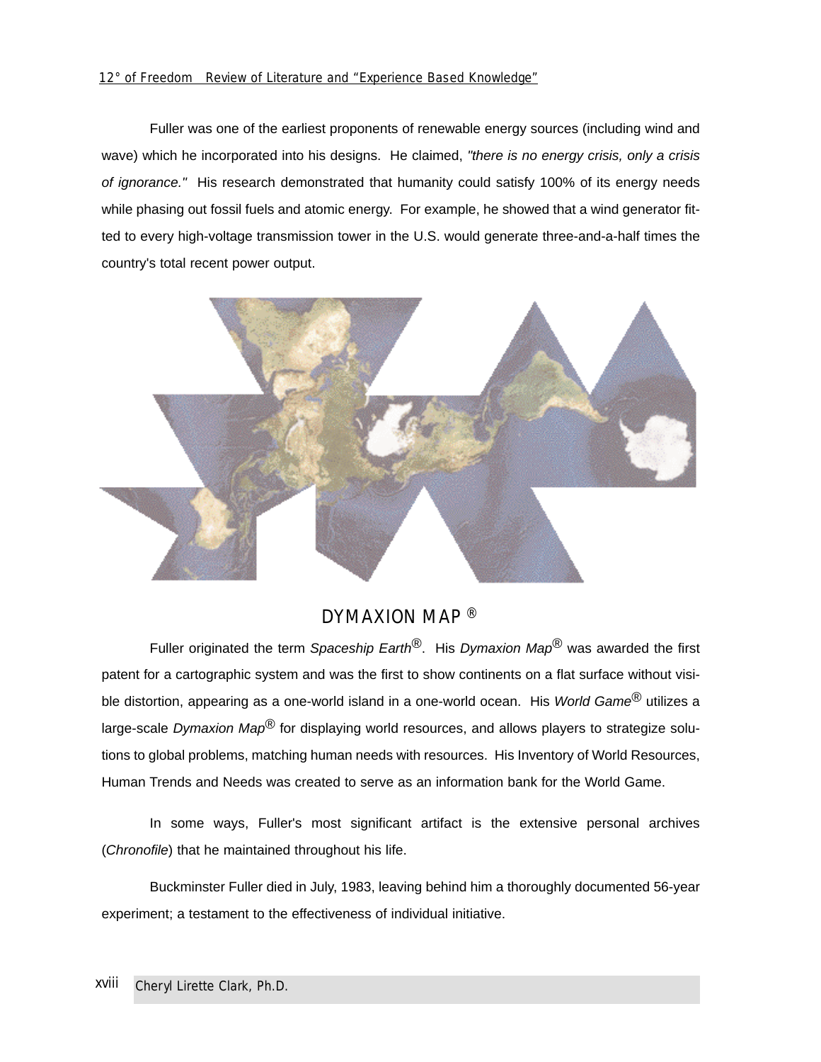Fuller was one of the earliest proponents of renewable energy sources (including wind and wave) which he incorporated into his designs. He claimed, *"there is no energy crisis, only a crisis of ignorance."* His research demonstrated that humanity could satisfy 100% of its energy needs while phasing out fossil fuels and atomic energy. For example, he showed that a wind generator fitted to every high-voltage transmission tower in the U.S. would generate three-and-a-half times the country's total recent power output.

DYMAXION MAP ®

Fuller originated the term *Spaceship Earth*®. His *Dymaxion Map*® was awarded the first patent for a cartographic system and was the first to show continents on a flat surface without visible distortion, appearing as a one-world island in a one-world ocean. His *World Game*® utilizes a large-scale *Dymaxion Map*® for displaying world resources, and allows players to strategize solutions to global problems, matching human needs with resources. His Inventory of World Resources, Human Trends and Needs was created to serve as an information bank for the World Game.

In some ways, Fuller's most significant artifact is the extensive personal archives (*Chronofile*) that he maintained throughout his life.

Buckminster Fuller died in July, 1983, leaving behind him a thoroughly documented 56-year experiment; a testament to the effectiveness of individual initiative.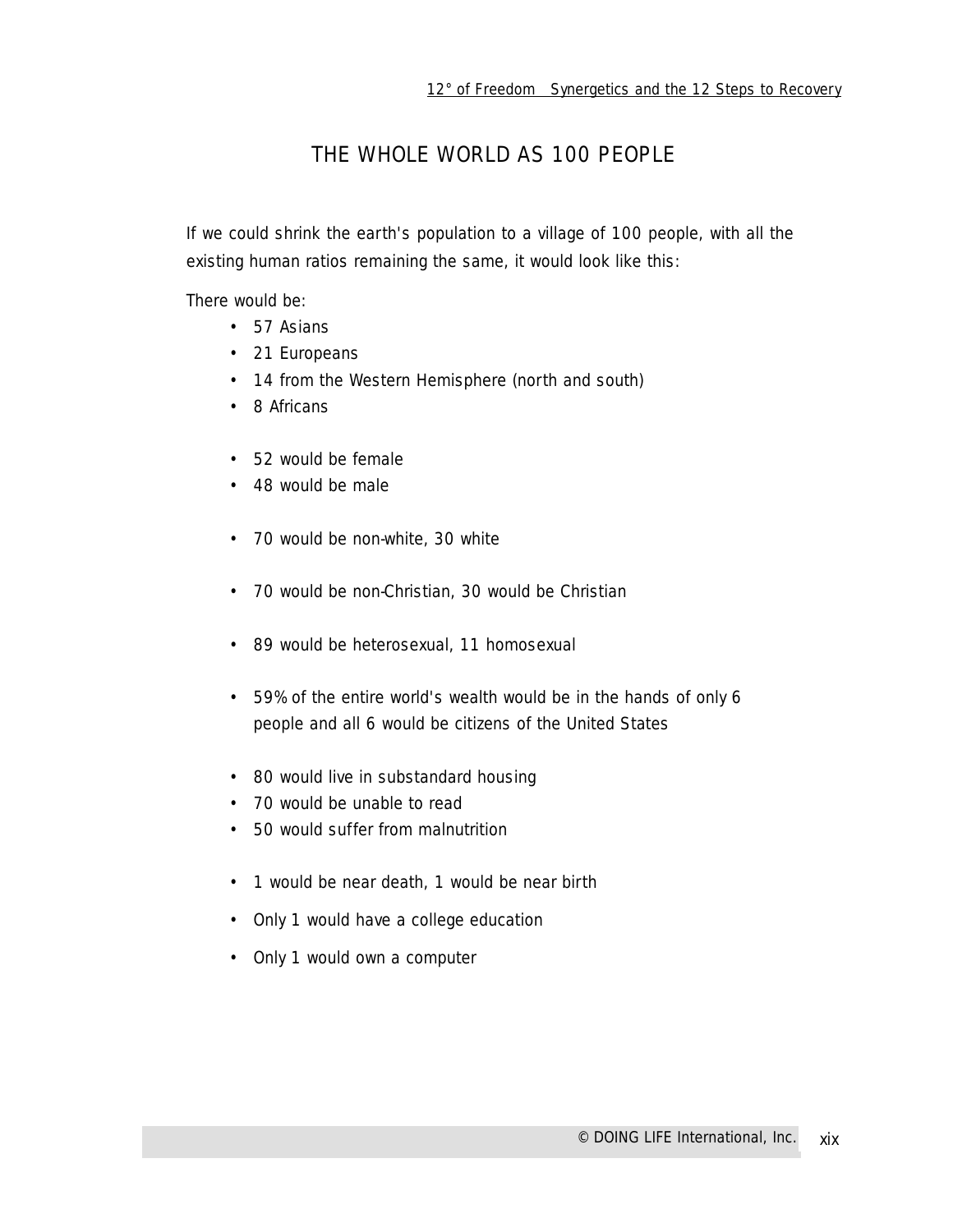# THE WHOLE WORLD AS 100 PEOPLE

If we could shrink the earth's population to a village of 100 people, with all the existing human ratios remaining the same, it would look like this:

There would be:

- 57 Asians
- 21 Europeans
- 14 from the Western Hemisphere (north and south)
- 8 Africans

- 52 would be female
- 48 would be male

- 70 would be non-white, 30 white

- 70 would be non-Christian, 30 would be Christian

- 89 would be heterosexual, 11 homosexual

- 59% of the entire world's wealth would be in the hands of only 6 people and all 6 would be citizens of the United States

- 80 would live in substandard housing
- 70 would be unable to read
- 50 would suffer from malnutrition

- 1 would be near death, 1 would be near birth

- Only 1 would have a college education

- Only 1 would own a computer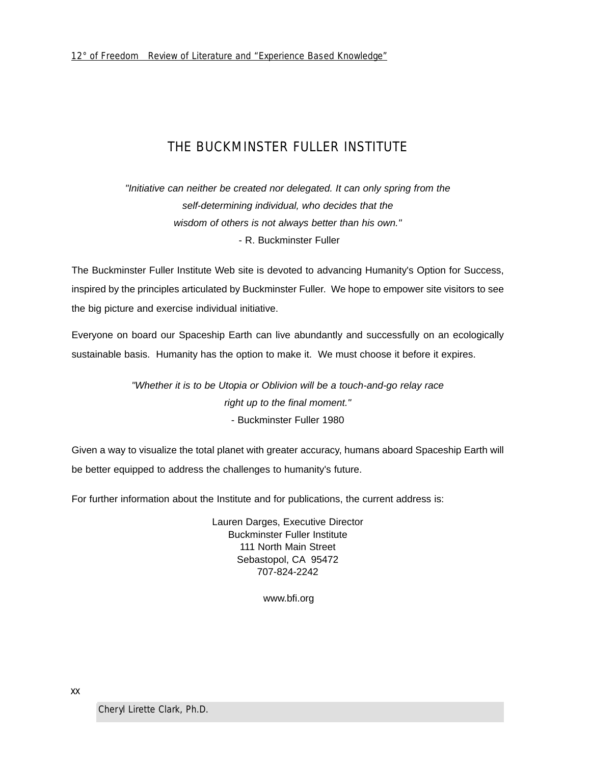# THE BUCKMINSTER FULLER INSTITUTE

*"Initiative can neither be created nor delegated. It can only spring from the self-determining individual, who decides that the wisdom of others is not always better than his own."*

- R. Buckminster Fuller

The Buckminster Fuller Institute Web site is devoted to advancing Humanity's Option for Success, inspired by the principles articulated by Buckminster Fuller. We hope to empower site visitors to see the big picture and exercise individual initiative.

Everyone on board our Spaceship Earth can live abundantly and successfully on an ecologically sustainable basis. Humanity has the option to make it. We must choose it before it expires.

*"Whether it is to be Utopia or Oblivion will be a touch-and-go relay race right up to the final moment."*

- Buckminster Fuller 1980

Given a way to visualize the total planet with greater accuracy, humans aboard Spaceship Earth will be better equipped to address the challenges to humanity's future.

For further information about the Institute and for publications, the current address is:

Lauren Darges, Executive Director
Buckminster Fuller Institute
111 North Main Street
Sebastopol, CA 95472
707-824-2242

www.bfi.org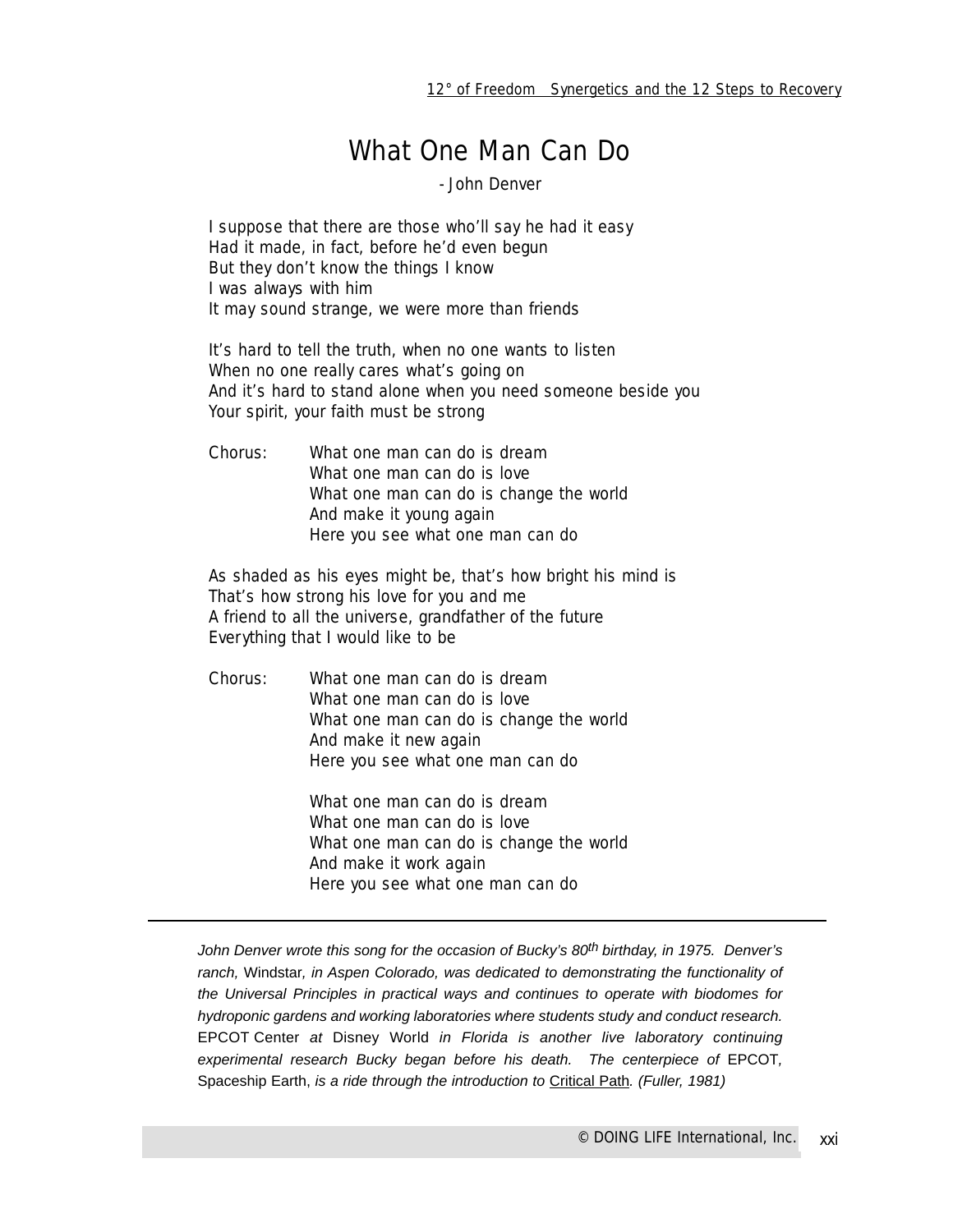# What One Man Can Do

- John Denver

I suppose that there are those who'll say he had it easy
Had it made, in fact, before he'd even begun
But they don't know the things I know
I was always with him
It may sound strange, we were more than friends

It's hard to tell the truth, when no one wants to listen
When no one really cares what's going on
And it's hard to stand alone when you need someone beside you
Your spirit, your faith must be strong

Chorus: What one man can do is dream
What one man can do is love
What one man can do is change the world
And make it young again
Here you see what one man can do

As shaded as his eyes might be, that's how bright his mind is
That's how strong his love for you and me
A friend to all the universe, grandfather of the future
Everything that I would like to be

Chorus: What one man can do is dream
What one man can do is love
What one man can do is change the world
And make it new again
Here you see what one man can do

What one man can do is dream
What one man can do is love
What one man can do is change the world
And make it work again
Here you see what one man can do

---

*John Denver wrote this song for the occasion of Bucky's 80th birthday, in 1975. Denver's ranch,* Windstar*, in Aspen Colorado, was dedicated to demonstrating the functionality of the Universal Principles in practical ways and continues to operate with biodomes for hydroponic gardens and working laboratories where students study and conduct research.* EPCOT Center *at* Disney World *in Florida is another live laboratory continuing experimental research Bucky began before his death. The centerpiece of* EPCOT*,* Spaceship Earth*, is a ride through the introduction to* Critical Path*. (Fuller, 1981)*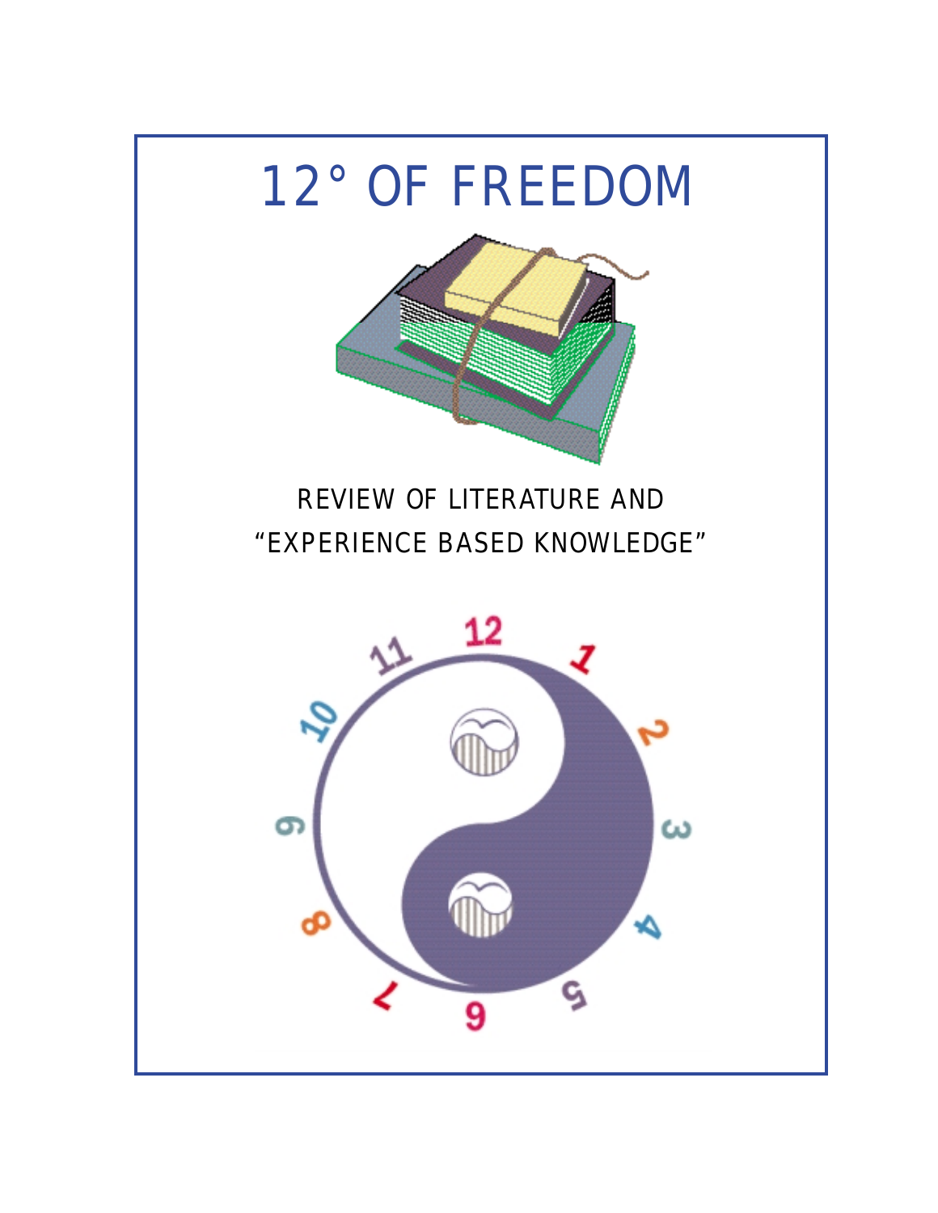# 12° OF FREEDOM

REVIEW OF LITERATURE AND
"EXPERIENCE BASED KNOWLEDGE"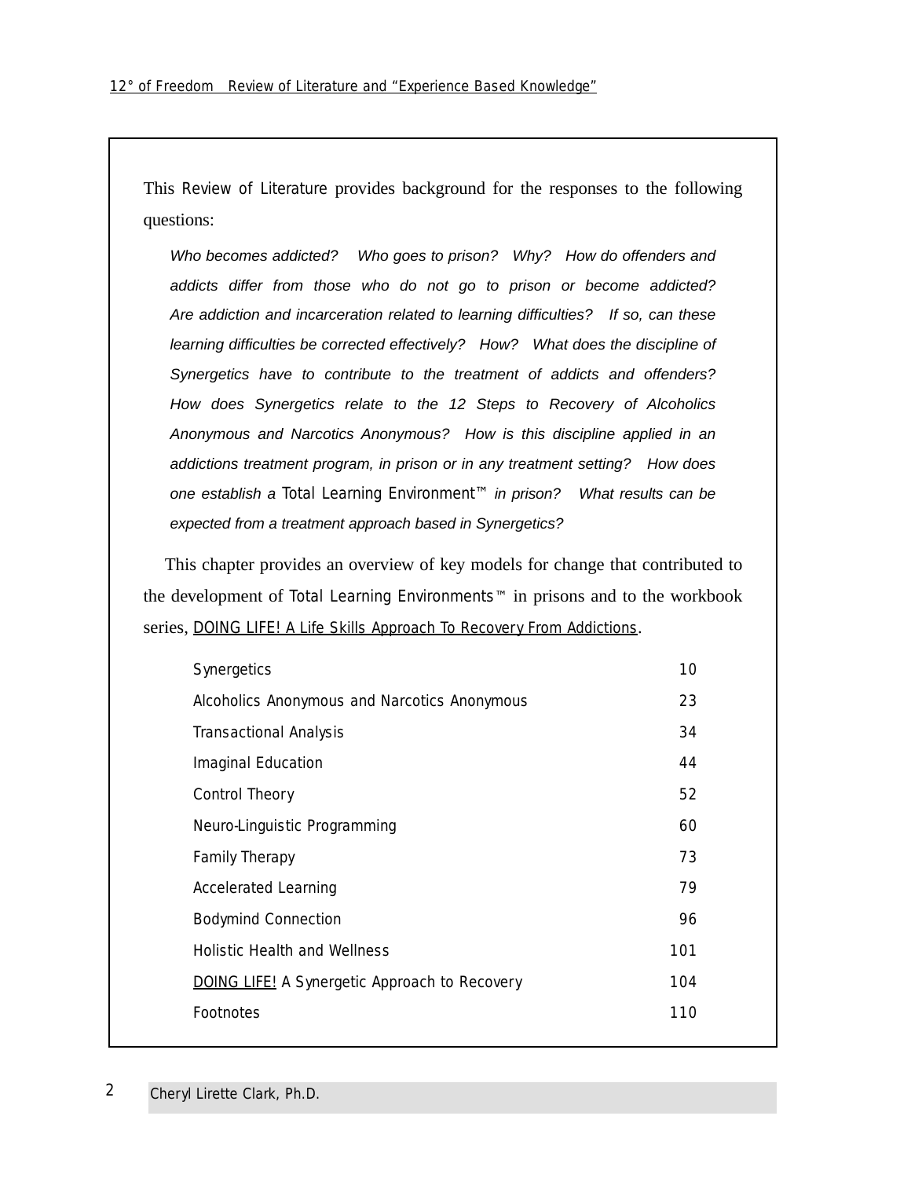This Review of Literature provides background for the responses to the following questions:

> *Who becomes addicted? Who goes to prison? Why? How do offenders and addicts differ from those who do not go to prison or become addicted? Are addiction and incarceration related to learning difficulties? If so, can these learning difficulties be corrected effectively? How? What does the discipline of Synergetics have to contribute to the treatment of addicts and offenders? How does Synergetics relate to the 12 Steps to Recovery of Alcoholics Anonymous and Narcotics Anonymous? How is this discipline applied in an addictions treatment program, in prison or in any treatment setting? How does one establish a* Total Learning Environment™ *in prison? What results can be expected from a treatment approach based in Synergetics?*

This chapter provides an overview of key models for change that contributed to the development of Total Learning Environments™ in prisons and to the workbook series, DOING LIFE! A Life Skills Approach To Recovery From Addictions.

| | |
|---|---|
| Synergetics | 10 |
| Alcoholics Anonymous and Narcotics Anonymous | 23 |
| Transactional Analysis | 34 |
| Imaginal Education | 44 |
| Control Theory | 52 |
| Neuro-Linguistic Programming | 60 |
| Family Therapy | 73 |
| Accelerated Learning | 79 |
| Bodymind Connection | 96 |
| Holistic Health and Wellness | 101 |
| DOING LIFE! A Synergetic Approach to Recovery | 104 |
| Footnotes | 110 |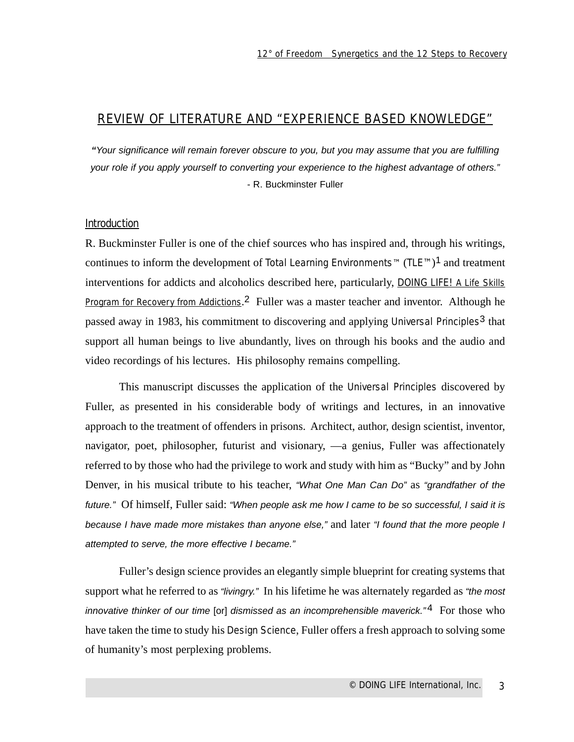## REVIEW OF LITERATURE AND "EXPERIENCE BASED KNOWLEDGE"

*"Your significance will remain forever obscure to you, but you may assume that you are fulfilling your role if you apply yourself to converting your experience to the highest advantage of others."*
- R. Buckminster Fuller

### Introduction

R. Buckminster Fuller is one of the chief sources who has inspired and, through his writings, continues to inform the development of Total Learning Environments™ (TLE™)[1] and treatment interventions for addicts and alcoholics described here, particularly, DOING LIFE! A Life Skills Program for Recovery from Addictions.[2] Fuller was a master teacher and inventor. Although he passed away in 1983, his commitment to discovering and applying Universal Principles[3] that support all human beings to live abundantly, lives on through his books and the audio and video recordings of his lectures. His philosophy remains compelling.

This manuscript discusses the application of the Universal Principles discovered by Fuller, as presented in his considerable body of writings and lectures, in an innovative approach to the treatment of offenders in prisons. Architect, author, design scientist, inventor, navigator, poet, philosopher, futurist and visionary, —a genius, Fuller was affectionately referred to by those who had the privilege to work and study with him as "Bucky" and by John Denver, in his musical tribute to his teacher, *"What One Man Can Do"* as *"grandfather of the future."* Of himself, Fuller said: *"When people ask me how I came to be so successful, I said it is because I have made more mistakes than anyone else,"* and later *"I found that the more people I attempted to serve, the more effective I became."*

Fuller's design science provides an elegantly simple blueprint for creating systems that support what he referred to as *"livingry."* In his lifetime he was alternately regarded as *"the most innovative thinker of our time* [or] *dismissed as an incomprehensible maverick."*[4] For those who have taken the time to study his Design Science, Fuller offers a fresh approach to solving some of humanity's most perplexing problems.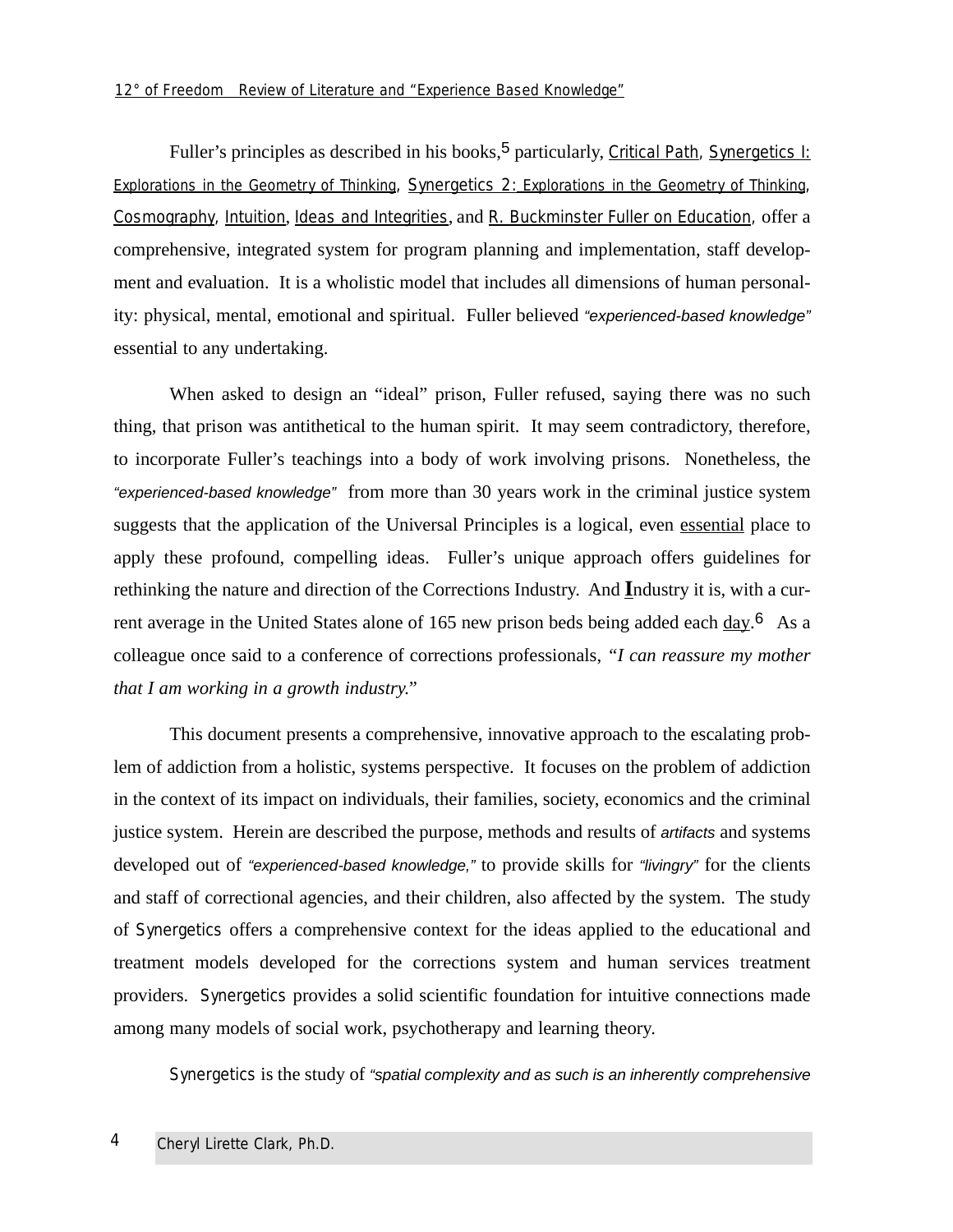Fuller's principles as described in his books,[5] particularly, Critical Path, Synergetics I: Explorations in the Geometry of Thinking, Synergetics 2: Explorations in the Geometry of Thinking, Cosmography, Intuition, Ideas and Integrities, and R. Buckminster Fuller on Education, offer a comprehensive, integrated system for program planning and implementation, staff development and evaluation. It is a wholistic model that includes all dimensions of human personality: physical, mental, emotional and spiritual. Fuller believed *"experienced-based knowledge"* essential to any undertaking.

When asked to design an "ideal" prison, Fuller refused, saying there was no such thing, that prison was antithetical to the human spirit. It may seem contradictory, therefore, to incorporate Fuller's teachings into a body of work involving prisons. Nonetheless, the *"experienced-based knowledge"* from more than 30 years work in the criminal justice system suggests that the application of the Universal Principles is a logical, even essential place to apply these profound, compelling ideas. Fuller's unique approach offers guidelines for rethinking the nature and direction of the Corrections Industry. And **I**ndustry it is, with a current average in the United States alone of 165 new prison beds being added each day.[6] As a colleague once said to a conference of corrections professionals, *"I can reassure my mother that I am working in a growth industry."*

This document presents a comprehensive, innovative approach to the escalating problem of addiction from a holistic, systems perspective. It focuses on the problem of addiction in the context of its impact on individuals, their families, society, economics and the criminal justice system. Herein are described the purpose, methods and results of *artifacts* and systems developed out of *"experienced-based knowledge,"* to provide skills for *"livingry"* for the clients and staff of correctional agencies, and their children, also affected by the system. The study of Synergetics offers a comprehensive context for the ideas applied to the educational and treatment models developed for the corrections system and human services treatment providers. Synergetics provides a solid scientific foundation for intuitive connections made among many models of social work, psychotherapy and learning theory.

Synergetics is the study of *"spatial complexity and as such is an inherently comprehensive*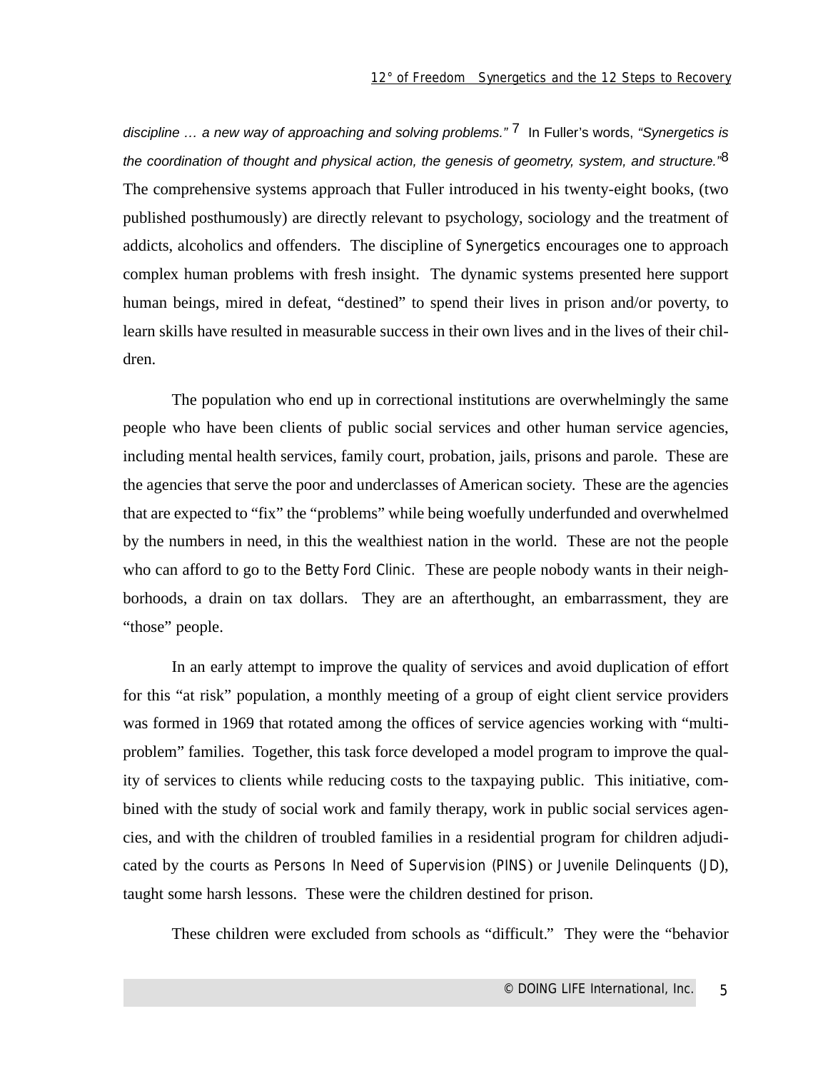*discipline … a new way of approaching and solving problems."* [7] In Fuller's words, *"Synergetics is the coordination of thought and physical action, the genesis of geometry, system, and structure."*[8] The comprehensive systems approach that Fuller introduced in his twenty-eight books, (two published posthumously) are directly relevant to psychology, sociology and the treatment of addicts, alcoholics and offenders. The discipline of Synergetics encourages one to approach complex human problems with fresh insight. The dynamic systems presented here support human beings, mired in defeat, "destined" to spend their lives in prison and/or poverty, to learn skills have resulted in measurable success in their own lives and in the lives of their children.

The population who end up in correctional institutions are overwhelmingly the same people who have been clients of public social services and other human service agencies, including mental health services, family court, probation, jails, prisons and parole. These are the agencies that serve the poor and underclasses of American society. These are the agencies that are expected to "fix" the "problems" while being woefully underfunded and overwhelmed by the numbers in need, in this the wealthiest nation in the world. These are not the people who can afford to go to the Betty Ford Clinic. These are people nobody wants in their neighborhoods, a drain on tax dollars. They are an afterthought, an embarrassment, they are "those" people.

In an early attempt to improve the quality of services and avoid duplication of effort for this "at risk" population, a monthly meeting of a group of eight client service providers was formed in 1969 that rotated among the offices of service agencies working with "multi-problem" families. Together, this task force developed a model program to improve the quality of services to clients while reducing costs to the taxpaying public. This initiative, combined with the study of social work and family therapy, work in public social services agencies, and with the children of troubled families in a residential program for children adjudicated by the courts as Persons In Need of Supervision (PINS) or Juvenile Delinquents (JD), taught some harsh lessons. These were the children destined for prison.

These children were excluded from schools as "difficult." They were the "behavior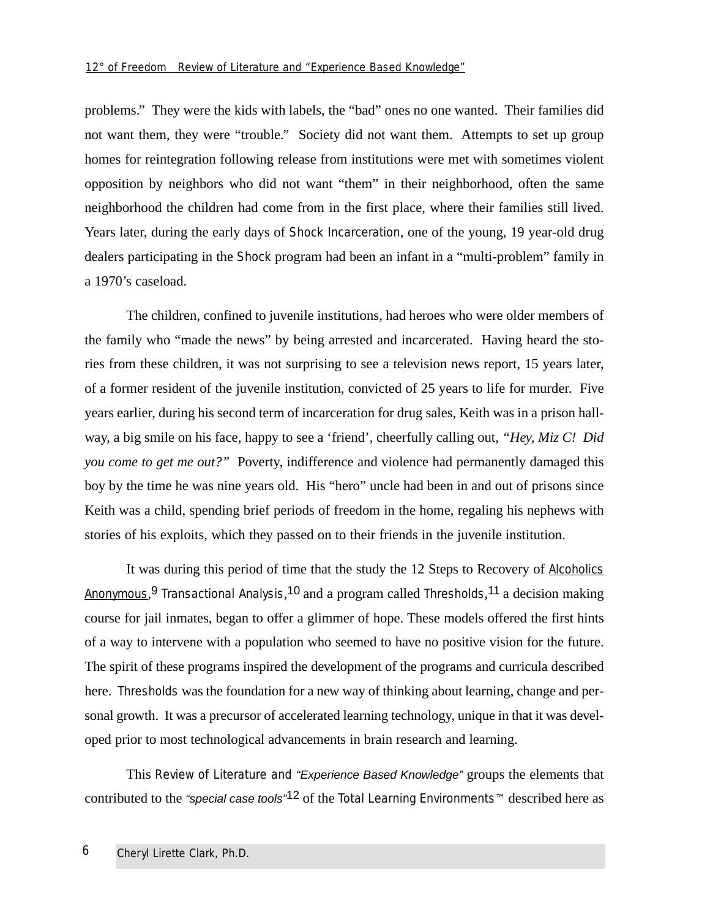problems." They were the kids with labels, the "bad" ones no one wanted. Their families did not want them, they were "trouble." Society did not want them. Attempts to set up group homes for reintegration following release from institutions were met with sometimes violent opposition by neighbors who did not want "them" in their neighborhood, often the same neighborhood the children had come from in the first place, where their families still lived. Years later, during the early days of Shock Incarceration, one of the young, 19 year-old drug dealers participating in the Shock program had been an infant in a "multi-problem" family in a 1970's caseload.

The children, confined to juvenile institutions, had heroes who were older members of the family who "made the news" by being arrested and incarcerated. Having heard the stories from these children, it was not surprising to see a television news report, 15 years later, of a former resident of the juvenile institution, convicted of 25 years to life for murder. Five years earlier, during his second term of incarceration for drug sales, Keith was in a prison hallway, a big smile on his face, happy to see a 'friend', cheerfully calling out, *"Hey, Miz C! Did you come to get me out?"* Poverty, indifference and violence had permanently damaged this boy by the time he was nine years old. His "hero" uncle had been in and out of prisons since Keith was a child, spending brief periods of freedom in the home, regaling his nephews with stories of his exploits, which they passed on to their friends in the juvenile institution.

It was during this period of time that the study the 12 Steps to Recovery of Alcoholics Anonymous,[9] Transactional Analysis,[10] and a program called Thresholds,[11] a decision making course for jail inmates, began to offer a glimmer of hope. These models offered the first hints of a way to intervene with a population who seemed to have no positive vision for the future. The spirit of these programs inspired the development of the programs and curricula described here. Thresholds was the foundation for a new way of thinking about learning, change and personal growth. It was a precursor of accelerated learning technology, unique in that it was developed prior to most technological advancements in brain research and learning.

This Review of Literature and *"Experience Based Knowledge"* groups the elements that contributed to the *"special case tools"*[12] of the Total Learning Environments™ described here as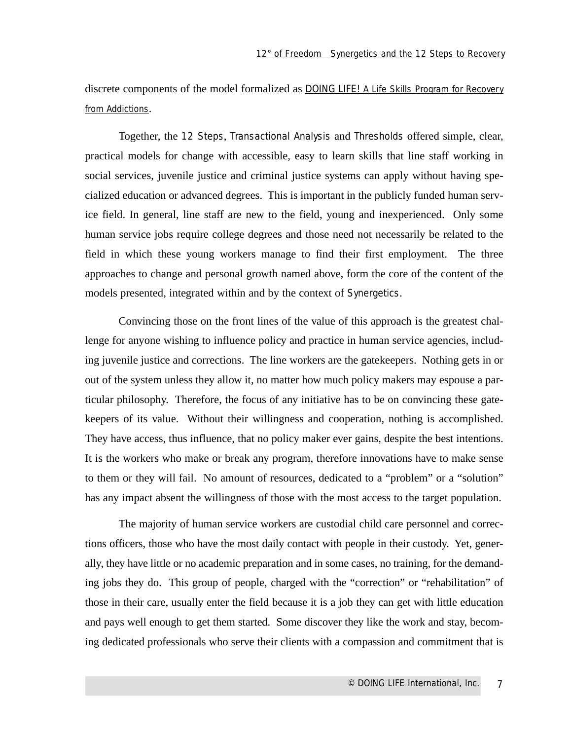discrete components of the model formalized as DOING LIFE! A Life Skills Program for Recovery from Addictions.

Together, the 12 Steps, Transactional Analysis and Thresholds offered simple, clear, practical models for change with accessible, easy to learn skills that line staff working in social services, juvenile justice and criminal justice systems can apply without having specialized education or advanced degrees. This is important in the publicly funded human service field. In general, line staff are new to the field, young and inexperienced. Only some human service jobs require college degrees and those need not necessarily be related to the field in which these young workers manage to find their first employment. The three approaches to change and personal growth named above, form the core of the content of the models presented, integrated within and by the context of Synergetics.

Convincing those on the front lines of the value of this approach is the greatest challenge for anyone wishing to influence policy and practice in human service agencies, including juvenile justice and corrections. The line workers are the gatekeepers. Nothing gets in or out of the system unless they allow it, no matter how much policy makers may espouse a particular philosophy. Therefore, the focus of any initiative has to be on convincing these gatekeepers of its value. Without their willingness and cooperation, nothing is accomplished. They have access, thus influence, that no policy maker ever gains, despite the best intentions. It is the workers who make or break any program, therefore innovations have to make sense to them or they will fail. No amount of resources, dedicated to a "problem" or a "solution" has any impact absent the willingness of those with the most access to the target population.

The majority of human service workers are custodial child care personnel and corrections officers, those who have the most daily contact with people in their custody. Yet, generally, they have little or no academic preparation and in some cases, no training, for the demanding jobs they do. This group of people, charged with the "correction" or "rehabilitation" of those in their care, usually enter the field because it is a job they can get with little education and pays well enough to get them started. Some discover they like the work and stay, becoming dedicated professionals who serve their clients with a compassion and commitment that is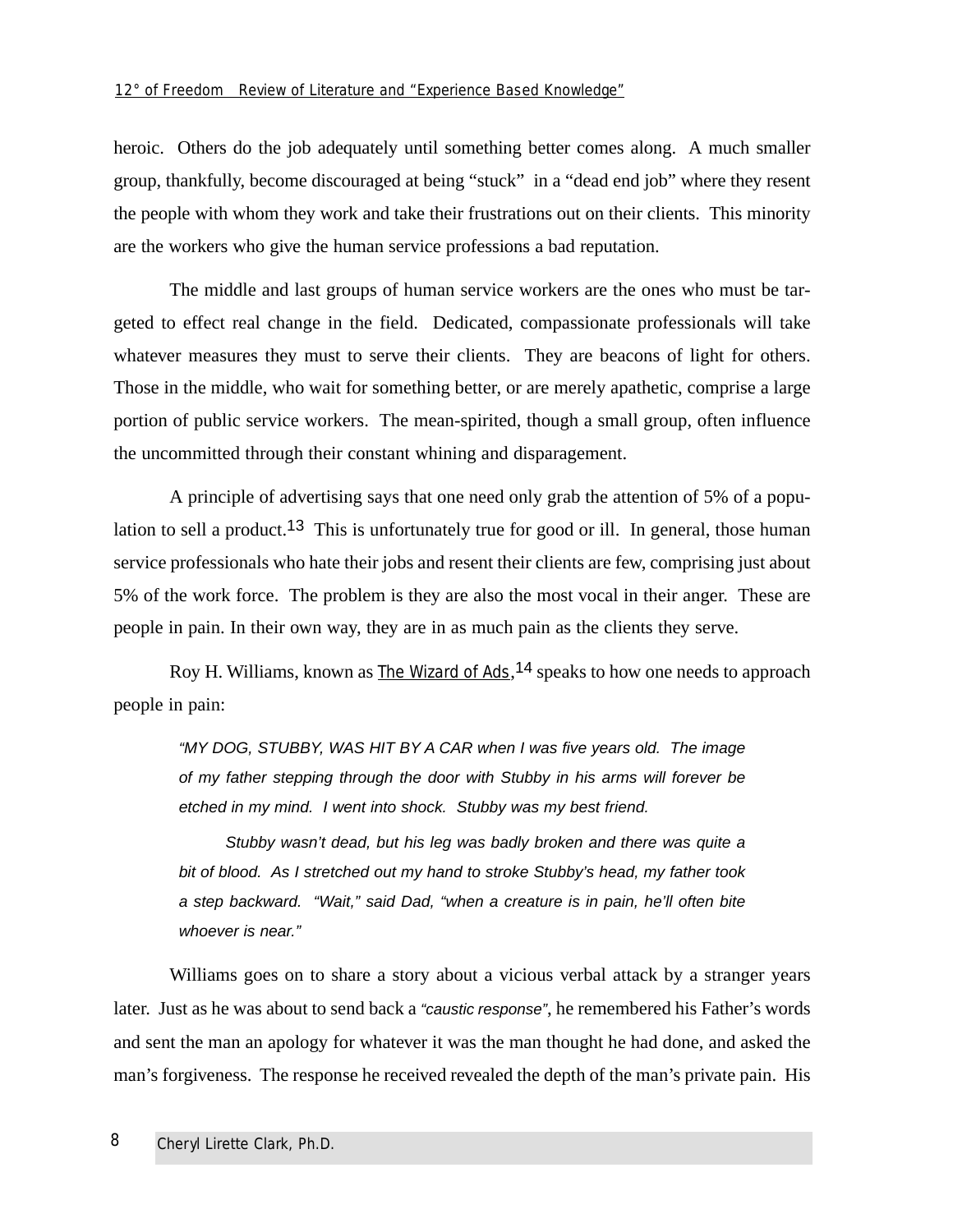heroic. Others do the job adequately until something better comes along. A much smaller group, thankfully, become discouraged at being "stuck" in a "dead end job" where they resent the people with whom they work and take their frustrations out on their clients. This minority are the workers who give the human service professions a bad reputation.

The middle and last groups of human service workers are the ones who must be targeted to effect real change in the field. Dedicated, compassionate professionals will take whatever measures they must to serve their clients. They are beacons of light for others. Those in the middle, who wait for something better, or are merely apathetic, comprise a large portion of public service workers. The mean-spirited, though a small group, often influence the uncommitted through their constant whining and disparagement.

A principle of advertising says that one need only grab the attention of 5% of a population to sell a product.[13] This is unfortunately true for good or ill. In general, those human service professionals who hate their jobs and resent their clients are few, comprising just about 5% of the work force. The problem is they are also the most vocal in their anger. These are people in pain. In their own way, they are in as much pain as the clients they serve.

Roy H. Williams, known as The Wizard of Ads,[14] speaks to how one needs to approach people in pain:

> *"MY DOG, STUBBY, WAS HIT BY A CAR when I was five years old. The image of my father stepping through the door with Stubby in his arms will forever be etched in my mind. I went into shock. Stubby was my best friend.*
>
> *Stubby wasn't dead, but his leg was badly broken and there was quite a bit of blood. As I stretched out my hand to stroke Stubby's head, my father took a step backward. "Wait," said Dad, "when a creature is in pain, he'll often bite whoever is near."*

Williams goes on to share a story about a vicious verbal attack by a stranger years later. Just as he was about to send back a *"caustic response"*, he remembered his Father's words and sent the man an apology for whatever it was the man thought he had done, and asked the man's forgiveness. The response he received revealed the depth of the man's private pain. His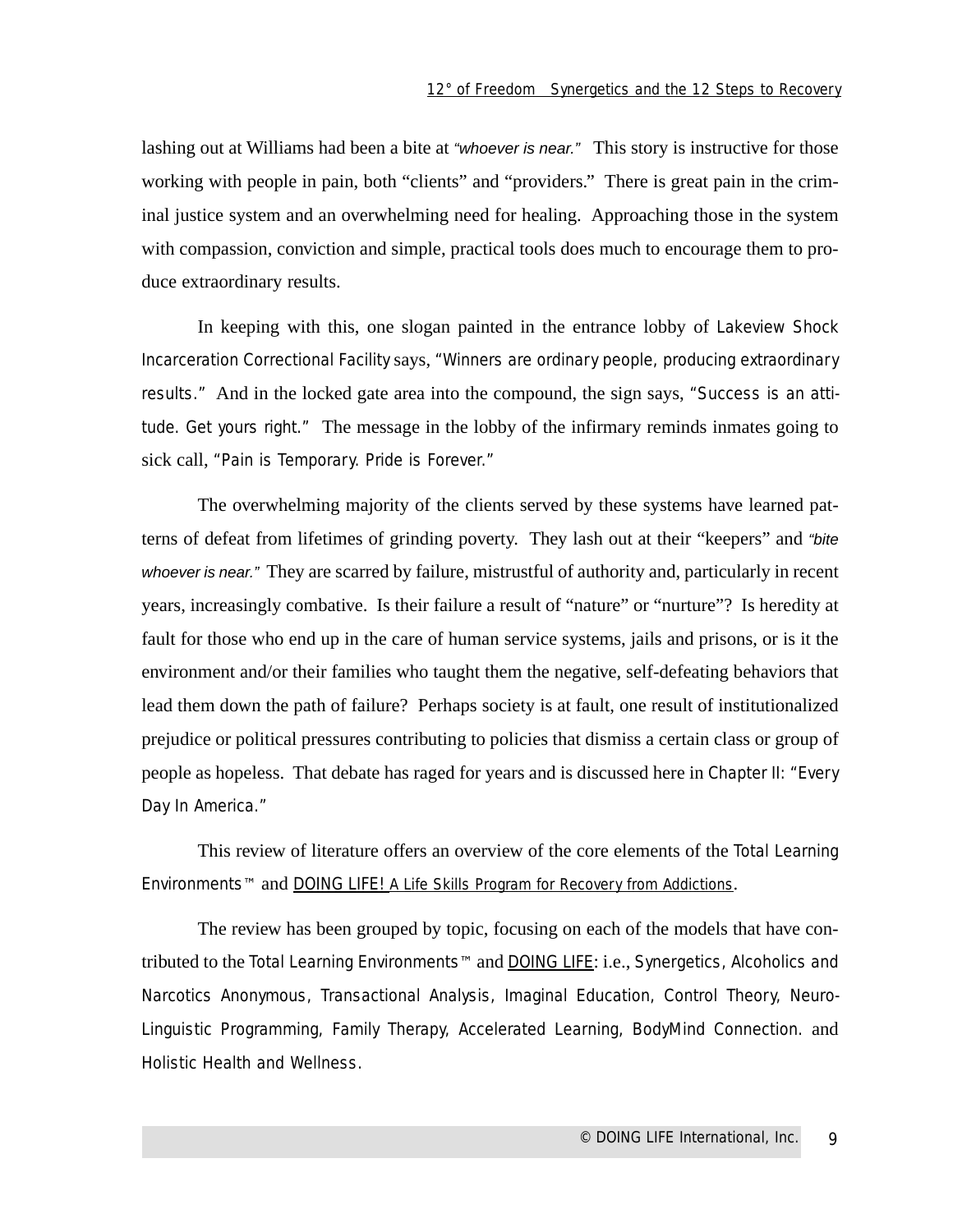lashing out at Williams had been a bite at *"whoever is near."* This story is instructive for those working with people in pain, both "clients" and "providers." There is great pain in the criminal justice system and an overwhelming need for healing. Approaching those in the system with compassion, conviction and simple, practical tools does much to encourage them to produce extraordinary results.

In keeping with this, one slogan painted in the entrance lobby of Lakeview Shock Incarceration Correctional Facility says, "Winners are ordinary people, producing extraordinary results." And in the locked gate area into the compound, the sign says, "Success is an attitude. Get yours right." The message in the lobby of the infirmary reminds inmates going to sick call, "Pain is Temporary. Pride is Forever."

The overwhelming majority of the clients served by these systems have learned patterns of defeat from lifetimes of grinding poverty. They lash out at their "keepers" and *"bite whoever is near."* They are scarred by failure, mistrustful of authority and, particularly in recent years, increasingly combative. Is their failure a result of "nature" or "nurture"? Is heredity at fault for those who end up in the care of human service systems, jails and prisons, or is it the environment and/or their families who taught them the negative, self-defeating behaviors that lead them down the path of failure? Perhaps society is at fault, one result of institutionalized prejudice or political pressures contributing to policies that dismiss a certain class or group of people as hopeless. That debate has raged for years and is discussed here in Chapter II: "Every Day In America."

This review of literature offers an overview of the core elements of the Total Learning Environments™ and DOING LIFE! A Life Skills Program for Recovery from Addictions.

The review has been grouped by topic, focusing on each of the models that have contributed to the Total Learning Environments™ and DOING LIFE: i.e., Synergetics, Alcoholics and Narcotics Anonymous, Transactional Analysis, Imaginal Education, Control Theory, Neuro-Linguistic Programming, Family Therapy, Accelerated Learning, BodyMind Connection. and Holistic Health and Wellness.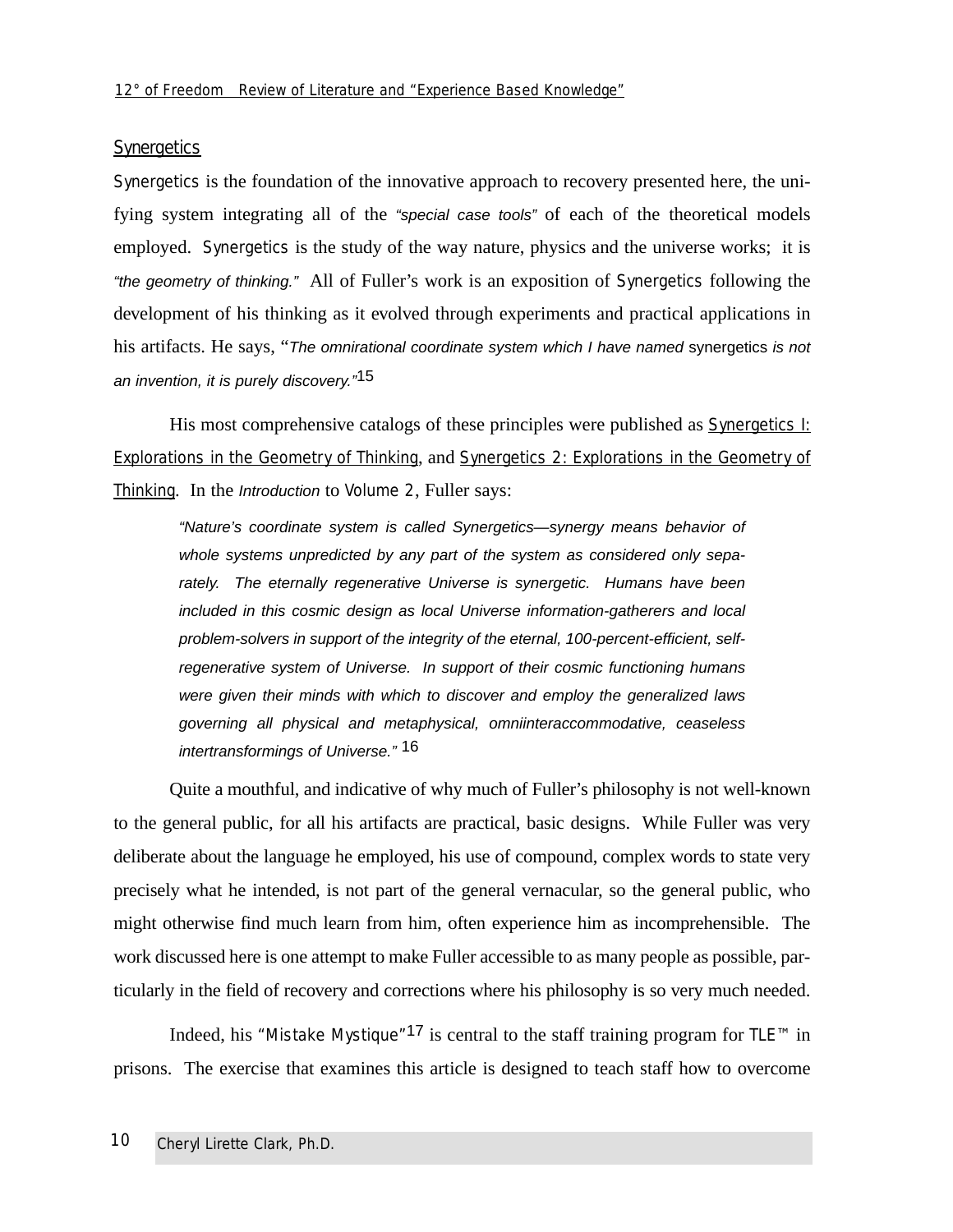## Synergetics

Synergetics is the foundation of the innovative approach to recovery presented here, the unifying system integrating all of the *"special case tools"* of each of the theoretical models employed. Synergetics is the study of the way nature, physics and the universe works; it is *"the geometry of thinking."* All of Fuller's work is an exposition of Synergetics following the development of his thinking as it evolved through experiments and practical applications in his artifacts. He says, "*The omnirational coordinate system which I have named* synergetics *is not an invention, it is purely discovery."*[15]

His most comprehensive catalogs of these principles were published as Synergetics I: Explorations in the Geometry of Thinking, and Synergetics 2: Explorations in the Geometry of Thinking. In the *Introduction* to Volume 2, Fuller says:

> *"Nature's coordinate system is called Synergetics—synergy means behavior of whole systems unpredicted by any part of the system as considered only separately. The eternally regenerative Universe is synergetic. Humans have been included in this cosmic design as local Universe information-gatherers and local problem-solvers in support of the integrity of the eternal, 100-percent-efficient, self-regenerative system of Universe. In support of their cosmic functioning humans were given their minds with which to discover and employ the generalized laws governing all physical and metaphysical, omniinteraccommodative, ceaseless intertransformings of Universe."* [16]

Quite a mouthful, and indicative of why much of Fuller's philosophy is not well-known to the general public, for all his artifacts are practical, basic designs. While Fuller was very deliberate about the language he employed, his use of compound, complex words to state very precisely what he intended, is not part of the general vernacular, so the general public, who might otherwise find much learn from him, often experience him as incomprehensible. The work discussed here is one attempt to make Fuller accessible to as many people as possible, particularly in the field of recovery and corrections where his philosophy is so very much needed.

Indeed, his "Mistake Mystique"[17] is central to the staff training program for TLE™ in prisons. The exercise that examines this article is designed to teach staff how to overcome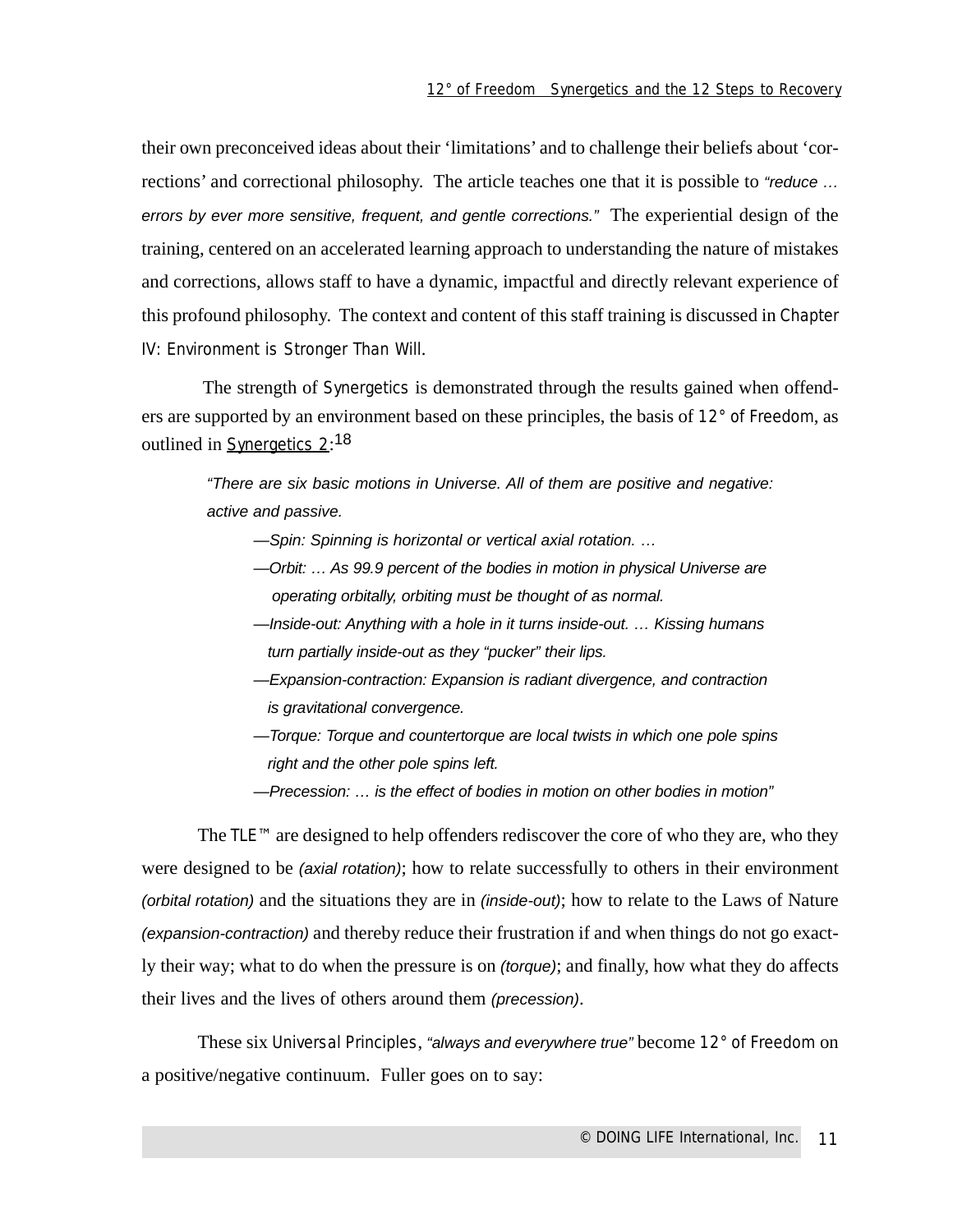their own preconceived ideas about their 'limitations' and to challenge their beliefs about 'corrections' and correctional philosophy. The article teaches one that it is possible to *"reduce … errors by ever more sensitive, frequent, and gentle corrections."* The experiential design of the training, centered on an accelerated learning approach to understanding the nature of mistakes and corrections, allows staff to have a dynamic, impactful and directly relevant experience of this profound philosophy. The context and content of this staff training is discussed in Chapter IV: Environment is Stronger Than Will.

The strength of Synergetics is demonstrated through the results gained when offenders are supported by an environment based on these principles, the basis of 12° of Freedom, as outlined in Synergetics 2:[18]

> *"There are six basic motions in Universe. All of them are positive and negative: active and passive.*
>
> *—Spin: Spinning is horizontal or vertical axial rotation. …*
>
> *—Orbit: … As 99.9 percent of the bodies in motion in physical Universe are operating orbitally, orbiting must be thought of as normal.*
>
> *—Inside-out: Anything with a hole in it turns inside-out. … Kissing humans turn partially inside-out as they "pucker" their lips.*
>
> *—Expansion-contraction: Expansion is radiant divergence, and contraction is gravitational convergence.*
>
> *—Torque: Torque and countertorque are local twists in which one pole spins right and the other pole spins left.*
>
> *—Precession: … is the effect of bodies in motion on other bodies in motion"*

The TLE™ are designed to help offenders rediscover the core of who they are, who they were designed to be *(axial rotation)*; how to relate successfully to others in their environment *(orbital rotation)* and the situations they are in *(inside-out)*; how to relate to the Laws of Nature *(expansion-contraction)* and thereby reduce their frustration if and when things do not go exactly their way; what to do when the pressure is on *(torque)*; and finally, how what they do affects their lives and the lives of others around them *(precession)*.

These six Universal Principles, *"always and everywhere true"* become 12° of Freedom on a positive/negative continuum. Fuller goes on to say: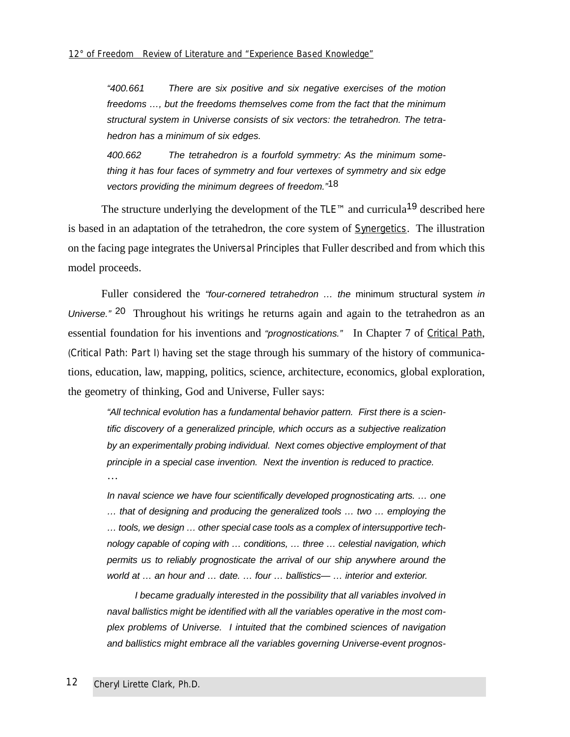*"400.661 There are six positive and six negative exercises of the motion freedoms …, but the freedoms themselves come from the fact that the minimum structural system in Universe consists of six vectors: the tetrahedron. The tetrahedron has a minimum of six edges.*

*400.662 The tetrahedron is a fourfold symmetry: As the minimum something it has four faces of symmetry and four vertexes of symmetry and six edge vectors providing the minimum degrees of freedom."*[18]

The structure underlying the development of the TLE™ and curricula[19] described here is based in an adaptation of the tetrahedron, the core system of Synergetics. The illustration on the facing page integrates the Universal Principles that Fuller described and from which this model proceeds.

Fuller considered the *"four-cornered tetrahedron … the* minimum structural system *in Universe."* [20] Throughout his writings he returns again and again to the tetrahedron as an essential foundation for his inventions and *"prognostications."* In Chapter 7 of Critical Path, (Critical Path: Part I) having set the stage through his summary of the history of communications, education, law, mapping, politics, science, architecture, economics, global exploration, the geometry of thinking, God and Universe, Fuller says:

*"All technical evolution has a fundamental behavior pattern. First there is a scientific discovery of a generalized principle, which occurs as a subjective realization by an experimentally probing individual. Next comes objective employment of that principle in a special case invention. Next the invention is reduced to practice.*

…

*In naval science we have four scientifically developed prognosticating arts. … one … that of designing and producing the generalized tools … two … employing the … tools, we design … other special case tools as a complex of intersupportive technology capable of coping with … conditions, … three … celestial navigation, which permits us to reliably prognosticate the arrival of our ship anywhere around the world at … an hour and … date. … four … ballistics— … interior and exterior.*

*I became gradually interested in the possibility that all variables involved in naval ballistics might be identified with all the variables operative in the most complex problems of Universe. I intuited that the combined sciences of navigation and ballistics might embrace all the variables governing Universe-event prognos-*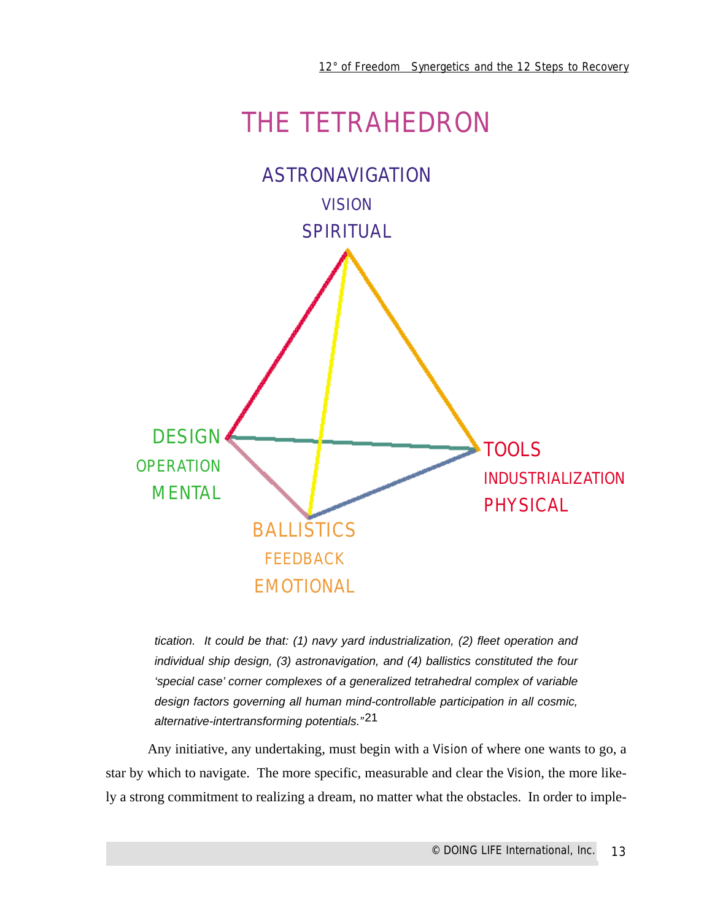# THE TETRAHEDRON

ASTRONAVIGATION
VISION
SPIRITUAL

DESIGN
OPERATION
MENTAL

TOOLS
INDUSTRIALIZATION
PHYSICAL

BALLISTICS
FEEDBACK
EMOTIONAL

*tication. It could be that: (1) navy yard industrialization, (2) fleet operation and individual ship design, (3) astronavigation, and (4) ballistics constituted the four 'special case' corner complexes of a generalized tetrahedral complex of variable design factors governing all human mind-controllable participation in all cosmic, alternative-intertransforming potentials."*[21]

Any initiative, any undertaking, must begin with a Vision of where one wants to go, a star by which to navigate. The more specific, measurable and clear the Vision, the more likely a strong commitment to realizing a dream, no matter what the obstacles. In order to imple-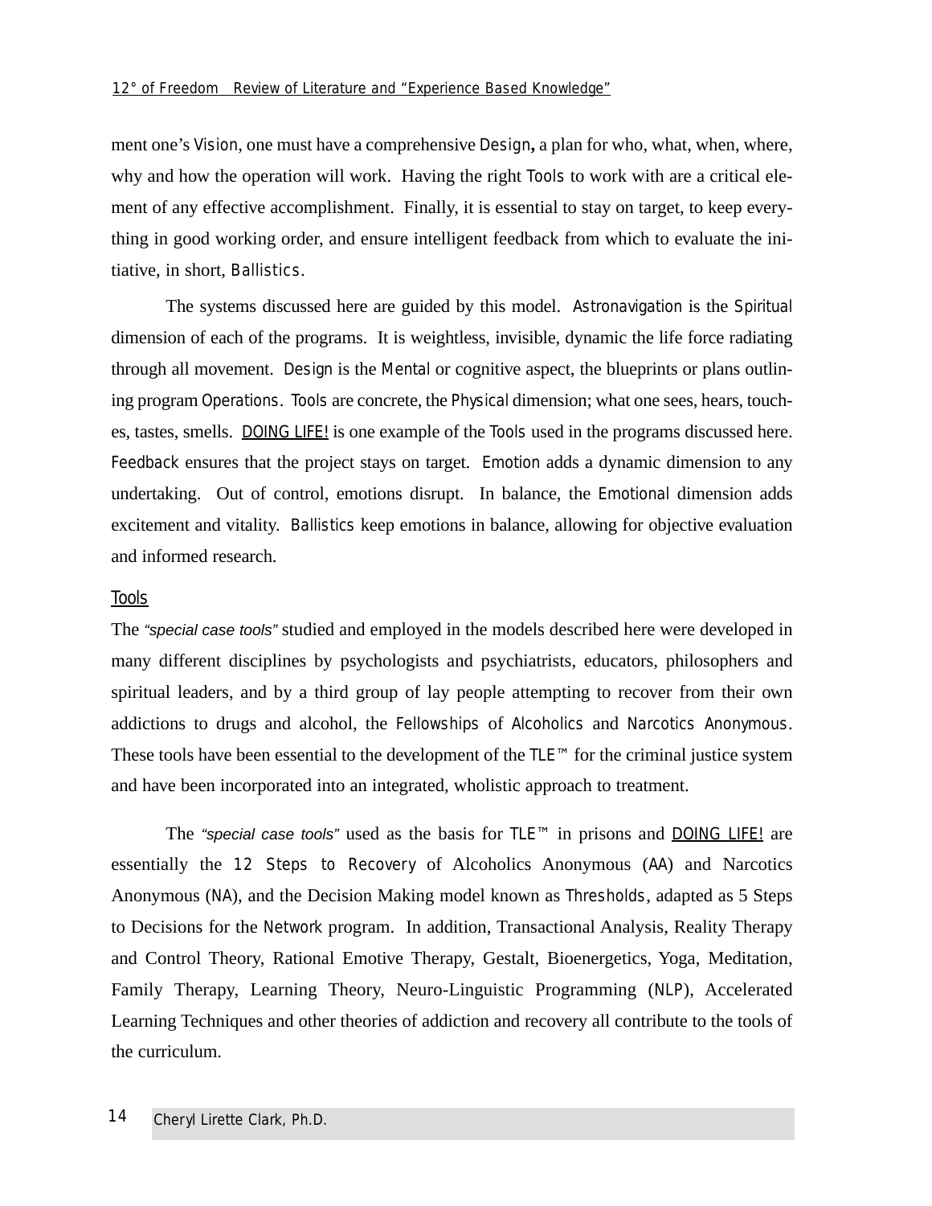ment one's Vision, one must have a comprehensive Design**,** a plan for who, what, when, where, why and how the operation will work. Having the right Tools to work with are a critical element of any effective accomplishment. Finally, it is essential to stay on target, to keep everything in good working order, and ensure intelligent feedback from which to evaluate the initiative, in short, Ballistics.

The systems discussed here are guided by this model. Astronavigation is the Spiritual dimension of each of the programs. It is weightless, invisible, dynamic the life force radiating through all movement. Design is the Mental or cognitive aspect, the blueprints or plans outlining program Operations. Tools are concrete, the Physical dimension; what one sees, hears, touches, tastes, smells. <u>DOING LIFE!</u> is one example of the Tools used in the programs discussed here. Feedback ensures that the project stays on target. Emotion adds a dynamic dimension to any undertaking. Out of control, emotions disrupt. In balance, the Emotional dimension adds excitement and vitality. Ballistics keep emotions in balance, allowing for objective evaluation and informed research.

## <u>Tools</u>

The *"special case tools"* studied and employed in the models described here were developed in many different disciplines by psychologists and psychiatrists, educators, philosophers and spiritual leaders, and by a third group of lay people attempting to recover from their own addictions to drugs and alcohol, the Fellowships of Alcoholics and Narcotics Anonymous. These tools have been essential to the development of the TLE™ for the criminal justice system and have been incorporated into an integrated, wholistic approach to treatment.

The *"special case tools"* used as the basis for TLE™ in prisons and <u>DOING LIFE!</u> are essentially the 12 Steps to Recovery of Alcoholics Anonymous (AA) and Narcotics Anonymous (NA), and the Decision Making model known as Thresholds, adapted as 5 Steps to Decisions for the Network program. In addition, Transactional Analysis, Reality Therapy and Control Theory, Rational Emotive Therapy, Gestalt, Bioenergetics, Yoga, Meditation, Family Therapy, Learning Theory, Neuro-Linguistic Programming (NLP), Accelerated Learning Techniques and other theories of addiction and recovery all contribute to the tools of the curriculum.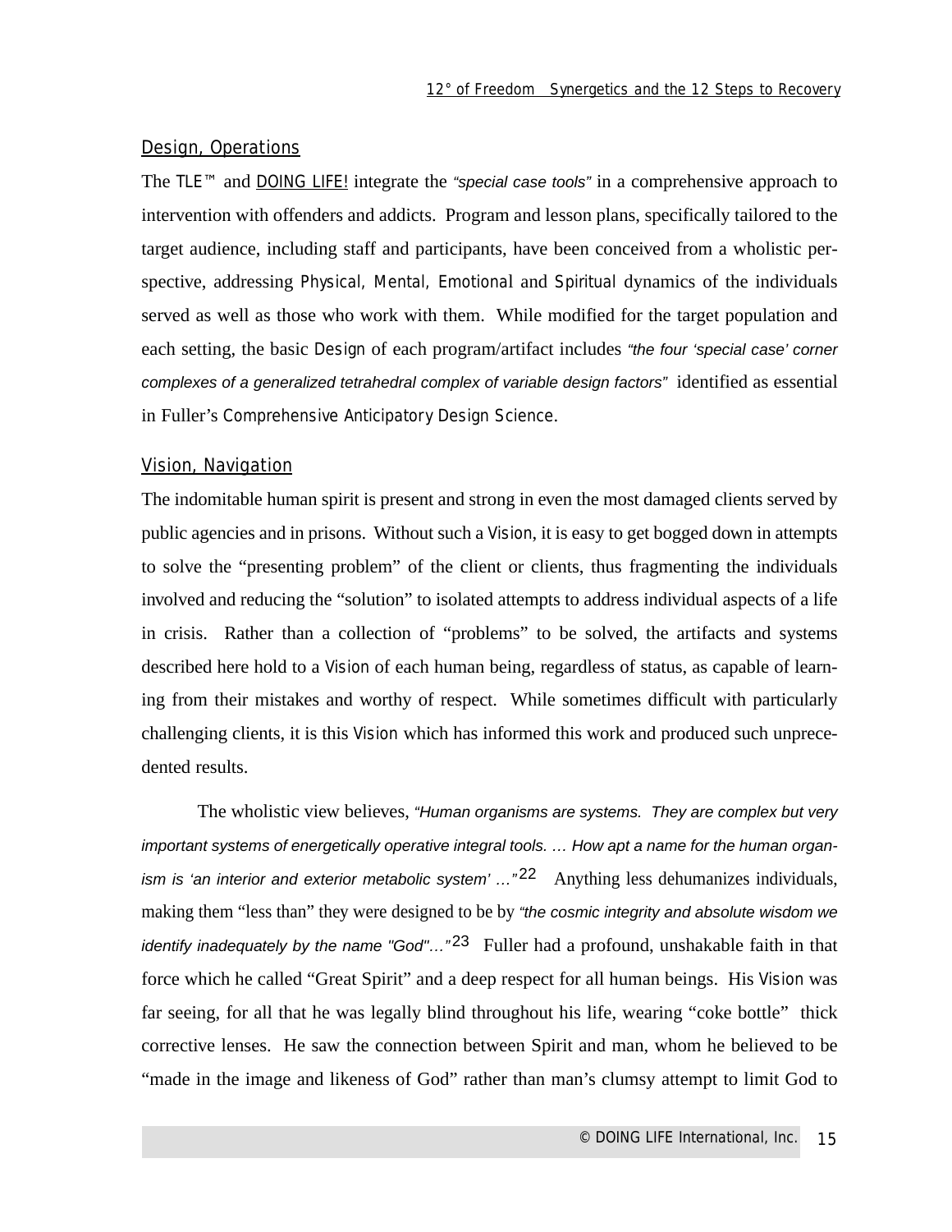## Design, Operations

The TLE™ and DOING LIFE! integrate the *"special case tools"* in a comprehensive approach to intervention with offenders and addicts. Program and lesson plans, specifically tailored to the target audience, including staff and participants, have been conceived from a wholistic perspective, addressing Physical, Mental, Emotional and Spiritual dynamics of the individuals served as well as those who work with them. While modified for the target population and each setting, the basic Design of each program/artifact includes *"the four 'special case' corner complexes of a generalized tetrahedral complex of variable design factors"* identified as essential in Fuller's Comprehensive Anticipatory Design Science.

## Vision, Navigation

The indomitable human spirit is present and strong in even the most damaged clients served by public agencies and in prisons. Without such a Vision, it is easy to get bogged down in attempts to solve the "presenting problem" of the client or clients, thus fragmenting the individuals involved and reducing the "solution" to isolated attempts to address individual aspects of a life in crisis. Rather than a collection of "problems" to be solved, the artifacts and systems described here hold to a Vision of each human being, regardless of status, as capable of learning from their mistakes and worthy of respect. While sometimes difficult with particularly challenging clients, it is this Vision which has informed this work and produced such unprecedented results.

The wholistic view believes, *"Human organisms are systems. They are complex but very important systems of energetically operative integral tools. … How apt a name for the human organism is 'an interior and exterior metabolic system' …"*[22] Anything less dehumanizes individuals, making them "less than" they were designed to be by *"the cosmic integrity and absolute wisdom we identify inadequately by the name "God"…"*[23] Fuller had a profound, unshakable faith in that force which he called "Great Spirit" and a deep respect for all human beings. His Vision was far seeing, for all that he was legally blind throughout his life, wearing "coke bottle" thick corrective lenses. He saw the connection between Spirit and man, whom he believed to be "made in the image and likeness of God" rather than man's clumsy attempt to limit God to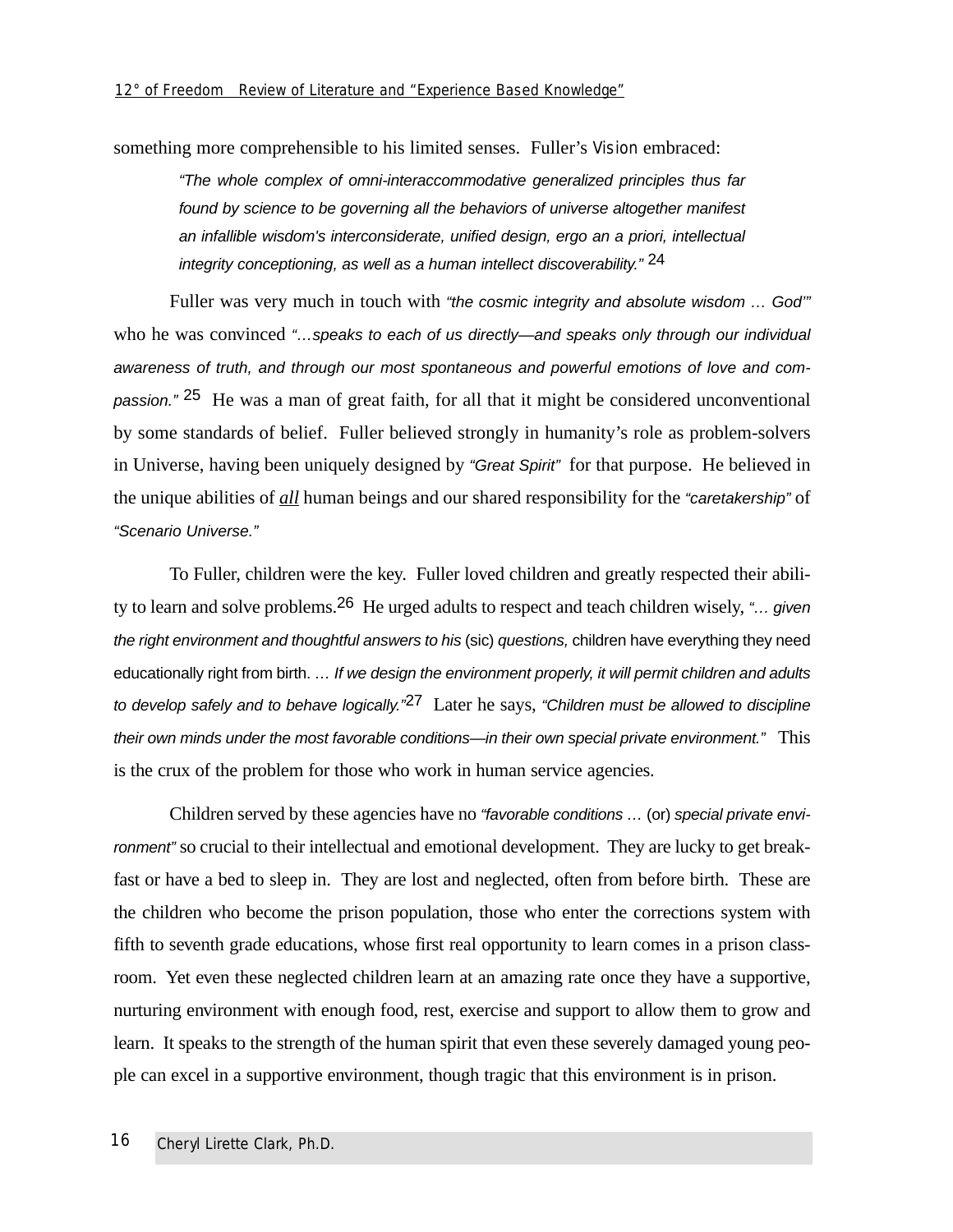something more comprehensible to his limited senses. Fuller's Vision embraced:

> *"The whole complex of omni-interaccommodative generalized principles thus far found by science to be governing all the behaviors of universe altogether manifest an infallible wisdom's interconsiderate, unified design, ergo an a priori, intellectual integrity conceptioning, as well as a human intellect discoverability."* [24]

Fuller was very much in touch with *"the cosmic integrity and absolute wisdom … God'"* who he was convinced *"…speaks to each of us directly—and speaks only through our individual awareness of truth, and through our most spontaneous and powerful emotions of love and compassion."* [25] He was a man of great faith, for all that it might be considered unconventional by some standards of belief. Fuller believed strongly in humanity's role as problem-solvers in Universe, having been uniquely designed by *"Great Spirit"* for that purpose. He believed in the unique abilities of ***all*** human beings and our shared responsibility for the *"caretakership"* of *"Scenario Universe."*

To Fuller, children were the key. Fuller loved children and greatly respected their ability to learn and solve problems.[26] He urged adults to respect and teach children wisely, *"… given the right environment and thoughtful answers to his* (sic) *questions,* children have everything they need educationally right from birth. … *If we design the environment properly, it will permit children and adults to develop safely and to behave logically."*[27] Later he says, *"Children must be allowed to discipline their own minds under the most favorable conditions—in their own special private environment."* This is the crux of the problem for those who work in human service agencies.

Children served by these agencies have no *"favorable conditions …* (or) *special private environment"* so crucial to their intellectual and emotional development. They are lucky to get breakfast or have a bed to sleep in. They are lost and neglected, often from before birth. These are the children who become the prison population, those who enter the corrections system with fifth to seventh grade educations, whose first real opportunity to learn comes in a prison classroom. Yet even these neglected children learn at an amazing rate once they have a supportive, nurturing environment with enough food, rest, exercise and support to allow them to grow and learn. It speaks to the strength of the human spirit that even these severely damaged young people can excel in a supportive environment, though tragic that this environment is in prison.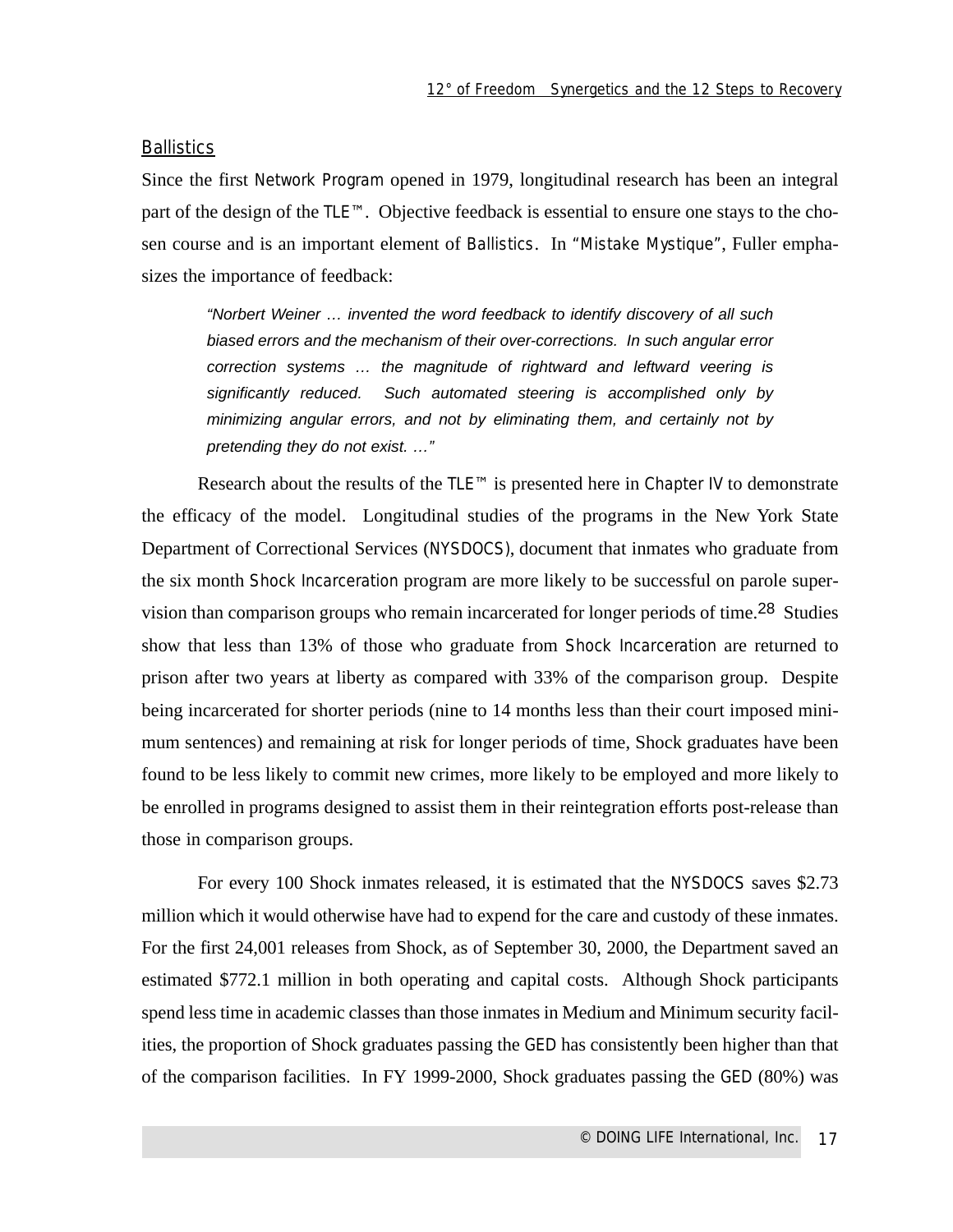## Ballistics

Since the first Network Program opened in 1979, longitudinal research has been an integral part of the design of the TLE™. Objective feedback is essential to ensure one stays to the chosen course and is an important element of Ballistics. In "Mistake Mystique", Fuller emphasizes the importance of feedback:

> *"Norbert Weiner … invented the word feedback to identify discovery of all such biased errors and the mechanism of their over-corrections. In such angular error correction systems … the magnitude of rightward and leftward veering is significantly reduced. Such automated steering is accomplished only by minimizing angular errors, and not by eliminating them, and certainly not by pretending they do not exist. …"*

Research about the results of the TLE™ is presented here in Chapter IV to demonstrate the efficacy of the model. Longitudinal studies of the programs in the New York State Department of Correctional Services (NYSDOCS), document that inmates who graduate from the six month Shock Incarceration program are more likely to be successful on parole supervision than comparison groups who remain incarcerated for longer periods of time.[28] Studies show that less than 13% of those who graduate from Shock Incarceration are returned to prison after two years at liberty as compared with 33% of the comparison group. Despite being incarcerated for shorter periods (nine to 14 months less than their court imposed minimum sentences) and remaining at risk for longer periods of time, Shock graduates have been found to be less likely to commit new crimes, more likely to be employed and more likely to be enrolled in programs designed to assist them in their reintegration efforts post-release than those in comparison groups.

For every 100 Shock inmates released, it is estimated that the NYSDOCS saves $2.73 million which it would otherwise have had to expend for the care and custody of these inmates. For the first 24,001 releases from Shock, as of September 30, 2000, the Department saved an estimated $772.1 million in both operating and capital costs. Although Shock participants spend less time in academic classes than those inmates in Medium and Minimum security facilities, the proportion of Shock graduates passing the GED has consistently been higher than that of the comparison facilities. In FY 1999-2000, Shock graduates passing the GED (80%) was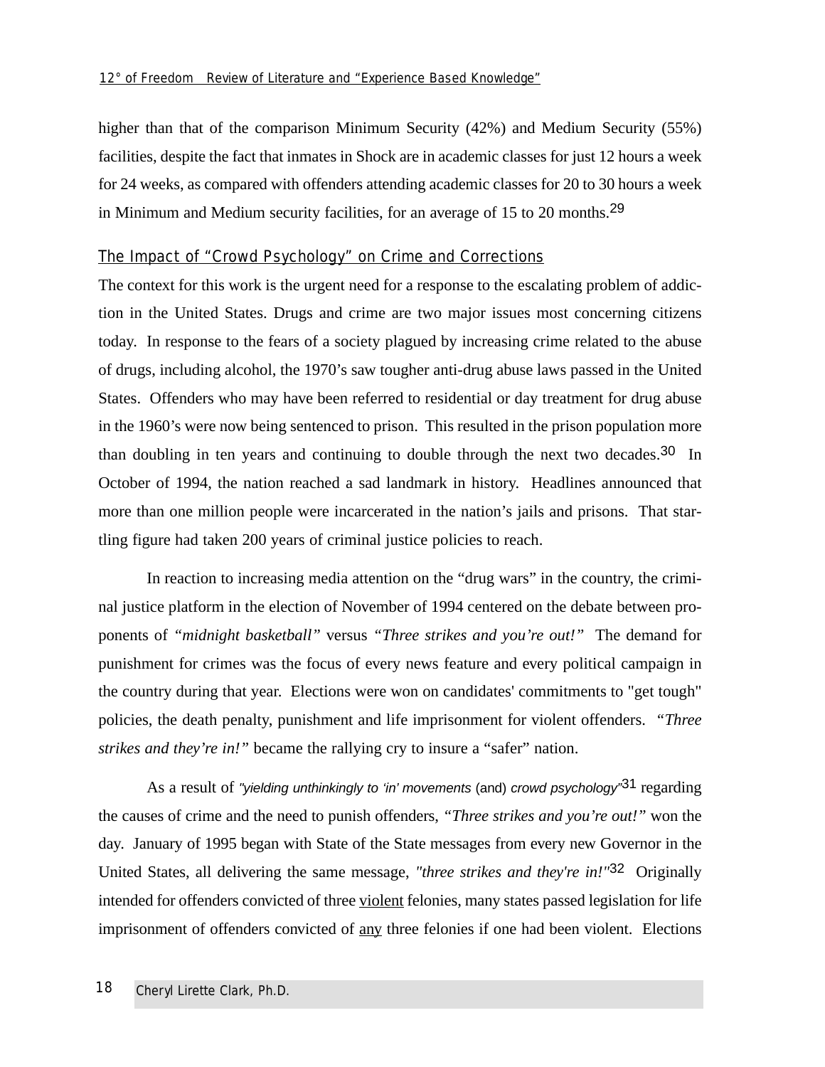higher than that of the comparison Minimum Security (42%) and Medium Security (55%) facilities, despite the fact that inmates in Shock are in academic classes for just 12 hours a week for 24 weeks, as compared with offenders attending academic classes for 20 to 30 hours a week in Minimum and Medium security facilities, for an average of 15 to 20 months.[29]

## The Impact of "Crowd Psychology" on Crime and Corrections

The context for this work is the urgent need for a response to the escalating problem of addiction in the United States. Drugs and crime are two major issues most concerning citizens today. In response to the fears of a society plagued by increasing crime related to the abuse of drugs, including alcohol, the 1970's saw tougher anti-drug abuse laws passed in the United States. Offenders who may have been referred to residential or day treatment for drug abuse in the 1960's were now being sentenced to prison. This resulted in the prison population more than doubling in ten years and continuing to double through the next two decades.[30] In October of 1994, the nation reached a sad landmark in history. Headlines announced that more than one million people were incarcerated in the nation's jails and prisons. That startling figure had taken 200 years of criminal justice policies to reach.

In reaction to increasing media attention on the "drug wars" in the country, the criminal justice platform in the election of November of 1994 centered on the debate between proponents of *"midnight basketball"* versus *"Three strikes and you're out!"* The demand for punishment for crimes was the focus of every news feature and every political campaign in the country during that year. Elections were won on candidates' commitments to "get tough" policies, the death penalty, punishment and life imprisonment for violent offenders. *"Three strikes and they're in!"* became the rallying cry to insure a "safer" nation.

As a result of *"yielding unthinkingly to 'in' movements* (and) *crowd psychology"*[31] regarding the causes of crime and the need to punish offenders, *"Three strikes and you're out!"* won the day. January of 1995 began with State of the State messages from every new Governor in the United States, all delivering the same message, *"three strikes and they're in!"*[32] Originally intended for offenders convicted of three <u>violent</u> felonies, many states passed legislation for life imprisonment of offenders convicted of <u>any</u> three felonies if one had been violent. Elections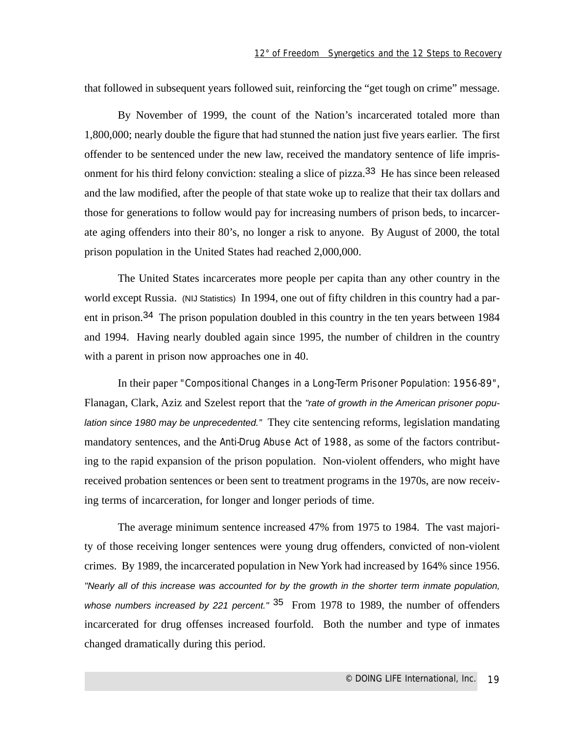that followed in subsequent years followed suit, reinforcing the "get tough on crime" message.

By November of 1999, the count of the Nation's incarcerated totaled more than 1,800,000; nearly double the figure that had stunned the nation just five years earlier. The first offender to be sentenced under the new law, received the mandatory sentence of life imprisonment for his third felony conviction: stealing a slice of pizza.[33] He has since been released and the law modified, after the people of that state woke up to realize that their tax dollars and those for generations to follow would pay for increasing numbers of prison beds, to incarcerate aging offenders into their 80's, no longer a risk to anyone. By August of 2000, the total prison population in the United States had reached 2,000,000.

The United States incarcerates more people per capita than any other country in the world except Russia. (NIJ Statistics) In 1994, one out of fifty children in this country had a parent in prison.[34] The prison population doubled in this country in the ten years between 1984 and 1994. Having nearly doubled again since 1995, the number of children in the country with a parent in prison now approaches one in 40.

In their paper "Compositional Changes in a Long-Term Prisoner Population: 1956-89", Flanagan, Clark, Aziz and Szelest report that the *"rate of growth in the American prisoner population since 1980 may be unprecedented."* They cite sentencing reforms, legislation mandating mandatory sentences, and the Anti-Drug Abuse Act of 1988, as some of the factors contributing to the rapid expansion of the prison population. Non-violent offenders, who might have received probation sentences or been sent to treatment programs in the 1970s, are now receiving terms of incarceration, for longer and longer periods of time.

The average minimum sentence increased 47% from 1975 to 1984. The vast majority of those receiving longer sentences were young drug offenders, convicted of non-violent crimes. By 1989, the incarcerated population in New York had increased by 164% since 1956. *"Nearly all of this increase was accounted for by the growth in the shorter term inmate population, whose numbers increased by 221 percent."* [35] From 1978 to 1989, the number of offenders incarcerated for drug offenses increased fourfold. Both the number and type of inmates changed dramatically during this period.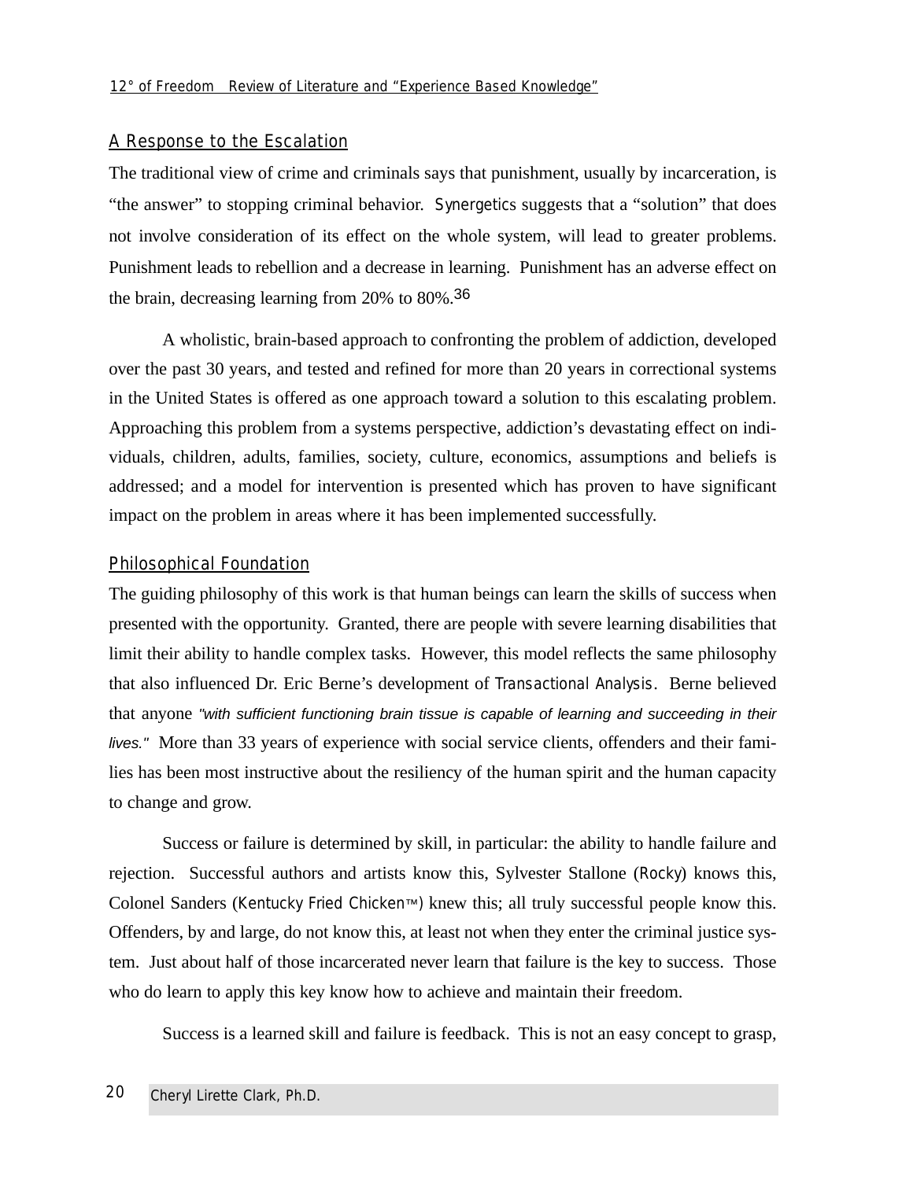## A Response to the Escalation

The traditional view of crime and criminals says that punishment, usually by incarceration, is "the answer" to stopping criminal behavior. *Synergetics* suggests that a "solution" that does not involve consideration of its effect on the whole system, will lead to greater problems. Punishment leads to rebellion and a decrease in learning. Punishment has an adverse effect on the brain, decreasing learning from 20% to 80%.[36]

A wholistic, brain-based approach to confronting the problem of addiction, developed over the past 30 years, and tested and refined for more than 20 years in correctional systems in the United States is offered as one approach toward a solution to this escalating problem. Approaching this problem from a systems perspective, addiction's devastating effect on individuals, children, adults, families, society, culture, economics, assumptions and beliefs is addressed; and a model for intervention is presented which has proven to have significant impact on the problem in areas where it has been implemented successfully.

## Philosophical Foundation

The guiding philosophy of this work is that human beings can learn the skills of success when presented with the opportunity. Granted, there are people with severe learning disabilities that limit their ability to handle complex tasks. However, this model reflects the same philosophy that also influenced Dr. Eric Berne's development of *Transactional Analysis*. Berne believed that anyone *"with sufficient functioning brain tissue is capable of learning and succeeding in their lives."* More than 33 years of experience with social service clients, offenders and their families has been most instructive about the resiliency of the human spirit and the human capacity to change and grow.

Success or failure is determined by skill, in particular: the ability to handle failure and rejection. Successful authors and artists know this, Sylvester Stallone (*Rocky*) knows this, Colonel Sanders (*Kentucky Fried Chicken™*) knew this; all truly successful people know this. Offenders, by and large, do not know this, at least not when they enter the criminal justice system. Just about half of those incarcerated never learn that failure is the key to success. Those who do learn to apply this key know how to achieve and maintain their freedom.

Success is a learned skill and failure is feedback. This is not an easy concept to grasp,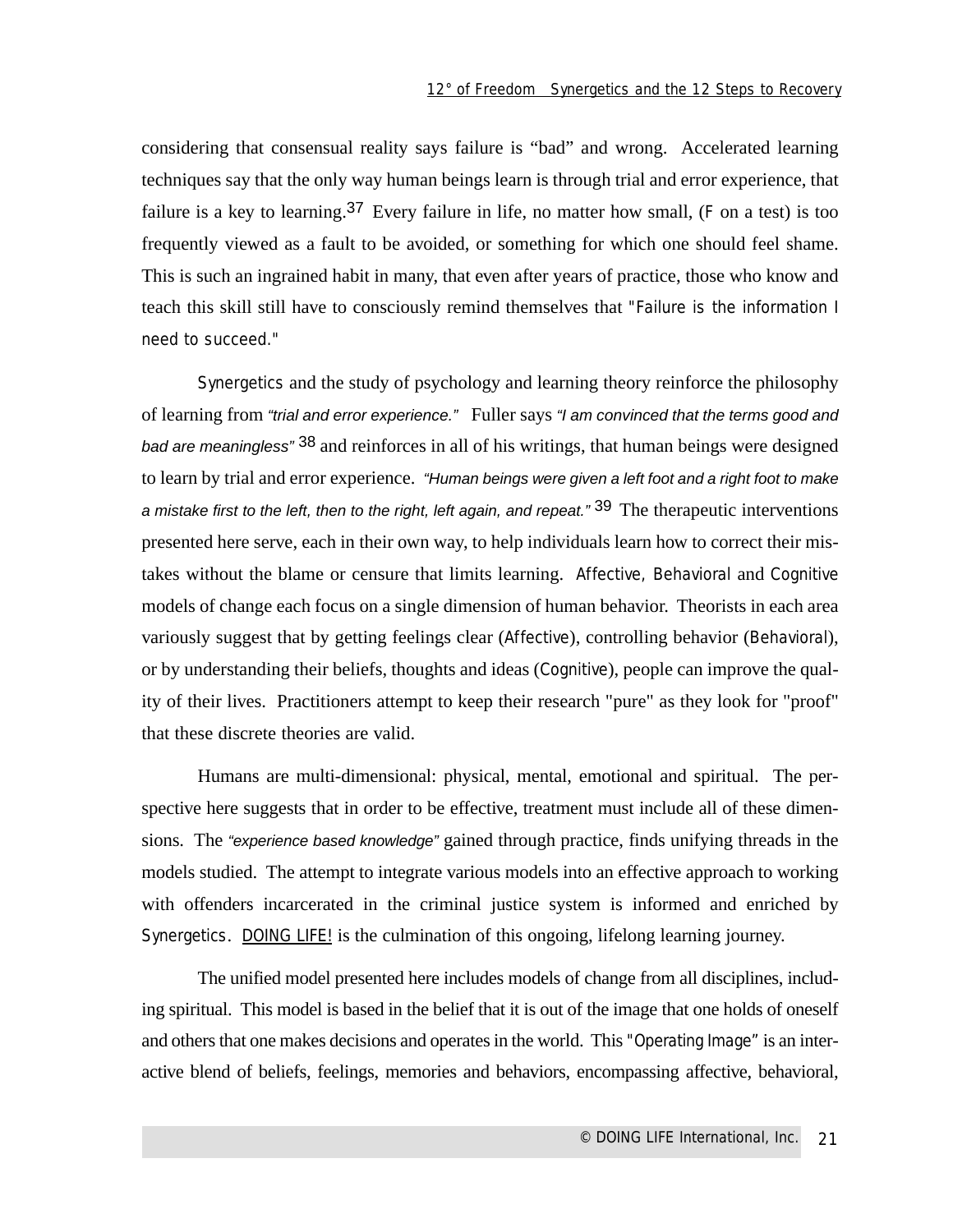considering that consensual reality says failure is "bad" and wrong. Accelerated learning techniques say that the only way human beings learn is through trial and error experience, that failure is a key to learning.[37] Every failure in life, no matter how small, (F on a test) is too frequently viewed as a fault to be avoided, or something for which one should feel shame. This is such an ingrained habit in many, that even after years of practice, those who know and teach this skill still have to consciously remind themselves that "Failure is the information I need to succeed."

Synergetics and the study of psychology and learning theory reinforce the philosophy of learning from *"trial and error experience."* Fuller says *"I am convinced that the terms good and bad are meaningless"* [38] and reinforces in all of his writings, that human beings were designed to learn by trial and error experience. *"Human beings were given a left foot and a right foot to make a mistake first to the left, then to the right, left again, and repeat."* [39] The therapeutic interventions presented here serve, each in their own way, to help individuals learn how to correct their mistakes without the blame or censure that limits learning. Affective, Behavioral and Cognitive models of change each focus on a single dimension of human behavior. Theorists in each area variously suggest that by getting feelings clear (Affective), controlling behavior (Behavioral), or by understanding their beliefs, thoughts and ideas (Cognitive), people can improve the quality of their lives. Practitioners attempt to keep their research "pure" as they look for "proof" that these discrete theories are valid.

Humans are multi-dimensional: physical, mental, emotional and spiritual. The perspective here suggests that in order to be effective, treatment must include all of these dimensions. The *"experience based knowledge"* gained through practice, finds unifying threads in the models studied. The attempt to integrate various models into an effective approach to working with offenders incarcerated in the criminal justice system is informed and enriched by Synergetics. DOING LIFE! is the culmination of this ongoing, lifelong learning journey.

The unified model presented here includes models of change from all disciplines, including spiritual. This model is based in the belief that it is out of the image that one holds of oneself and others that one makes decisions and operates in the world. This "Operating Image" is an interactive blend of beliefs, feelings, memories and behaviors, encompassing affective, behavioral,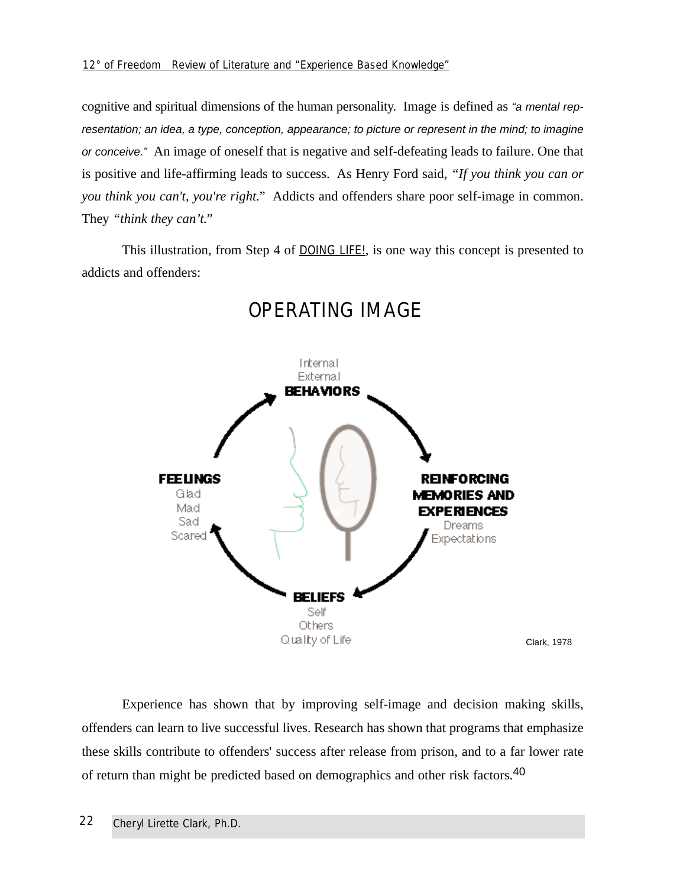cognitive and spiritual dimensions of the human personality. Image is defined as *"a mental representation; an idea, a type, conception, appearance; to picture or represent in the mind; to imagine or conceive."* An image of oneself that is negative and self-defeating leads to failure. One that is positive and life-affirming leads to success. As Henry Ford said, *"If you think you can or you think you can't, you're right."* Addicts and offenders share poor self-image in common. They *"think they can't."*

This illustration, from Step 4 of DOING LIFE!, is one way this concept is presented to addicts and offenders:

## OPERATING IMAGE

Internal
External
**BEHAVIORS**

**REINFORCING MEMORIES AND EXPERIENCES**
Dreams
Expectations

**BELIEFS**
Self
Others
Quality of Life

**FEELINGS**
Glad
Mad
Sad
Scared

Clark, 1978

Experience has shown that by improving self-image and decision making skills, offenders can learn to live successful lives. Research has shown that programs that emphasize these skills contribute to offenders' success after release from prison, and to a far lower rate of return than might be predicted based on demographics and other risk factors.[40]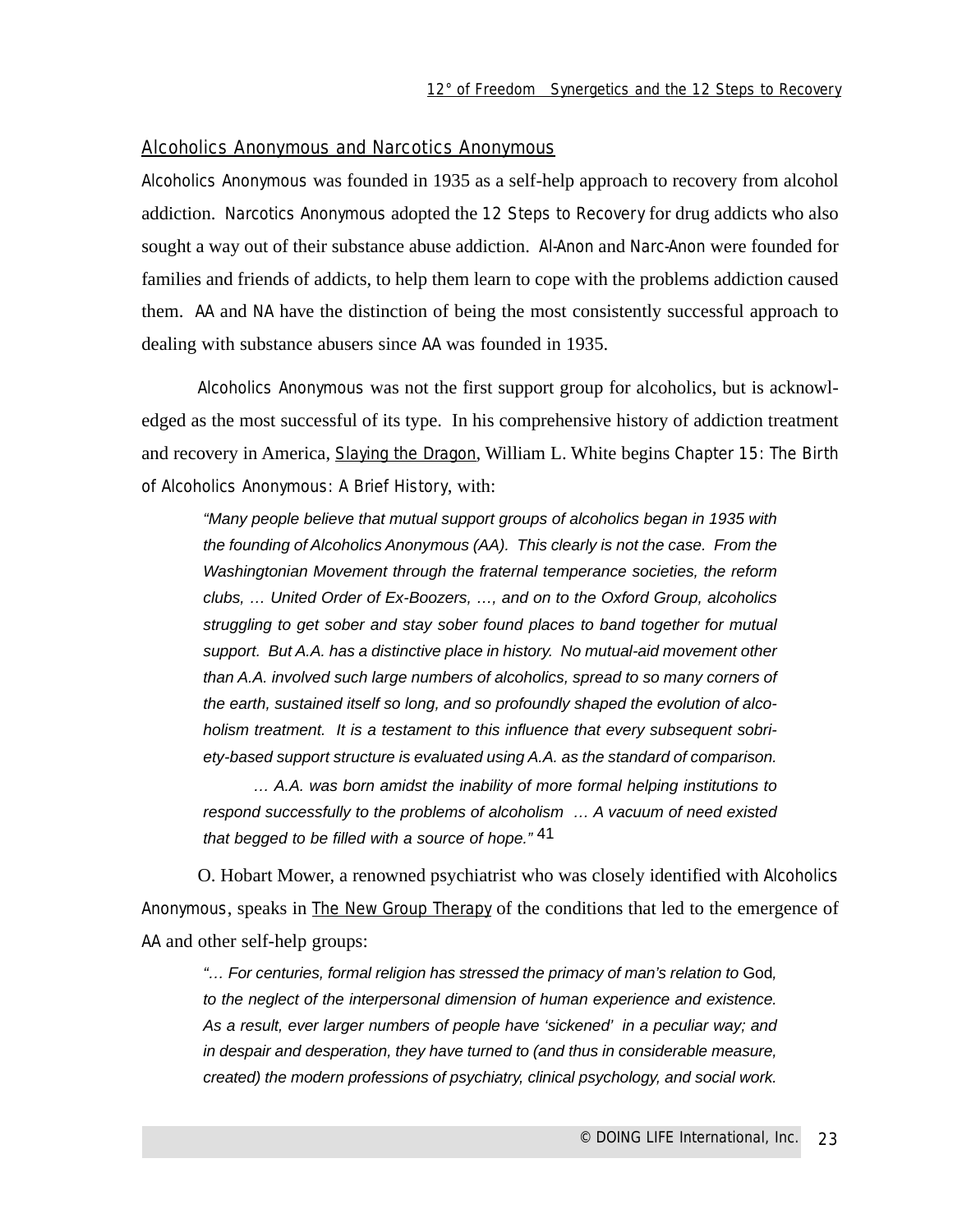## Alcoholics Anonymous and Narcotics Anonymous

Alcoholics Anonymous was founded in 1935 as a self-help approach to recovery from alcohol addiction. Narcotics Anonymous adopted the 12 Steps to Recovery for drug addicts who also sought a way out of their substance abuse addiction. Al-Anon and Narc-Anon were founded for families and friends of addicts, to help them learn to cope with the problems addiction caused them. AA and NA have the distinction of being the most consistently successful approach to dealing with substance abusers since AA was founded in 1935.

Alcoholics Anonymous was not the first support group for alcoholics, but is acknowledged as the most successful of its type. In his comprehensive history of addiction treatment and recovery in America, Slaying the Dragon, William L. White begins Chapter 15: The Birth of Alcoholics Anonymous: A Brief History, with:

> *"Many people believe that mutual support groups of alcoholics began in 1935 with the founding of Alcoholics Anonymous (AA). This clearly is not the case. From the Washingtonian Movement through the fraternal temperance societies, the reform clubs, … United Order of Ex-Boozers, …, and on to the Oxford Group, alcoholics struggling to get sober and stay sober found places to band together for mutual support. But A.A. has a distinctive place in history. No mutual-aid movement other than A.A. involved such large numbers of alcoholics, spread to so many corners of the earth, sustained itself so long, and so profoundly shaped the evolution of alcoholism treatment. It is a testament to this influence that every subsequent sobriety-based support structure is evaluated using A.A. as the standard of comparison.*
>
> *… A.A. was born amidst the inability of more formal helping institutions to respond successfully to the problems of alcoholism … A vacuum of need existed that begged to be filled with a source of hope."* [41]

O. Hobart Mower, a renowned psychiatrist who was closely identified with Alcoholics Anonymous, speaks in The New Group Therapy of the conditions that led to the emergence of AA and other self-help groups:

> *"… For centuries, formal religion has stressed the primacy of man's relation to* God, *to the neglect of the interpersonal dimension of human experience and existence. As a result, ever larger numbers of people have 'sickened' in a peculiar way; and in despair and desperation, they have turned to (and thus in considerable measure, created) the modern professions of psychiatry, clinical psychology, and social work.*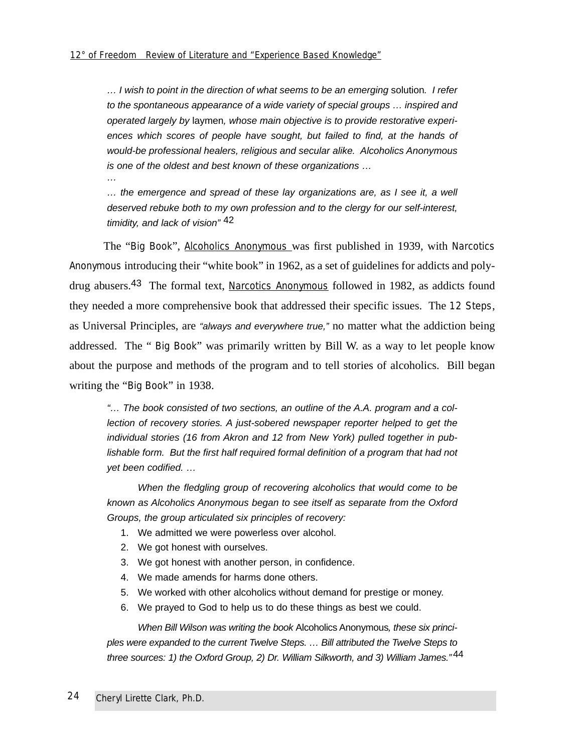> *… I wish to point in the direction of what seems to be an emerging* solution*. I refer to the spontaneous appearance of a wide variety of special groups … inspired and operated largely by* laymen*, whose main objective is to provide restorative experiences which scores of people have sought, but failed to find, at the hands of would-be professional healers, religious and secular alike. Alcoholics Anonymous is one of the oldest and best known of these organizations …*
>
> *…*
>
> *… the emergence and spread of these lay organizations are, as I see it, a well deserved rebuke both to my own profession and to the clergy for our self-interest, timidity, and lack of vision"* [42]

The "Big Book", Alcoholics Anonymous was first published in 1939, with Narcotics Anonymous introducing their "white book" in 1962, as a set of guidelines for addicts and poly-drug abusers.[43] The formal text, Narcotics Anonymous followed in 1982, as addicts found they needed a more comprehensive book that addressed their specific issues. The 12 Steps, as Universal Principles, are *"always and everywhere true,"* no matter what the addiction being addressed. The " Big Book" was primarily written by Bill W. as a way to let people know about the purpose and methods of the program and to tell stories of alcoholics. Bill began writing the "Big Book" in 1938.

> *"… The book consisted of two sections, an outline of the A.A. program and a collection of recovery stories. A just-sobered newspaper reporter helped to get the individual stories (16 from Akron and 12 from New York) pulled together in publishable form. But the first half required formal definition of a program that had not yet been codified. …*
>
> *When the fledgling group of recovering alcoholics that would come to be known as Alcoholics Anonymous began to see itself as separate from the Oxford Groups, the group articulated six principles of recovery:*
>
> 1. We admitted we were powerless over alcohol.
> 2. We got honest with ourselves.
> 3. We got honest with another person, in confidence.
> 4. We made amends for harms done others.
> 5. We worked with other alcoholics without demand for prestige or money.
> 6. We prayed to God to help us to do these things as best we could.
>
> *When Bill Wilson was writing the book* Alcoholics Anonymous*, these six principles were expanded to the current Twelve Steps. … Bill attributed the Twelve Steps to three sources: 1) the Oxford Group, 2) Dr. William Silkworth, and 3) William James."* [44]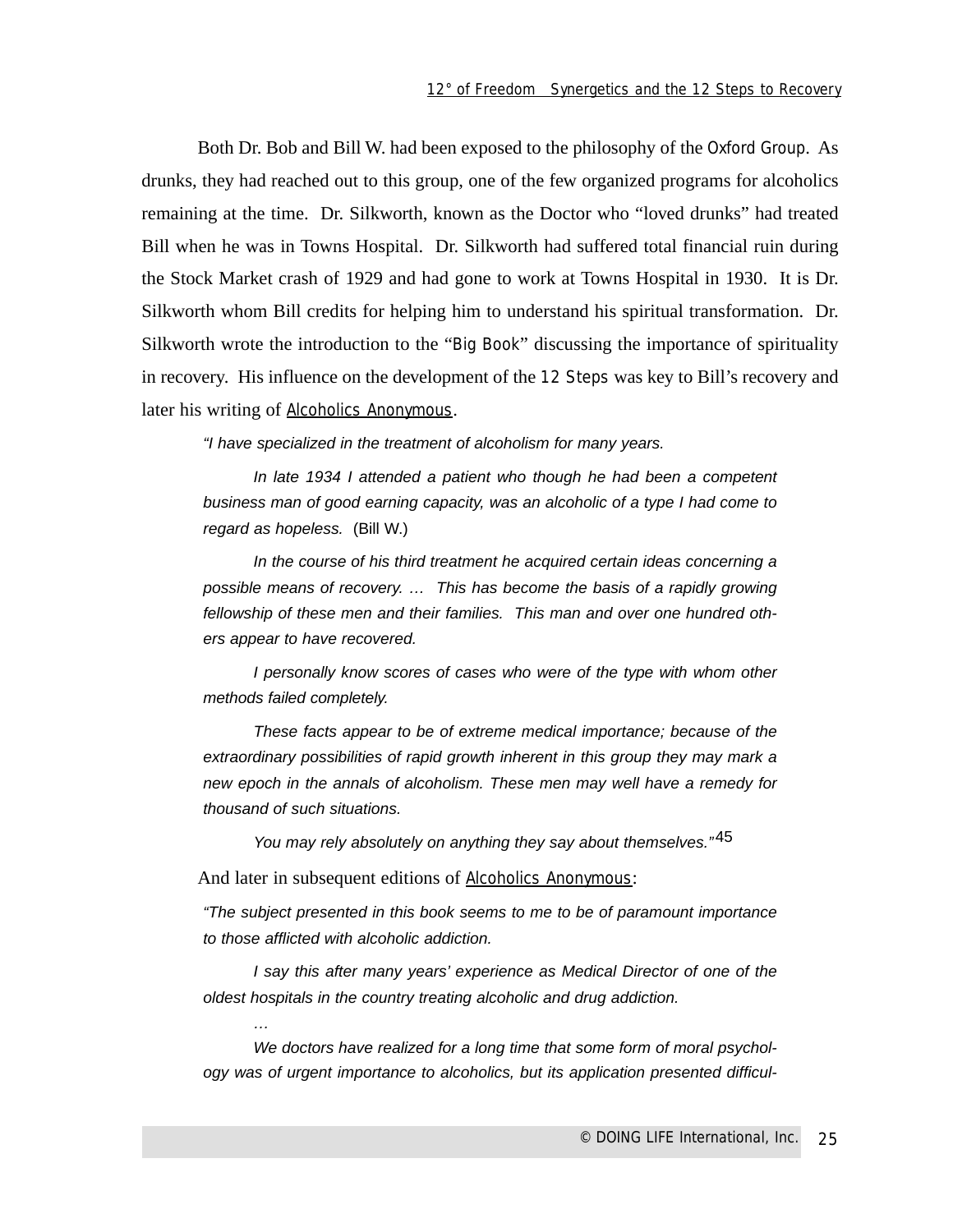Both Dr. Bob and Bill W. had been exposed to the philosophy of the Oxford Group. As drunks, they had reached out to this group, one of the few organized programs for alcoholics remaining at the time. Dr. Silkworth, known as the Doctor who "loved drunks" had treated Bill when he was in Towns Hospital. Dr. Silkworth had suffered total financial ruin during the Stock Market crash of 1929 and had gone to work at Towns Hospital in 1930. It is Dr. Silkworth whom Bill credits for helping him to understand his spiritual transformation. Dr. Silkworth wrote the introduction to the "Big Book" discussing the importance of spirituality in recovery. His influence on the development of the 12 Steps was key to Bill's recovery and later his writing of Alcoholics Anonymous.

> *"I have specialized in the treatment of alcoholism for many years.*
>
> *In late 1934 I attended a patient who though he had been a competent business man of good earning capacity, was an alcoholic of a type I had come to regard as hopeless.* (Bill W.)
>
> *In the course of his third treatment he acquired certain ideas concerning a possible means of recovery. … This has become the basis of a rapidly growing fellowship of these men and their families. This man and over one hundred others appear to have recovered.*
>
> *I personally know scores of cases who were of the type with whom other methods failed completely.*
>
> *These facts appear to be of extreme medical importance; because of the extraordinary possibilities of rapid growth inherent in this group they may mark a new epoch in the annals of alcoholism. These men may well have a remedy for thousand of such situations.*
>
> *You may rely absolutely on anything they say about themselves."*[45]

And later in subsequent editions of Alcoholics Anonymous:

> *"The subject presented in this book seems to me to be of paramount importance to those afflicted with alcoholic addiction.*
>
> *I say this after many years' experience as Medical Director of one of the oldest hospitals in the country treating alcoholic and drug addiction.*
>
> *…*
>
> *We doctors have realized for a long time that some form of moral psychology was of urgent importance to alcoholics, but its application presented difficul-*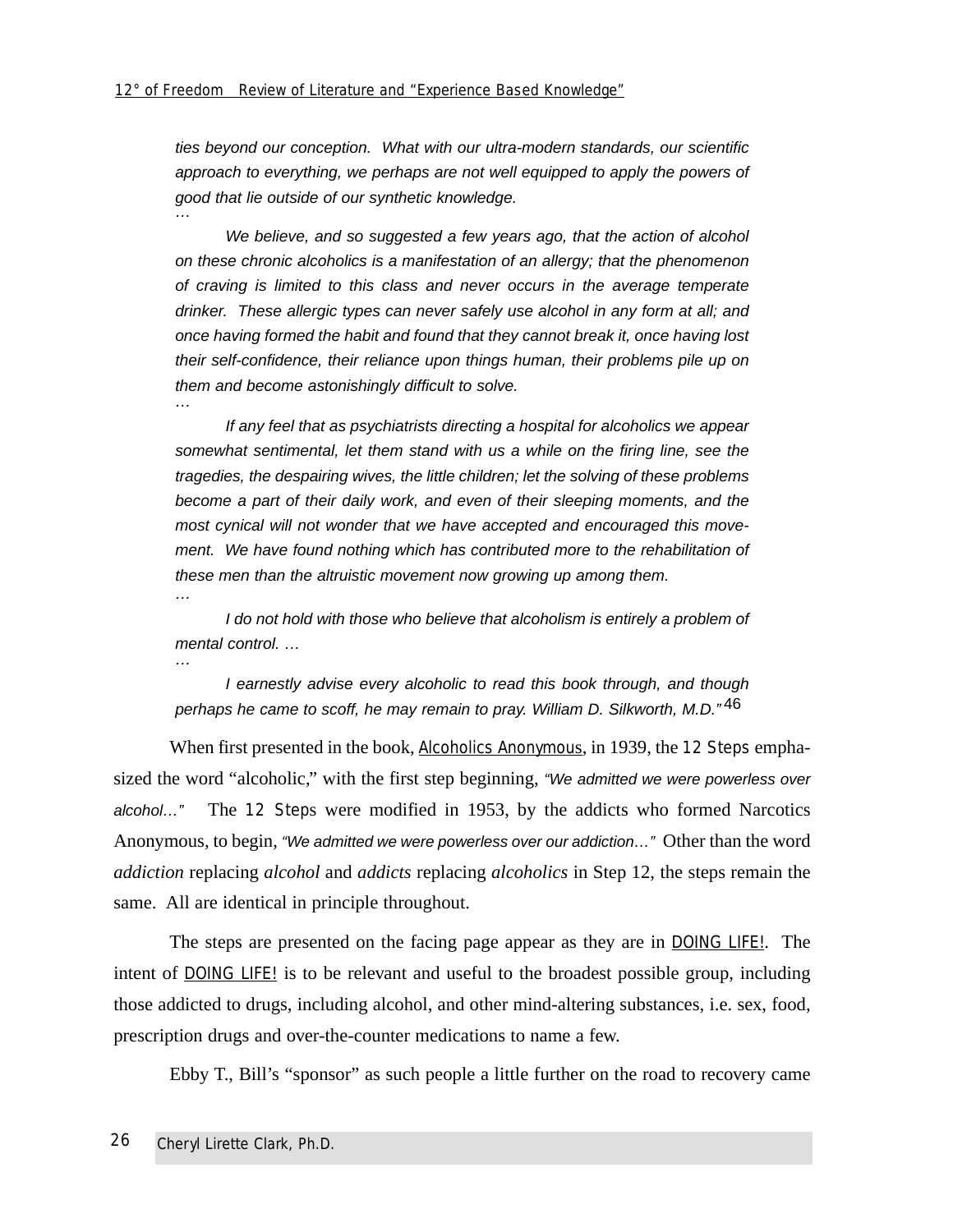*ties beyond our conception. What with our ultra-modern standards, our scientific approach to everything, we perhaps are not well equipped to apply the powers of good that lie outside of our synthetic knowledge.*

…

*We believe, and so suggested a few years ago, that the action of alcohol on these chronic alcoholics is a manifestation of an allergy; that the phenomenon of craving is limited to this class and never occurs in the average temperate drinker. These allergic types can never safely use alcohol in any form at all; and once having formed the habit and found that they cannot break it, once having lost their self-confidence, their reliance upon things human, their problems pile up on them and become astonishingly difficult to solve.*

…

*If any feel that as psychiatrists directing a hospital for alcoholics we appear somewhat sentimental, let them stand with us a while on the firing line, see the tragedies, the despairing wives, the little children; let the solving of these problems become a part of their daily work, and even of their sleeping moments, and the most cynical will not wonder that we have accepted and encouraged this movement. We have found nothing which has contributed more to the rehabilitation of these men than the altruistic movement now growing up among them.*

…

*I do not hold with those who believe that alcoholism is entirely a problem of mental control. …*

…

*I earnestly advise every alcoholic to read this book through, and though perhaps he came to scoff, he may remain to pray. William D. Silkworth, M.D."* [46]

When first presented in the book, Alcoholics Anonymous, in 1939, the 12 Steps emphasized the word "alcoholic," with the first step beginning, *"We admitted we were powerless over alcohol…"* The 12 Steps were modified in 1953, by the addicts who formed Narcotics Anonymous, to begin, *"We admitted we were powerless over our addiction…"* Other than the word *addiction* replacing *alcohol* and *addicts* replacing *alcoholics* in Step 12, the steps remain the same. All are identical in principle throughout.

The steps are presented on the facing page appear as they are in DOING LIFE!. The intent of DOING LIFE! is to be relevant and useful to the broadest possible group, including those addicted to drugs, including alcohol, and other mind-altering substances, i.e. sex, food, prescription drugs and over-the-counter medications to name a few.

Ebby T., Bill's "sponsor" as such people a little further on the road to recovery came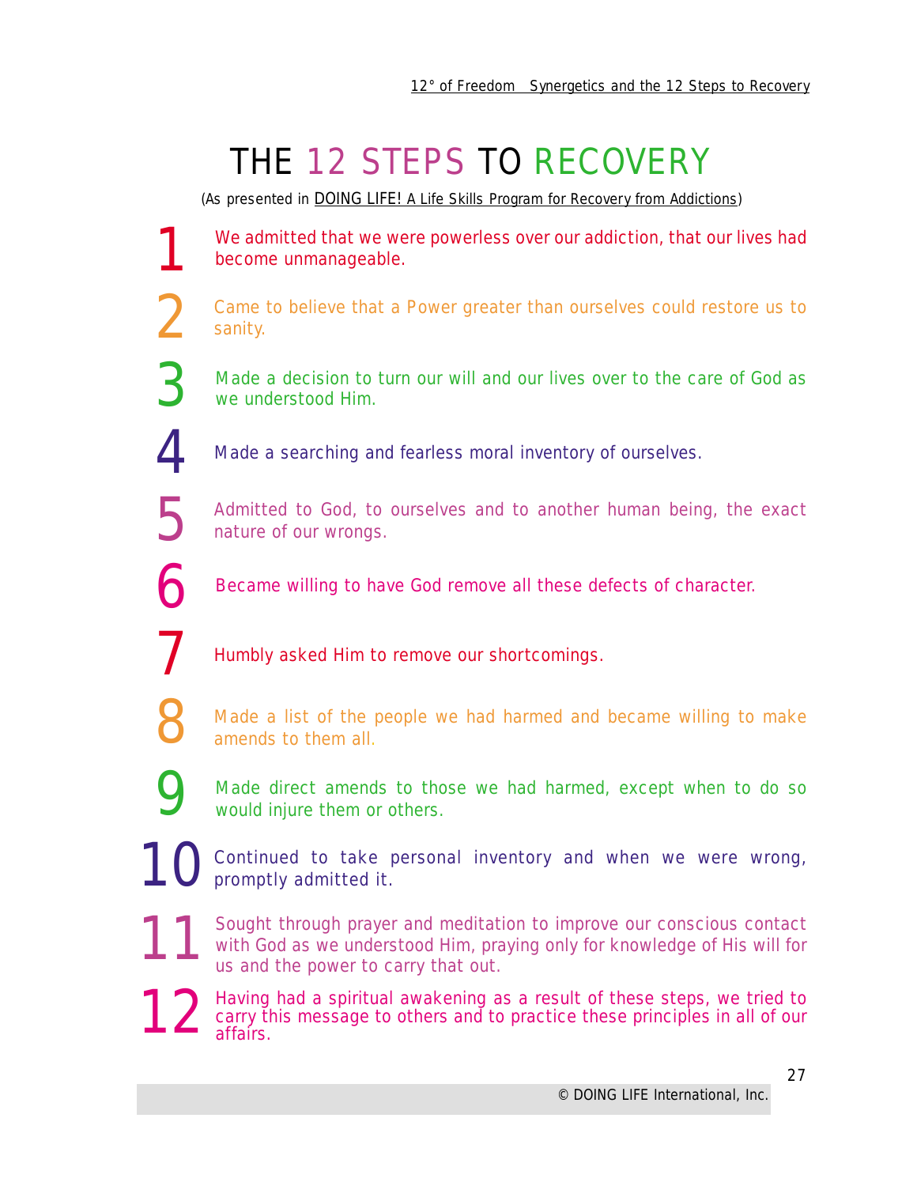# THE 12 STEPS TO RECOVERY

(As presented in DOING LIFE! A Life Skills Program for Recovery from Addictions)

1. We admitted that we were powerless over our addiction, that our lives had become unmanageable.

2. Came to believe that a Power greater than ourselves could restore us to sanity.

3. Made a decision to turn our will and our lives over to the care of God as we understood Him.

4. Made a searching and fearless moral inventory of ourselves.

5. Admitted to God, to ourselves and to another human being, the exact nature of our wrongs.

6. Became willing to have God remove all these defects of character.

7. Humbly asked Him to remove our shortcomings.

8. Made a list of the people we had harmed and became willing to make amends to them all.

9. Made direct amends to those we had harmed, except when to do so would injure them or others.

10. Continued to take personal inventory and when we were wrong, promptly admitted it.

11. Sought through prayer and meditation to improve our conscious contact with God as we understood Him, praying only for knowledge of His will for us and the power to carry that out.

12. Having had a spiritual awakening as a result of these steps, we tried to carry this message to others and to practice these principles in all of our affairs.

© DOING LIFE International, Inc.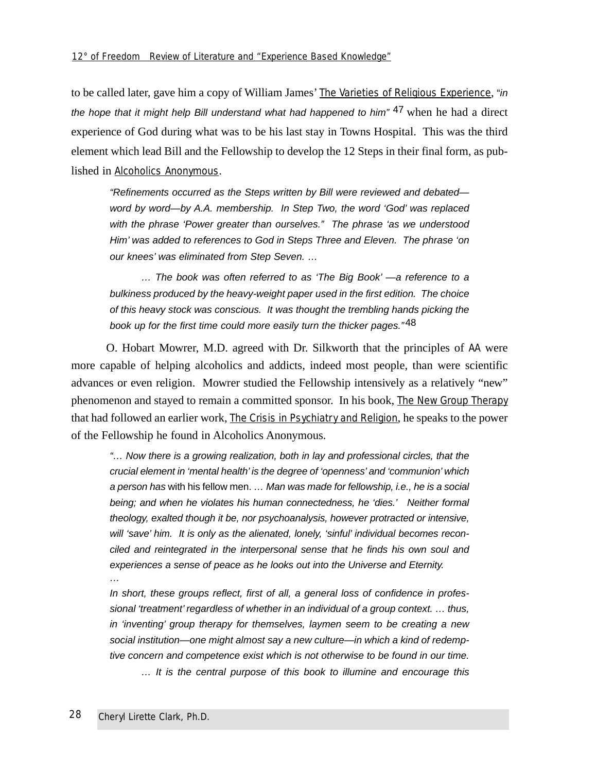to be called later, gave him a copy of William James' The Varieties of Religious Experience, *"in the hope that it might help Bill understand what had happened to him"* [47] when he had a direct experience of God during what was to be his last stay in Towns Hospital. This was the third element which lead Bill and the Fellowship to develop the 12 Steps in their final form, as published in Alcoholics Anonymous.

> *"Refinements occurred as the Steps written by Bill were reviewed and debated—word by word—by A.A. membership. In Step Two, the word 'God' was replaced with the phrase 'Power greater than ourselves." The phrase 'as we understood Him' was added to references to God in Steps Three and Eleven. The phrase 'on our knees' was eliminated from Step Seven. …*
>
> *… The book was often referred to as 'The Big Book' —a reference to a bulkiness produced by the heavy-weight paper used in the first edition. The choice of this heavy stock was conscious. It was thought the trembling hands picking the book up for the first time could more easily turn the thicker pages."* [48]

O. Hobart Mowrer, M.D. agreed with Dr. Silkworth that the principles of AA were more capable of helping alcoholics and addicts, indeed most people, than were scientific advances or even religion. Mowrer studied the Fellowship intensively as a relatively "new" phenomenon and stayed to remain a committed sponsor. In his book, The New Group Therapy that had followed an earlier work, The Crisis in Psychiatry and Religion, he speaks to the power of the Fellowship he found in Alcoholics Anonymous.

> *"… Now there is a growing realization, both in lay and professional circles, that the crucial element in 'mental health' is the degree of 'openness' and 'communion' which a person has* with his fellow men. *… Man was made for fellowship, i.e., he is a social being; and when he violates his human connectedness, he 'dies.' Neither formal theology, exalted though it be, nor psychoanalysis, however protracted or intensive, will 'save' him. It is only as the alienated, lonely, 'sinful' individual becomes reconciled and reintegrated in the interpersonal sense that he finds his own soul and experiences a sense of peace as he looks out into the Universe and Eternity.*
>
> *…*
>
> *In short, these groups reflect, first of all, a general loss of confidence in professional 'treatment' regardless of whether in an individual of a group context. … thus, in 'inventing' group therapy for themselves, laymen seem to be creating a new social institution—one might almost say a new culture—in which a kind of redemptive concern and competence exist which is not otherwise to be found in our time.*
>
> *… It is the central purpose of this book to illumine and encourage this*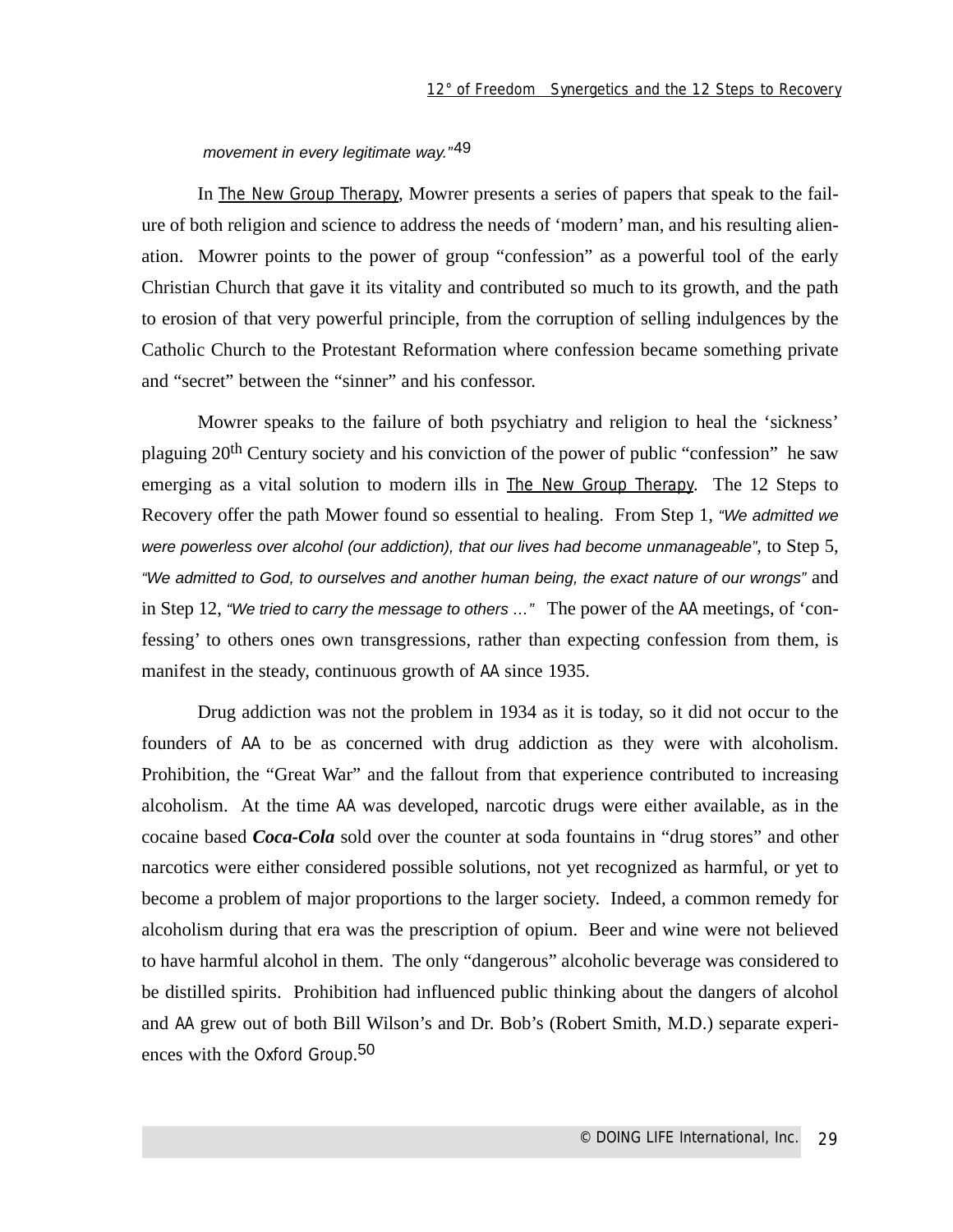*movement in every legitimate way."*[49]

In The New Group Therapy, Mowrer presents a series of papers that speak to the failure of both religion and science to address the needs of 'modern' man, and his resulting alienation. Mowrer points to the power of group "confession" as a powerful tool of the early Christian Church that gave it its vitality and contributed so much to its growth, and the path to erosion of that very powerful principle, from the corruption of selling indulgences by the Catholic Church to the Protestant Reformation where confession became something private and "secret" between the "sinner" and his confessor.

Mowrer speaks to the failure of both psychiatry and religion to heal the 'sickness' plaguing 20th Century society and his conviction of the power of public "confession" he saw emerging as a vital solution to modern ills in The New Group Therapy. The 12 Steps to Recovery offer the path Mower found so essential to healing. From Step 1, *"We admitted we were powerless over alcohol (our addiction), that our lives had become unmanageable"*, to Step 5, *"We admitted to God, to ourselves and another human being, the exact nature of our wrongs"* and in Step 12, *"We tried to carry the message to others …"* The power of the AA meetings, of 'confessing' to others ones own transgressions, rather than expecting confession from them, is manifest in the steady, continuous growth of AA since 1935.

Drug addiction was not the problem in 1934 as it is today, so it did not occur to the founders of AA to be as concerned with drug addiction as they were with alcoholism. Prohibition, the "Great War" and the fallout from that experience contributed to increasing alcoholism. At the time AA was developed, narcotic drugs were either available, as in the cocaine based ***Coca-Cola*** sold over the counter at soda fountains in "drug stores" and other narcotics were either considered possible solutions, not yet recognized as harmful, or yet to become a problem of major proportions to the larger society. Indeed, a common remedy for alcoholism during that era was the prescription of opium. Beer and wine were not believed to have harmful alcohol in them. The only "dangerous" alcoholic beverage was considered to be distilled spirits. Prohibition had influenced public thinking about the dangers of alcohol and AA grew out of both Bill Wilson's and Dr. Bob's (Robert Smith, M.D.) separate experiences with the Oxford Group.[50]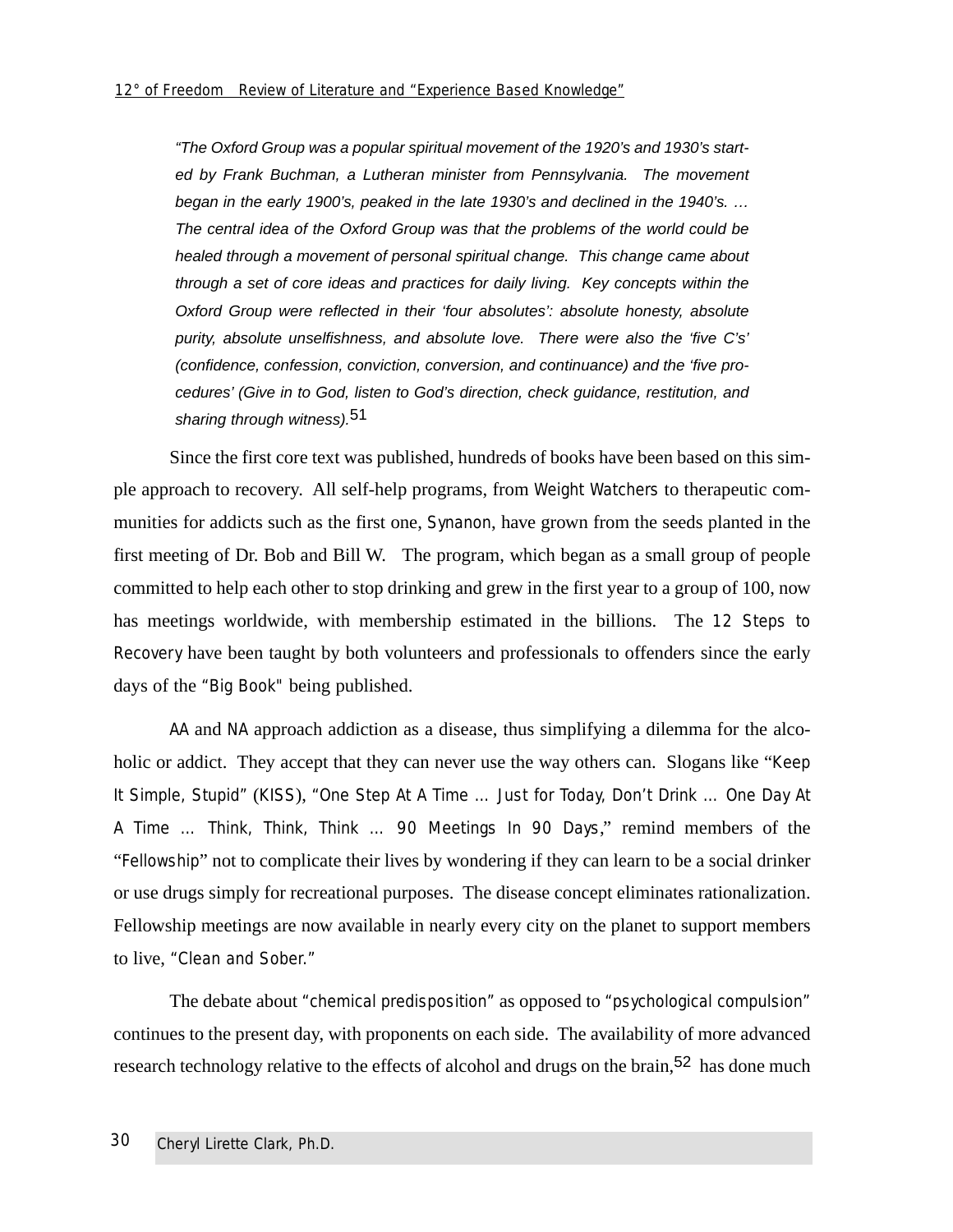> *"The Oxford Group was a popular spiritual movement of the 1920's and 1930's started by Frank Buchman, a Lutheran minister from Pennsylvania. The movement began in the early 1900's, peaked in the late 1930's and declined in the 1940's. … The central idea of the Oxford Group was that the problems of the world could be healed through a movement of personal spiritual change. This change came about through a set of core ideas and practices for daily living. Key concepts within the Oxford Group were reflected in their 'four absolutes': absolute honesty, absolute purity, absolute unselfishness, and absolute love. There were also the 'five C's' (confidence, confession, conviction, conversion, and continuance) and the 'five procedures' (Give in to God, listen to God's direction, check guidance, restitution, and sharing through witness).*[51]

Since the first core text was published, hundreds of books have been based on this simple approach to recovery. All self-help programs, from Weight Watchers to therapeutic communities for addicts such as the first one, Synanon, have grown from the seeds planted in the first meeting of Dr. Bob and Bill W. The program, which began as a small group of people committed to help each other to stop drinking and grew in the first year to a group of 100, now has meetings worldwide, with membership estimated in the billions. The 12 Steps to Recovery have been taught by both volunteers and professionals to offenders since the early days of the "Big Book" being published.

AA and NA approach addiction as a disease, thus simplifying a dilemma for the alcoholic or addict. They accept that they can never use the way others can. Slogans like "Keep It Simple, Stupid" (KISS), "One Step At A Time … Just for Today, Don't Drink … One Day At A Time … Think, Think, Think … 90 Meetings In 90 Days," remind members of the "Fellowship" not to complicate their lives by wondering if they can learn to be a social drinker or use drugs simply for recreational purposes. The disease concept eliminates rationalization. Fellowship meetings are now available in nearly every city on the planet to support members to live, "Clean and Sober."

The debate about "chemical predisposition" as opposed to "psychological compulsion" continues to the present day, with proponents on each side. The availability of more advanced research technology relative to the effects of alcohol and drugs on the brain,[52] has done much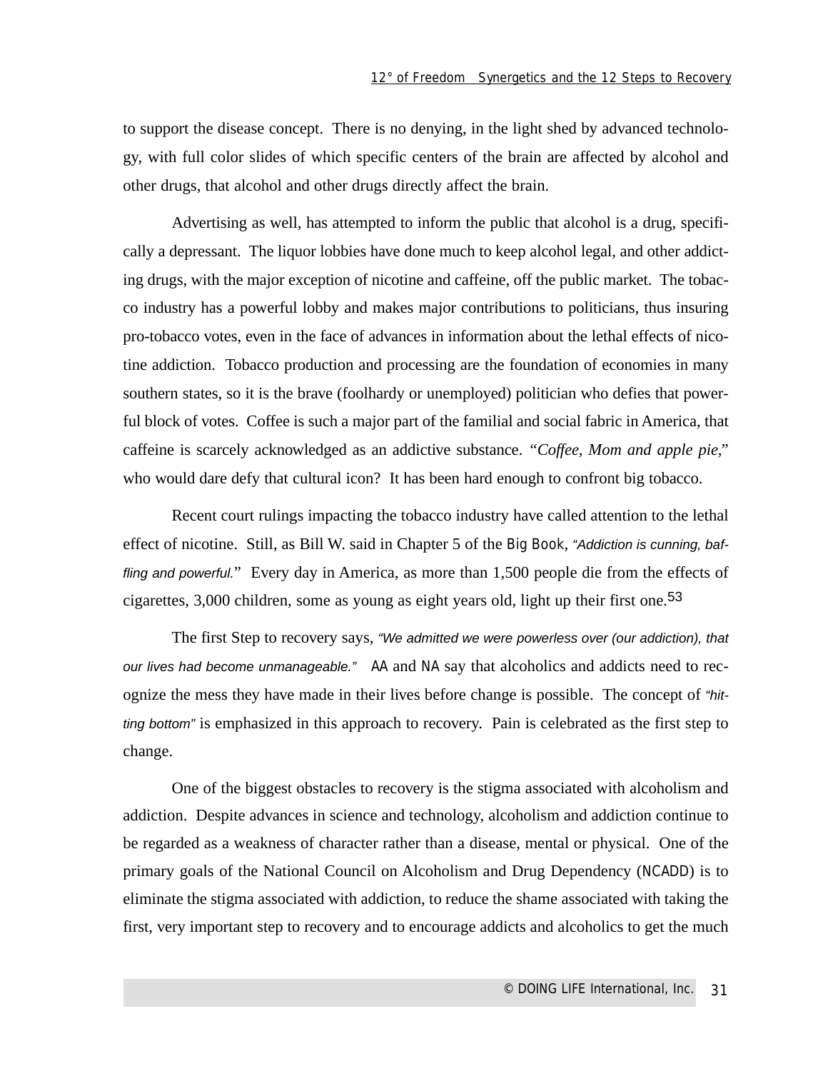to support the disease concept. There is no denying, in the light shed by advanced technology, with full color slides of which specific centers of the brain are affected by alcohol and other drugs, that alcohol and other drugs directly affect the brain.

Advertising as well, has attempted to inform the public that alcohol is a drug, specifically a depressant. The liquor lobbies have done much to keep alcohol legal, and other addicting drugs, with the major exception of nicotine and caffeine, off the public market. The tobacco industry has a powerful lobby and makes major contributions to politicians, thus insuring pro-tobacco votes, even in the face of advances in information about the lethal effects of nicotine addiction. Tobacco production and processing are the foundation of economies in many southern states, so it is the brave (foolhardy or unemployed) politician who defies that powerful block of votes. Coffee is such a major part of the familial and social fabric in America, that caffeine is scarcely acknowledged as an addictive substance. "*Coffee, Mom and apple pie,*" who would dare defy that cultural icon? It has been hard enough to confront big tobacco.

Recent court rulings impacting the tobacco industry have called attention to the lethal effect of nicotine. Still, as Bill W. said in Chapter 5 of the Big Book, *"Addiction is cunning, baffling and powerful."* Every day in America, as more than 1,500 people die from the effects of cigarettes, 3,000 children, some as young as eight years old, light up their first one.[53]

The first Step to recovery says, *"We admitted we were powerless over (our addiction), that our lives had become unmanageable."* AA and NA say that alcoholics and addicts need to recognize the mess they have made in their lives before change is possible. The concept of *"hitting bottom"* is emphasized in this approach to recovery. Pain is celebrated as the first step to change.

One of the biggest obstacles to recovery is the stigma associated with alcoholism and addiction. Despite advances in science and technology, alcoholism and addiction continue to be regarded as a weakness of character rather than a disease, mental or physical. One of the primary goals of the National Council on Alcoholism and Drug Dependency (NCADD) is to eliminate the stigma associated with addiction, to reduce the shame associated with taking the first, very important step to recovery and to encourage addicts and alcoholics to get the much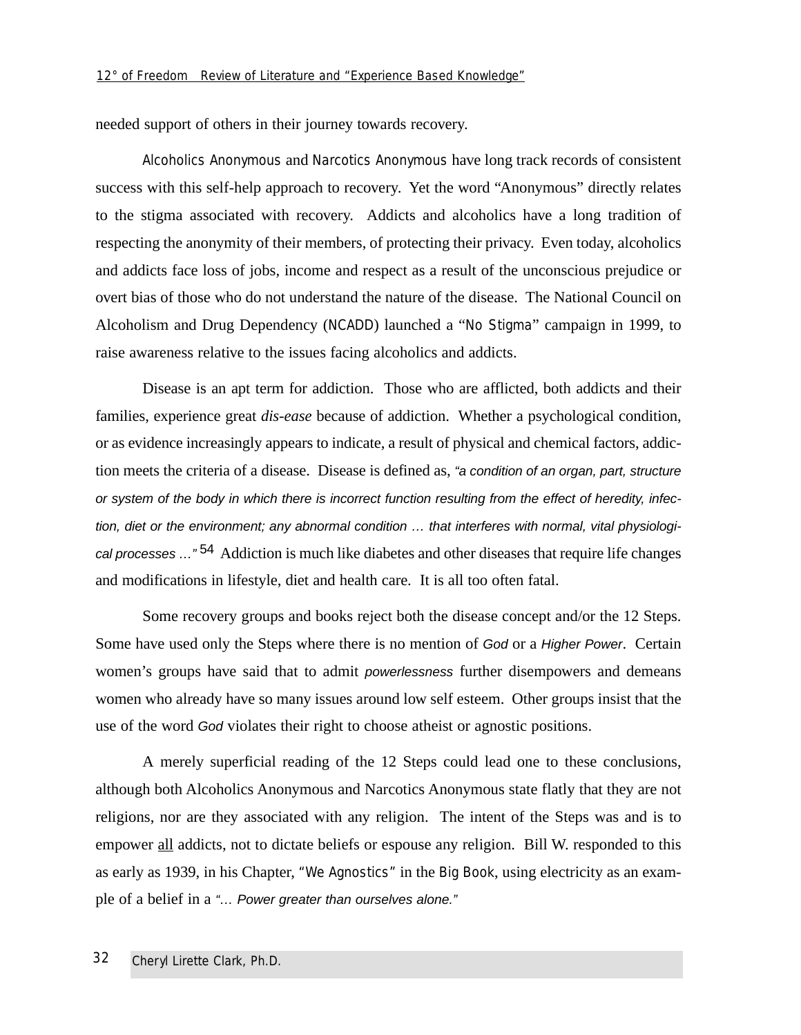needed support of others in their journey towards recovery.

Alcoholics Anonymous and Narcotics Anonymous have long track records of consistent success with this self-help approach to recovery. Yet the word "Anonymous" directly relates to the stigma associated with recovery. Addicts and alcoholics have a long tradition of respecting the anonymity of their members, of protecting their privacy. Even today, alcoholics and addicts face loss of jobs, income and respect as a result of the unconscious prejudice or overt bias of those who do not understand the nature of the disease. The National Council on Alcoholism and Drug Dependency (NCADD) launched a "No Stigma" campaign in 1999, to raise awareness relative to the issues facing alcoholics and addicts.

Disease is an apt term for addiction. Those who are afflicted, both addicts and their families, experience great *dis-ease* because of addiction. Whether a psychological condition, or as evidence increasingly appears to indicate, a result of physical and chemical factors, addiction meets the criteria of a disease. Disease is defined as, *"a condition of an organ, part, structure or system of the body in which there is incorrect function resulting from the effect of heredity, infection, diet or the environment; any abnormal condition … that interferes with normal, vital physiological processes …"* [54] Addiction is much like diabetes and other diseases that require life changes and modifications in lifestyle, diet and health care. It is all too often fatal.

Some recovery groups and books reject both the disease concept and/or the 12 Steps. Some have used only the Steps where there is no mention of *God* or a *Higher Power*. Certain women's groups have said that to admit *powerlessness* further disempowers and demeans women who already have so many issues around low self esteem. Other groups insist that the use of the word *God* violates their right to choose atheist or agnostic positions.

A merely superficial reading of the 12 Steps could lead one to these conclusions, although both Alcoholics Anonymous and Narcotics Anonymous state flatly that they are not religions, nor are they associated with any religion. The intent of the Steps was and is to empower <u>all</u> addicts, not to dictate beliefs or espouse any religion. Bill W. responded to this as early as 1939, in his Chapter, "We Agnostics" in the Big Book, using electricity as an example of a belief in a *"… Power greater than ourselves alone."*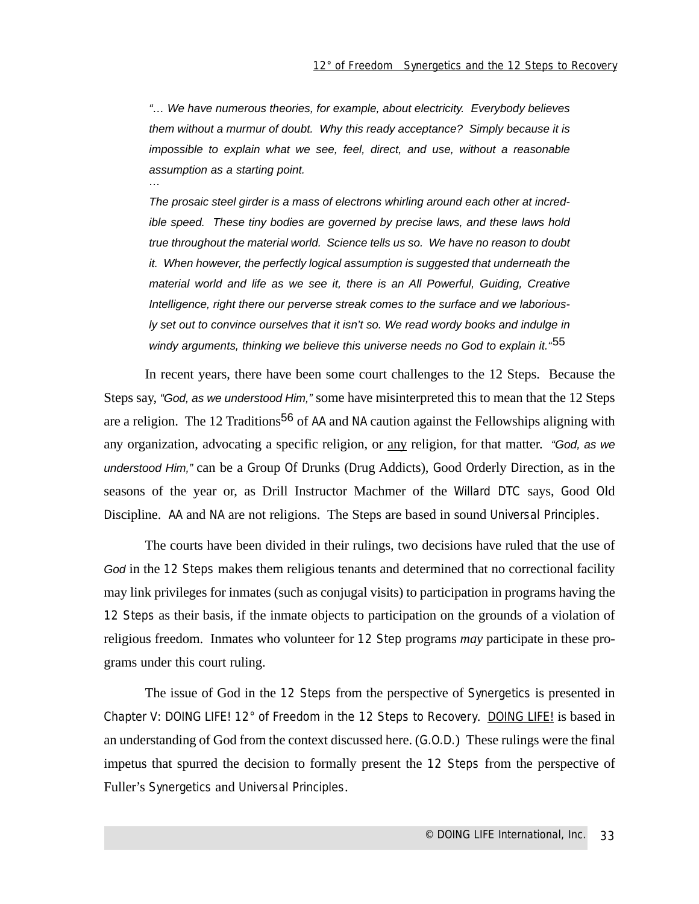*"… We have numerous theories, for example, about electricity. Everybody believes them without a murmur of doubt. Why this ready acceptance? Simply because it is impossible to explain what we see, feel, direct, and use, without a reasonable assumption as a starting point.*
*…*
*The prosaic steel girder is a mass of electrons whirling around each other at incredible speed. These tiny bodies are governed by precise laws, and these laws hold true throughout the material world. Science tells us so. We have no reason to doubt it. When however, the perfectly logical assumption is suggested that underneath the material world and life as we see it, there is an All Powerful, Guiding, Creative Intelligence, right there our perverse streak comes to the surface and we laboriously set out to convince ourselves that it isn't so. We read wordy books and indulge in windy arguments, thinking we believe this universe needs no God to explain it."*[55]

In recent years, there have been some court challenges to the 12 Steps. Because the Steps say, *"God, as we understood Him,"* some have misinterpreted this to mean that the 12 Steps are a religion. The 12 Traditions[56] of AA and NA caution against the Fellowships aligning with any organization, advocating a specific religion, or <u>any</u> religion, for that matter. *"God, as we understood Him,"* can be a Group Of Drunks (Drug Addicts), Good Orderly Direction, as in the seasons of the year or, as Drill Instructor Machmer of the Willard DTC says, Good Old Discipline. AA and NA are not religions. The Steps are based in sound Universal Principles.

The courts have been divided in their rulings, two decisions have ruled that the use of *God* in the 12 Steps makes them religious tenants and determined that no correctional facility may link privileges for inmates (such as conjugal visits) to participation in programs having the 12 Steps as their basis, if the inmate objects to participation on the grounds of a violation of religious freedom. Inmates who volunteer for 12 Step programs *may* participate in these programs under this court ruling.

The issue of God in the 12 Steps from the perspective of Synergetics is presented in Chapter V: DOING LIFE! 12° of Freedom in the 12 Steps to Recovery. <u>DOING LIFE!</u> is based in an understanding of God from the context discussed here. (G.O.D.) These rulings were the final impetus that spurred the decision to formally present the 12 Steps from the perspective of Fuller's Synergetics and Universal Principles.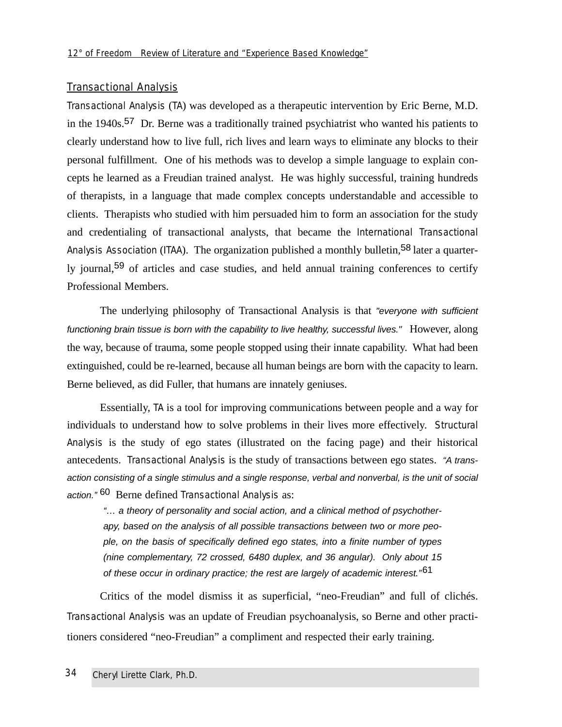## Transactional Analysis

Transactional Analysis (TA) was developed as a therapeutic intervention by Eric Berne, M.D. in the 1940s.[57] Dr. Berne was a traditionally trained psychiatrist who wanted his patients to clearly understand how to live full, rich lives and learn ways to eliminate any blocks to their personal fulfillment. One of his methods was to develop a simple language to explain concepts he learned as a Freudian trained analyst. He was highly successful, training hundreds of therapists, in a language that made complex concepts understandable and accessible to clients. Therapists who studied with him persuaded him to form an association for the study and credentialing of transactional analysts, that became the International Transactional Analysis Association (ITAA). The organization published a monthly bulletin,[58] later a quarterly journal,[59] of articles and case studies, and held annual training conferences to certify Professional Members.

The underlying philosophy of Transactional Analysis is that *"everyone with sufficient functioning brain tissue is born with the capability to live healthy, successful lives."* However, along the way, because of trauma, some people stopped using their innate capability. What had been extinguished, could be re-learned, because all human beings are born with the capacity to learn. Berne believed, as did Fuller, that humans are innately geniuses.

Essentially, TA is a tool for improving communications between people and a way for individuals to understand how to solve problems in their lives more effectively. Structural Analysis is the study of ego states (illustrated on the facing page) and their historical antecedents. Transactional Analysis is the study of transactions between ego states. *"A transaction consisting of a single stimulus and a single response, verbal and nonverbal, is the unit of social action."* [60] Berne defined Transactional Analysis as:

> *"... a theory of personality and social action, and a clinical method of psychotherapy, based on the analysis of all possible transactions between two or more people, on the basis of specifically defined ego states, into a finite number of types (nine complementary, 72 crossed, 6480 duplex, and 36 angular). Only about 15 of these occur in ordinary practice; the rest are largely of academic interest."*[61]

Critics of the model dismiss it as superficial, "neo-Freudian" and full of clichés. Transactional Analysis was an update of Freudian psychoanalysis, so Berne and other practitioners considered "neo-Freudian" a compliment and respected their early training.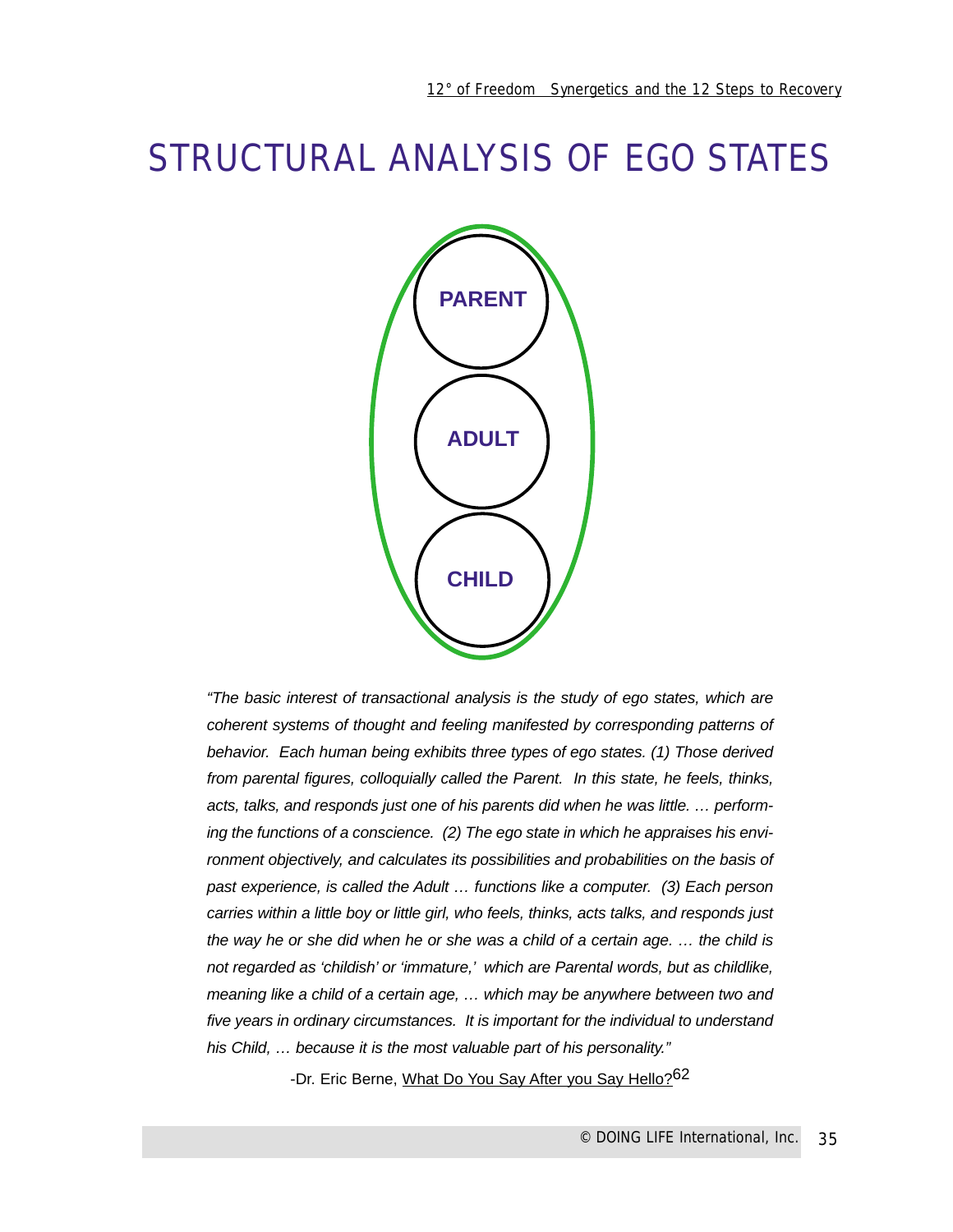# STRUCTURAL ANALYSIS OF EGO STATES

PARENT

ADULT

CHILD

*"The basic interest of transactional analysis is the study of ego states, which are coherent systems of thought and feeling manifested by corresponding patterns of behavior. Each human being exhibits three types of ego states. (1) Those derived from parental figures, colloquially called the Parent. In this state, he feels, thinks, acts, talks, and responds just one of his parents did when he was little. … performing the functions of a conscience. (2) The ego state in which he appraises his environment objectively, and calculates its possibilities and probabilities on the basis of past experience, is called the Adult … functions like a computer. (3) Each person carries within a little boy or little girl, who feels, thinks, acts talks, and responds just the way he or she did when he or she was a child of a certain age. … the child is not regarded as 'childish' or 'immature,' which are Parental words, but as childlike, meaning like a child of a certain age, … which may be anywhere between two and five years in ordinary circumstances. It is important for the individual to understand his Child, … because it is the most valuable part of his personality."*

-Dr. Eric Berne, What Do You Say After you Say Hello?[62]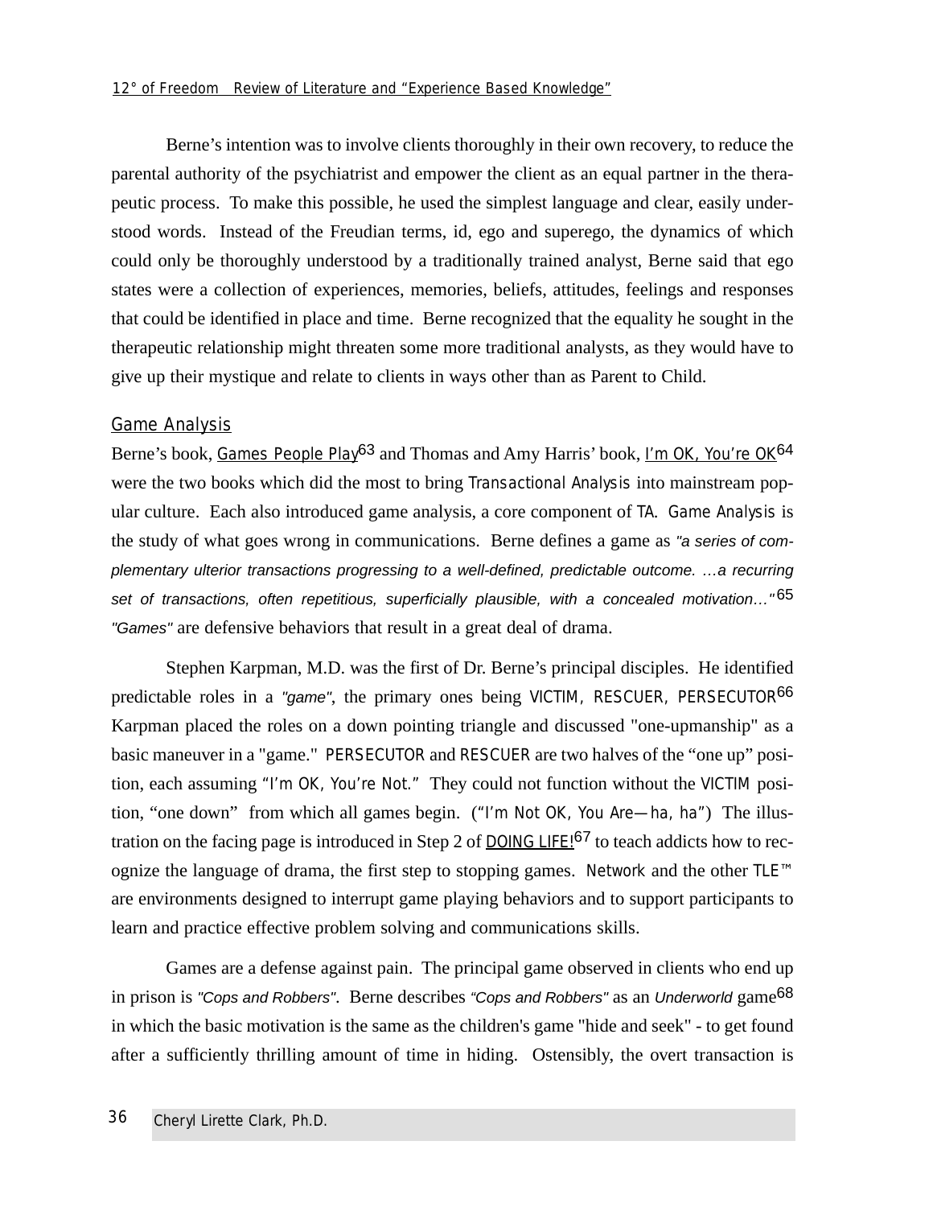Berne's intention was to involve clients thoroughly in their own recovery, to reduce the parental authority of the psychiatrist and empower the client as an equal partner in the therapeutic process. To make this possible, he used the simplest language and clear, easily understood words. Instead of the Freudian terms, id, ego and superego, the dynamics of which could only be thoroughly understood by a traditionally trained analyst, Berne said that ego states were a collection of experiences, memories, beliefs, attitudes, feelings and responses that could be identified in place and time. Berne recognized that the equality he sought in the therapeutic relationship might threaten some more traditional analysts, as they would have to give up their mystique and relate to clients in ways other than as Parent to Child.

## Game Analysis

Berne's book, Games People Play[63] and Thomas and Amy Harris' book, I'm OK, You're OK[64] were the two books which did the most to bring Transactional Analysis into mainstream popular culture. Each also introduced game analysis, a core component of TA. Game Analysis is the study of what goes wrong in communications. Berne defines a game as *"a series of complementary ulterior transactions progressing to a well-defined, predictable outcome. …a recurring set of transactions, often repetitious, superficially plausible, with a concealed motivation…"*[65] *"Games"* are defensive behaviors that result in a great deal of drama.

Stephen Karpman, M.D. was the first of Dr. Berne's principal disciples. He identified predictable roles in a *"game"*, the primary ones being VICTIM, RESCUER, PERSECUTOR[66] Karpman placed the roles on a down pointing triangle and discussed "one-upmanship" as a basic maneuver in a "game." PERSECUTOR and RESCUER are two halves of the "one up" position, each assuming "I'm OK, You're Not." They could not function without the VICTIM position, "one down" from which all games begin. ("I'm Not OK, You Are—ha, ha") The illustration on the facing page is introduced in Step 2 of DOING LIFE![67] to teach addicts how to recognize the language of drama, the first step to stopping games. Network and the other TLE™ are environments designed to interrupt game playing behaviors and to support participants to learn and practice effective problem solving and communications skills.

Games are a defense against pain. The principal game observed in clients who end up in prison is *"Cops and Robbers"*. Berne describes *"Cops and Robbers"* as an *Underworld* game[68] in which the basic motivation is the same as the children's game "hide and seek" - to get found after a sufficiently thrilling amount of time in hiding. Ostensibly, the overt transaction is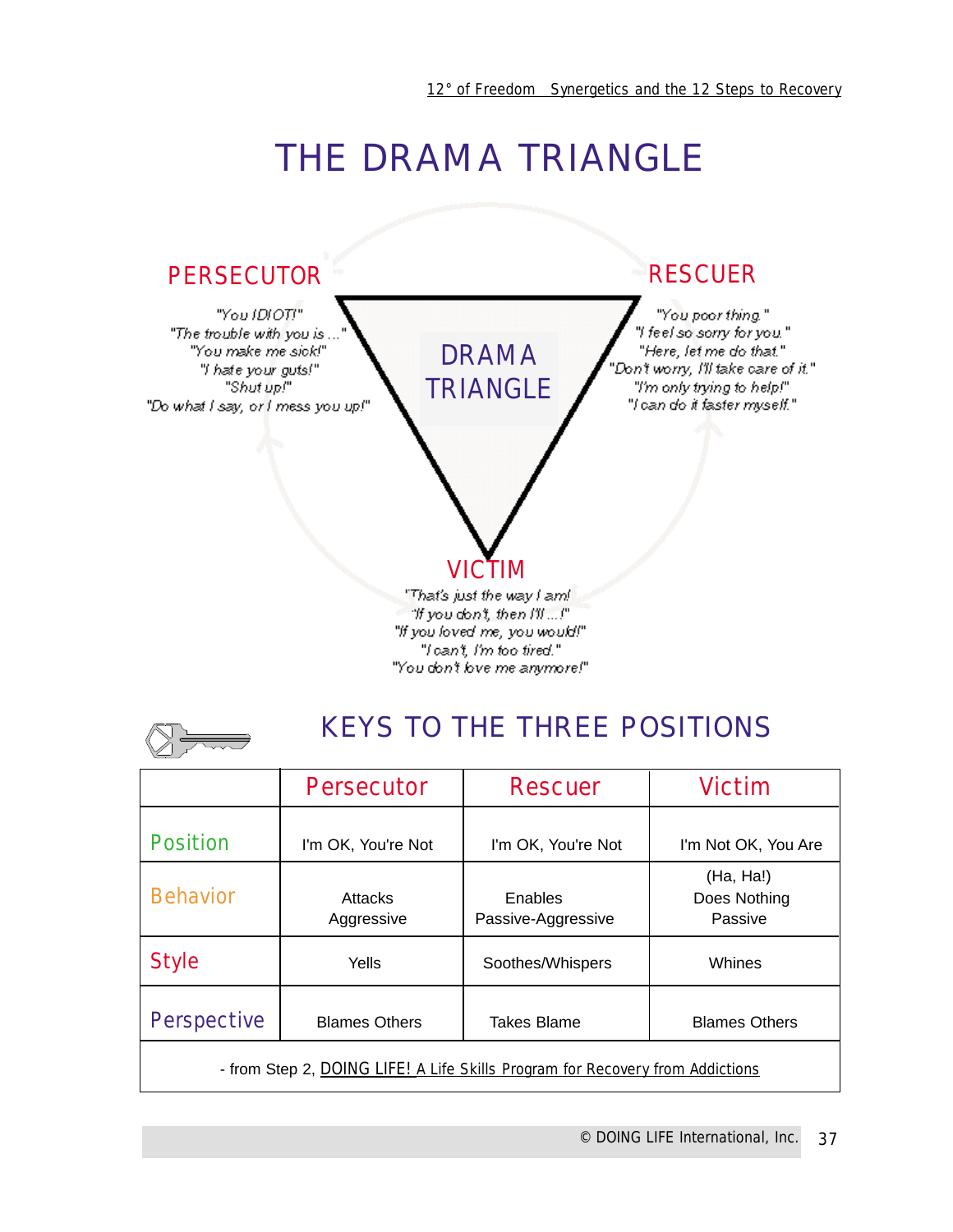# THE DRAMA TRIANGLE

## PERSECUTOR

"You IDIOT!"
"The trouble with you is ..."
"You make me sick!"
"I hate your guts!"
"Shut up!"
"Do what I say, or I mess you up!"

## RESCUER

"You poor thing."
"I feel so sorry for you."
"Here, let me do that."
"Don't worry, I'll take care of it."
"I'm only trying to help!"
"I can do it faster myself."

DRAMA TRIANGLE

## VICTIM

"That's just the way I am!
"If you don't, then I'll ...!"
"If you loved me, you would!"
"I can't, I'm too tired."
"You don't love me anymore!"

## KEYS TO THE THREE POSITIONS

| | Persecutor | Rescuer | Victim |
|---|---|---|---|
| Position | I'm OK, You're Not | I'm OK, You're Not | I'm Not OK, You Are |
| Behavior | Attacks<br>Aggressive | Enables<br>Passive-Aggressive | (Ha, Ha!)<br>Does Nothing<br>Passive |
| Style | Yells | Soothes/Whispers | Whines |
| Perspective | Blames Others | Takes Blame | Blames Others |

- from Step 2, DOING LIFE! A Life Skills Program for Recovery from Addictions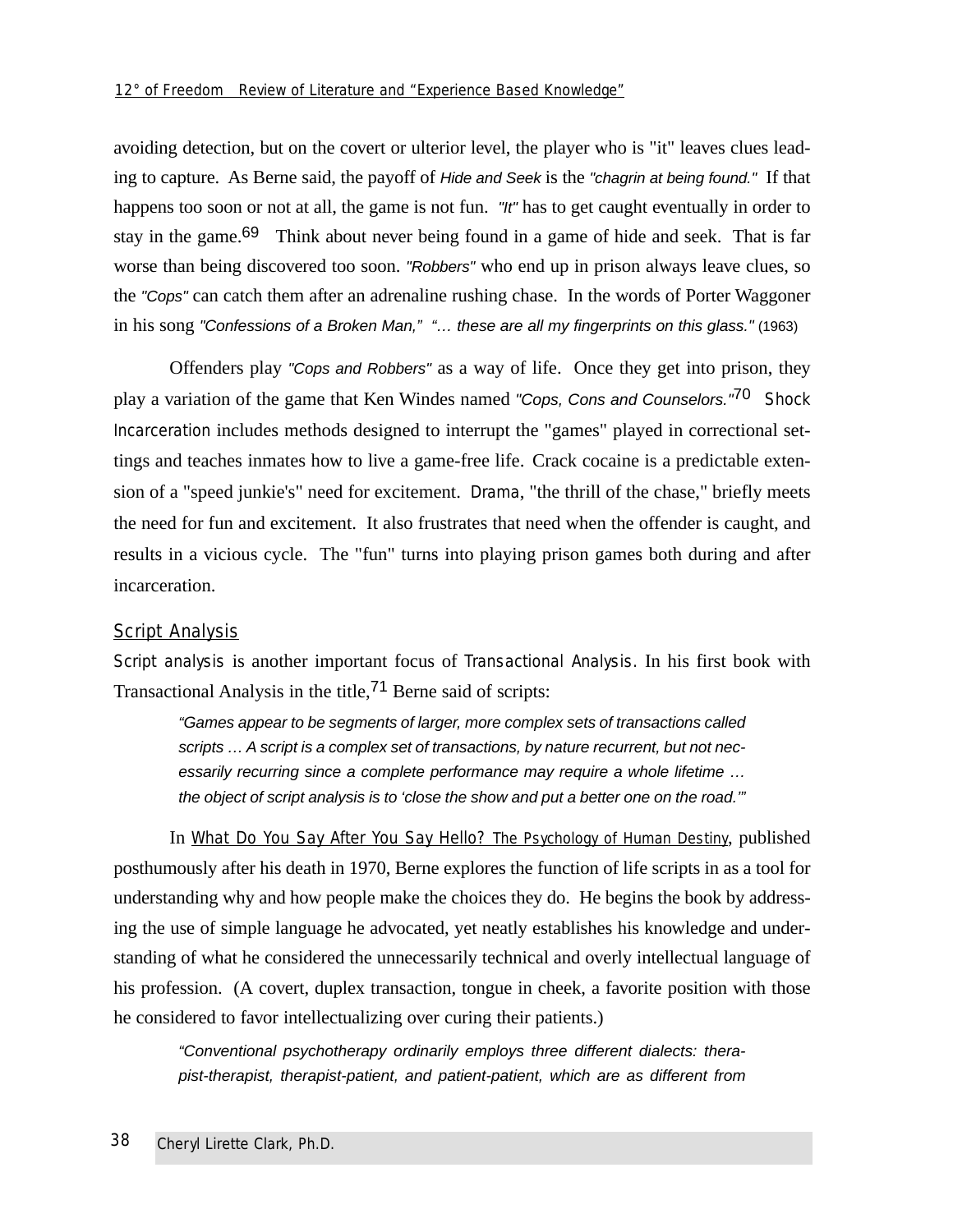avoiding detection, but on the covert or ulterior level, the player who is "it" leaves clues leading to capture. As Berne said, the payoff of *Hide and Seek* is the *"chagrin at being found."* If that happens too soon or not at all, the game is not fun. *"It"* has to get caught eventually in order to stay in the game.[69] Think about never being found in a game of hide and seek. That is far worse than being discovered too soon. *"Robbers"* who end up in prison always leave clues, so the *"Cops"* can catch them after an adrenaline rushing chase. In the words of Porter Waggoner in his song *"Confessions of a Broken Man," "… these are all my fingerprints on this glass."* (1963)

Offenders play *"Cops and Robbers"* as a way of life. Once they get into prison, they play a variation of the game that Ken Windes named *"Cops, Cons and Counselors."*[70] Shock Incarceration includes methods designed to interrupt the "games" played in correctional settings and teaches inmates how to live a game-free life. Crack cocaine is a predictable extension of a "speed junkie's" need for excitement. Drama, "the thrill of the chase," briefly meets the need for fun and excitement. It also frustrates that need when the offender is caught, and results in a vicious cycle. The "fun" turns into playing prison games both during and after incarceration.

## Script Analysis

Script analysis is another important focus of Transactional Analysis. In his first book with Transactional Analysis in the title,[71] Berne said of scripts:

> *"Games appear to be segments of larger, more complex sets of transactions called scripts … A script is a complex set of transactions, by nature recurrent, but not necessarily recurring since a complete performance may require a whole lifetime … the object of script analysis is to 'close the show and put a better one on the road.'"*

In What Do You Say After You Say Hello? The Psychology of Human Destiny, published posthumously after his death in 1970, Berne explores the function of life scripts in as a tool for understanding why and how people make the choices they do. He begins the book by addressing the use of simple language he advocated, yet neatly establishes his knowledge and understanding of what he considered the unnecessarily technical and overly intellectual language of his profession. (A covert, duplex transaction, tongue in cheek, a favorite position with those he considered to favor intellectualizing over curing their patients.)

> *"Conventional psychotherapy ordinarily employs three different dialects: therapist-therapist, therapist-patient, and patient-patient, which are as different from*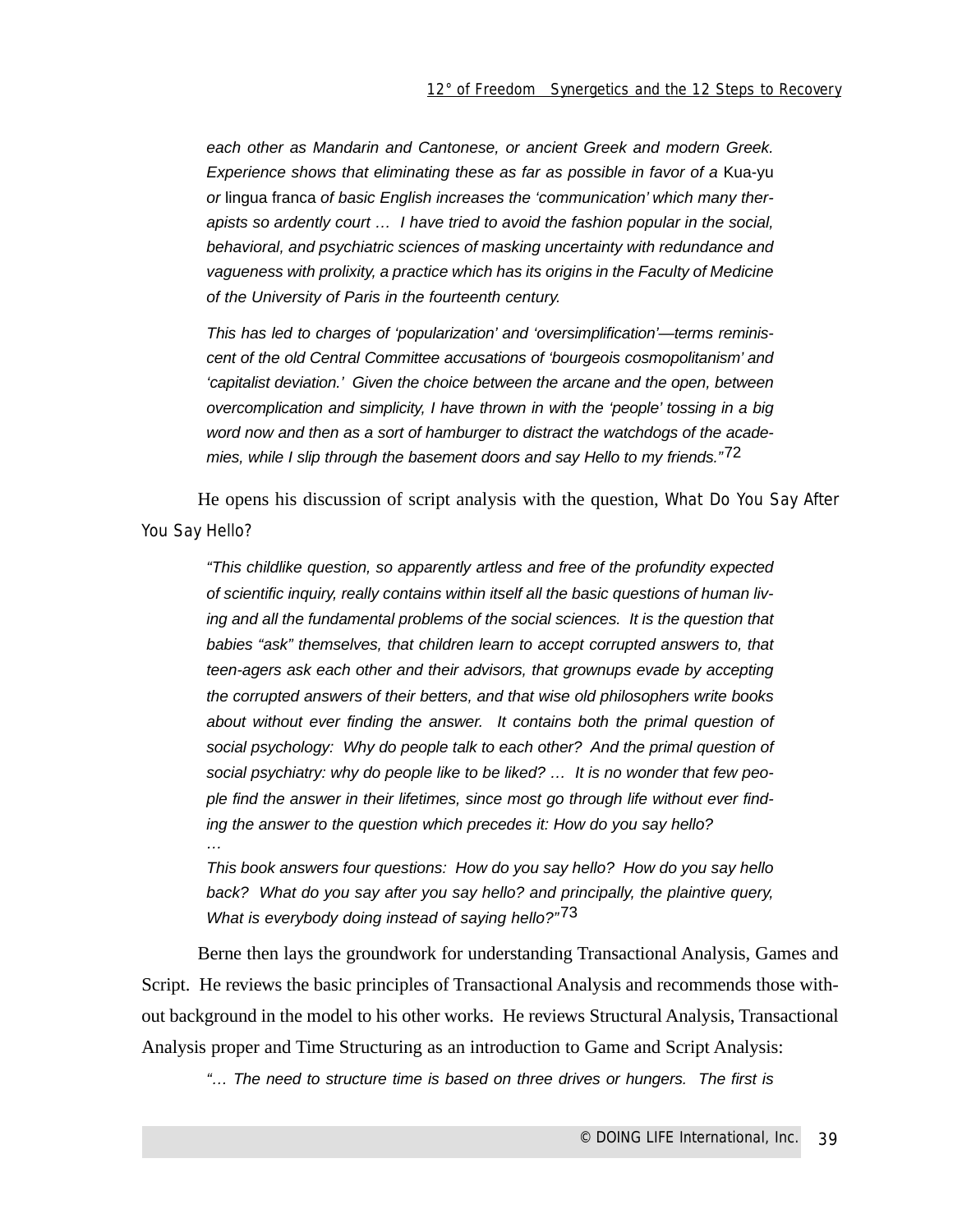> *each other as Mandarin and Cantonese, or ancient Greek and modern Greek. Experience shows that eliminating these as far as possible in favor of a* Kua-yu *or* lingua franca *of basic English increases the 'communication' which many therapists so ardently court … I have tried to avoid the fashion popular in the social, behavioral, and psychiatric sciences of masking uncertainty with redundance and vagueness with prolixity, a practice which has its origins in the Faculty of Medicine of the University of Paris in the fourteenth century.*
>
> *This has led to charges of 'popularization' and 'oversimplification'—terms reminiscent of the old Central Committee accusations of 'bourgeois cosmopolitanism' and 'capitalist deviation.' Given the choice between the arcane and the open, between overcomplication and simplicity, I have thrown in with the 'people' tossing in a big word now and then as a sort of hamburger to distract the watchdogs of the academies, while I slip through the basement doors and say Hello to my friends."*[72]

He opens his discussion of script analysis with the question, *What Do You Say After You Say Hello?*

> *"This childlike question, so apparently artless and free of the profundity expected of scientific inquiry, really contains within itself all the basic questions of human living and all the fundamental problems of the social sciences. It is the question that babies "ask" themselves, that children learn to accept corrupted answers to, that teen-agers ask each other and their advisors, that grownups evade by accepting the corrupted answers of their betters, and that wise old philosophers write books about without ever finding the answer. It contains both the primal question of social psychology: Why do people talk to each other? And the primal question of social psychiatry: why do people like to be liked? … It is no wonder that few people find the answer in their lifetimes, since most go through life without ever finding the answer to the question which precedes it: How do you say hello?*
>
> *…*
>
> *This book answers four questions: How do you say hello? How do you say hello back? What do you say after you say hello? and principally, the plaintive query, What is everybody doing instead of saying hello?"*[73]

Berne then lays the groundwork for understanding Transactional Analysis, Games and Script. He reviews the basic principles of Transactional Analysis and recommends those without background in the model to his other works. He reviews Structural Analysis, Transactional Analysis proper and Time Structuring as an introduction to Game and Script Analysis:

> *"… The need to structure time is based on three drives or hungers. The first is*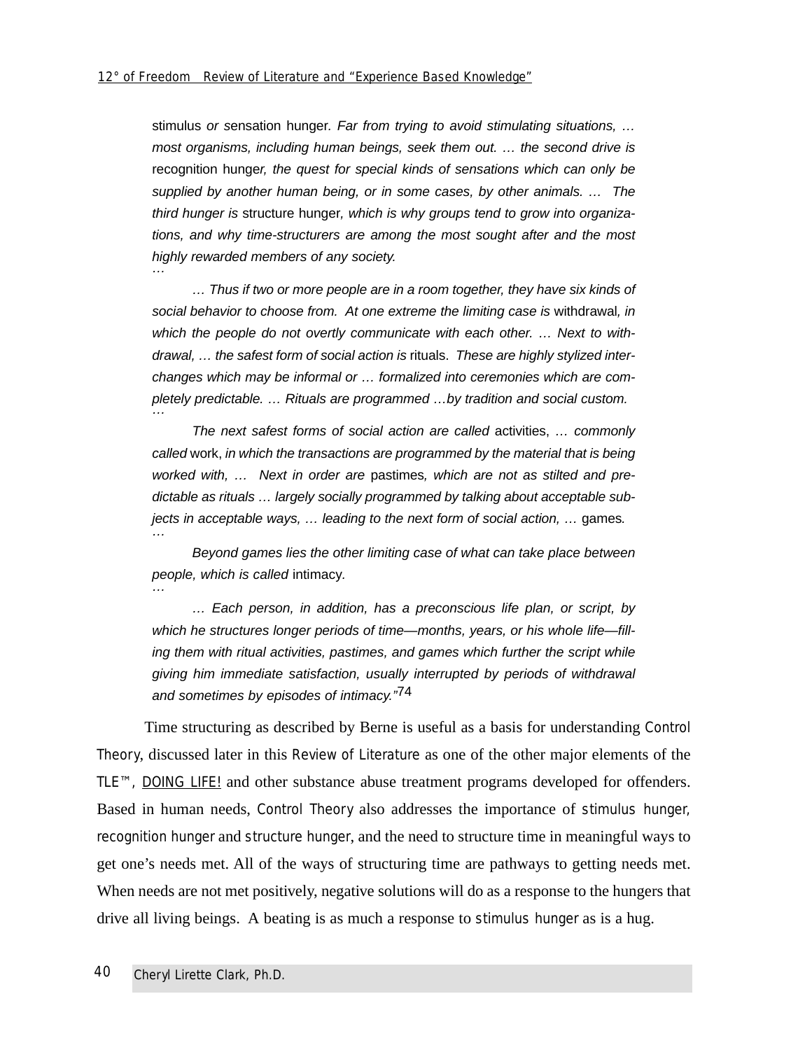stimulus *or* sensation hunger*. Far from trying to avoid stimulating situations, … most organisms, including human beings, seek them out. … the second drive is* recognition hunger*, the quest for special kinds of sensations which can only be supplied by another human being, or in some cases, by other animals. … The third hunger is* structure hunger*, which is why groups tend to grow into organizations, and why time-structurers are among the most sought after and the most highly rewarded members of any society.*
*…*

*… Thus if two or more people are in a room together, they have six kinds of social behavior to choose from. At one extreme the limiting case is* withdrawal*, in which the people do not overtly communicate with each other. … Next to withdrawal, … the safest form of social action is* rituals*. These are highly stylized interchanges which may be informal or … formalized into ceremonies which are completely predictable. … Rituals are programmed …by tradition and social custom.*
*…*

*The next safest forms of social action are called* activities, *… commonly called* work, *in which the transactions are programmed by the material that is being worked with, … Next in order are* pastimes*, which are not as stilted and predictable as rituals … largely socially programmed by talking about acceptable subjects in acceptable ways, … leading to the next form of social action, …* games*.*
*…*

*Beyond games lies the other limiting case of what can take place between people, which is called* intimacy*.*
*…*

*… Each person, in addition, has a preconscious life plan, or script, by which he structures longer periods of time—months, years, or his whole life—filling them with ritual activities, pastimes, and games which further the script while giving him immediate satisfaction, usually interrupted by periods of withdrawal and sometimes by episodes of intimacy."*[74]

Time structuring as described by Berne is useful as a basis for understanding Control Theory, discussed later in this Review of Literature as one of the other major elements of the TLE™, DOING LIFE! and other substance abuse treatment programs developed for offenders. Based in human needs, Control Theory also addresses the importance of stimulus hunger, recognition hunger and structure hunger, and the need to structure time in meaningful ways to get one's needs met. All of the ways of structuring time are pathways to getting needs met. When needs are not met positively, negative solutions will do as a response to the hungers that drive all living beings. A beating is as much a response to stimulus hunger as is a hug.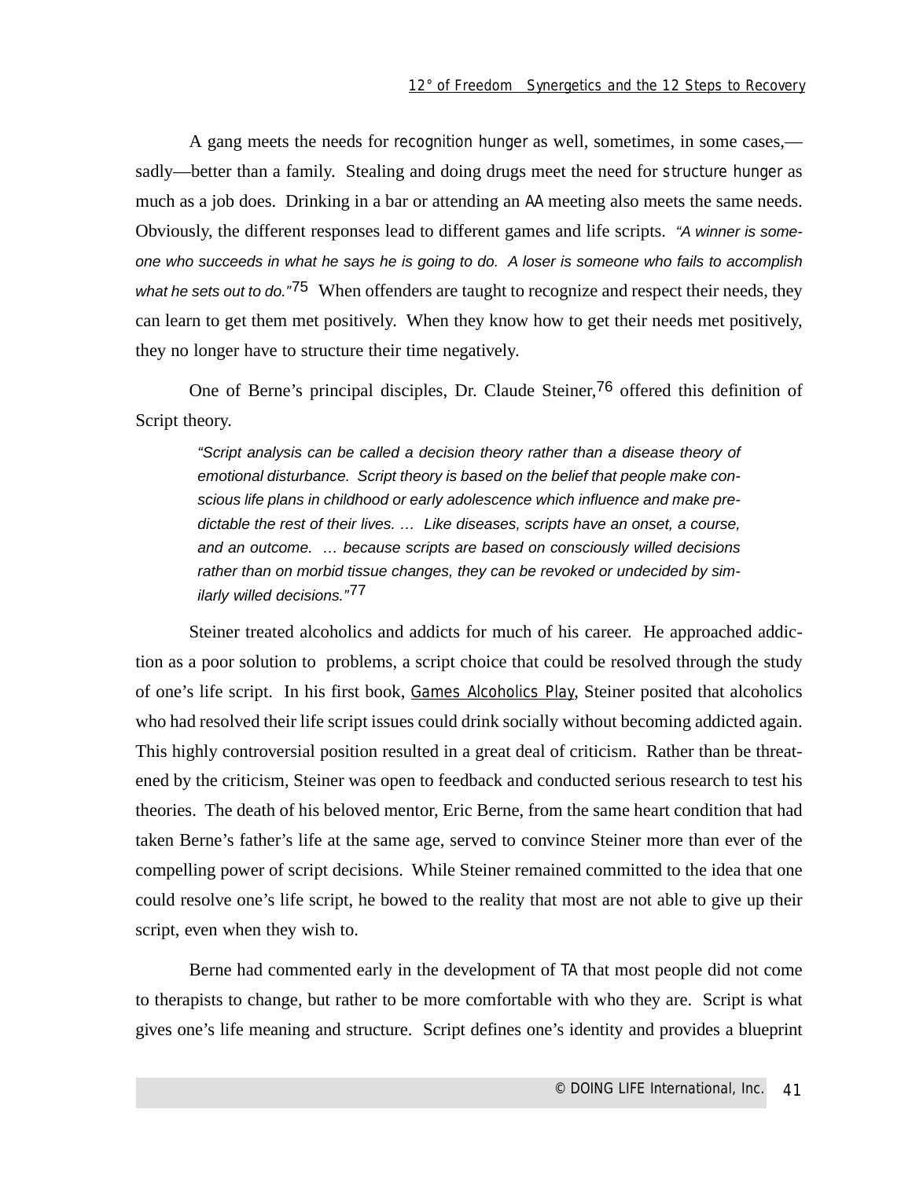A gang meets the needs for recognition hunger as well, sometimes, in some cases,—sadly—better than a family. Stealing and doing drugs meet the need for structure hunger as much as a job does. Drinking in a bar or attending an AA meeting also meets the same needs. Obviously, the different responses lead to different games and life scripts. *"A winner is someone who succeeds in what he says he is going to do. A loser is someone who fails to accomplish what he sets out to do."*[75] When offenders are taught to recognize and respect their needs, they can learn to get them met positively. When they know how to get their needs met positively, they no longer have to structure their time negatively.

One of Berne's principal disciples, Dr. Claude Steiner,[76] offered this definition of Script theory.

> *"Script analysis can be called a decision theory rather than a disease theory of emotional disturbance. Script theory is based on the belief that people make conscious life plans in childhood or early adolescence which influence and make predictable the rest of their lives. … Like diseases, scripts have an onset, a course, and an outcome. … because scripts are based on consciously willed decisions rather than on morbid tissue changes, they can be revoked or undecided by similarly willed decisions."*[77]

Steiner treated alcoholics and addicts for much of his career. He approached addiction as a poor solution to problems, a script choice that could be resolved through the study of one's life script. In his first book, Games Alcoholics Play, Steiner posited that alcoholics who had resolved their life script issues could drink socially without becoming addicted again. This highly controversial position resulted in a great deal of criticism. Rather than be threatened by the criticism, Steiner was open to feedback and conducted serious research to test his theories. The death of his beloved mentor, Eric Berne, from the same heart condition that had taken Berne's father's life at the same age, served to convince Steiner more than ever of the compelling power of script decisions. While Steiner remained committed to the idea that one could resolve one's life script, he bowed to the reality that most are not able to give up their script, even when they wish to.

Berne had commented early in the development of TA that most people did not come to therapists to change, but rather to be more comfortable with who they are. Script is what gives one's life meaning and structure. Script defines one's identity and provides a blueprint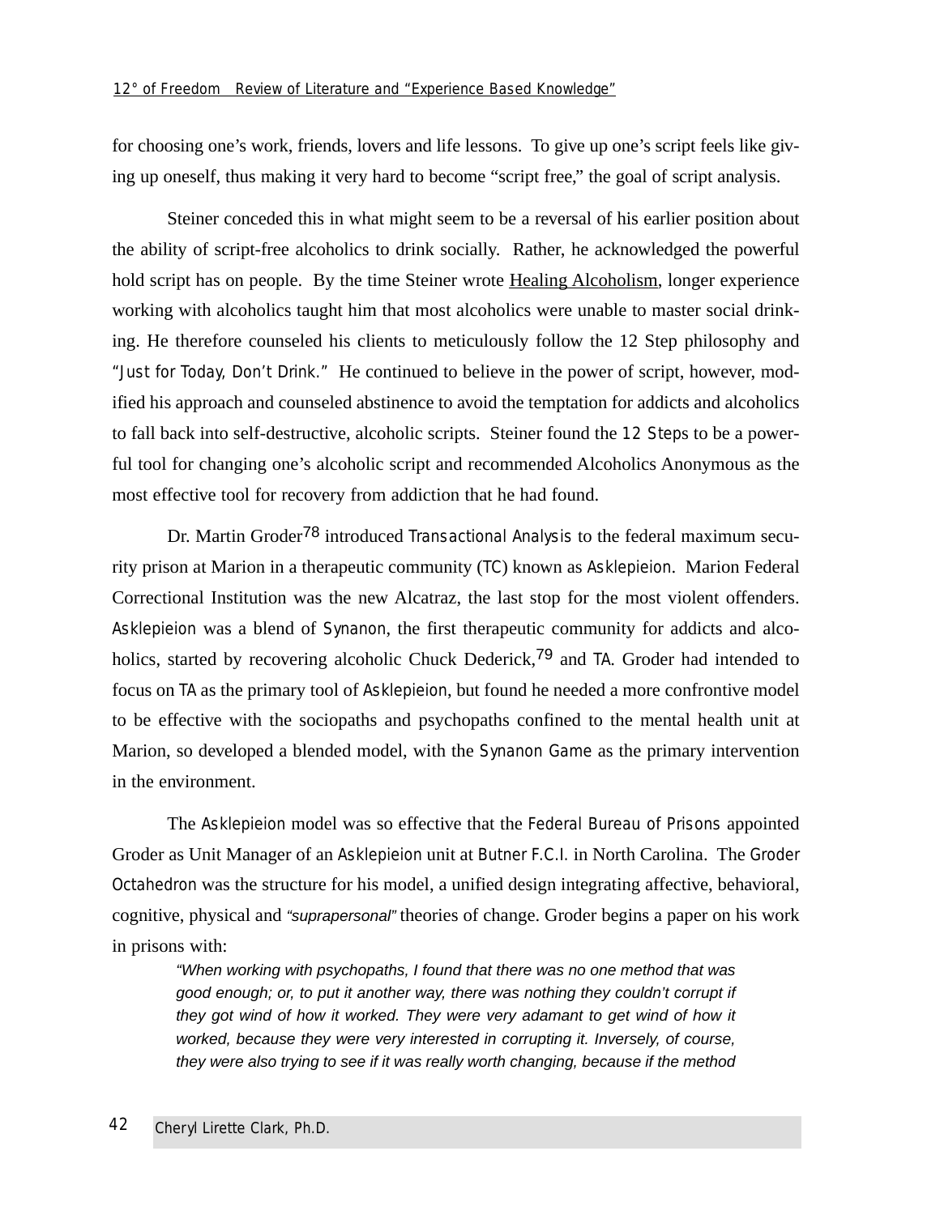for choosing one's work, friends, lovers and life lessons. To give up one's script feels like giving up oneself, thus making it very hard to become "script free," the goal of script analysis.

Steiner conceded this in what might seem to be a reversal of his earlier position about the ability of script-free alcoholics to drink socially. Rather, he acknowledged the powerful hold script has on people. By the time Steiner wrote Healing Alcoholism, longer experience working with alcoholics taught him that most alcoholics were unable to master social drinking. He therefore counseled his clients to meticulously follow the 12 Step philosophy and "Just for Today, Don't Drink." He continued to believe in the power of script, however, modified his approach and counseled abstinence to avoid the temptation for addicts and alcoholics to fall back into self-destructive, alcoholic scripts. Steiner found the 12 Steps to be a powerful tool for changing one's alcoholic script and recommended Alcoholics Anonymous as the most effective tool for recovery from addiction that he had found.

Dr. Martin Groder[78] introduced Transactional Analysis to the federal maximum security prison at Marion in a therapeutic community (TC) known as Asklepieion. Marion Federal Correctional Institution was the new Alcatraz, the last stop for the most violent offenders. Asklepieion was a blend of Synanon, the first therapeutic community for addicts and alcoholics, started by recovering alcoholic Chuck Dederick,[79] and TA. Groder had intended to focus on TA as the primary tool of Asklepieion, but found he needed a more confrontive model to be effective with the sociopaths and psychopaths confined to the mental health unit at Marion, so developed a blended model, with the Synanon Game as the primary intervention in the environment.

The Asklepieion model was so effective that the Federal Bureau of Prisons appointed Groder as Unit Manager of an Asklepieion unit at Butner F.C.I. in North Carolina. The Groder Octahedron was the structure for his model, a unified design integrating affective, behavioral, cognitive, physical and *"suprapersonal"* theories of change. Groder begins a paper on his work in prisons with:

> *"When working with psychopaths, I found that there was no one method that was good enough; or, to put it another way, there was nothing they couldn't corrupt if they got wind of how it worked. They were very adamant to get wind of how it worked, because they were very interested in corrupting it. Inversely, of course, they were also trying to see if it was really worth changing, because if the method*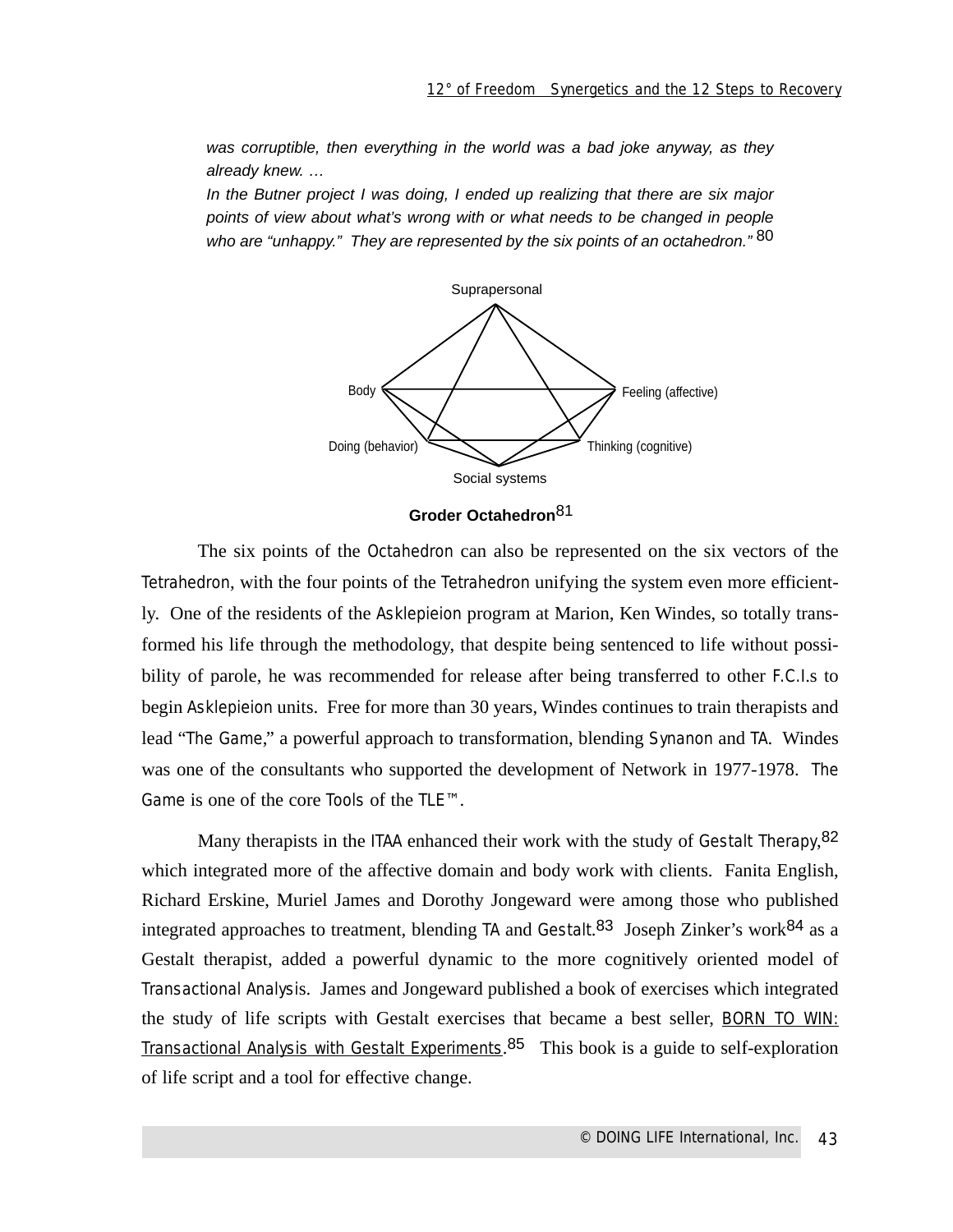*was corruptible, then everything in the world was a bad joke anyway, as they already knew. …*

*In the Butner project I was doing, I ended up realizing that there are six major points of view about what's wrong with or what needs to be changed in people who are "unhappy." They are represented by the six points of an octahedron."* [80]

Suprapersonal

Body

Feeling (affective)

Doing (behavior)

Thinking (cognitive)

Social systems

**Groder Octahedron**[81]

The six points of the Octahedron can also be represented on the six vectors of the Tetrahedron, with the four points of the Tetrahedron unifying the system even more efficiently. One of the residents of the Asklepieion program at Marion, Ken Windes, so totally transformed his life through the methodology, that despite being sentenced to life without possibility of parole, he was recommended for release after being transferred to other F.C.I.s to begin Asklepieion units. Free for more than 30 years, Windes continues to train therapists and lead "The Game," a powerful approach to transformation, blending Synanon and TA. Windes was one of the consultants who supported the development of Network in 1977-1978. The Game is one of the core Tools of the TLE™.

Many therapists in the ITAA enhanced their work with the study of Gestalt Therapy,[82] which integrated more of the affective domain and body work with clients. Fanita English, Richard Erskine, Muriel James and Dorothy Jongeward were among those who published integrated approaches to treatment, blending TA and Gestalt.[83] Joseph Zinker's work[84] as a Gestalt therapist, added a powerful dynamic to the more cognitively oriented model of Transactional Analysis. James and Jongeward published a book of exercises which integrated the study of life scripts with Gestalt exercises that became a best seller, BORN TO WIN: Transactional Analysis with Gestalt Experiments.[85] This book is a guide to self-exploration of life script and a tool for effective change.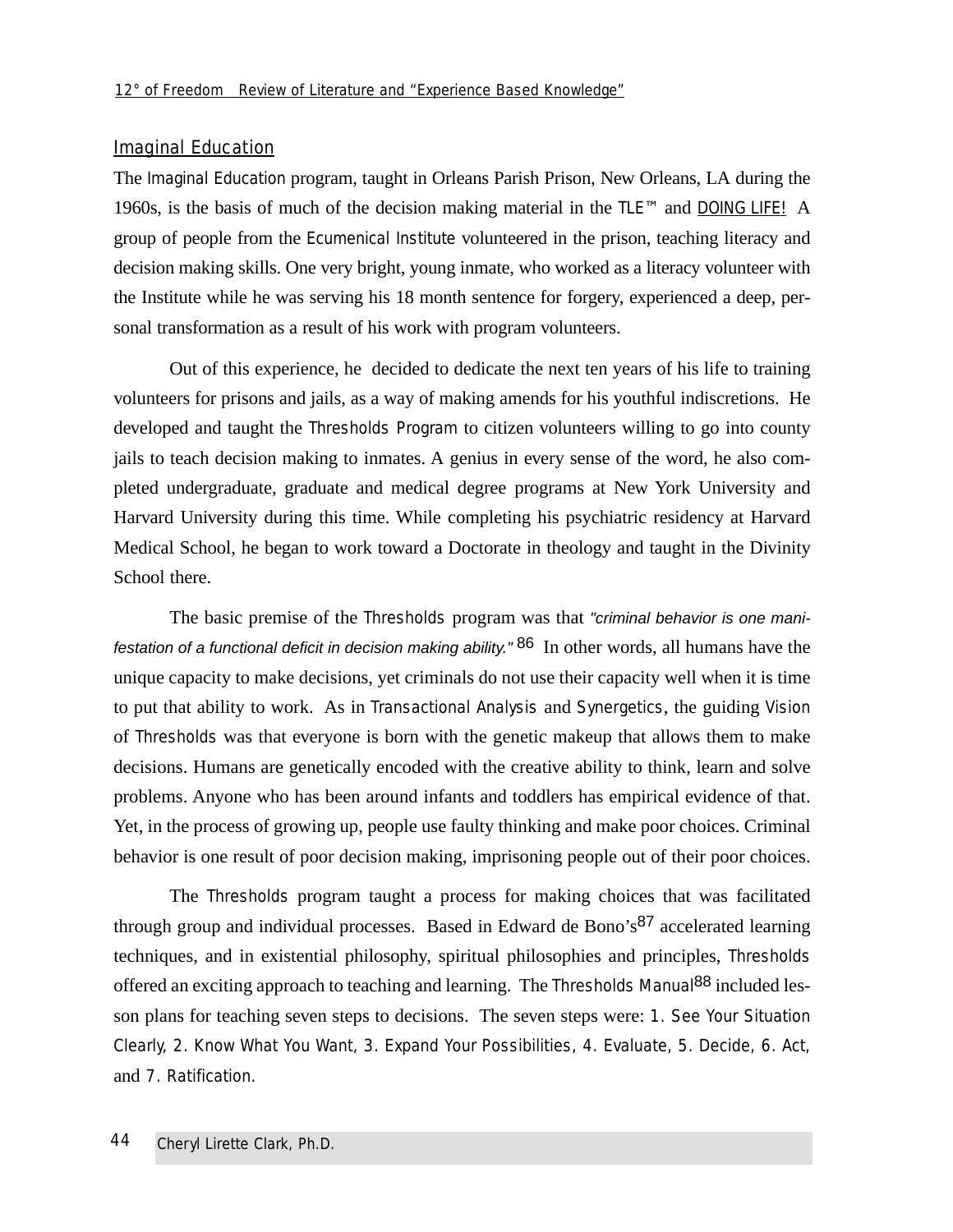## Imaginal Education

The Imaginal Education program, taught in Orleans Parish Prison, New Orleans, LA during the 1960s, is the basis of much of the decision making material in the TLE™ and DOING LIFE! A group of people from the Ecumenical Institute volunteered in the prison, teaching literacy and decision making skills. One very bright, young inmate, who worked as a literacy volunteer with the Institute while he was serving his 18 month sentence for forgery, experienced a deep, personal transformation as a result of his work with program volunteers.

Out of this experience, he decided to dedicate the next ten years of his life to training volunteers for prisons and jails, as a way of making amends for his youthful indiscretions. He developed and taught the Thresholds Program to citizen volunteers willing to go into county jails to teach decision making to inmates. A genius in every sense of the word, he also completed undergraduate, graduate and medical degree programs at New York University and Harvard University during this time. While completing his psychiatric residency at Harvard Medical School, he began to work toward a Doctorate in theology and taught in the Divinity School there.

The basic premise of the Thresholds program was that *"criminal behavior is one manifestation of a functional deficit in decision making ability."* [86] In other words, all humans have the unique capacity to make decisions, yet criminals do not use their capacity well when it is time to put that ability to work. As in Transactional Analysis and Synergetics, the guiding Vision of Thresholds was that everyone is born with the genetic makeup that allows them to make decisions. Humans are genetically encoded with the creative ability to think, learn and solve problems. Anyone who has been around infants and toddlers has empirical evidence of that. Yet, in the process of growing up, people use faulty thinking and make poor choices. Criminal behavior is one result of poor decision making, imprisoning people out of their poor choices.

The Thresholds program taught a process for making choices that was facilitated through group and individual processes. Based in Edward de Bono's[87] accelerated learning techniques, and in existential philosophy, spiritual philosophies and principles, Thresholds offered an exciting approach to teaching and learning. The Thresholds Manual[88] included lesson plans for teaching seven steps to decisions. The seven steps were: 1. See Your Situation Clearly, 2. Know What You Want, 3. Expand Your Possibilities, 4. Evaluate, 5. Decide, 6. Act, and 7. Ratification.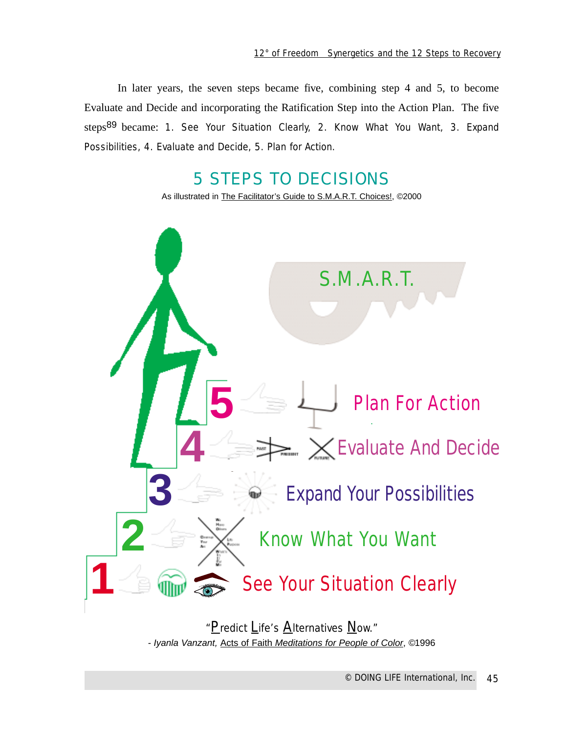In later years, the seven steps became five, combining step 4 and 5, to become Evaluate and Decide and incorporating the Ratification Step into the Action Plan. The five steps[89] became: 1. See Your Situation Clearly, 2. Know What You Want, 3. Expand Possibilities, 4. Evaluate and Decide, 5. Plan for Action.

## 5 STEPS TO DECISIONS

As illustrated in The Facilitator's Guide to S.M.A.R.T. Choices!, ©2000

S.M.A.R.T.

5 Plan For Action

4 Evaluate And Decide

3 Expand Your Possibilities

2 Know What You Want

1 See Your Situation Clearly

"Predict Life's Alternatives Now."

*- Iyanla Vanzant,* Acts of Faith *Meditations for People of Color*, ©1996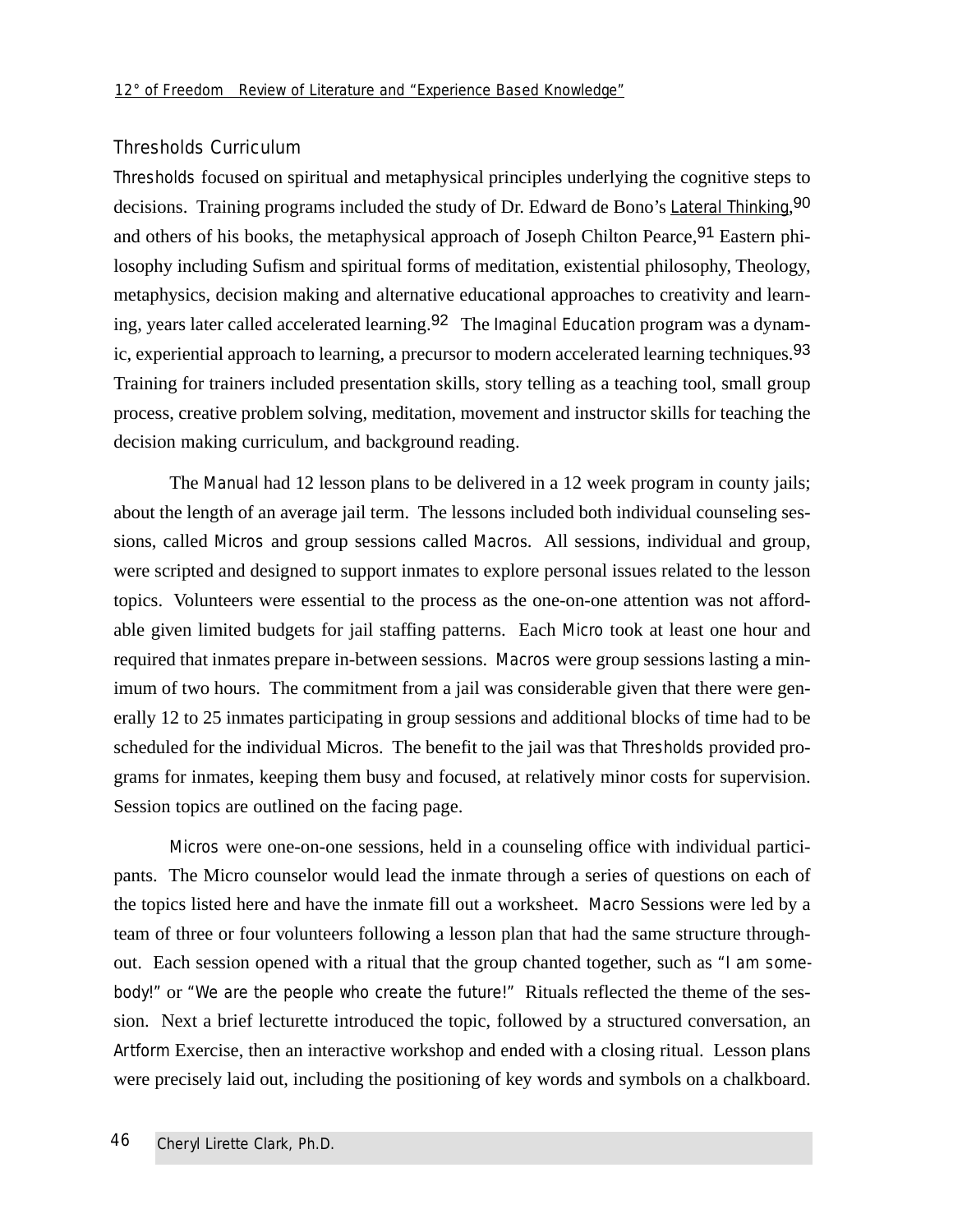## Thresholds Curriculum

*Thresholds* focused on spiritual and metaphysical principles underlying the cognitive steps to decisions. Training programs included the study of Dr. Edward de Bono's Lateral Thinking,[90] and others of his books, the metaphysical approach of Joseph Chilton Pearce,[91] Eastern philosophy including Sufism and spiritual forms of meditation, existential philosophy, Theology, metaphysics, decision making and alternative educational approaches to creativity and learning, years later called accelerated learning.[92] The *Imaginal Education* program was a dynamic, experiential approach to learning, a precursor to modern accelerated learning techniques.[93] Training for trainers included presentation skills, story telling as a teaching tool, small group process, creative problem solving, meditation, movement and instructor skills for teaching the decision making curriculum, and background reading.

The *Manual* had 12 lesson plans to be delivered in a 12 week program in county jails; about the length of an average jail term. The lessons included both individual counseling sessions, called *Micros* and group sessions called *Macros*. All sessions, individual and group, were scripted and designed to support inmates to explore personal issues related to the lesson topics. Volunteers were essential to the process as the one-on-one attention was not affordable given limited budgets for jail staffing patterns. Each *Micro* took at least one hour and required that inmates prepare in-between sessions. *Macros* were group sessions lasting a minimum of two hours. The commitment from a jail was considerable given that there were generally 12 to 25 inmates participating in group sessions and additional blocks of time had to be scheduled for the individual Micros. The benefit to the jail was that *Thresholds* provided programs for inmates, keeping them busy and focused, at relatively minor costs for supervision. Session topics are outlined on the facing page.

*Micros* were one-on-one sessions, held in a counseling office with individual participants. The Micro counselor would lead the inmate through a series of questions on each of the topics listed here and have the inmate fill out a worksheet. *Macro* Sessions were led by a team of three or four volunteers following a lesson plan that had the same structure throughout. Each session opened with a ritual that the group chanted together, such as *"I am somebody!"* or *"We are the people who create the future!"* Rituals reflected the theme of the session. Next a brief lecturette introduced the topic, followed by a structured conversation, an *Artform* Exercise, then an interactive workshop and ended with a closing ritual. Lesson plans were precisely laid out, including the positioning of key words and symbols on a chalkboard.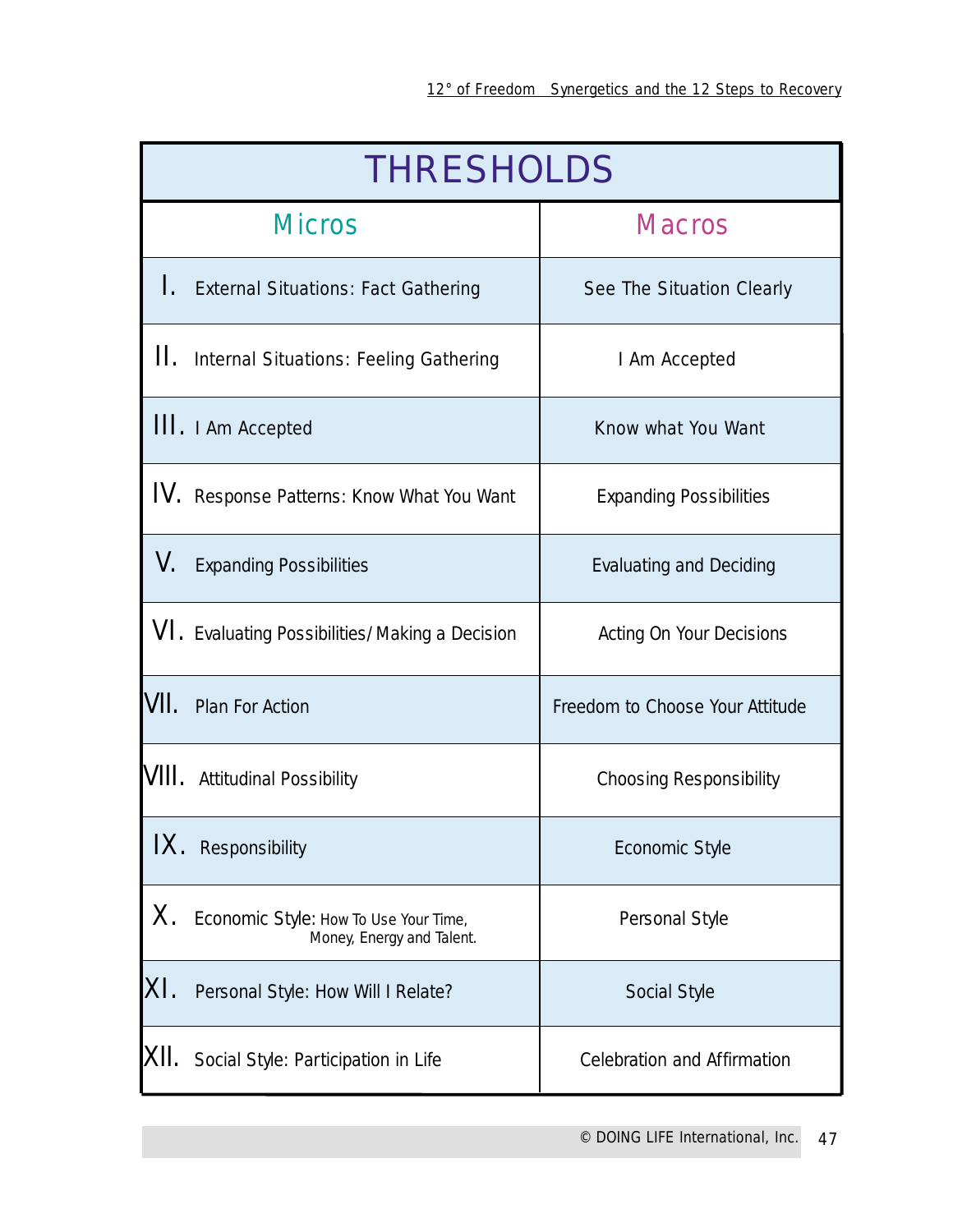| THRESHOLDS | |
|---|---|
| Micros | Macros |
| I. External Situations: Fact Gathering | See The Situation Clearly |
| II. Internal Situations: Feeling Gathering | I Am Accepted |
| III. I Am Accepted | Know what You Want |
| IV. Response Patterns: Know What You Want | Expanding Possibilities |
| V. Expanding Possibilities | Evaluating and Deciding |
| VI. Evaluating Possibilities/ Making a Decision | Acting On Your Decisions |
| VII. Plan For Action | Freedom to Choose Your Attitude |
| VIII. Attitudinal Possibility | Choosing Responsibility |
| IX. Responsibility | Economic Style |
| X. Economic Style: How To Use Your Time, Money, Energy and Talent. | Personal Style |
| XI. Personal Style: How Will I Relate? | Social Style |
| XII. Social Style: Participation in Life | Celebration and Affirmation |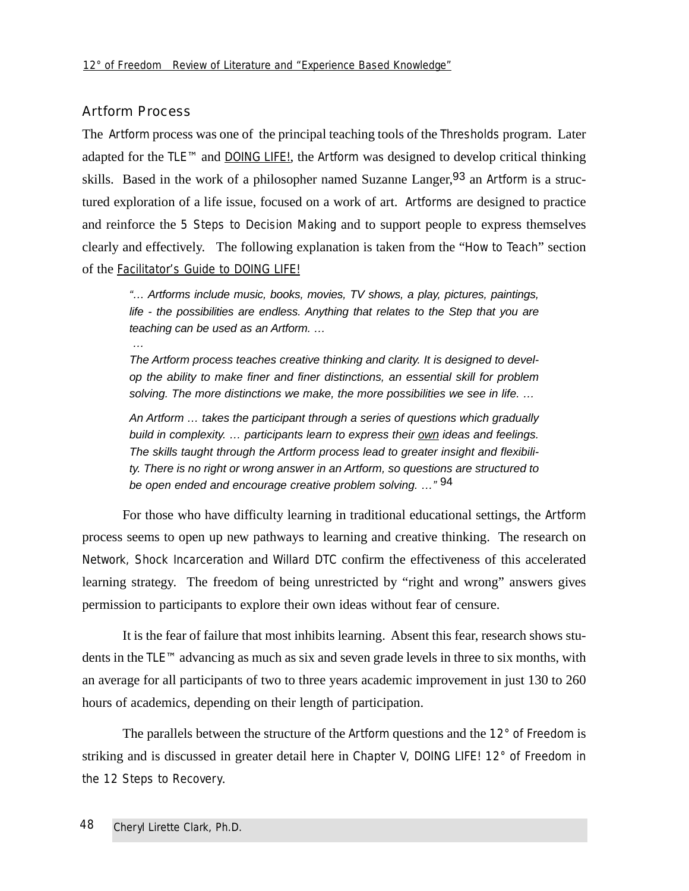## Artform Process

The Artform process was one of the principal teaching tools of the Thresholds program. Later adapted for the TLE™ and DOING LIFE!, the Artform was designed to develop critical thinking skills. Based in the work of a philosopher named Suzanne Langer,[93] an Artform is a structured exploration of a life issue, focused on a work of art. Artforms are designed to practice and reinforce the 5 Steps to Decision Making and to support people to express themselves clearly and effectively. The following explanation is taken from the "How to Teach" section of the Facilitator's Guide to DOING LIFE!

> *"… Artforms include music, books, movies, TV shows, a play, pictures, paintings, life - the possibilities are endless. Anything that relates to the Step that you are teaching can be used as an Artform. …*
>
> *…*
>
> *The Artform process teaches creative thinking and clarity. It is designed to develop the ability to make finer and finer distinctions, an essential skill for problem solving. The more distinctions we make, the more possibilities we see in life. …*
>
> *An Artform … takes the participant through a series of questions which gradually build in complexity. … participants learn to express their own ideas and feelings. The skills taught through the Artform process lead to greater insight and flexibility. There is no right or wrong answer in an Artform, so questions are structured to be open ended and encourage creative problem solving. …"* [94]

For those who have difficulty learning in traditional educational settings, the Artform process seems to open up new pathways to learning and creative thinking. The research on Network, Shock Incarceration and Willard DTC confirm the effectiveness of this accelerated learning strategy. The freedom of being unrestricted by "right and wrong" answers gives permission to participants to explore their own ideas without fear of censure.

It is the fear of failure that most inhibits learning. Absent this fear, research shows students in the TLE™ advancing as much as six and seven grade levels in three to six months, with an average for all participants of two to three years academic improvement in just 130 to 260 hours of academics, depending on their length of participation.

The parallels between the structure of the Artform questions and the 12° of Freedom is striking and is discussed in greater detail here in Chapter V, DOING LIFE! 12° of Freedom in the 12 Steps to Recovery.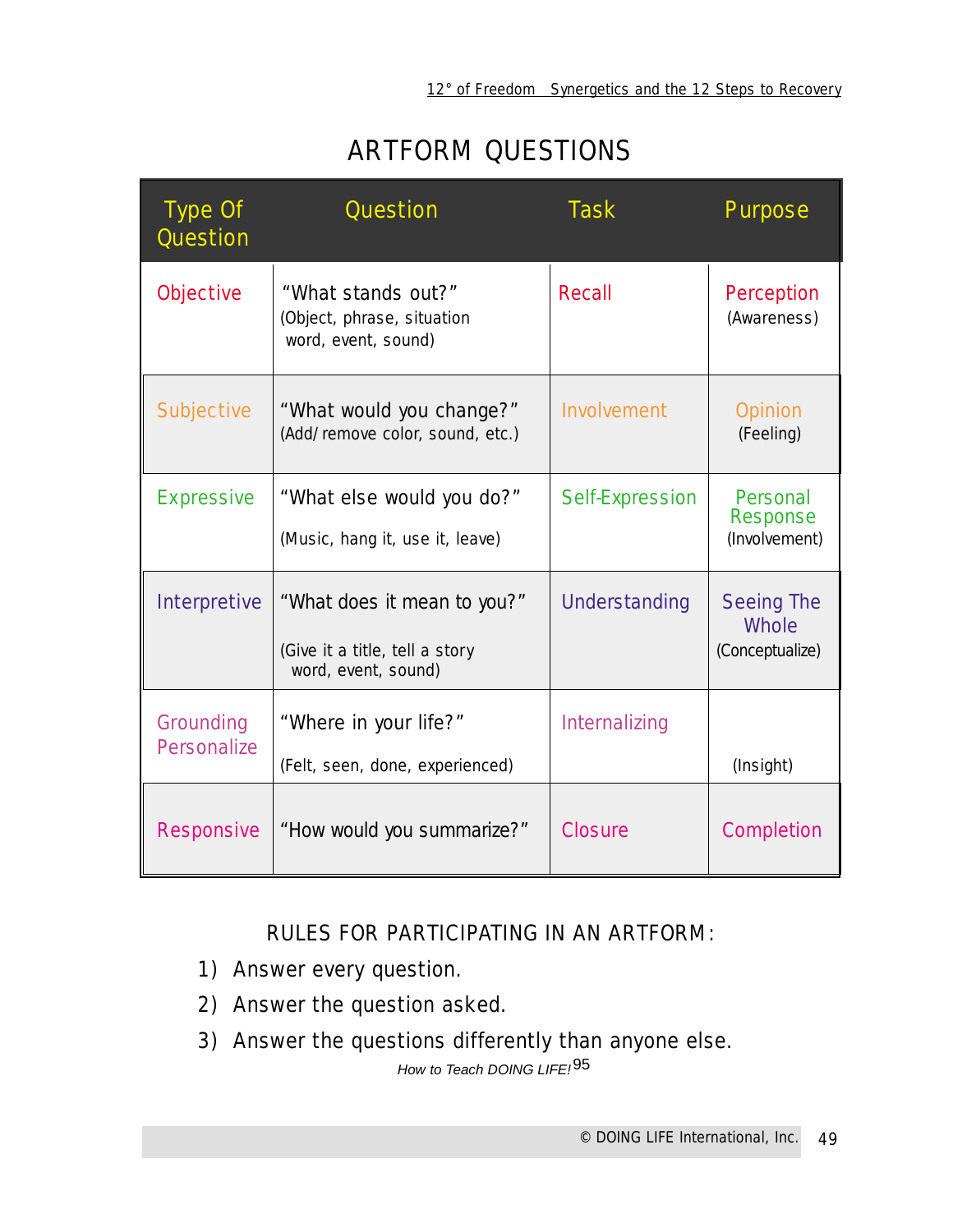# ARTFORM QUESTIONS

| Type Of Question | Question | Task | Purpose |
|---|---|---|---|
| Objective | "What stands out?" (Object, phrase, situation word, event, sound) | Recall | Perception (Awareness) |
| Subjective | "What would you change?" (Add/remove color, sound, etc.) | Involvement | Opinion (Feeling) |
| Expressive | "What else would you do?" (Music, hang it, use it, leave) | Self-Expression | Personal Response (Involvement) |
| Interpretive | "What does it mean to you?" (Give it a title, tell a story word, event, sound) | Understanding | Seeing The Whole (Conceptualize) |
| Grounding Personalize | "Where in your life?" (Felt, seen, done, experienced) | Internalizing | (Insight) |
| Responsive | "How would you summarize?" | Closure | Completion |

## RULES FOR PARTICIPATING IN AN ARTFORM:

1) Answer every question.
2) Answer the question asked.
3) Answer the questions differently than anyone else.

*How to Teach DOING LIFE!*[95]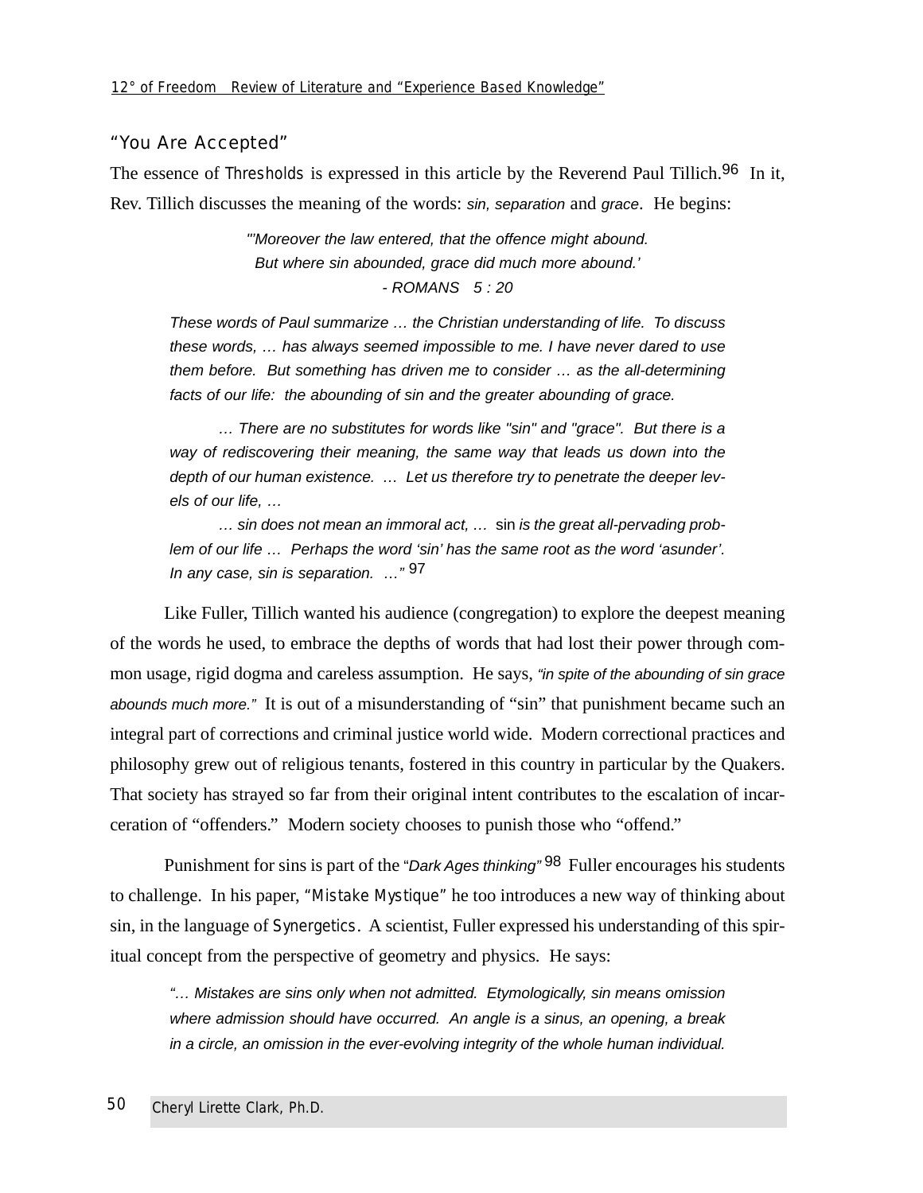## "You Are Accepted"

The essence of *Thresholds* is expressed in this article by the Reverend Paul Tillich.[96] In it, Rev. Tillich discusses the meaning of the words: *sin, separation* and *grace*. He begins:

> *"'Moreover the law entered, that the offence might abound.*
> *But where sin abounded, grace did much more abound.'*
> *- ROMANS 5 : 20*

> *These words of Paul summarize … the Christian understanding of life. To discuss these words, … has always seemed impossible to me. I have never dared to use them before. But something has driven me to consider … as the all-determining facts of our life: the abounding of sin and the greater abounding of grace.*
>
> *… There are no substitutes for words like "sin" and "grace". But there is a way of rediscovering their meaning, the same way that leads us down into the depth of our human existence. … Let us therefore try to penetrate the deeper levels of our life, …*
>
> *… sin does not mean an immoral act, …* sin *is the great all-pervading problem of our life … Perhaps the word 'sin' has the same root as the word 'asunder'. In any case, sin is separation. …"* [97]

Like Fuller, Tillich wanted his audience (congregation) to explore the deepest meaning of the words he used, to embrace the depths of words that had lost their power through common usage, rigid dogma and careless assumption. He says, *"in spite of the abounding of sin grace abounds much more."* It is out of a misunderstanding of "sin" that punishment became such an integral part of corrections and criminal justice world wide. Modern correctional practices and philosophy grew out of religious tenants, fostered in this country in particular by the Quakers. That society has strayed so far from their original intent contributes to the escalation of incarceration of "offenders." Modern society chooses to punish those who "offend."

Punishment for sins is part of the *"Dark Ages thinking"* [98] Fuller encourages his students to challenge. In his paper, "*Mistake Mystique*" he too introduces a new way of thinking about sin, in the language of *Synergetics*. A scientist, Fuller expressed his understanding of this spiritual concept from the perspective of geometry and physics. He says:

> *"… Mistakes are sins only when not admitted. Etymologically, sin means omission where admission should have occurred. An angle is a sinus, an opening, a break in a circle, an omission in the ever-evolving integrity of the whole human individual.*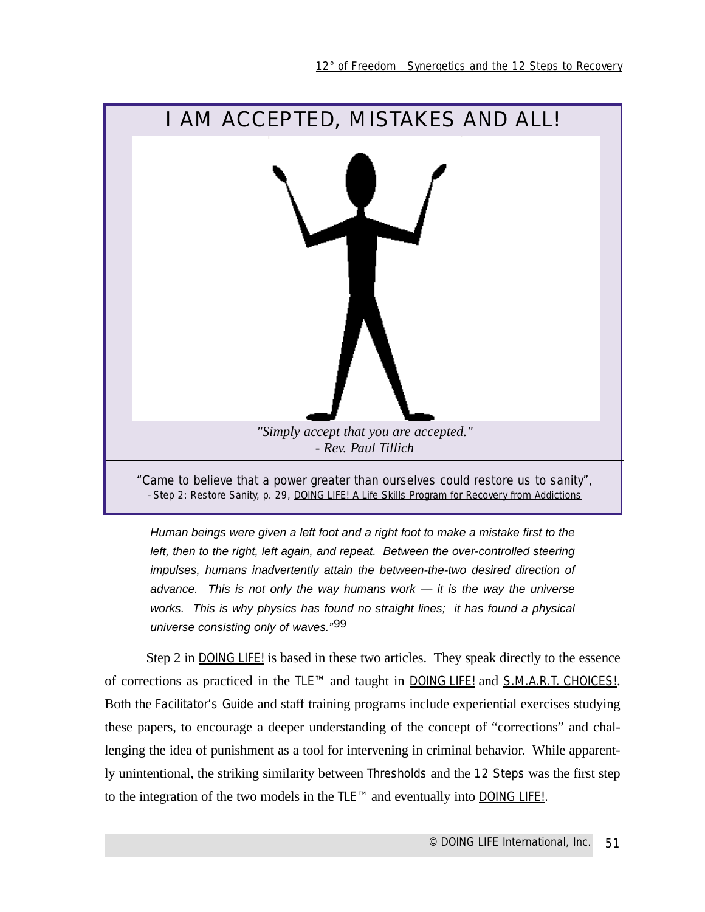# I AM ACCEPTED, MISTAKES AND ALL!

*"Simply accept that you are accepted."*
*- Rev. Paul Tillich*

"Came to believe that a power greater than ourselves could restore us to sanity",
- Step 2: Restore Sanity, p. 29, DOING LIFE! A Life Skills Program for Recovery from Addictions

> *Human beings were given a left foot and a right foot to make a mistake first to the left, then to the right, left again, and repeat. Between the over-controlled steering impulses, humans inadvertently attain the between-the-two desired direction of advance. This is not only the way humans work — it is the way the universe works. This is why physics has found no straight lines; it has found a physical universe consisting only of waves."*[99]

Step 2 in DOING LIFE! is based in these two articles. They speak directly to the essence of corrections as practiced in the TLE™ and taught in DOING LIFE! and S.M.A.R.T. CHOICES!. Both the Facilitator's Guide and staff training programs include experiential exercises studying these papers, to encourage a deeper understanding of the concept of "corrections" and challenging the idea of punishment as a tool for intervening in criminal behavior. While apparently unintentional, the striking similarity between Thresholds and the 12 Steps was the first step to the integration of the two models in the TLE™ and eventually into DOING LIFE!.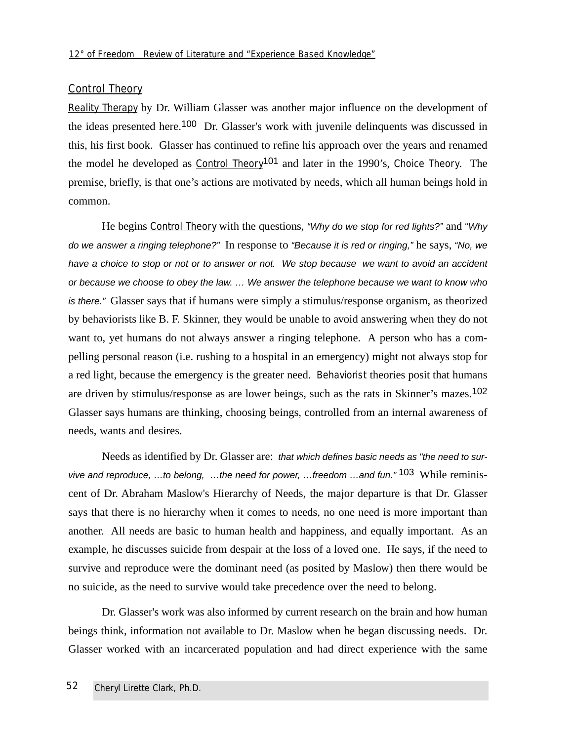## Control Theory

Reality Therapy by Dr. William Glasser was another major influence on the development of the ideas presented here.[100] Dr. Glasser's work with juvenile delinquents was discussed in this, his first book. Glasser has continued to refine his approach over the years and renamed the model he developed as Control Theory[101] and later in the 1990's, Choice Theory. The premise, briefly, is that one's actions are motivated by needs, which all human beings hold in common.

He begins Control Theory with the questions, *"Why do we stop for red lights?"* and *"Why do we answer a ringing telephone?"* In response to *"Because it is red or ringing,"* he says, *"No, we have a choice to stop or not or to answer or not. We stop because we want to avoid an accident or because we choose to obey the law. … We answer the telephone because we want to know who is there."* Glasser says that if humans were simply a stimulus/response organism, as theorized by behaviorists like B. F. Skinner, they would be unable to avoid answering when they do not want to, yet humans do not always answer a ringing telephone. A person who has a compelling personal reason (i.e. rushing to a hospital in an emergency) might not always stop for a red light, because the emergency is the greater need. Behaviorist theories posit that humans are driven by stimulus/response as are lower beings, such as the rats in Skinner's mazes.[102] Glasser says humans are thinking, choosing beings, controlled from an internal awareness of needs, wants and desires.

Needs as identified by Dr. Glasser are: *that which defines basic needs as "the need to survive and reproduce, …to belong, …the need for power, …freedom …and fun."*[103] While reminiscent of Dr. Abraham Maslow's Hierarchy of Needs, the major departure is that Dr. Glasser says that there is no hierarchy when it comes to needs, no one need is more important than another. All needs are basic to human health and happiness, and equally important. As an example, he discusses suicide from despair at the loss of a loved one. He says, if the need to survive and reproduce were the dominant need (as posited by Maslow) then there would be no suicide, as the need to survive would take precedence over the need to belong.

Dr. Glasser's work was also informed by current research on the brain and how human beings think, information not available to Dr. Maslow when he began discussing needs. Dr. Glasser worked with an incarcerated population and had direct experience with the same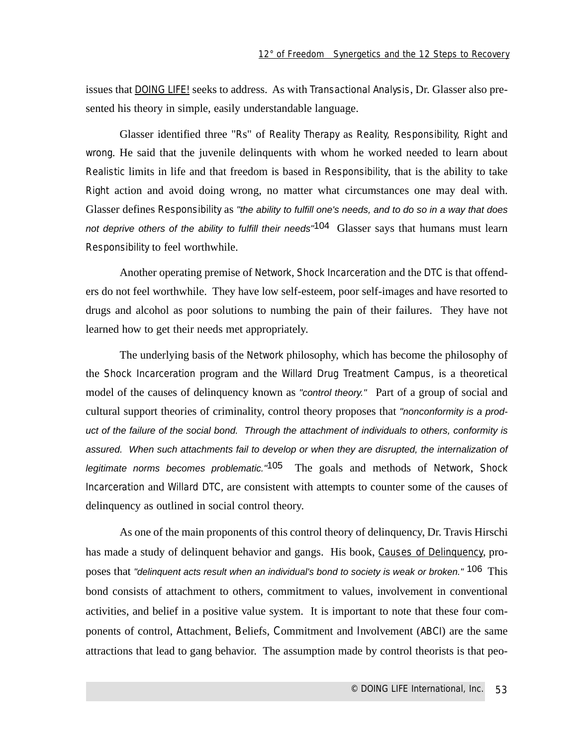issues that DOING LIFE! seeks to address. As with Transactional Analysis, Dr. Glasser also presented his theory in simple, easily understandable language.

Glasser identified three "Rs" of Reality Therapy as Reality, Responsibility, Right and wrong. He said that the juvenile delinquents with whom he worked needed to learn about Realistic limits in life and that freedom is based in Responsibility, that is the ability to take Right action and avoid doing wrong, no matter what circumstances one may deal with. Glasser defines Responsibility as *"the ability to fulfill one's needs, and to do so in a way that does not deprive others of the ability to fulfill their needs"*[104] Glasser says that humans must learn Responsibility to feel worthwhile.

Another operating premise of Network, Shock Incarceration and the DTC is that offenders do not feel worthwhile. They have low self-esteem, poor self-images and have resorted to drugs and alcohol as poor solutions to numbing the pain of their failures. They have not learned how to get their needs met appropriately.

The underlying basis of the Network philosophy, which has become the philosophy of the Shock Incarceration program and the Willard Drug Treatment Campus, is a theoretical model of the causes of delinquency known as *"control theory."* Part of a group of social and cultural support theories of criminality, control theory proposes that *"nonconformity is a product of the failure of the social bond. Through the attachment of individuals to others, conformity is assured. When such attachments fail to develop or when they are disrupted, the internalization of legitimate norms becomes problematic."*[105] The goals and methods of Network, Shock Incarceration and Willard DTC, are consistent with attempts to counter some of the causes of delinquency as outlined in social control theory.

As one of the main proponents of this control theory of delinquency, Dr. Travis Hirschi has made a study of delinquent behavior and gangs. His book, Causes of Delinquency, proposes that *"delinquent acts result when an individual's bond to society is weak or broken."*[106] This bond consists of attachment to others, commitment to values, involvement in conventional activities, and belief in a positive value system. It is important to note that these four components of control, Attachment, Beliefs, Commitment and Involvement (ABCI) are the same attractions that lead to gang behavior. The assumption made by control theorists is that peo-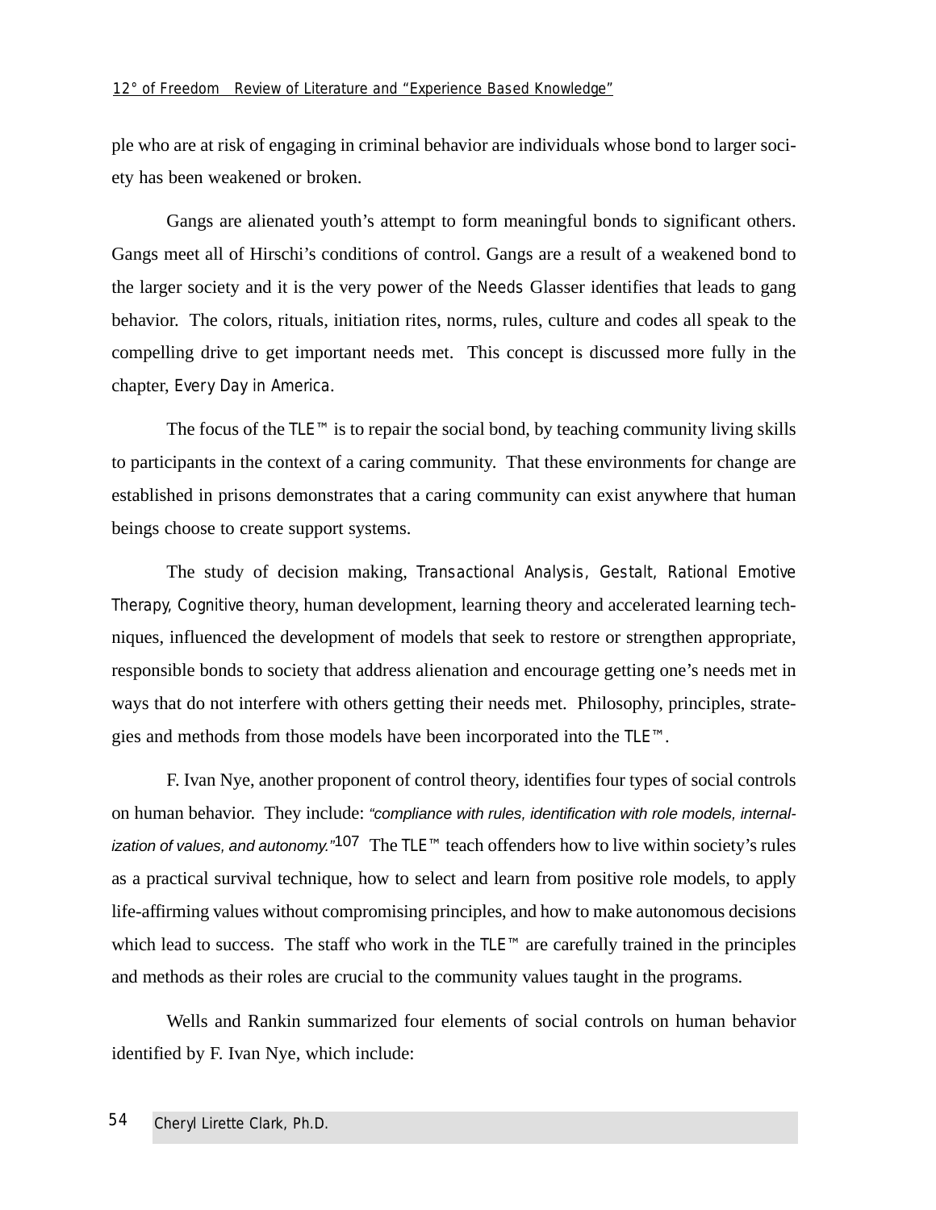ple who are at risk of engaging in criminal behavior are individuals whose bond to larger society has been weakened or broken.

Gangs are alienated youth's attempt to form meaningful bonds to significant others. Gangs meet all of Hirschi's conditions of control. Gangs are a result of a weakened bond to the larger society and it is the very power of the Needs Glasser identifies that leads to gang behavior. The colors, rituals, initiation rites, norms, rules, culture and codes all speak to the compelling drive to get important needs met. This concept is discussed more fully in the chapter, Every Day in America.

The focus of the TLE™ is to repair the social bond, by teaching community living skills to participants in the context of a caring community. That these environments for change are established in prisons demonstrates that a caring community can exist anywhere that human beings choose to create support systems.

The study of decision making, Transactional Analysis, Gestalt, Rational Emotive Therapy, Cognitive theory, human development, learning theory and accelerated learning techniques, influenced the development of models that seek to restore or strengthen appropriate, responsible bonds to society that address alienation and encourage getting one's needs met in ways that do not interfere with others getting their needs met. Philosophy, principles, strategies and methods from those models have been incorporated into the TLE™.

F. Ivan Nye, another proponent of control theory, identifies four types of social controls on human behavior. They include: *"compliance with rules, identification with role models, internalization of values, and autonomy."*[107] The TLE™ teach offenders how to live within society's rules as a practical survival technique, how to select and learn from positive role models, to apply life-affirming values without compromising principles, and how to make autonomous decisions which lead to success. The staff who work in the TLE™ are carefully trained in the principles and methods as their roles are crucial to the community values taught in the programs.

Wells and Rankin summarized four elements of social controls on human behavior identified by F. Ivan Nye, which include: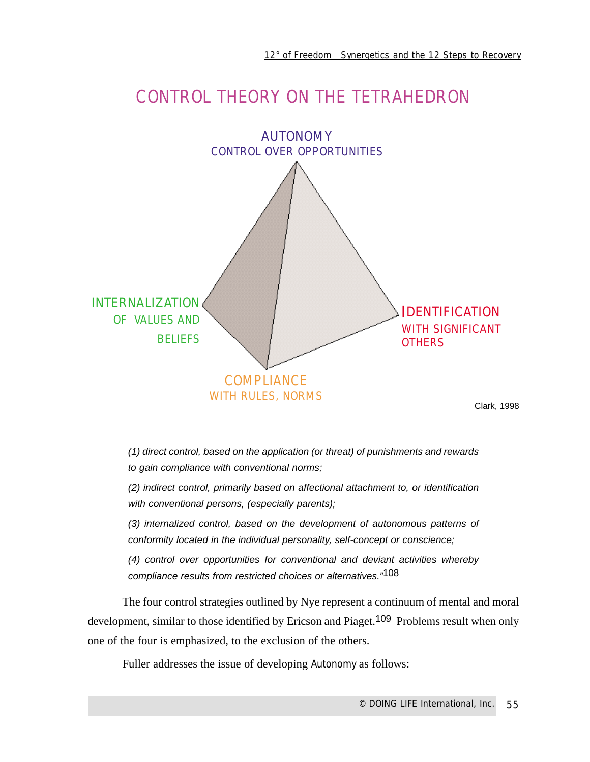# CONTROL THEORY ON THE TETRAHEDRON

AUTONOMY
CONTROL OVER OPPORTUNITIES

INTERNALIZATION
OF VALUES AND
BELIEFS

IDENTIFICATION
WITH SIGNIFICANT
OTHERS

COMPLIANCE
WITH RULES, NORMS

Clark, 1998

*(1) direct control, based on the application (or threat) of punishments and rewards to gain compliance with conventional norms;*

*(2) indirect control, primarily based on affectional attachment to, or identification with conventional persons, (especially parents);*

*(3) internalized control, based on the development of autonomous patterns of conformity located in the individual personality, self-concept or conscience;*

*(4) control over opportunities for conventional and deviant activities whereby compliance results from restricted choices or alternatives."*[108]

The four control strategies outlined by Nye represent a continuum of mental and moral development, similar to those identified by Ericson and Piaget.[109] Problems result when only one of the four is emphasized, to the exclusion of the others.

Fuller addresses the issue of developing Autonomy as follows: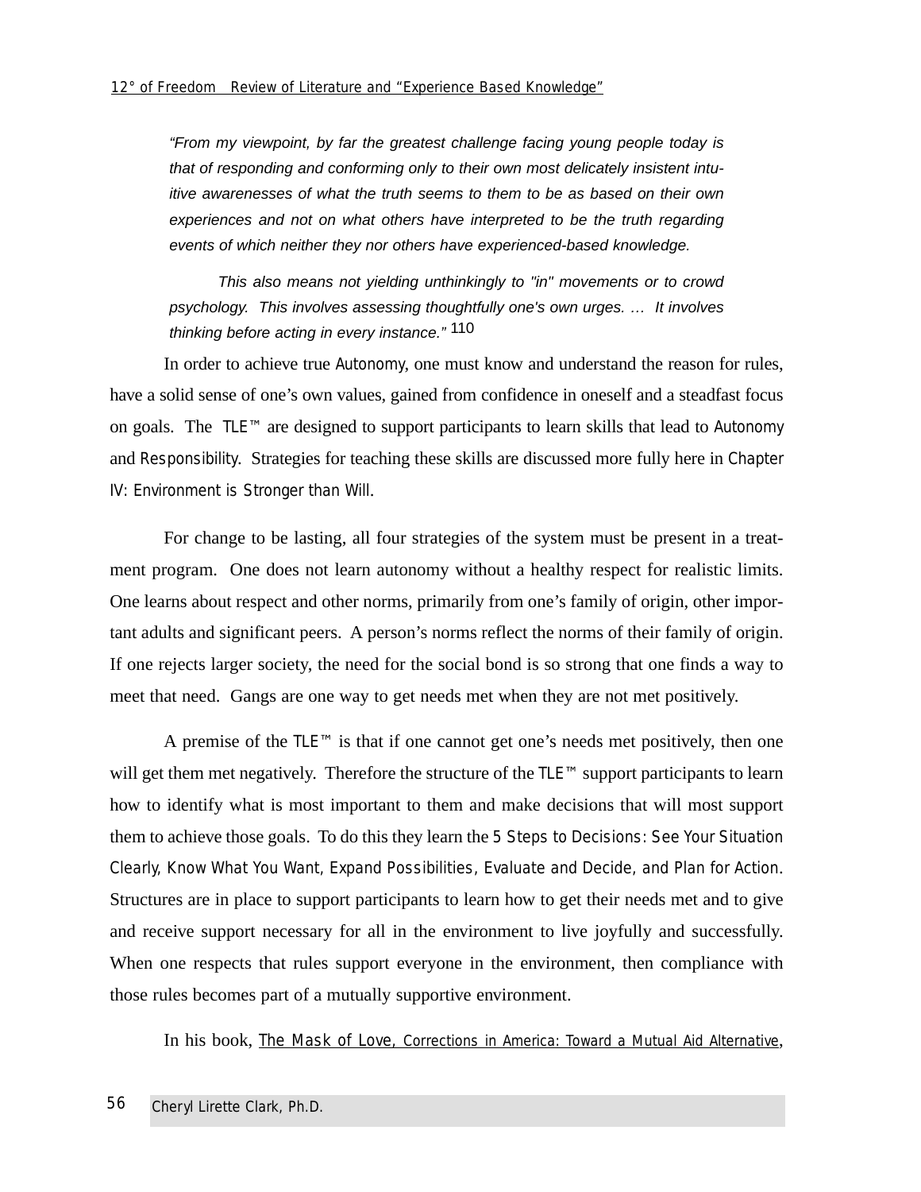*"From my viewpoint, by far the greatest challenge facing young people today is that of responding and conforming only to their own most delicately insistent intuitive awarenesses of what the truth seems to them to be as based on their own experiences and not on what others have interpreted to be the truth regarding events of which neither they nor others have experienced-based knowledge.*

*This also means not yielding unthinkingly to "in" movements or to crowd psychology. This involves assessing thoughtfully one's own urges. … It involves thinking before acting in every instance."* [110]

In order to achieve true Autonomy, one must know and understand the reason for rules, have a solid sense of one's own values, gained from confidence in oneself and a steadfast focus on goals. The TLE™ are designed to support participants to learn skills that lead to Autonomy and Responsibility. Strategies for teaching these skills are discussed more fully here in Chapter IV: Environment is Stronger than Will.

For change to be lasting, all four strategies of the system must be present in a treatment program. One does not learn autonomy without a healthy respect for realistic limits. One learns about respect and other norms, primarily from one's family of origin, other important adults and significant peers. A person's norms reflect the norms of their family of origin. If one rejects larger society, the need for the social bond is so strong that one finds a way to meet that need. Gangs are one way to get needs met when they are not met positively.

A premise of the TLE™ is that if one cannot get one's needs met positively, then one will get them met negatively. Therefore the structure of the TLE™ support participants to learn how to identify what is most important to them and make decisions that will most support them to achieve those goals. To do this they learn the 5 Steps to Decisions: See Your Situation Clearly, Know What You Want, Expand Possibilities, Evaluate and Decide, and Plan for Action. Structures are in place to support participants to learn how to get their needs met and to give and receive support necessary for all in the environment to live joyfully and successfully. When one respects that rules support everyone in the environment, then compliance with those rules becomes part of a mutually supportive environment.

In his book, The Mask of Love, Corrections in America: Toward a Mutual Aid Alternative,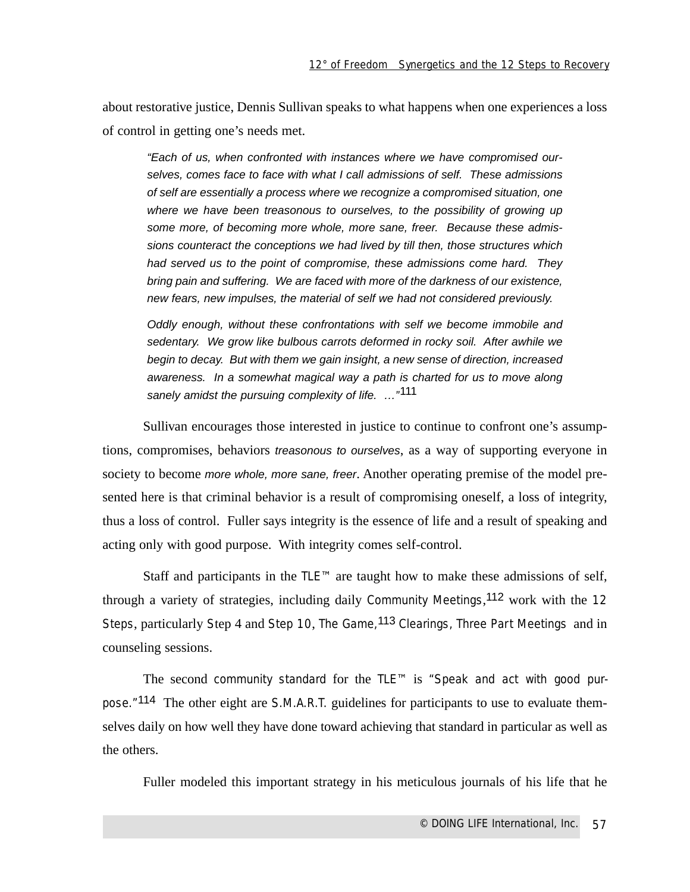about restorative justice, Dennis Sullivan speaks to what happens when one experiences a loss of control in getting one's needs met.

> *"Each of us, when confronted with instances where we have compromised ourselves, comes face to face with what I call admissions of self. These admissions of self are essentially a process where we recognize a compromised situation, one where we have been treasonous to ourselves, to the possibility of growing up some more, of becoming more whole, more sane, freer. Because these admissions counteract the conceptions we had lived by till then, those structures which had served us to the point of compromise, these admissions come hard. They bring pain and suffering. We are faced with more of the darkness of our existence, new fears, new impulses, the material of self we had not considered previously.*
>
> *Oddly enough, without these confrontations with self we become immobile and sedentary. We grow like bulbous carrots deformed in rocky soil. After awhile we begin to decay. But with them we gain insight, a new sense of direction, increased awareness. In a somewhat magical way a path is charted for us to move along sanely amidst the pursuing complexity of life. …"*[111]

Sullivan encourages those interested in justice to continue to confront one's assumptions, compromises, behaviors *treasonous to ourselves*, as a way of supporting everyone in society to become *more whole, more sane, freer*. Another operating premise of the model presented here is that criminal behavior is a result of compromising oneself, a loss of integrity, thus a loss of control. Fuller says integrity is the essence of life and a result of speaking and acting only with good purpose. With integrity comes self-control.

Staff and participants in the TLE™ are taught how to make these admissions of self, through a variety of strategies, including daily Community Meetings,[112] work with the 12 Steps, particularly Step 4 and Step 10, The Game,[113] Clearings, Three Part Meetings and in counseling sessions.

The second community standard for the TLE™ is "Speak and act with good purpose."[114] The other eight are S.M.A.R.T. guidelines for participants to use to evaluate themselves daily on how well they have done toward achieving that standard in particular as well as the others.

Fuller modeled this important strategy in his meticulous journals of his life that he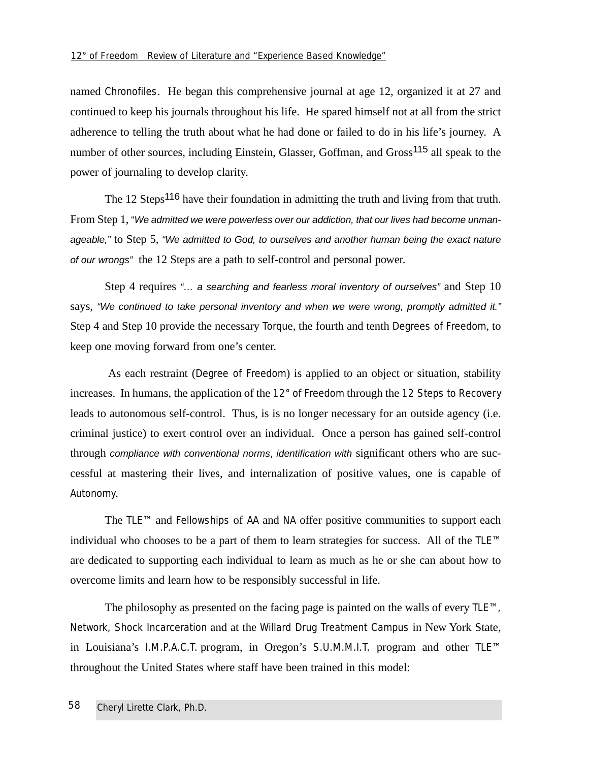named Chronofiles. He began this comprehensive journal at age 12, organized it at 27 and continued to keep his journals throughout his life. He spared himself not at all from the strict adherence to telling the truth about what he had done or failed to do in his life's journey. A number of other sources, including Einstein, Glasser, Goffman, and Gross[115] all speak to the power of journaling to develop clarity.

The 12 Steps[116] have their foundation in admitting the truth and living from that truth. From Step 1, *"We admitted we were powerless over our addiction, that our lives had become unmanageable,"* to Step 5, *"We admitted to God, to ourselves and another human being the exact nature of our wrongs"* the 12 Steps are a path to self-control and personal power.

Step 4 requires *"... a searching and fearless moral inventory of ourselves"* and Step 10 says, *"We continued to take personal inventory and when we were wrong, promptly admitted it."* Step 4 and Step 10 provide the necessary Torque, the fourth and tenth Degrees of Freedom, to keep one moving forward from one's center.

As each restraint (Degree of Freedom) is applied to an object or situation, stability increases. In humans, the application of the 12° of Freedom through the 12 Steps to Recovery leads to autonomous self-control. Thus, is is no longer necessary for an outside agency (i.e. criminal justice) to exert control over an individual. Once a person has gained self-control through *compliance with conventional norms*, *identification with* significant others who are successful at mastering their lives, and internalization of positive values, one is capable of Autonomy.

The TLE™ and Fellowships of AA and NA offer positive communities to support each individual who chooses to be a part of them to learn strategies for success. All of the TLE™ are dedicated to supporting each individual to learn as much as he or she can about how to overcome limits and learn how to be responsibly successful in life.

The philosophy as presented on the facing page is painted on the walls of every TLE™, Network, Shock Incarceration and at the Willard Drug Treatment Campus in New York State, in Louisiana's I.M.P.A.C.T. program, in Oregon's S.U.M.M.I.T. program and other TLE™ throughout the United States where staff have been trained in this model: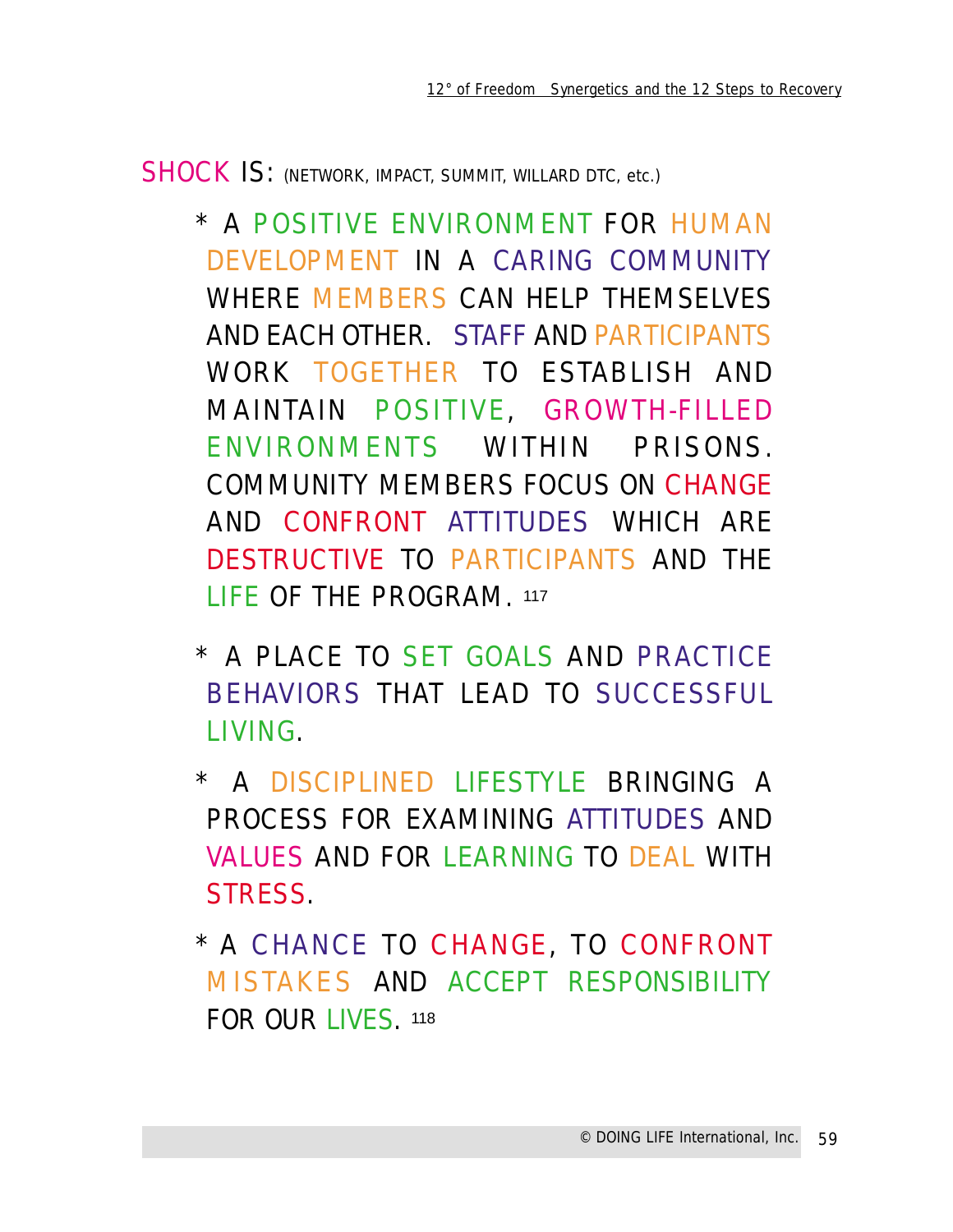SHOCK IS: (NETWORK, IMPACT, SUMMIT, WILLARD DTC, etc.)

* A POSITIVE ENVIRONMENT FOR HUMAN DEVELOPMENT IN A CARING COMMUNITY WHERE MEMBERS CAN HELP THEMSELVES AND EACH OTHER. STAFF AND PARTICIPANTS WORK TOGETHER TO ESTABLISH AND MAINTAIN POSITIVE, GROWTH-FILLED ENVIRONMENTS WITHIN PRISONS. COMMUNITY MEMBERS FOCUS ON CHANGE AND CONFRONT ATTITUDES WHICH ARE DESTRUCTIVE TO PARTICIPANTS AND THE LIFE OF THE PROGRAM. [117]

* A PLACE TO SET GOALS AND PRACTICE BEHAVIORS THAT LEAD TO SUCCESSFUL LIVING.

* A DISCIPLINED LIFESTYLE BRINGING A PROCESS FOR EXAMINING ATTITUDES AND VALUES AND FOR LEARNING TO DEAL WITH STRESS.

* A CHANCE TO CHANGE, TO CONFRONT MISTAKES AND ACCEPT RESPONSIBILITY FOR OUR LIVES. [118]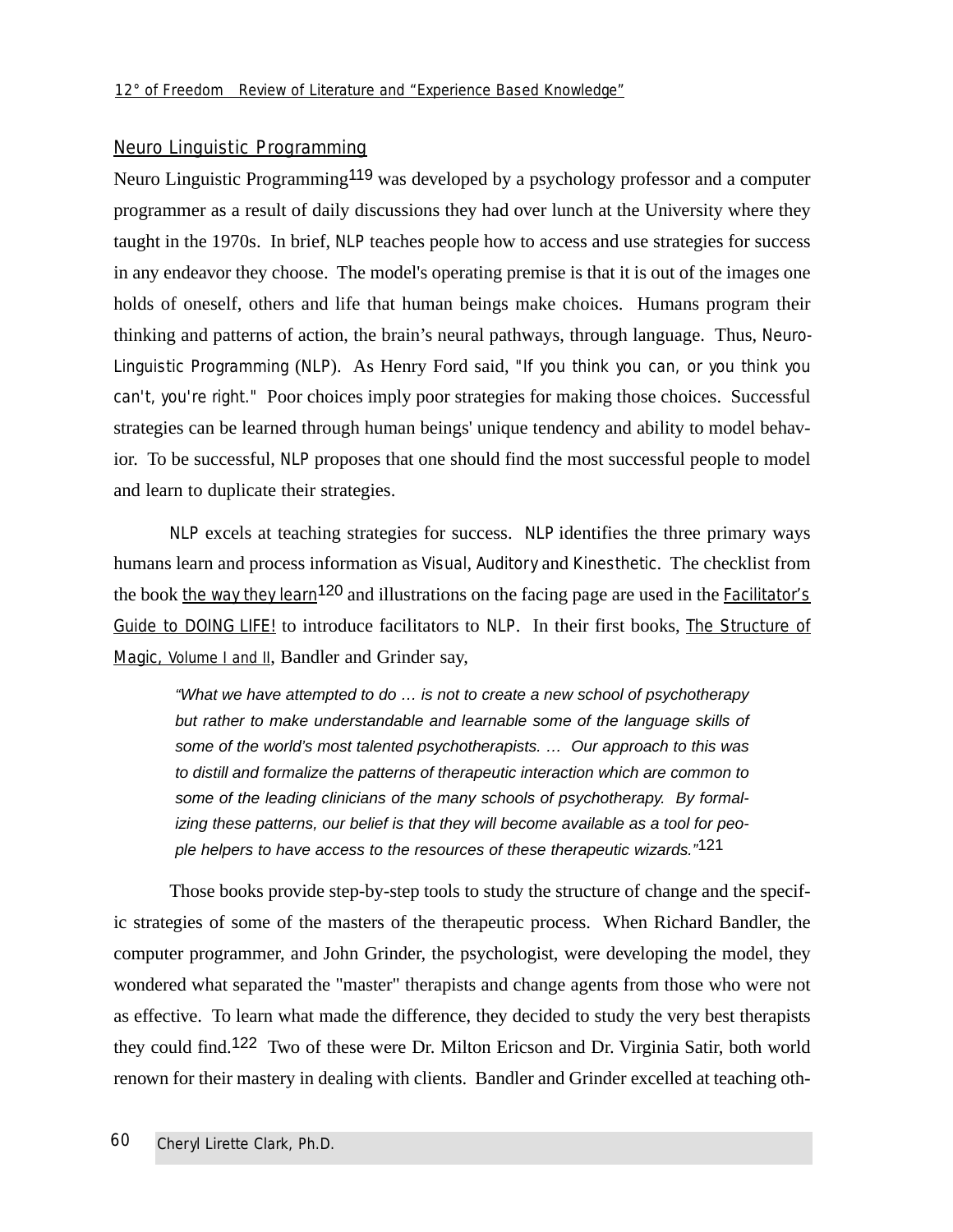## Neuro Linguistic Programming

Neuro Linguistic Programming[119] was developed by a psychology professor and a computer programmer as a result of daily discussions they had over lunch at the University where they taught in the 1970s. In brief, NLP teaches people how to access and use strategies for success in any endeavor they choose. The model's operating premise is that it is out of the images one holds of oneself, others and life that human beings make choices. Humans program their thinking and patterns of action, the brain's neural pathways, through language. Thus, Neuro-Linguistic Programming (NLP). As Henry Ford said, "If you think you can, or you think you can't, you're right." Poor choices imply poor strategies for making those choices. Successful strategies can be learned through human beings' unique tendency and ability to model behavior. To be successful, NLP proposes that one should find the most successful people to model and learn to duplicate their strategies.

NLP excels at teaching strategies for success. NLP identifies the three primary ways humans learn and process information as Visual, Auditory and Kinesthetic. The checklist from the book <u>the way they learn</u>[120] and illustrations on the facing page are used in the <u>Facilitator's Guide to DOING LIFE!</u> to introduce facilitators to NLP. In their first books, <u>The Structure of Magic, Volume I and II</u>, Bandler and Grinder say,

> *"What we have attempted to do … is not to create a new school of psychotherapy but rather to make understandable and learnable some of the language skills of some of the world's most talented psychotherapists. … Our approach to this was to distill and formalize the patterns of therapeutic interaction which are common to some of the leading clinicians of the many schools of psychotherapy. By formalizing these patterns, our belief is that they will become available as a tool for people helpers to have access to the resources of these therapeutic wizards."*[121]

Those books provide step-by-step tools to study the structure of change and the specific strategies of some of the masters of the therapeutic process. When Richard Bandler, the computer programmer, and John Grinder, the psychologist, were developing the model, they wondered what separated the "master" therapists and change agents from those who were not as effective. To learn what made the difference, they decided to study the very best therapists they could find.[122] Two of these were Dr. Milton Ericson and Dr. Virginia Satir, both world renown for their mastery in dealing with clients. Bandler and Grinder excelled at teaching oth-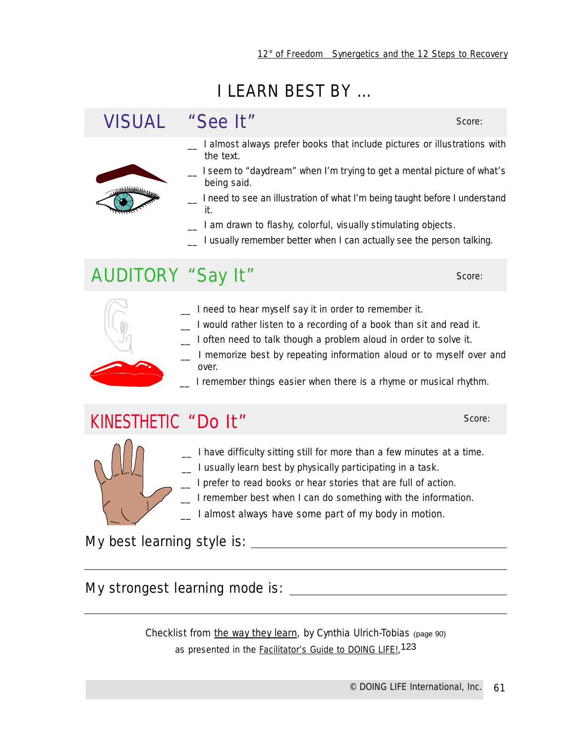# I LEARN BEST BY ...

## VISUAL "See It"

Score:

- __ I almost always prefer books that include pictures or illustrations with the text.
- __ I seem to "daydream" when I'm trying to get a mental picture of what's being said.
- __ I need to see an illustration of what I'm being taught before I understand it.
- __ I am drawn to flashy, colorful, visually stimulating objects.
- __ I usually remember better when I can actually see the person talking.

## AUDITORY "Say It"

Score:

- __ I need to hear myself say it in order to remember it.
- __ I would rather listen to a recording of a book than sit and read it.
- __ I often need to talk though a problem aloud in order to solve it.
- __ I memorize best by repeating information aloud or to myself over and over.
- __ I remember things easier when there is a rhyme or musical rhythm.

## KINESTHETIC "Do It"

Score:

- __ I have difficulty sitting still for more than a few minutes at a time.
- __ I usually learn best by physically participating in a task.
- __ I prefer to read books or hear stories that are full of action.
- __ I remember best when I can do something with the information.
- __ I almost always have some part of my body in motion.

My best learning style is: ______________________________

______________________________________________

My strongest learning mode is: ______________________________

______________________________________________

Checklist from the way they learn, by Cynthia Ulrich-Tobias (page 90) as presented in the Facilitator's Guide to DOING LIFE!,[123]

© DOING LIFE International, Inc.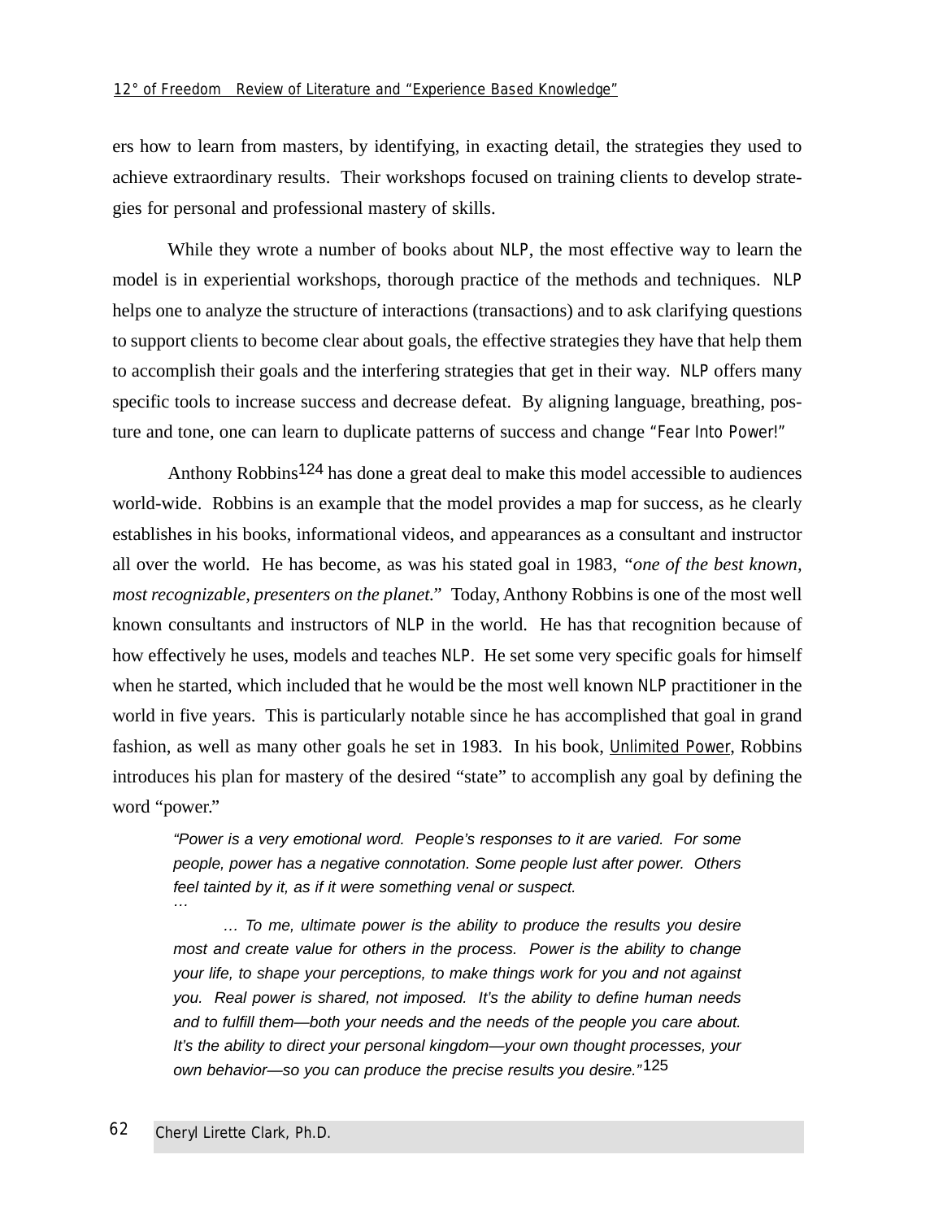ers how to learn from masters, by identifying, in exacting detail, the strategies they used to achieve extraordinary results. Their workshops focused on training clients to develop strategies for personal and professional mastery of skills.

While they wrote a number of books about NLP, the most effective way to learn the model is in experiential workshops, thorough practice of the methods and techniques. NLP helps one to analyze the structure of interactions (transactions) and to ask clarifying questions to support clients to become clear about goals, the effective strategies they have that help them to accomplish their goals and the interfering strategies that get in their way. NLP offers many specific tools to increase success and decrease defeat. By aligning language, breathing, posture and tone, one can learn to duplicate patterns of success and change "Fear Into Power!"

Anthony Robbins[124] has done a great deal to make this model accessible to audiences world-wide. Robbins is an example that the model provides a map for success, as he clearly establishes in his books, informational videos, and appearances as a consultant and instructor all over the world. He has become, as was his stated goal in 1983, *"one of the best known, most recognizable, presenters on the planet."* Today, Anthony Robbins is one of the most well known consultants and instructors of NLP in the world. He has that recognition because of how effectively he uses, models and teaches NLP. He set some very specific goals for himself when he started, which included that he would be the most well known NLP practitioner in the world in five years. This is particularly notable since he has accomplished that goal in grand fashion, as well as many other goals he set in 1983. In his book, Unlimited Power, Robbins introduces his plan for mastery of the desired "state" to accomplish any goal by defining the word "power."

> *"Power is a very emotional word. People's responses to it are varied. For some people, power has a negative connotation. Some people lust after power. Others feel tainted by it, as if it were something venal or suspect.*
> *…*
>
> *… To me, ultimate power is the ability to produce the results you desire most and create value for others in the process. Power is the ability to change your life, to shape your perceptions, to make things work for you and not against you. Real power is shared, not imposed. It's the ability to define human needs and to fulfill them—both your needs and the needs of the people you care about. It's the ability to direct your personal kingdom—your own thought processes, your own behavior—so you can produce the precise results you desire."*[125]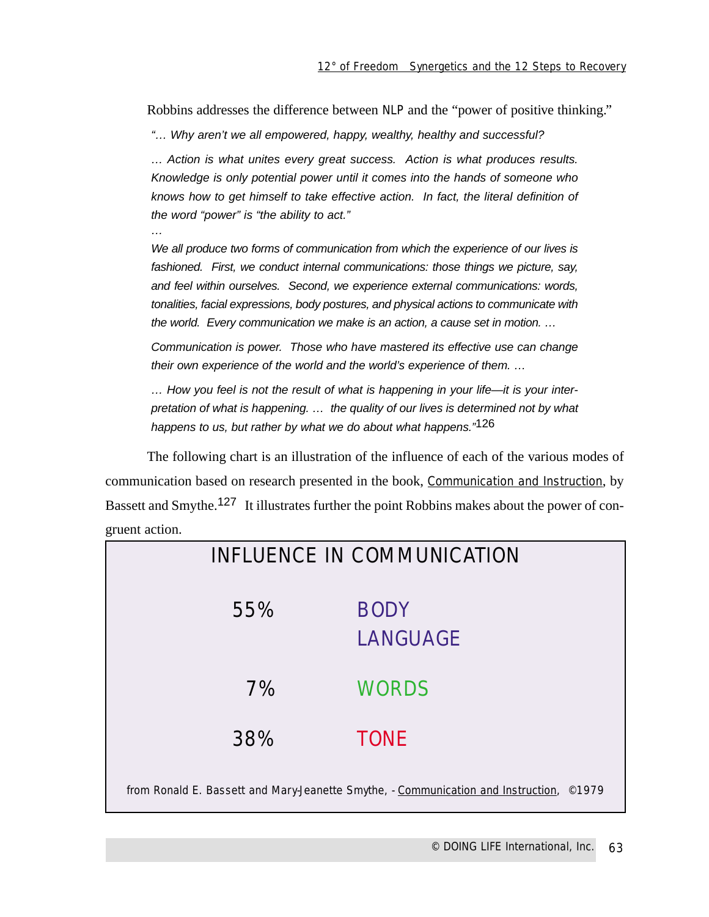Robbins addresses the difference between NLP and the "power of positive thinking."

> *"… Why aren't we all empowered, happy, wealthy, healthy and successful?*
>
> *… Action is what unites every great success. Action is what produces results. Knowledge is only potential power until it comes into the hands of someone who knows how to get himself to take effective action. In fact, the literal definition of the word "power" is "the ability to act."*
>
> *…*
>
> *We all produce two forms of communication from which the experience of our lives is fashioned. First, we conduct internal communications: those things we picture, say, and feel within ourselves. Second, we experience external communications: words, tonalities, facial expressions, body postures, and physical actions to communicate with the world. Every communication we make is an action, a cause set in motion. …*
>
> *Communication is power. Those who have mastered its effective use can change their own experience of the world and the world's experience of them. …*
>
> *… How you feel is not the result of what is happening in your life—it is your interpretation of what is happening. … the quality of our lives is determined not by what happens to us, but rather by what we do about what happens."*[126]

The following chart is an illustration of the influence of each of the various modes of communication based on research presented in the book, Communication and Instruction, by Bassett and Smythe.[127] It illustrates further the point Robbins makes about the power of congruent action.

| INFLUENCE IN COMMUNICATION | |
|---|---|
| 55% | BODY LANGUAGE |
| 7% | WORDS |
| 38% | TONE |

from Ronald E. Bassett and Mary-Jeanette Smythe, - Communication and Instruction, ©1979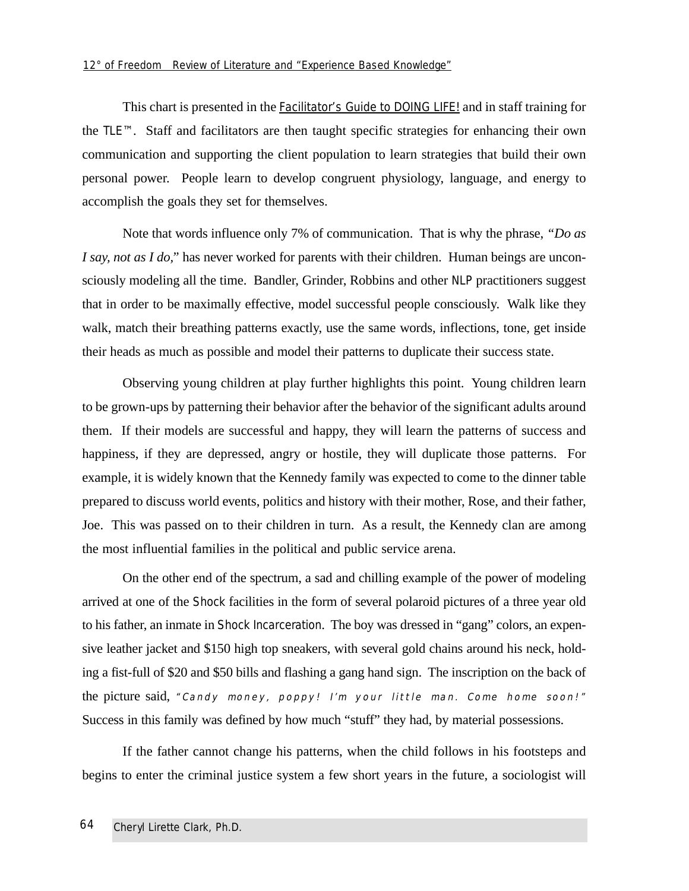This chart is presented in the Facilitator's Guide to DOING LIFE! and in staff training for the TLE™. Staff and facilitators are then taught specific strategies for enhancing their own communication and supporting the client population to learn strategies that build their own personal power. People learn to develop congruent physiology, language, and energy to accomplish the goals they set for themselves.

Note that words influence only 7% of communication. That is why the phrase, *"Do as I say, not as I do,"* has never worked for parents with their children. Human beings are unconsciously modeling all the time. Bandler, Grinder, Robbins and other NLP practitioners suggest that in order to be maximally effective, model successful people consciously. Walk like they walk, match their breathing patterns exactly, use the same words, inflections, tone, get inside their heads as much as possible and model their patterns to duplicate their success state.

Observing young children at play further highlights this point. Young children learn to be grown-ups by patterning their behavior after the behavior of the significant adults around them. If their models are successful and happy, they will learn the patterns of success and happiness, if they are depressed, angry or hostile, they will duplicate those patterns. For example, it is widely known that the Kennedy family was expected to come to the dinner table prepared to discuss world events, politics and history with their mother, Rose, and their father, Joe. This was passed on to their children in turn. As a result, the Kennedy clan are among the most influential families in the political and public service arena.

On the other end of the spectrum, a sad and chilling example of the power of modeling arrived at one of the Shock facilities in the form of several polaroid pictures of a three year old to his father, an inmate in Shock Incarceration. The boy was dressed in "gang" colors, an expensive leather jacket and $150 high top sneakers, with several gold chains around his neck, holding a fist-full of $20 and $50 bills and flashing a gang hand sign. The inscription on the back of the picture said, *"Candy money, poppy! I'm your little man. Come home soon!"* Success in this family was defined by how much "stuff" they had, by material possessions.

If the father cannot change his patterns, when the child follows in his footsteps and begins to enter the criminal justice system a few short years in the future, a sociologist will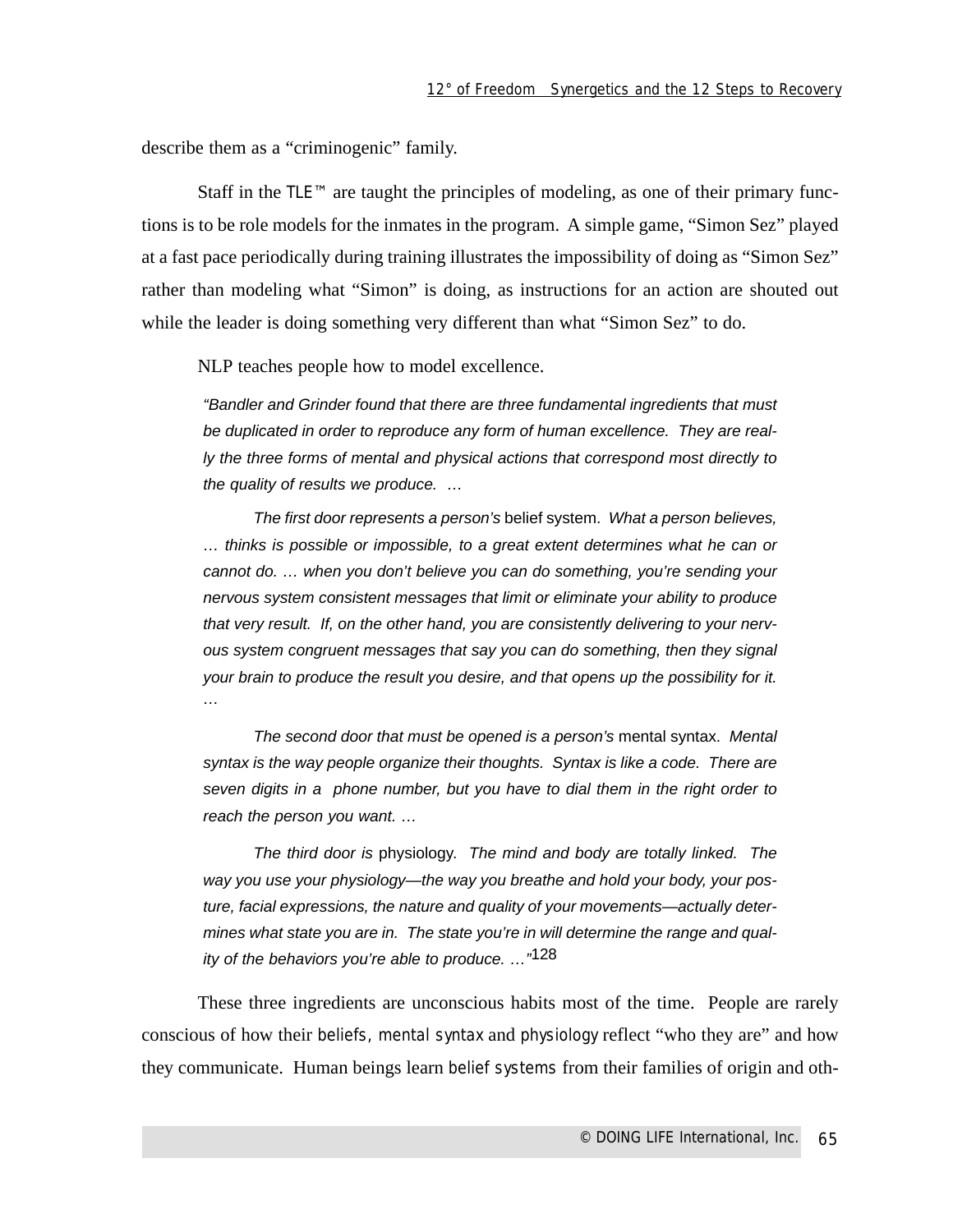describe them as a “criminogenic” family.

Staff in the TLE™ are taught the principles of modeling, as one of their primary functions is to be role models for the inmates in the program. A simple game, “Simon Sez” played at a fast pace periodically during training illustrates the impossibility of doing as “Simon Sez” rather than modeling what “Simon” is doing, as instructions for an action are shouted out while the leader is doing something very different than what “Simon Sez” to do.

NLP teaches people how to model excellence.

> *“Bandler and Grinder found that there are three fundamental ingredients that must be duplicated in order to reproduce any form of human excellence. They are really the three forms of mental and physical actions that correspond most directly to the quality of results we produce. …*
>
> *The first door represents a person’s* belief system. *What a person believes, … thinks is possible or impossible, to a great extent determines what he can or cannot do. … when you don’t believe you can do something, you’re sending your nervous system consistent messages that limit or eliminate your ability to produce that very result. If, on the other hand, you are consistently delivering to your nervous system congruent messages that say you can do something, then they signal your brain to produce the result you desire, and that opens up the possibility for it. …*
>
> *The second door that must be opened is a person’s* mental syntax. *Mental syntax is the way people organize their thoughts. Syntax is like a code. There are seven digits in a phone number, but you have to dial them in the right order to reach the person you want. …*
>
> *The third door is* physiology. *The mind and body are totally linked. The way you use your physiology—the way you breathe and hold your body, your posture, facial expressions, the nature and quality of your movements—actually determines what state you are in. The state you’re in will determine the range and quality of the behaviors you’re able to produce. …”*[128]

These three ingredients are unconscious habits most of the time. People are rarely conscious of how their beliefs, mental syntax and physiology reflect “who they are” and how they communicate. Human beings learn belief systems from their families of origin and oth-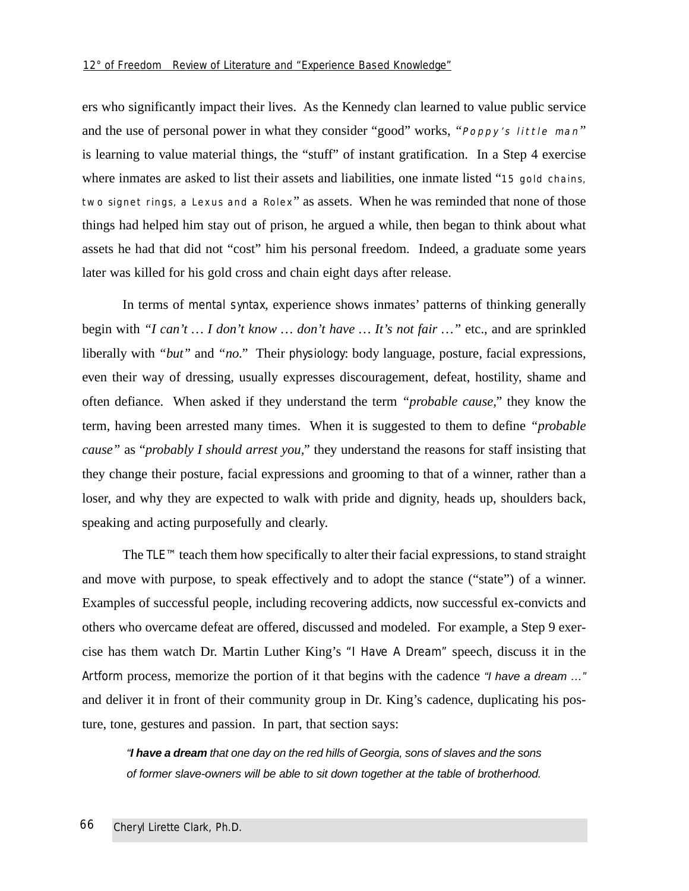ers who significantly impact their lives. As the Kennedy clan learned to value public service and the use of personal power in what they consider "good" works, "*Poppy's little man*" is learning to value material things, the "stuff" of instant gratification. In a Step 4 exercise where inmates are asked to list their assets and liabilities, one inmate listed "15 gold chains, two signet rings, a Lexus and a Rolex" as assets. When he was reminded that none of those things had helped him stay out of prison, he argued a while, then began to think about what assets he had that did not "cost" him his personal freedom. Indeed, a graduate some years later was killed for his gold cross and chain eight days after release.

In terms of mental syntax, experience shows inmates' patterns of thinking generally begin with *"I can't … I don't know … don't have … It's not fair …"* etc., and are sprinkled liberally with *"but"* and *"no."* Their physiology: body language, posture, facial expressions, even their way of dressing, usually expresses discouragement, defeat, hostility, shame and often defiance. When asked if they understand the term *"probable cause,"* they know the term, having been arrested many times. When it is suggested to them to define *"probable cause"* as "*probably I should arrest you*," they understand the reasons for staff insisting that they change their posture, facial expressions and grooming to that of a winner, rather than a loser, and why they are expected to walk with pride and dignity, heads up, shoulders back, speaking and acting purposefully and clearly.

The TLE™ teach them how specifically to alter their facial expressions, to stand straight and move with purpose, to speak effectively and to adopt the stance ("state") of a winner. Examples of successful people, including recovering addicts, now successful ex-convicts and others who overcame defeat are offered, discussed and modeled. For example, a Step 9 exercise has them watch Dr. Martin Luther King's "I Have A Dream" speech, discuss it in the Artform process, memorize the portion of it that begins with the cadence *"I have a dream …"* and deliver it in front of their community group in Dr. King's cadence, duplicating his posture, tone, gestures and passion. In part, that section says:

> *"**I have a dream** that one day on the red hills of Georgia, sons of slaves and the sons of former slave-owners will be able to sit down together at the table of brotherhood.*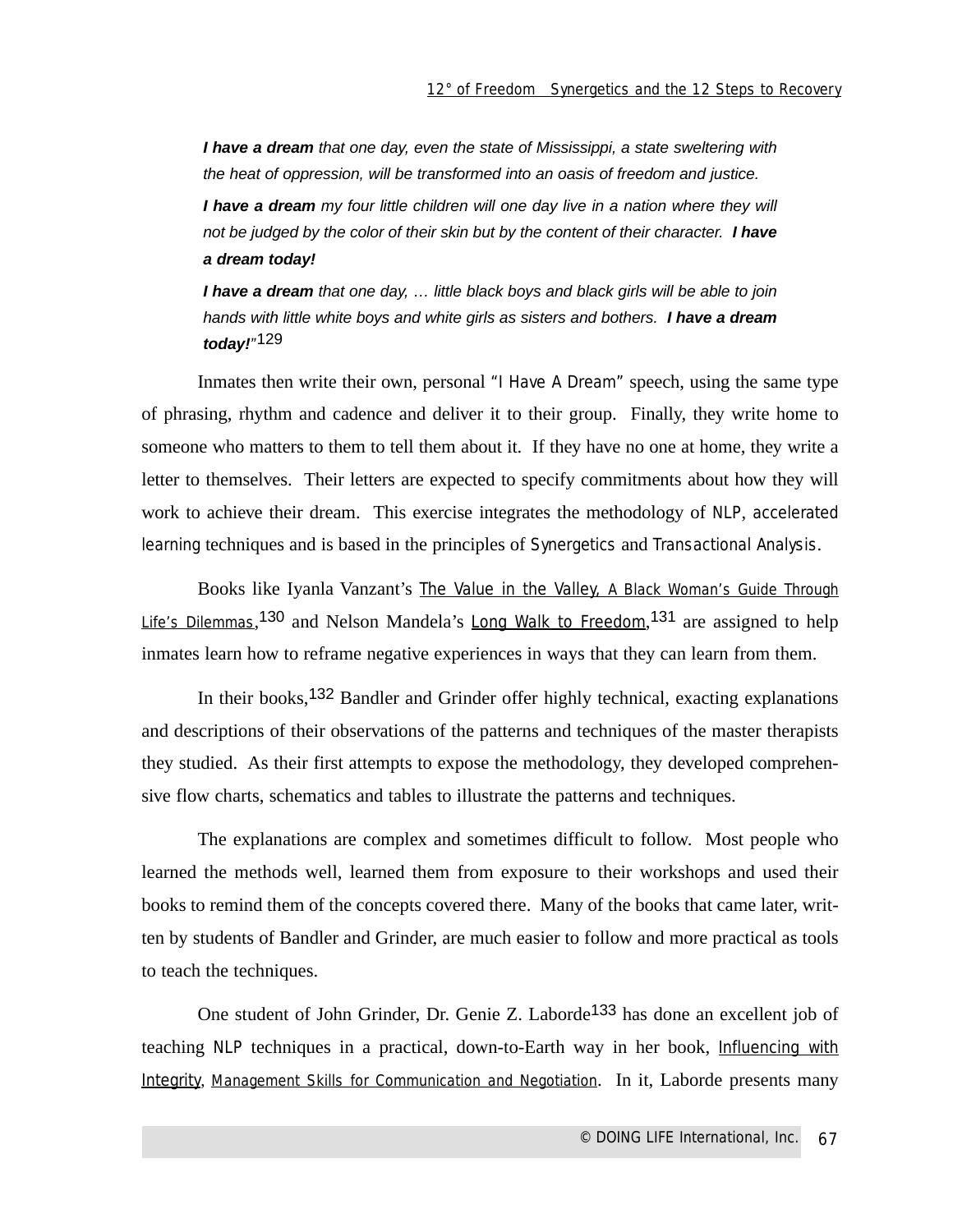> ***I have a dream** that one day, even the state of Mississippi, a state sweltering with the heat of oppression, will be transformed into an oasis of freedom and justice.*
>
> ***I have a dream** my four little children will one day live in a nation where they will not be judged by the color of their skin but by the content of their character.* ***I have a dream today!***
>
> ***I have a dream** that one day, … little black boys and black girls will be able to join hands with little white boys and white girls as sisters and bothers.* ***I have a dream today!***"[129]

Inmates then write their own, personal "I Have A Dream" speech, using the same type of phrasing, rhythm and cadence and deliver it to their group. Finally, they write home to someone who matters to them to tell them about it. If they have no one at home, they write a letter to themselves. Their letters are expected to specify commitments about how they will work to achieve their dream. This exercise integrates the methodology of NLP, accelerated learning techniques and is based in the principles of Synergetics and Transactional Analysis.

Books like Iyanla Vanzant's The Value in the Valley, A Black Woman's Guide Through Life's Dilemmas,[130] and Nelson Mandela's Long Walk to Freedom,[131] are assigned to help inmates learn how to reframe negative experiences in ways that they can learn from them.

In their books,[132] Bandler and Grinder offer highly technical, exacting explanations and descriptions of their observations of the patterns and techniques of the master therapists they studied. As their first attempts to expose the methodology, they developed comprehensive flow charts, schematics and tables to illustrate the patterns and techniques.

The explanations are complex and sometimes difficult to follow. Most people who learned the methods well, learned them from exposure to their workshops and used their books to remind them of the concepts covered there. Many of the books that came later, written by students of Bandler and Grinder, are much easier to follow and more practical as tools to teach the techniques.

One student of John Grinder, Dr. Genie Z. Laborde[133] has done an excellent job of teaching NLP techniques in a practical, down-to-Earth way in her book, Influencing with Integrity, Management Skills for Communication and Negotiation. In it, Laborde presents many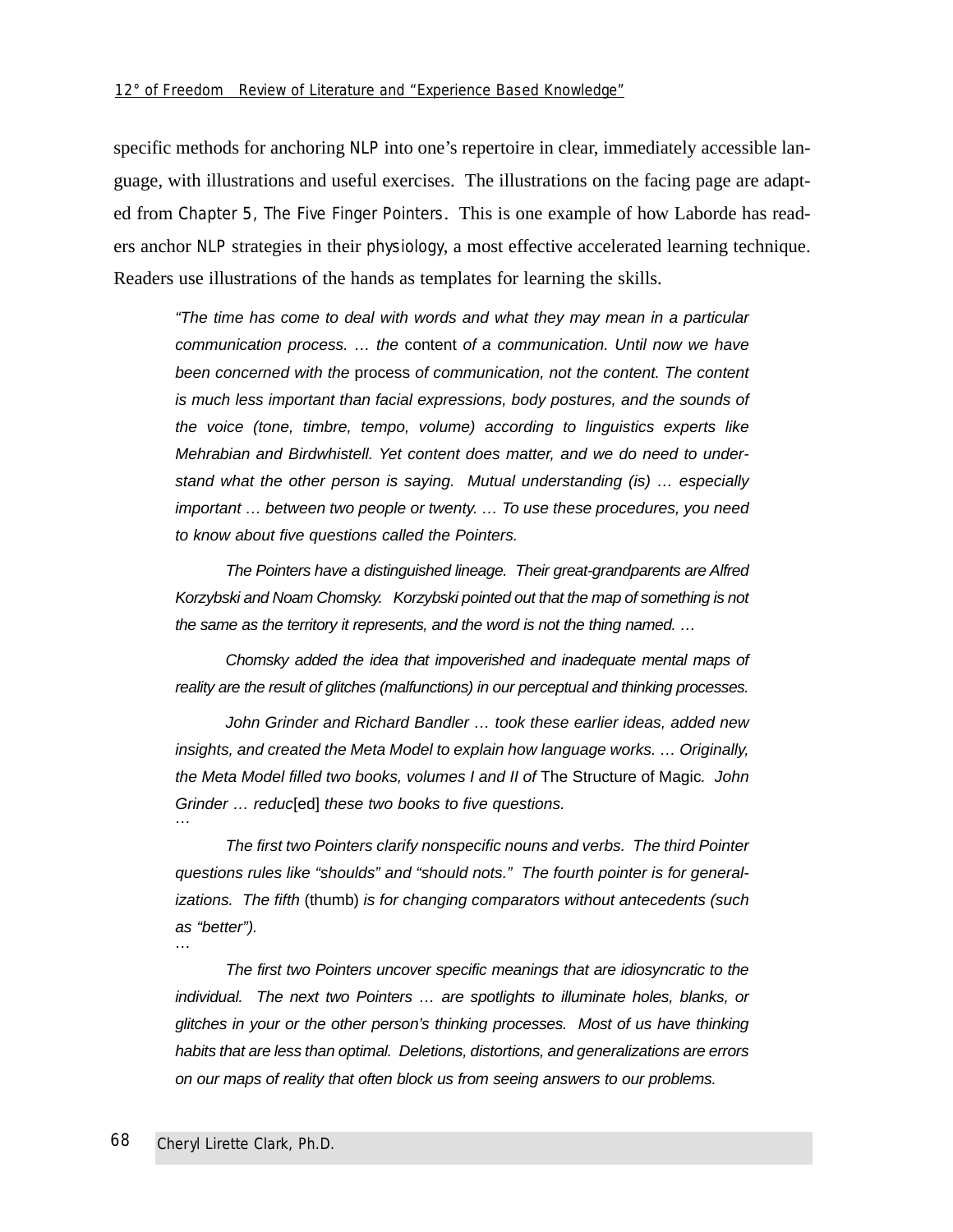specific methods for anchoring NLP into one's repertoire in clear, immediately accessible language, with illustrations and useful exercises. The illustrations on the facing page are adapted from Chapter 5, The Five Finger Pointers. This is one example of how Laborde has readers anchor NLP strategies in their physiology, a most effective accelerated learning technique. Readers use illustrations of the hands as templates for learning the skills.

> *"The time has come to deal with words and what they may mean in a particular communication process. … the* content *of a communication. Until now we have been concerned with the* process *of communication, not the content. The content is much less important than facial expressions, body postures, and the sounds of the voice (tone, timbre, tempo, volume) according to linguistics experts like Mehrabian and Birdwhistell. Yet content does matter, and we do need to understand what the other person is saying. Mutual understanding (is) … especially important … between two people or twenty. … To use these procedures, you need to know about five questions called the Pointers.*
>
> *The Pointers have a distinguished lineage. Their great-grandparents are Alfred Korzybski and Noam Chomsky. Korzybski pointed out that the map of something is not the same as the territory it represents, and the word is not the thing named. …*
>
> *Chomsky added the idea that impoverished and inadequate mental maps of reality are the result of glitches (malfunctions) in our perceptual and thinking processes.*
>
> *John Grinder and Richard Bandler … took these earlier ideas, added new insights, and created the Meta Model to explain how language works. … Originally, the Meta Model filled two books, volumes I and II of* The Structure of Magic*. John Grinder … reduc*[ed] *these two books to five questions.*
> …
>
> *The first two Pointers clarify nonspecific nouns and verbs. The third Pointer questions rules like "shoulds" and "should nots." The fourth pointer is for generalizations. The fifth* (thumb) *is for changing comparators without antecedents (such as "better").*
> …
>
> *The first two Pointers uncover specific meanings that are idiosyncratic to the individual. The next two Pointers … are spotlights to illuminate holes, blanks, or glitches in your or the other person's thinking processes. Most of us have thinking habits that are less than optimal. Deletions, distortions, and generalizations are errors on our maps of reality that often block us from seeing answers to our problems.*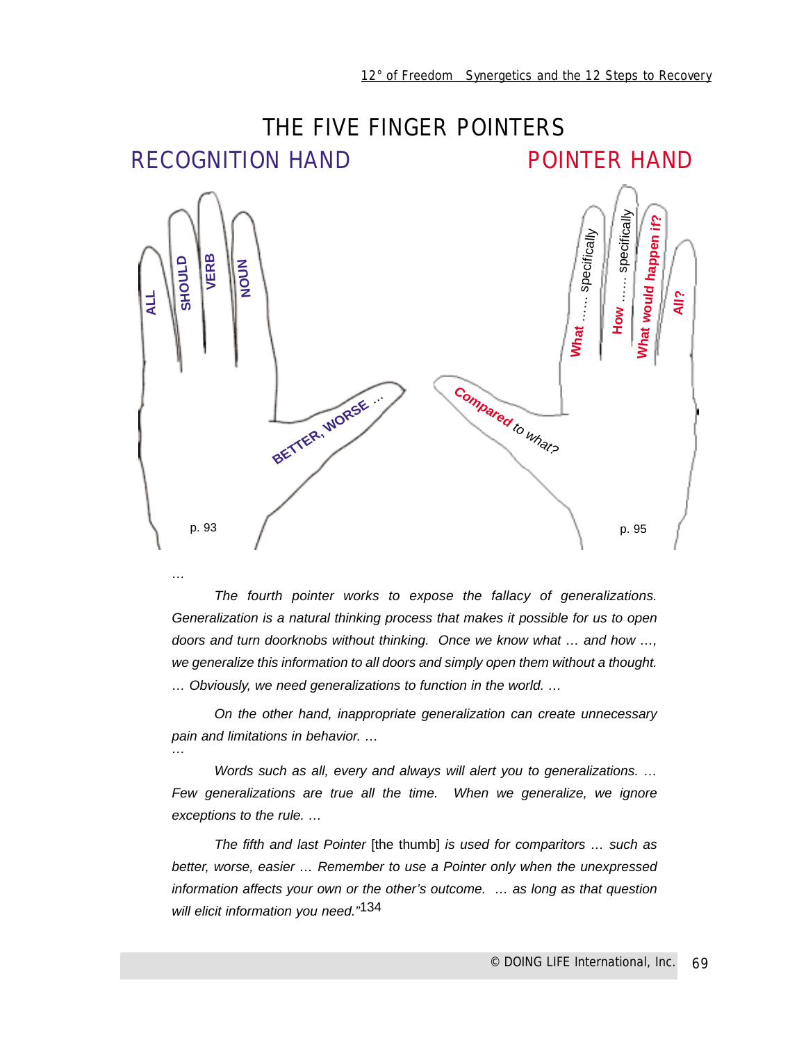# THE FIVE FINGER POINTERS

## RECOGNITION HAND

ALL

SHOULD

VERB

NOUN

BETTER, WORSE …

p. 93

## POINTER HAND

What …… specifically

How …… specifically

What would happen if?

All?

Compared to what?

p. 95

…

*The fourth pointer works to expose the fallacy of generalizations. Generalization is a natural thinking process that makes it possible for us to open doors and turn doorknobs without thinking. Once we know what … and how …, we generalize this information to all doors and simply open them without a thought. … Obviously, we need generalizations to function in the world. …*

*On the other hand, inappropriate generalization can create unnecessary pain and limitations in behavior. …*

…

*Words such as all, every and always will alert you to generalizations. … Few generalizations are true all the time. When we generalize, we ignore exceptions to the rule. …*

*The fifth and last Pointer* [the thumb] *is used for comparitors … such as better, worse, easier … Remember to use a Pointer only when the unexpressed information affects your own or the other's outcome. … as long as that question will elicit information you need."*[134]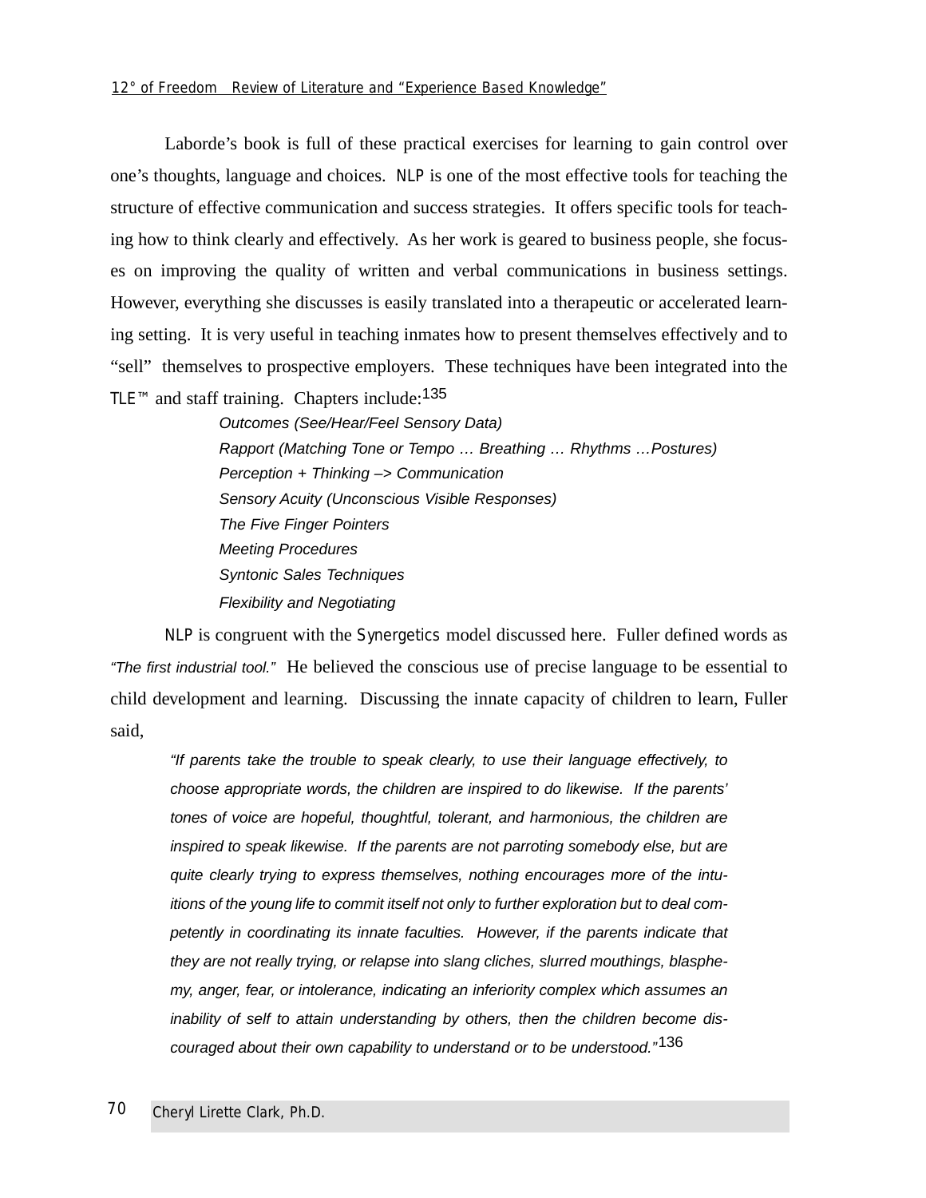Laborde's book is full of these practical exercises for learning to gain control over one's thoughts, language and choices. NLP is one of the most effective tools for teaching the structure of effective communication and success strategies. It offers specific tools for teaching how to think clearly and effectively. As her work is geared to business people, she focuses on improving the quality of written and verbal communications in business settings. However, everything she discusses is easily translated into a therapeutic or accelerated learning setting. It is very useful in teaching inmates how to present themselves effectively and to "sell" themselves to prospective employers. These techniques have been integrated into the TLE™ and staff training. Chapters include:[135]

> *Outcomes (See/Hear/Feel Sensory Data)*
> *Rapport (Matching Tone or Tempo … Breathing … Rhythms …Postures)*
> *Perception + Thinking –> Communication*
> *Sensory Acuity (Unconscious Visible Responses)*
> *The Five Finger Pointers*
> *Meeting Procedures*
> *Syntonic Sales Techniques*
> *Flexibility and Negotiating*

NLP is congruent with the Synergetics model discussed here. Fuller defined words as *"The first industrial tool."* He believed the conscious use of precise language to be essential to child development and learning. Discussing the innate capacity of children to learn, Fuller said,

> *"If parents take the trouble to speak clearly, to use their language effectively, to choose appropriate words, the children are inspired to do likewise. If the parents' tones of voice are hopeful, thoughtful, tolerant, and harmonious, the children are inspired to speak likewise. If the parents are not parroting somebody else, but are quite clearly trying to express themselves, nothing encourages more of the intuitions of the young life to commit itself not only to further exploration but to deal competently in coordinating its innate faculties. However, if the parents indicate that they are not really trying, or relapse into slang cliches, slurred mouthings, blasphemy, anger, fear, or intolerance, indicating an inferiority complex which assumes an inability of self to attain understanding by others, then the children become discouraged about their own capability to understand or to be understood."*[136]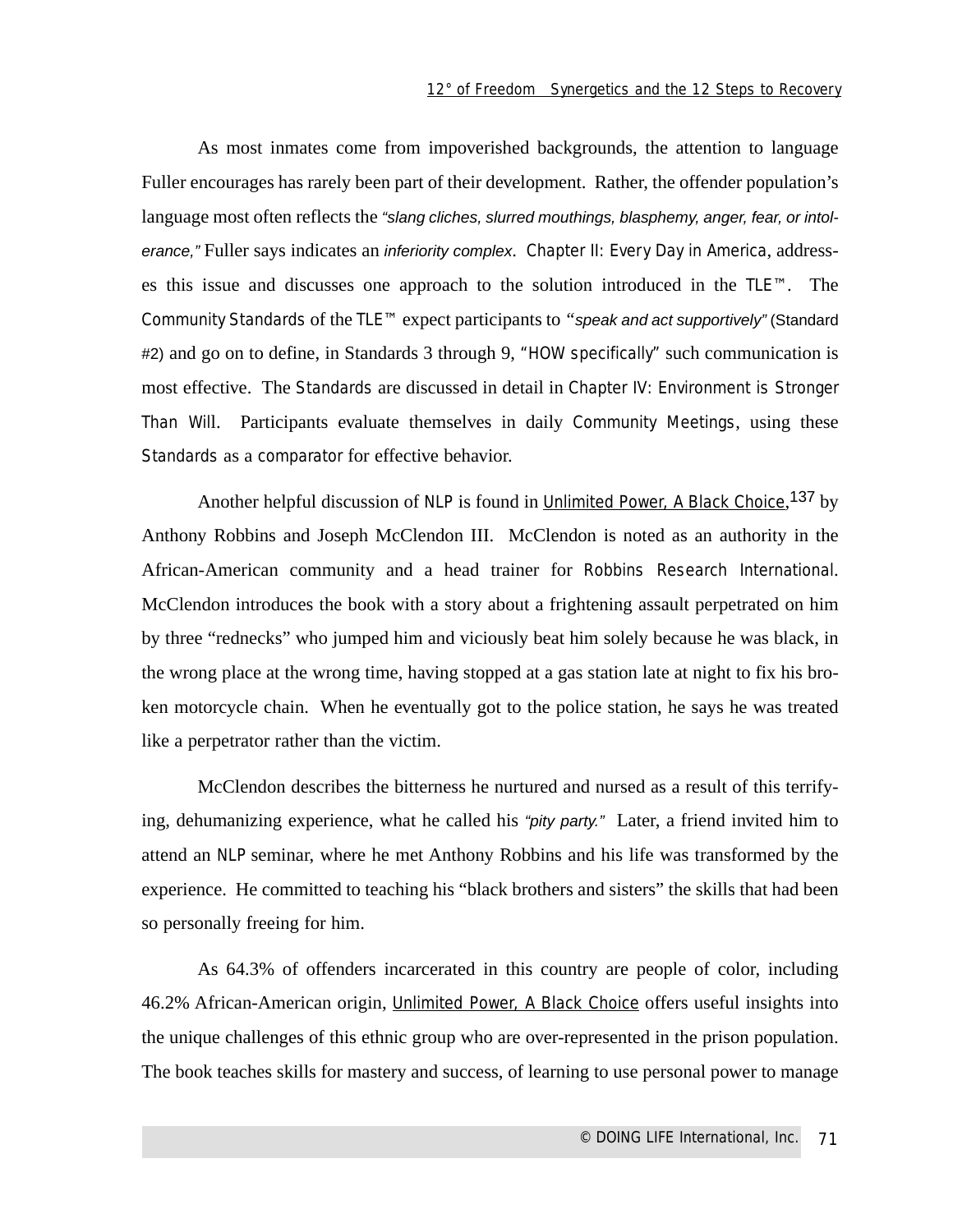As most inmates come from impoverished backgrounds, the attention to language Fuller encourages has rarely been part of their development. Rather, the offender population's language most often reflects the *"slang cliches, slurred mouthings, blasphemy, anger, fear, or intolerance,"* Fuller says indicates an *inferiority complex*. Chapter II: Every Day in America, addresses this issue and discusses one approach to the solution introduced in the TLE™. The Community Standards of the TLE™ expect participants to *"speak and act supportively"* (Standard #2) and go on to define, in Standards 3 through 9, "HOW specifically" such communication is most effective. The Standards are discussed in detail in Chapter IV: Environment is Stronger Than Will. Participants evaluate themselves in daily Community Meetings, using these Standards as a comparator for effective behavior.

Another helpful discussion of NLP is found in Unlimited Power, A Black Choice,[137] by Anthony Robbins and Joseph McClendon III. McClendon is noted as an authority in the African-American community and a head trainer for Robbins Research International. McClendon introduces the book with a story about a frightening assault perpetrated on him by three "rednecks" who jumped him and viciously beat him solely because he was black, in the wrong place at the wrong time, having stopped at a gas station late at night to fix his broken motorcycle chain. When he eventually got to the police station, he says he was treated like a perpetrator rather than the victim.

McClendon describes the bitterness he nurtured and nursed as a result of this terrifying, dehumanizing experience, what he called his *"pity party."* Later, a friend invited him to attend an NLP seminar, where he met Anthony Robbins and his life was transformed by the experience. He committed to teaching his "black brothers and sisters" the skills that had been so personally freeing for him.

As 64.3% of offenders incarcerated in this country are people of color, including 46.2% African-American origin, Unlimited Power, A Black Choice offers useful insights into the unique challenges of this ethnic group who are over-represented in the prison population. The book teaches skills for mastery and success, of learning to use personal power to manage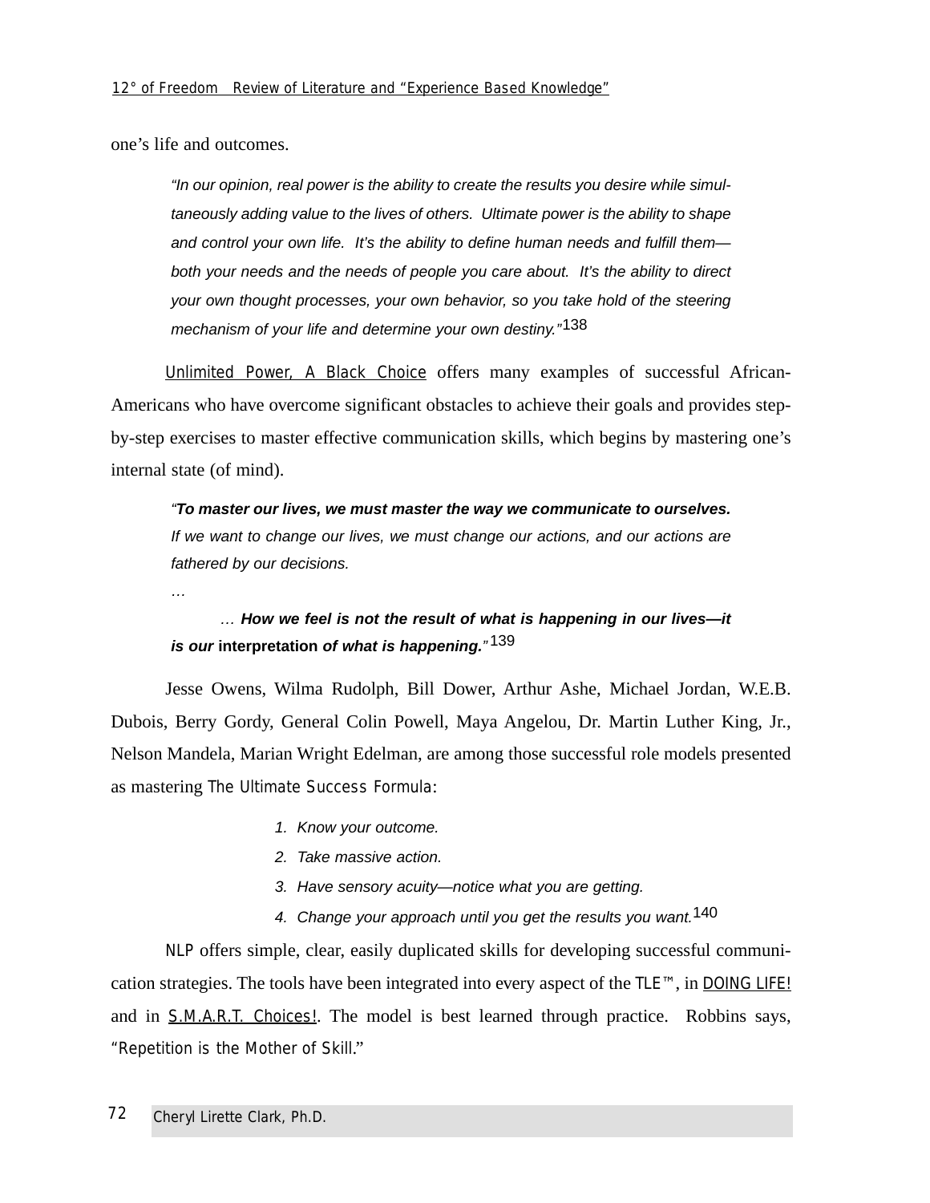one's life and outcomes.

> *"In our opinion, real power is the ability to create the results you desire while simultaneously adding value to the lives of others. Ultimate power is the ability to shape and control your own life. It's the ability to define human needs and fulfill them—both your needs and the needs of people you care about. It's the ability to direct your own thought processes, your own behavior, so you take hold of the steering mechanism of your life and determine your own destiny."*[138]

Unlimited Power, A Black Choice offers many examples of successful African-Americans who have overcome significant obstacles to achieve their goals and provides step-by-step exercises to master effective communication skills, which begins by mastering one's internal state (of mind).

> "***To master our lives, we must master the way we communicate to ourselves.*** *If we want to change our lives, we must change our actions, and our actions are fathered by our decisions.*
>
> *…*
>
> *…* ***How we feel is not the result of what is happening in our lives—it is our*** **interpretation** ***of what is happening.***"[139]

Jesse Owens, Wilma Rudolph, Bill Dower, Arthur Ashe, Michael Jordan, W.E.B. Dubois, Berry Gordy, General Colin Powell, Maya Angelou, Dr. Martin Luther King, Jr., Nelson Mandela, Marian Wright Edelman, are among those successful role models presented as mastering The Ultimate Success Formula:

1. *Know your outcome.*
2. *Take massive action.*
3. *Have sensory acuity—notice what you are getting.*
4. *Change your approach until you get the results you want.*[140]

NLP offers simple, clear, easily duplicated skills for developing successful communication strategies. The tools have been integrated into every aspect of the TLE™, in DOING LIFE! and in S.M.A.R.T. Choices!. The model is best learned through practice. Robbins says, "Repetition is the Mother of Skill."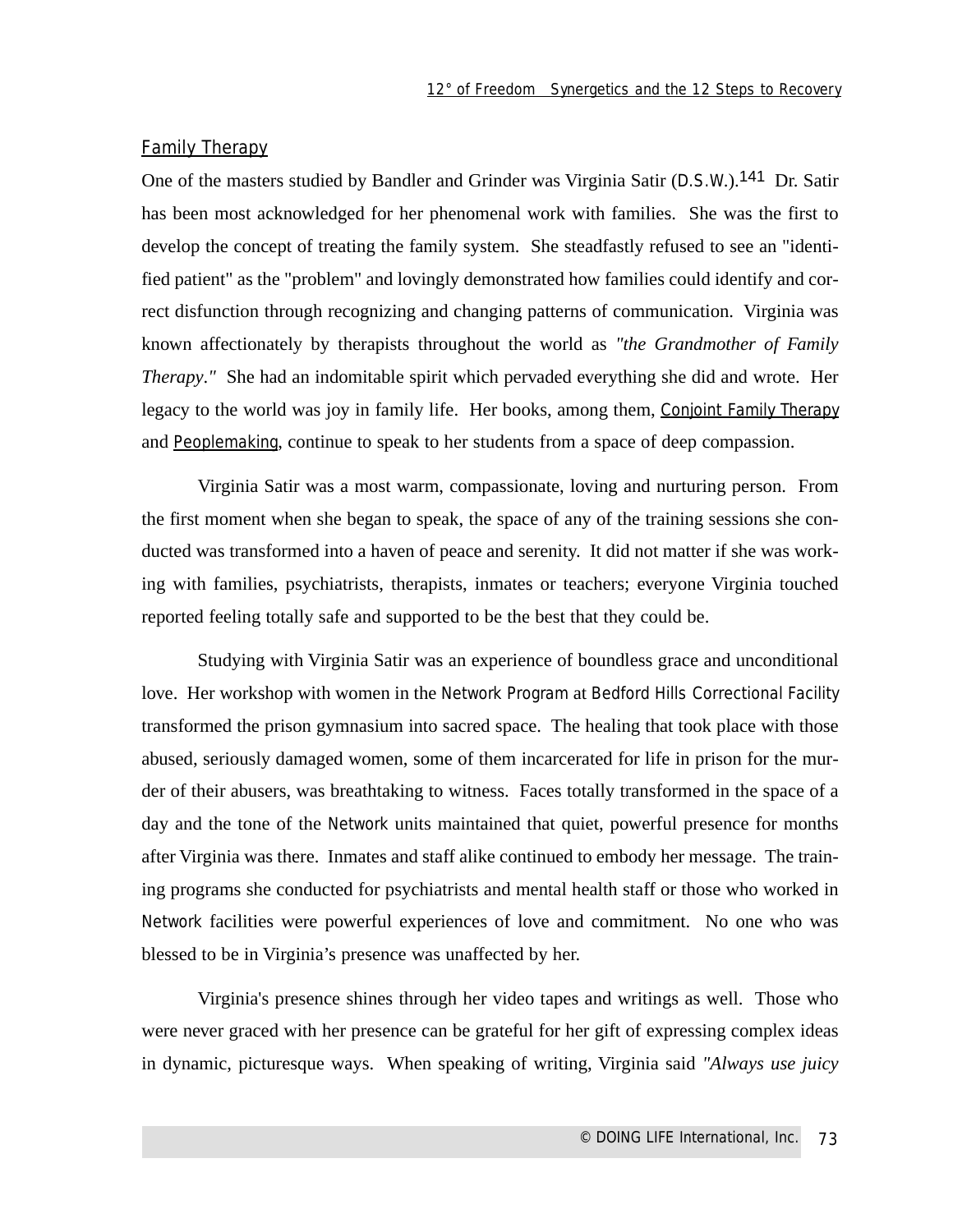## Family Therapy

One of the masters studied by Bandler and Grinder was Virginia Satir (D.S.W.).[141] Dr. Satir has been most acknowledged for her phenomenal work with families. She was the first to develop the concept of treating the family system. She steadfastly refused to see an "identified patient" as the "problem" and lovingly demonstrated how families could identify and correct disfunction through recognizing and changing patterns of communication. Virginia was known affectionately by therapists throughout the world as *"the Grandmother of Family Therapy."* She had an indomitable spirit which pervaded everything she did and wrote. Her legacy to the world was joy in family life. Her books, among them, Conjoint Family Therapy and Peoplemaking, continue to speak to her students from a space of deep compassion.

Virginia Satir was a most warm, compassionate, loving and nurturing person. From the first moment when she began to speak, the space of any of the training sessions she conducted was transformed into a haven of peace and serenity. It did not matter if she was working with families, psychiatrists, therapists, inmates or teachers; everyone Virginia touched reported feeling totally safe and supported to be the best that they could be.

Studying with Virginia Satir was an experience of boundless grace and unconditional love. Her workshop with women in the Network Program at Bedford Hills Correctional Facility transformed the prison gymnasium into sacred space. The healing that took place with those abused, seriously damaged women, some of them incarcerated for life in prison for the murder of their abusers, was breathtaking to witness. Faces totally transformed in the space of a day and the tone of the Network units maintained that quiet, powerful presence for months after Virginia was there. Inmates and staff alike continued to embody her message. The training programs she conducted for psychiatrists and mental health staff or those who worked in Network facilities were powerful experiences of love and commitment. No one who was blessed to be in Virginia's presence was unaffected by her.

Virginia's presence shines through her video tapes and writings as well. Those who were never graced with her presence can be grateful for her gift of expressing complex ideas in dynamic, picturesque ways. When speaking of writing, Virginia said *"Always use juicy*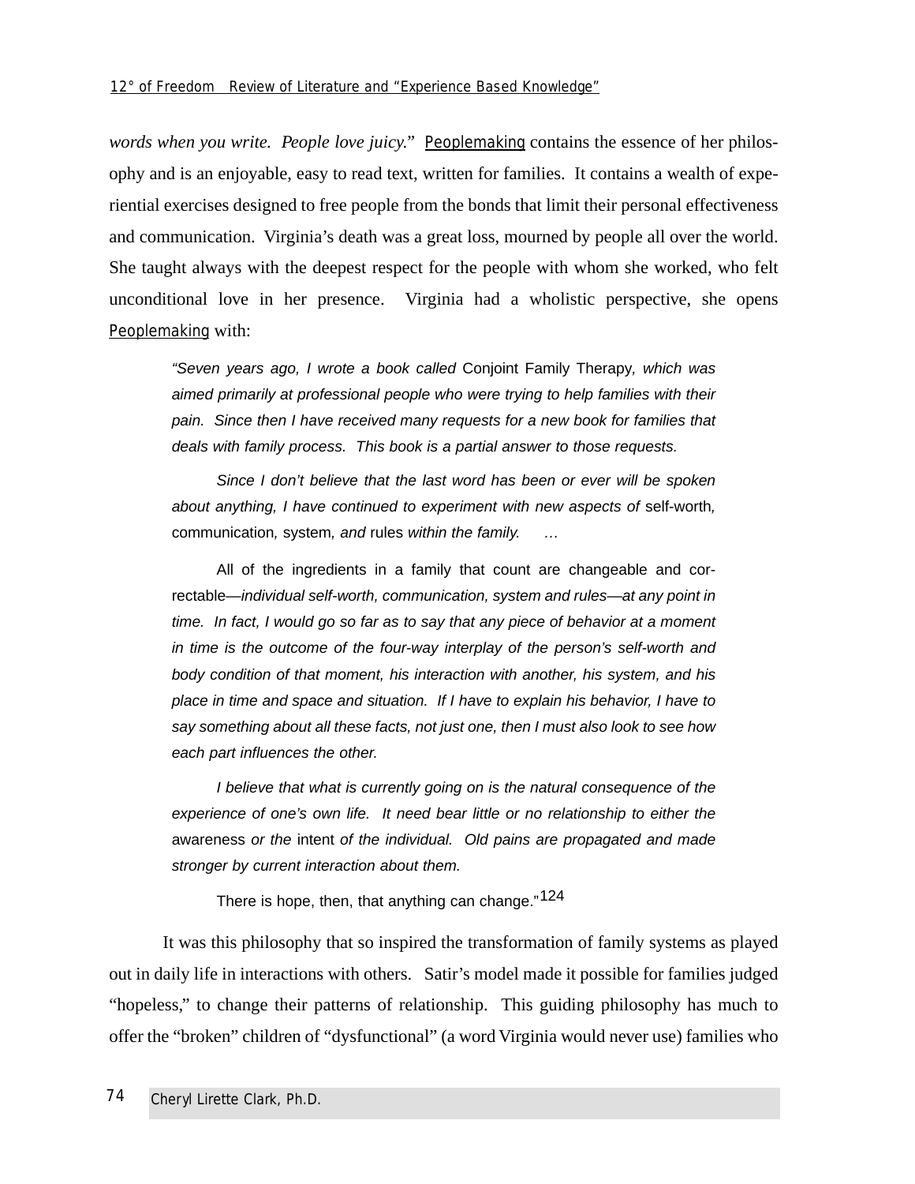*words when you write. People love juicy.*" Peoplemaking contains the essence of her philosophy and is an enjoyable, easy to read text, written for families. It contains a wealth of experiential exercises designed to free people from the bonds that limit their personal effectiveness and communication. Virginia's death was a great loss, mourned by people all over the world. She taught always with the deepest respect for the people with whom she worked, who felt unconditional love in her presence. Virginia had a wholistic perspective, she opens Peoplemaking with:

> *"Seven years ago, I wrote a book called* Conjoint Family Therapy*, which was aimed primarily at professional people who were trying to help families with their pain. Since then I have received many requests for a new book for families that deals with family process. This book is a partial answer to those requests.*
>
> *Since I don't believe that the last word has been or ever will be spoken about anything, I have continued to experiment with new aspects of* self-worth*,* communication*,* system*, and* rules *within the family. …*
>
> All of the ingredients in a family that count are changeable and correctable—*individual self-worth, communication, system and rules—at any point in time. In fact, I would go so far as to say that any piece of behavior at a moment in time is the outcome of the four-way interplay of the person's self-worth and body condition of that moment, his interaction with another, his system, and his place in time and space and situation. If I have to explain his behavior, I have to say something about all these facts, not just one, then I must also look to see how each part influences the other.*
>
> *I believe that what is currently going on is the natural consequence of the experience of one's own life. It need bear little or no relationship to either the* awareness *or the* intent *of the individual. Old pains are propagated and made stronger by current interaction about them.*
>
> There is hope, then, that anything can change."[124]

It was this philosophy that so inspired the transformation of family systems as played out in daily life in interactions with others. Satir's model made it possible for families judged "hopeless," to change their patterns of relationship. This guiding philosophy has much to offer the "broken" children of "dysfunctional" (a word Virginia would never use) families who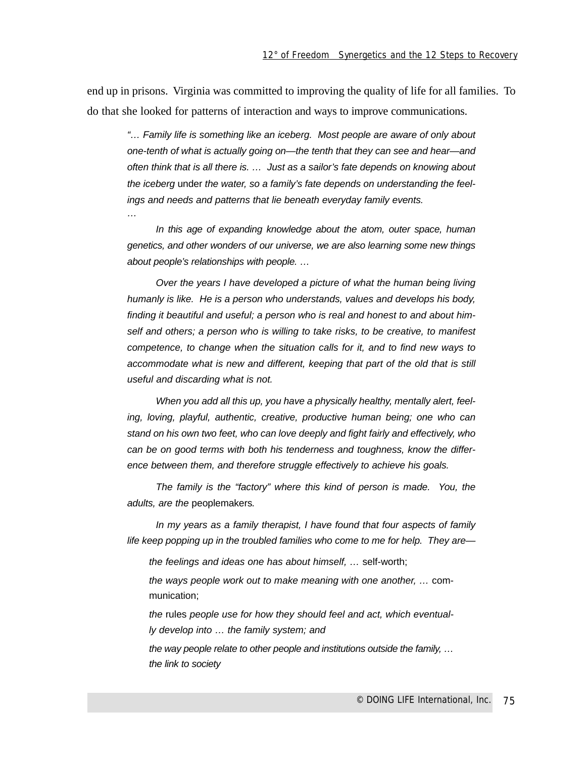end up in prisons. Virginia was committed to improving the quality of life for all families. To do that she looked for patterns of interaction and ways to improve communications.

> *"… Family life is something like an iceberg. Most people are aware of only about one-tenth of what is actually going on—the tenth that they can see and hear—and often think that is all there is. … Just as a sailor's fate depends on knowing about the iceberg* under *the water, so a family's fate depends on understanding the feelings and needs and patterns that lie beneath everyday family events.*
>
> …
>
> *In this age of expanding knowledge about the atom, outer space, human genetics, and other wonders of our universe, we are also learning some new things about people's relationships with people. …*
>
> *Over the years I have developed a picture of what the human being living humanly is like. He is a person who understands, values and develops his body, finding it beautiful and useful; a person who is real and honest to and about himself and others; a person who is willing to take risks, to be creative, to manifest competence, to change when the situation calls for it, and to find new ways to accommodate what is new and different, keeping that part of the old that is still useful and discarding what is not.*
>
> *When you add all this up, you have a physically healthy, mentally alert, feeling, loving, playful, authentic, creative, productive human being; one who can stand on his own two feet, who can love deeply and fight fairly and effectively, who can be on good terms with both his tenderness and toughness, know the difference between them, and therefore struggle effectively to achieve his goals.*
>
> *The family is the "factory" where this kind of person is made. You, the adults, are the* peoplemakers*.*
>
> *In my years as a family therapist, I have found that four aspects of family life keep popping up in the troubled families who come to me for help. They are—*
>
> *the feelings and ideas one has about himself, …* self-worth;
>
> *the ways people work out to make meaning with one another, …* communication;
>
> *the* rules *people use for how they should feel and act, which eventually develop into … the family system; and*
>
> *the way people relate to other people and institutions outside the family, … the link to society*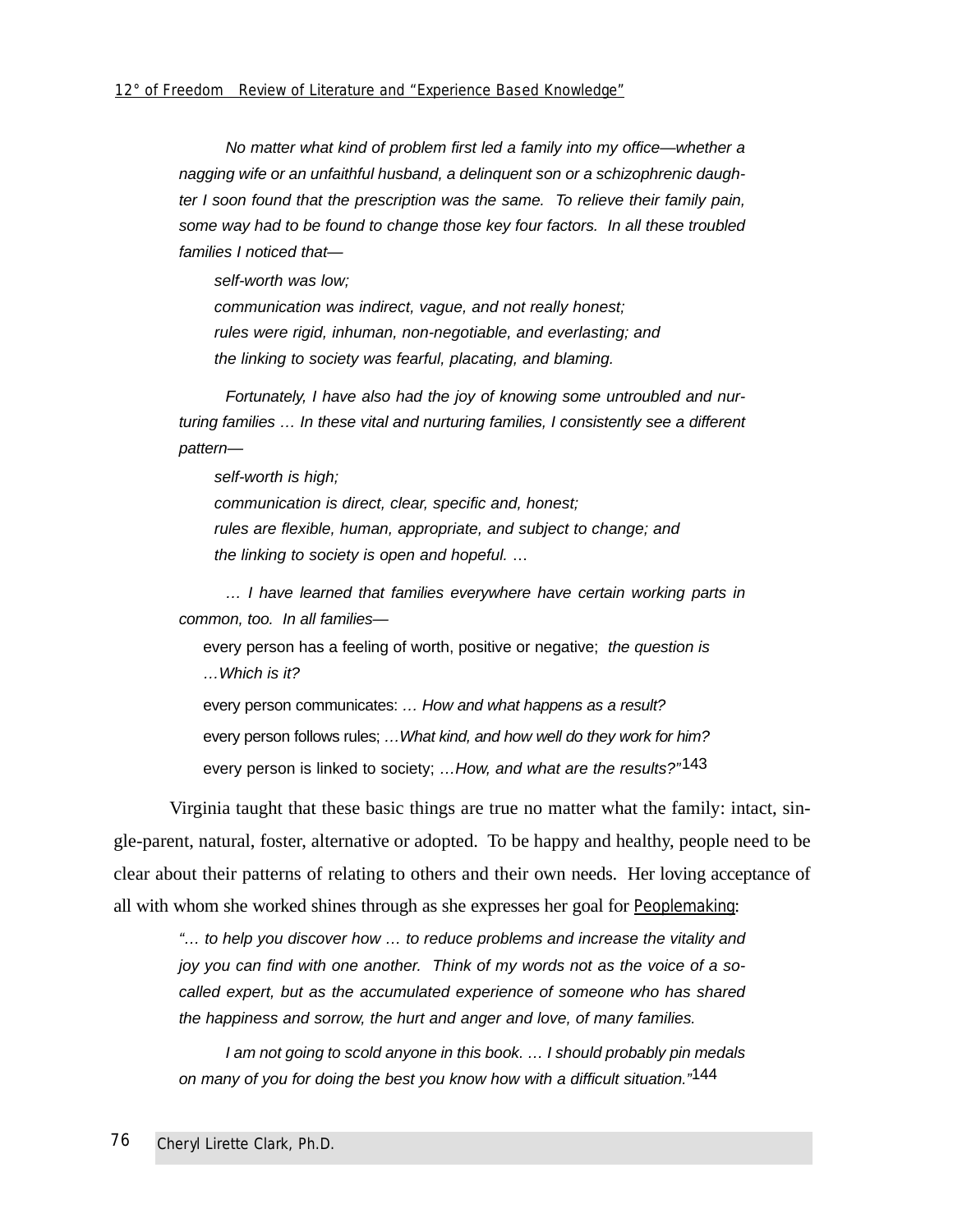> *No matter what kind of problem first led a family into my office—whether a nagging wife or an unfaithful husband, a delinquent son or a schizophrenic daughter I soon found that the prescription was the same. To relieve their family pain, some way had to be found to change those key four factors. In all these troubled families I noticed that—*
>
> *self-worth was low;*
> *communication was indirect, vague, and not really honest;*
> *rules were rigid, inhuman, non-negotiable, and everlasting; and*
> *the linking to society was fearful, placating, and blaming.*
>
> *Fortunately, I have also had the joy of knowing some untroubled and nurturing families … In these vital and nurturing families, I consistently see a different pattern—*
>
> *self-worth is high;*
> *communication is direct, clear, specific and, honest;*
> *rules are flexible, human, appropriate, and subject to change; and*
> *the linking to society is open and hopeful. …*
>
> *… I have learned that families everywhere have certain working parts in common, too. In all families—*
>
> every person has a feeling of worth, positive or negative; *the question is …Which is it?*
>
> every person communicates: *… How and what happens as a result?*
>
> every person follows rules; *…What kind, and how well do they work for him?*
>
> every person is linked to society; *…How, and what are the results?"*[143]

Virginia taught that these basic things are true no matter what the family: intact, single-parent, natural, foster, alternative or adopted. To be happy and healthy, people need to be clear about their patterns of relating to others and their own needs. Her loving acceptance of all with whom she worked shines through as she expresses her goal for Peoplemaking:

> *"… to help you discover how … to reduce problems and increase the vitality and joy you can find with one another. Think of my words not as the voice of a so-called expert, but as the accumulated experience of someone who has shared the happiness and sorrow, the hurt and anger and love, of many families.*
>
> *I am not going to scold anyone in this book. … I should probably pin medals on many of you for doing the best you know how with a difficult situation."*[144]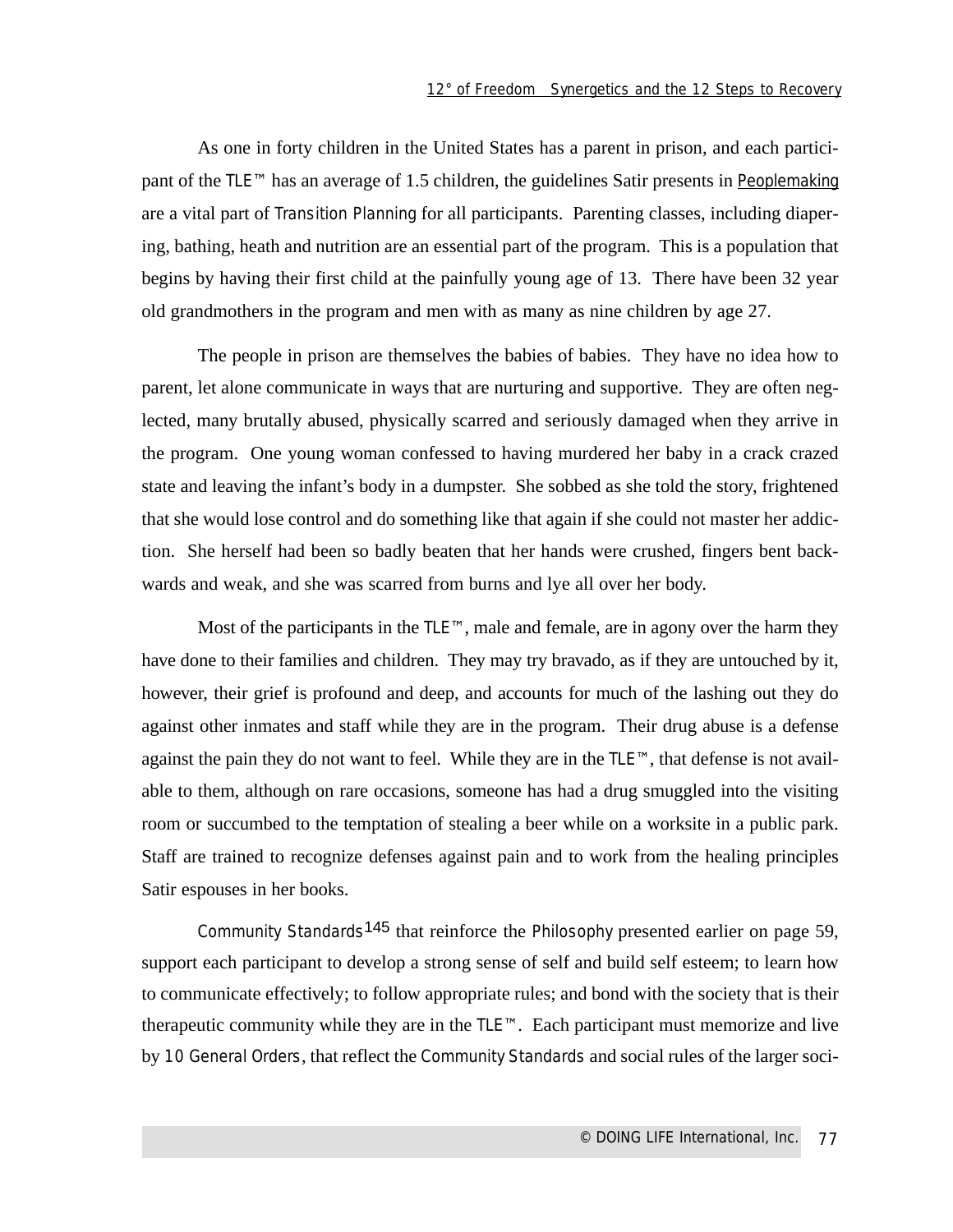As one in forty children in the United States has a parent in prison, and each participant of the TLE™ has an average of 1.5 children, the guidelines Satir presents in Peoplemaking are a vital part of Transition Planning for all participants. Parenting classes, including diapering, bathing, heath and nutrition are an essential part of the program. This is a population that begins by having their first child at the painfully young age of 13. There have been 32 year old grandmothers in the program and men with as many as nine children by age 27.

The people in prison are themselves the babies of babies. They have no idea how to parent, let alone communicate in ways that are nurturing and supportive. They are often neglected, many brutally abused, physically scarred and seriously damaged when they arrive in the program. One young woman confessed to having murdered her baby in a crack crazed state and leaving the infant's body in a dumpster. She sobbed as she told the story, frightened that she would lose control and do something like that again if she could not master her addiction. She herself had been so badly beaten that her hands were crushed, fingers bent backwards and weak, and she was scarred from burns and lye all over her body.

Most of the participants in the TLE™, male and female, are in agony over the harm they have done to their families and children. They may try bravado, as if they are untouched by it, however, their grief is profound and deep, and accounts for much of the lashing out they do against other inmates and staff while they are in the program. Their drug abuse is a defense against the pain they do not want to feel. While they are in the TLE™, that defense is not available to them, although on rare occasions, someone has had a drug smuggled into the visiting room or succumbed to the temptation of stealing a beer while on a worksite in a public park. Staff are trained to recognize defenses against pain and to work from the healing principles Satir espouses in her books.

Community Standards[145] that reinforce the Philosophy presented earlier on page 59, support each participant to develop a strong sense of self and build self esteem; to learn how to communicate effectively; to follow appropriate rules; and bond with the society that is their therapeutic community while they are in the TLE™. Each participant must memorize and live by 10 General Orders, that reflect the Community Standards and social rules of the larger soci-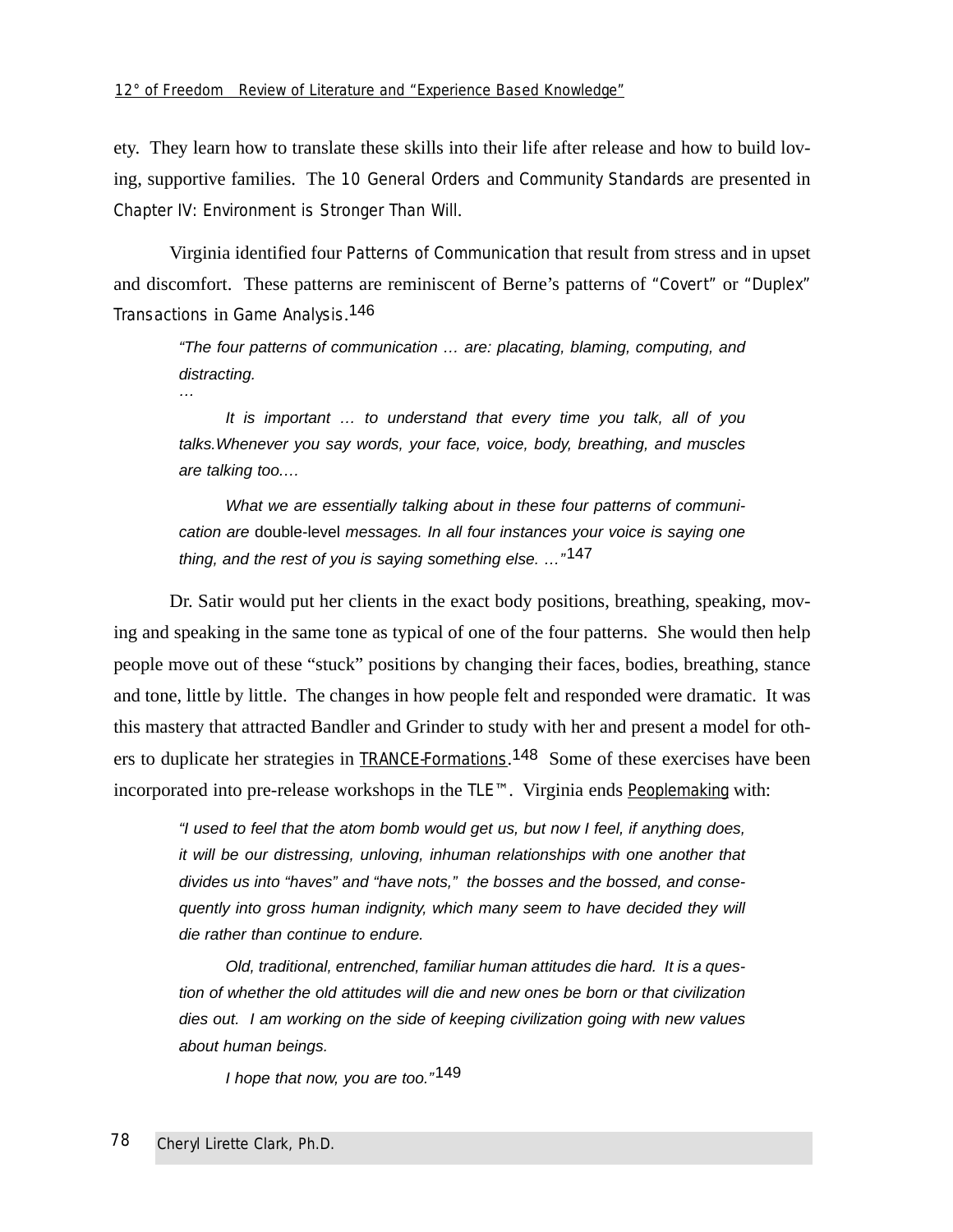ety. They learn how to translate these skills into their life after release and how to build loving, supportive families. The 10 General Orders and Community Standards are presented in Chapter IV: Environment is Stronger Than Will.

Virginia identified four Patterns of Communication that result from stress and in upset and discomfort. These patterns are reminiscent of Berne's patterns of "Covert" or "Duplex" Transactions in Game Analysis.[146]

> *"The four patterns of communication … are: placating, blaming, computing, and distracting.*
> *…*
>
> *It is important … to understand that every time you talk, all of you talks.Whenever you say words, your face, voice, body, breathing, and muscles are talking too.…*
>
> *What we are essentially talking about in these four patterns of communication are* double-level *messages. In all four instances your voice is saying one thing, and the rest of you is saying something else. …"*[147]

Dr. Satir would put her clients in the exact body positions, breathing, speaking, moving and speaking in the same tone as typical of one of the four patterns. She would then help people move out of these "stuck" positions by changing their faces, bodies, breathing, stance and tone, little by little. The changes in how people felt and responded were dramatic. It was this mastery that attracted Bandler and Grinder to study with her and present a model for others to duplicate her strategies in TRANCE-Formations.[148] Some of these exercises have been incorporated into pre-release workshops in the TLE™. Virginia ends Peoplemaking with:

> *"I used to feel that the atom bomb would get us, but now I feel, if anything does, it will be our distressing, unloving, inhuman relationships with one another that divides us into "haves" and "have nots," the bosses and the bossed, and consequently into gross human indignity, which many seem to have decided they will die rather than continue to endure.*
>
> *Old, traditional, entrenched, familiar human attitudes die hard. It is a question of whether the old attitudes will die and new ones be born or that civilization dies out. I am working on the side of keeping civilization going with new values about human beings.*
>
> *I hope that now, you are too."*[149]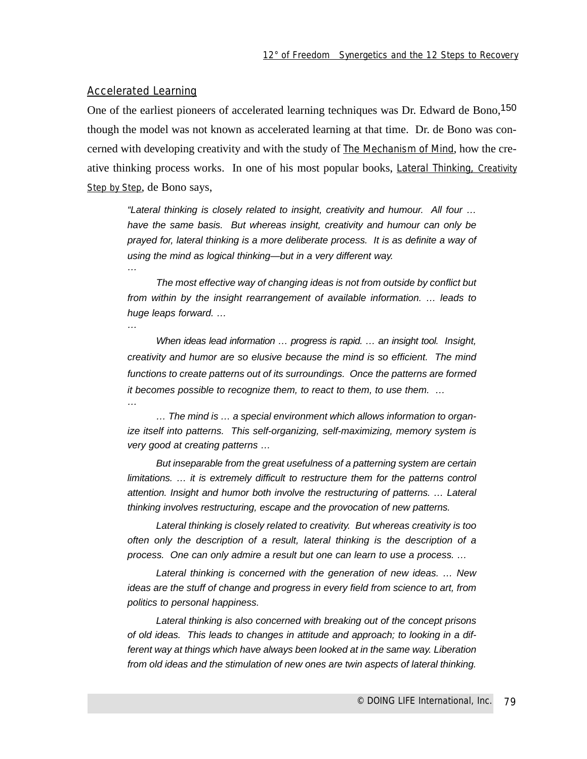## Accelerated Learning

One of the earliest pioneers of accelerated learning techniques was Dr. Edward de Bono,[150] though the model was not known as accelerated learning at that time. Dr. de Bono was concerned with developing creativity and with the study of The Mechanism of Mind, how the creative thinking process works. In one of his most popular books, Lateral Thinking, Creativity Step by Step, de Bono says,

> *"Lateral thinking is closely related to insight, creativity and humour. All four … have the same basis. But whereas insight, creativity and humour can only be prayed for, lateral thinking is a more deliberate process. It is as definite a way of using the mind as logical thinking—but in a very different way.*
>
> *…*
>
> *The most effective way of changing ideas is not from outside by conflict but from within by the insight rearrangement of available information. … leads to huge leaps forward. …*
>
> *…*
>
> *When ideas lead information … progress is rapid. … an insight tool. Insight, creativity and humor are so elusive because the mind is so efficient. The mind functions to create patterns out of its surroundings. Once the patterns are formed it becomes possible to recognize them, to react to them, to use them. …*
>
> *…*
>
> *… The mind is … a special environment which allows information to organize itself into patterns. This self-organizing, self-maximizing, memory system is very good at creating patterns …*
>
> *But inseparable from the great usefulness of a patterning system are certain limitations. … it is extremely difficult to restructure them for the patterns control attention. Insight and humor both involve the restructuring of patterns. … Lateral thinking involves restructuring, escape and the provocation of new patterns.*
>
> *Lateral thinking is closely related to creativity. But whereas creativity is too often only the description of a result, lateral thinking is the description of a process. One can only admire a result but one can learn to use a process. …*
>
> *Lateral thinking is concerned with the generation of new ideas. … New ideas are the stuff of change and progress in every field from science to art, from politics to personal happiness.*
>
> *Lateral thinking is also concerned with breaking out of the concept prisons of old ideas. This leads to changes in attitude and approach; to looking in a different way at things which have always been looked at in the same way. Liberation from old ideas and the stimulation of new ones are twin aspects of lateral thinking.*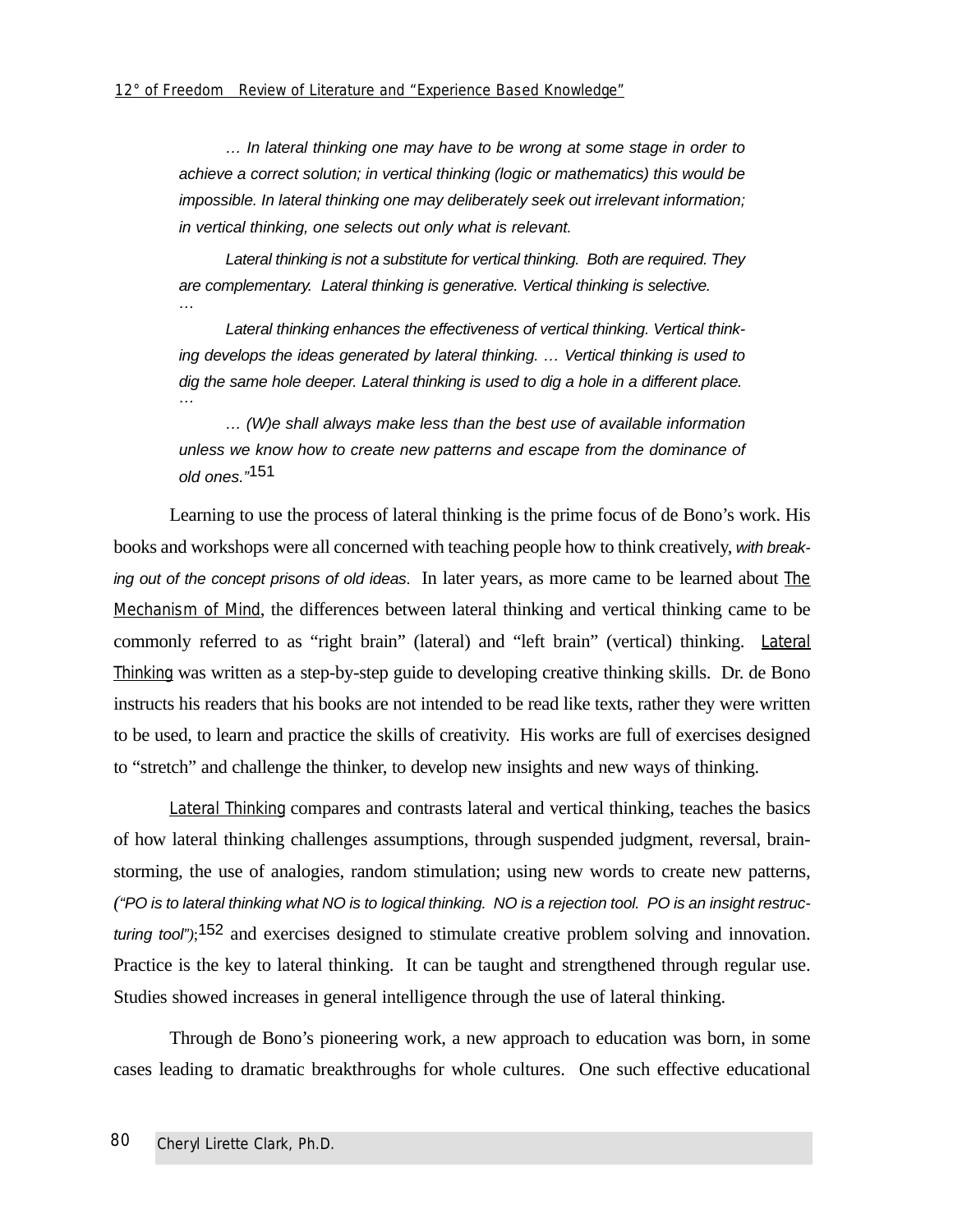> *… In lateral thinking one may have to be wrong at some stage in order to achieve a correct solution; in vertical thinking (logic or mathematics) this would be impossible. In lateral thinking one may deliberately seek out irrelevant information; in vertical thinking, one selects out only what is relevant.*
>
> *Lateral thinking is not a substitute for vertical thinking. Both are required. They are complementary. Lateral thinking is generative. Vertical thinking is selective.*
> *…*
>
> *Lateral thinking enhances the effectiveness of vertical thinking. Vertical thinking develops the ideas generated by lateral thinking. … Vertical thinking is used to dig the same hole deeper. Lateral thinking is used to dig a hole in a different place.*
> *…*
>
> *… (W)e shall always make less than the best use of available information unless we know how to create new patterns and escape from the dominance of old ones."*[151]

Learning to use the process of lateral thinking is the prime focus of de Bono's work. His books and workshops were all concerned with teaching people how to think creatively, *with breaking out of the concept prisons of old ideas*. In later years, as more came to be learned about The Mechanism of Mind, the differences between lateral thinking and vertical thinking came to be commonly referred to as "right brain" (lateral) and "left brain" (vertical) thinking. Lateral Thinking was written as a step-by-step guide to developing creative thinking skills. Dr. de Bono instructs his readers that his books are not intended to be read like texts, rather they were written to be used, to learn and practice the skills of creativity. His works are full of exercises designed to "stretch" and challenge the thinker, to develop new insights and new ways of thinking.

Lateral Thinking compares and contrasts lateral and vertical thinking, teaches the basics of how lateral thinking challenges assumptions, through suspended judgment, reversal, brainstorming, the use of analogies, random stimulation; using new words to create new patterns, *("PO is to lateral thinking what NO is to logical thinking. NO is a rejection tool. PO is an insight restructuring tool");*[152] and exercises designed to stimulate creative problem solving and innovation. Practice is the key to lateral thinking. It can be taught and strengthened through regular use. Studies showed increases in general intelligence through the use of lateral thinking.

Through de Bono's pioneering work, a new approach to education was born, in some cases leading to dramatic breakthroughs for whole cultures. One such effective educational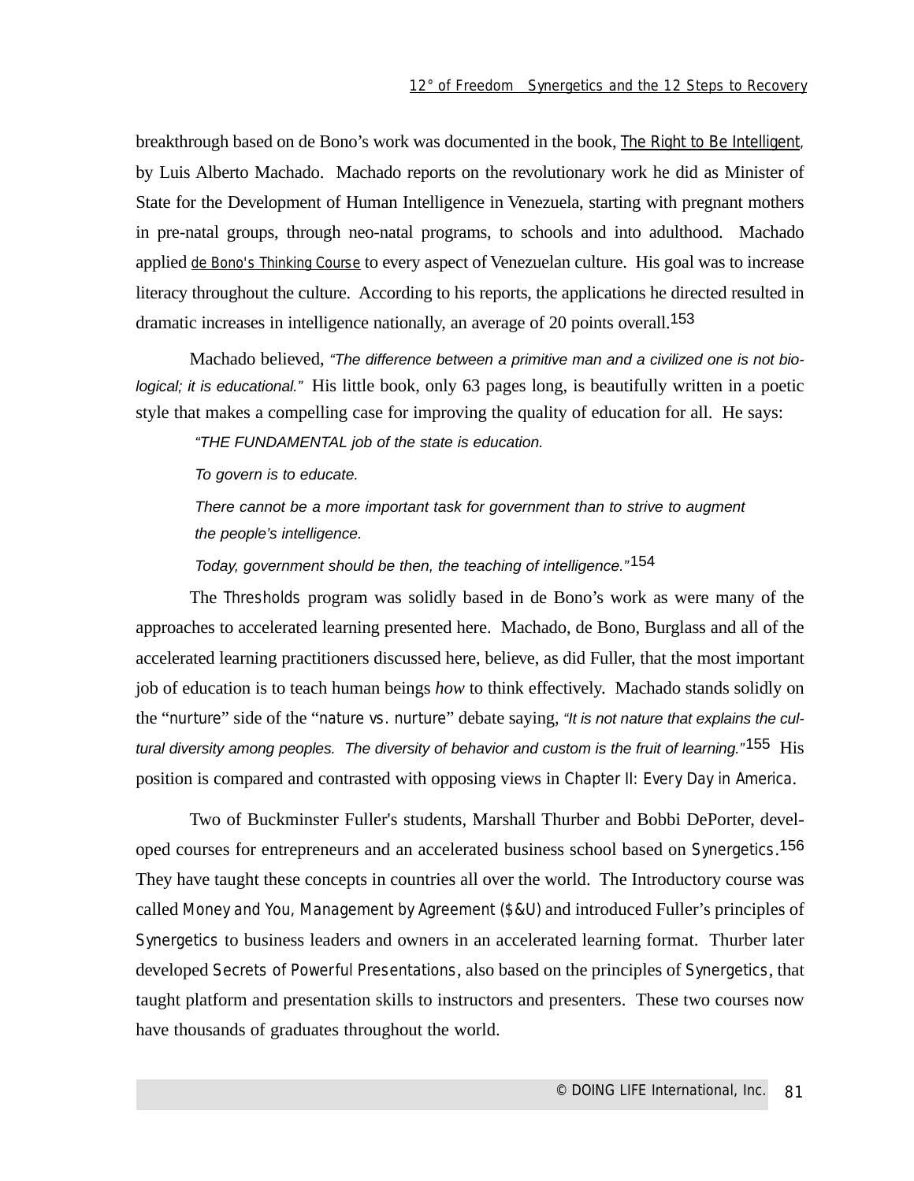breakthrough based on de Bono's work was documented in the book, The Right to Be Intelligent, by Luis Alberto Machado. Machado reports on the revolutionary work he did as Minister of State for the Development of Human Intelligence in Venezuela, starting with pregnant mothers in pre-natal groups, through neo-natal programs, to schools and into adulthood. Machado applied de Bono's Thinking Course to every aspect of Venezuelan culture. His goal was to increase literacy throughout the culture. According to his reports, the applications he directed resulted in dramatic increases in intelligence nationally, an average of 20 points overall.[153]

Machado believed, *"The difference between a primitive man and a civilized one is not biological; it is educational."* His little book, only 63 pages long, is beautifully written in a poetic style that makes a compelling case for improving the quality of education for all. He says:

> *"THE FUNDAMENTAL job of the state is education.*
>
> *To govern is to educate.*
>
> *There cannot be a more important task for government than to strive to augment the people's intelligence.*
>
> *Today, government should be then, the teaching of intelligence."*[154]

The Thresholds program was solidly based in de Bono's work as were many of the approaches to accelerated learning presented here. Machado, de Bono, Burglass and all of the accelerated learning practitioners discussed here, believe, as did Fuller, that the most important job of education is to teach human beings *how* to think effectively. Machado stands solidly on the "nurture" side of the "nature vs. nurture" debate saying, *"It is not nature that explains the cultural diversity among peoples. The diversity of behavior and custom is the fruit of learning."*[155] His position is compared and contrasted with opposing views in Chapter II: Every Day in America.

Two of Buckminster Fuller's students, Marshall Thurber and Bobbi DePorter, developed courses for entrepreneurs and an accelerated business school based on Synergetics.[156] They have taught these concepts in countries all over the world. The Introductory course was called Money and You, Management by Agreement ($&U) and introduced Fuller's principles of Synergetics to business leaders and owners in an accelerated learning format. Thurber later developed Secrets of Powerful Presentations, also based on the principles of Synergetics, that taught platform and presentation skills to instructors and presenters. These two courses now have thousands of graduates throughout the world.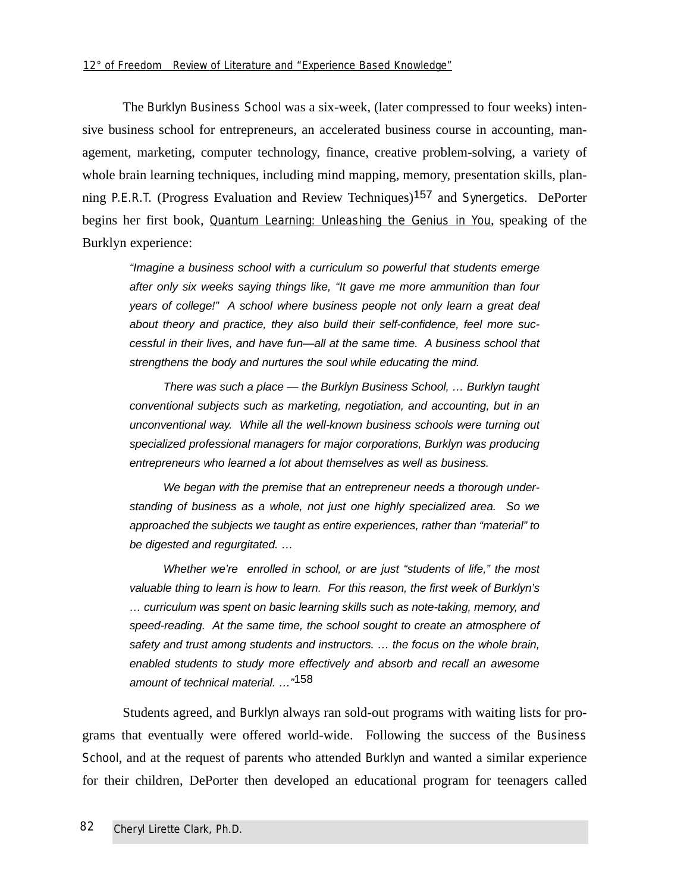The Burklyn Business School was a six-week, (later compressed to four weeks) intensive business school for entrepreneurs, an accelerated business course in accounting, management, marketing, computer technology, finance, creative problem-solving, a variety of whole brain learning techniques, including mind mapping, memory, presentation skills, planning P.E.R.T. (Progress Evaluation and Review Techniques)[157] and Synergetics. DePorter begins her first book, <u>Quantum Learning: Unleashing the Genius in You</u>, speaking of the Burklyn experience:

> *"Imagine a business school with a curriculum so powerful that students emerge after only six weeks saying things like, "It gave me more ammunition than four years of college!" A school where business people not only learn a great deal about theory and practice, they also build their self-confidence, feel more successful in their lives, and have fun—all at the same time. A business school that strengthens the body and nurtures the soul while educating the mind.*
>
> *There was such a place — the Burklyn Business School, … Burklyn taught conventional subjects such as marketing, negotiation, and accounting, but in an unconventional way. While all the well-known business schools were turning out specialized professional managers for major corporations, Burklyn was producing entrepreneurs who learned a lot about themselves as well as business.*
>
> *We began with the premise that an entrepreneur needs a thorough understanding of business as a whole, not just one highly specialized area. So we approached the subjects we taught as entire experiences, rather than "material" to be digested and regurgitated. …*
>
> *Whether we're enrolled in school, or are just "students of life," the most valuable thing to learn is how to learn. For this reason, the first week of Burklyn's … curriculum was spent on basic learning skills such as note-taking, memory, and speed-reading. At the same time, the school sought to create an atmosphere of safety and trust among students and instructors. … the focus on the whole brain, enabled students to study more effectively and absorb and recall an awesome amount of technical material. …"*[158]

Students agreed, and Burklyn always ran sold-out programs with waiting lists for programs that eventually were offered world-wide. Following the success of the Business School, and at the request of parents who attended Burklyn and wanted a similar experience for their children, DePorter then developed an educational program for teenagers called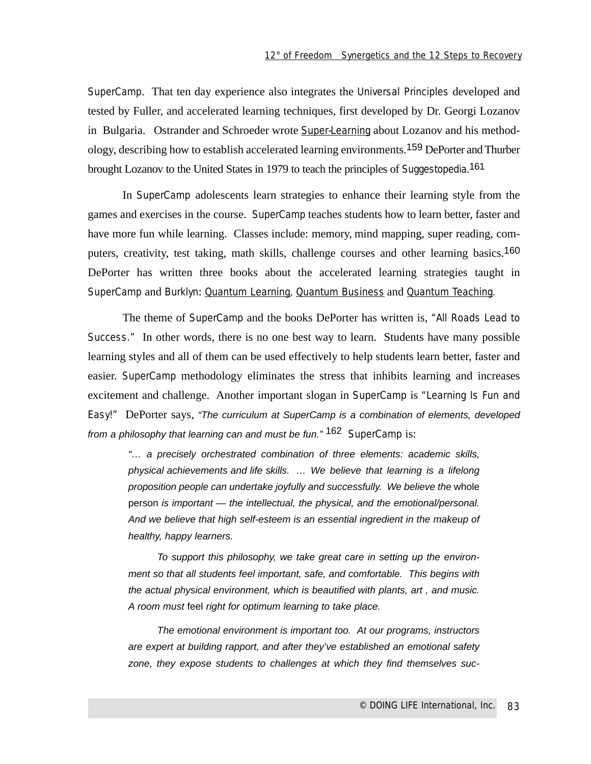SuperCamp. That ten day experience also integrates the Universal Principles developed and tested by Fuller, and accelerated learning techniques, first developed by Dr. Georgi Lozanov in Bulgaria. Ostrander and Schroeder wrote Super-Learning about Lozanov and his methodology, describing how to establish accelerated learning environments.[159] DePorter and Thurber brought Lozanov to the United States in 1979 to teach the principles of Suggestopedia.[161]

In SuperCamp adolescents learn strategies to enhance their learning style from the games and exercises in the course. SuperCamp teaches students how to learn better, faster and have more fun while learning. Classes include: memory, mind mapping, super reading, computers, creativity, test taking, math skills, challenge courses and other learning basics.[160] DePorter has written three books about the accelerated learning strategies taught in SuperCamp and Burklyn: Quantum Learning, Quantum Business and Quantum Teaching.

The theme of SuperCamp and the books DePorter has written is, "All Roads Lead to Success." In other words, there is no one best way to learn. Students have many possible learning styles and all of them can be used effectively to help students learn better, faster and easier. SuperCamp methodology eliminates the stress that inhibits learning and increases excitement and challenge. Another important slogan in SuperCamp is "Learning Is Fun and Easy!" DePorter says, *"The curriculum at SuperCamp is a combination of elements, developed from a philosophy that learning can and must be fun."* [162] SuperCamp is:

> *"… a precisely orchestrated combination of three elements: academic skills, physical achievements and life skills. … We believe that learning is a lifelong proposition people can undertake joyfully and successfully. We believe the* whole person *is important — the intellectual, the physical, and the emotional/personal. And we believe that high self-esteem is an essential ingredient in the makeup of healthy, happy learners.*
>
> *To support this philosophy, we take great care in setting up the environment so that all students feel important, safe, and comfortable. This begins with the actual physical environment, which is beautified with plants, art , and music. A room must* feel *right for optimum learning to take place.*
>
> *The emotional environment is important too. At our programs, instructors are expert at building rapport, and after they've established an emotional safety zone, they expose students to challenges at which they find themselves suc-*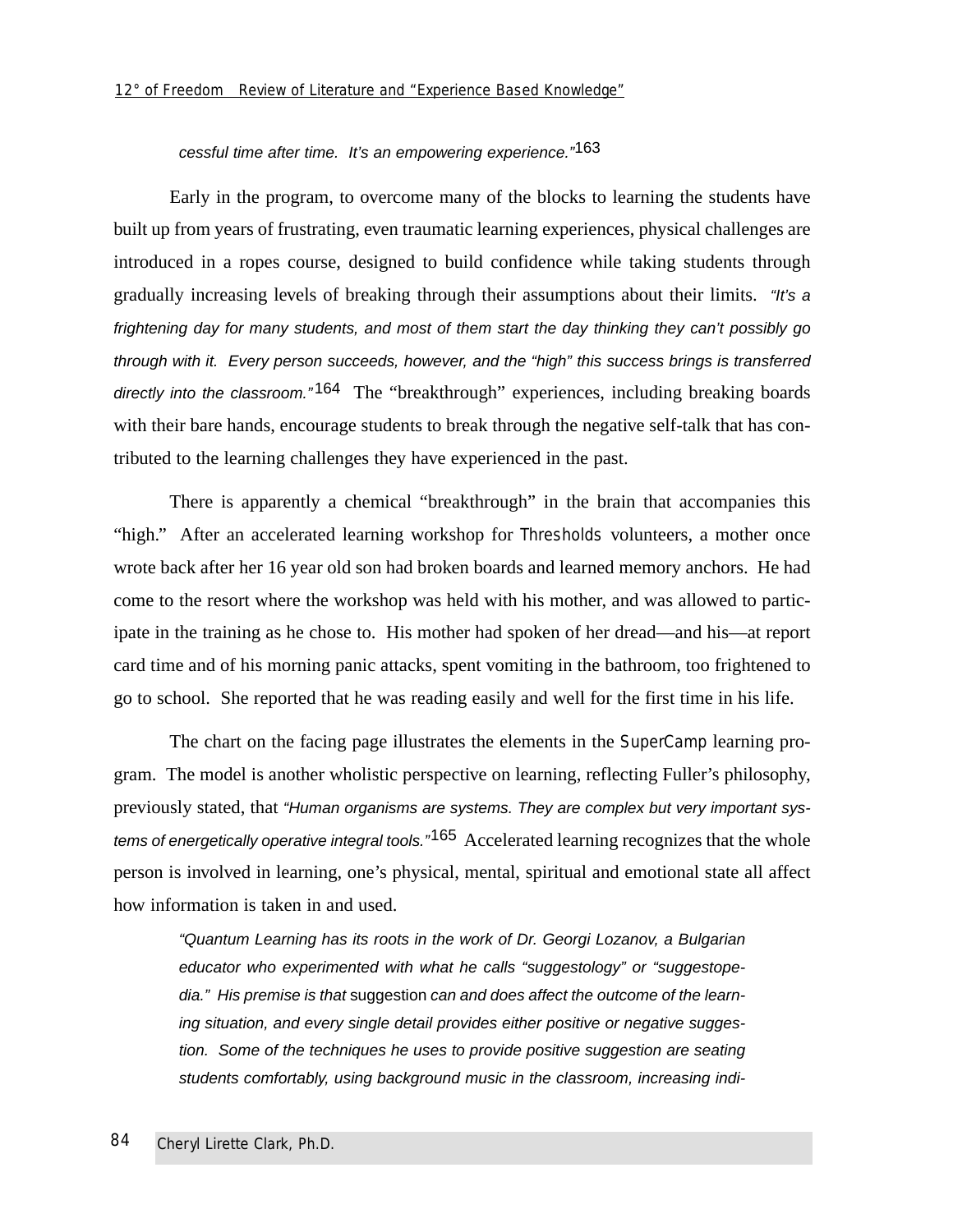*cessful time after time. It's an empowering experience."*[163]

Early in the program, to overcome many of the blocks to learning the students have built up from years of frustrating, even traumatic learning experiences, physical challenges are introduced in a ropes course, designed to build confidence while taking students through gradually increasing levels of breaking through their assumptions about their limits. *"It's a frightening day for many students, and most of them start the day thinking they can't possibly go through with it. Every person succeeds, however, and the "high" this success brings is transferred directly into the classroom."*[164] The "breakthrough" experiences, including breaking boards with their bare hands, encourage students to break through the negative self-talk that has contributed to the learning challenges they have experienced in the past.

There is apparently a chemical "breakthrough" in the brain that accompanies this "high." After an accelerated learning workshop for Thresholds volunteers, a mother once wrote back after her 16 year old son had broken boards and learned memory anchors. He had come to the resort where the workshop was held with his mother, and was allowed to participate in the training as he chose to. His mother had spoken of her dread—and his—at report card time and of his morning panic attacks, spent vomiting in the bathroom, too frightened to go to school. She reported that he was reading easily and well for the first time in his life.

The chart on the facing page illustrates the elements in the SuperCamp learning program. The model is another wholistic perspective on learning, reflecting Fuller's philosophy, previously stated, that *"Human organisms are systems. They are complex but very important systems of energetically operative integral tools."*[165] Accelerated learning recognizes that the whole person is involved in learning, one's physical, mental, spiritual and emotional state all affect how information is taken in and used.

> *"Quantum Learning has its roots in the work of Dr. Georgi Lozanov, a Bulgarian educator who experimented with what he calls "suggestology" or "suggestopedia." His premise is that* suggestion *can and does affect the outcome of the learning situation, and every single detail provides either positive or negative suggestion. Some of the techniques he uses to provide positive suggestion are seating students comfortably, using background music in the classroom, increasing indi-*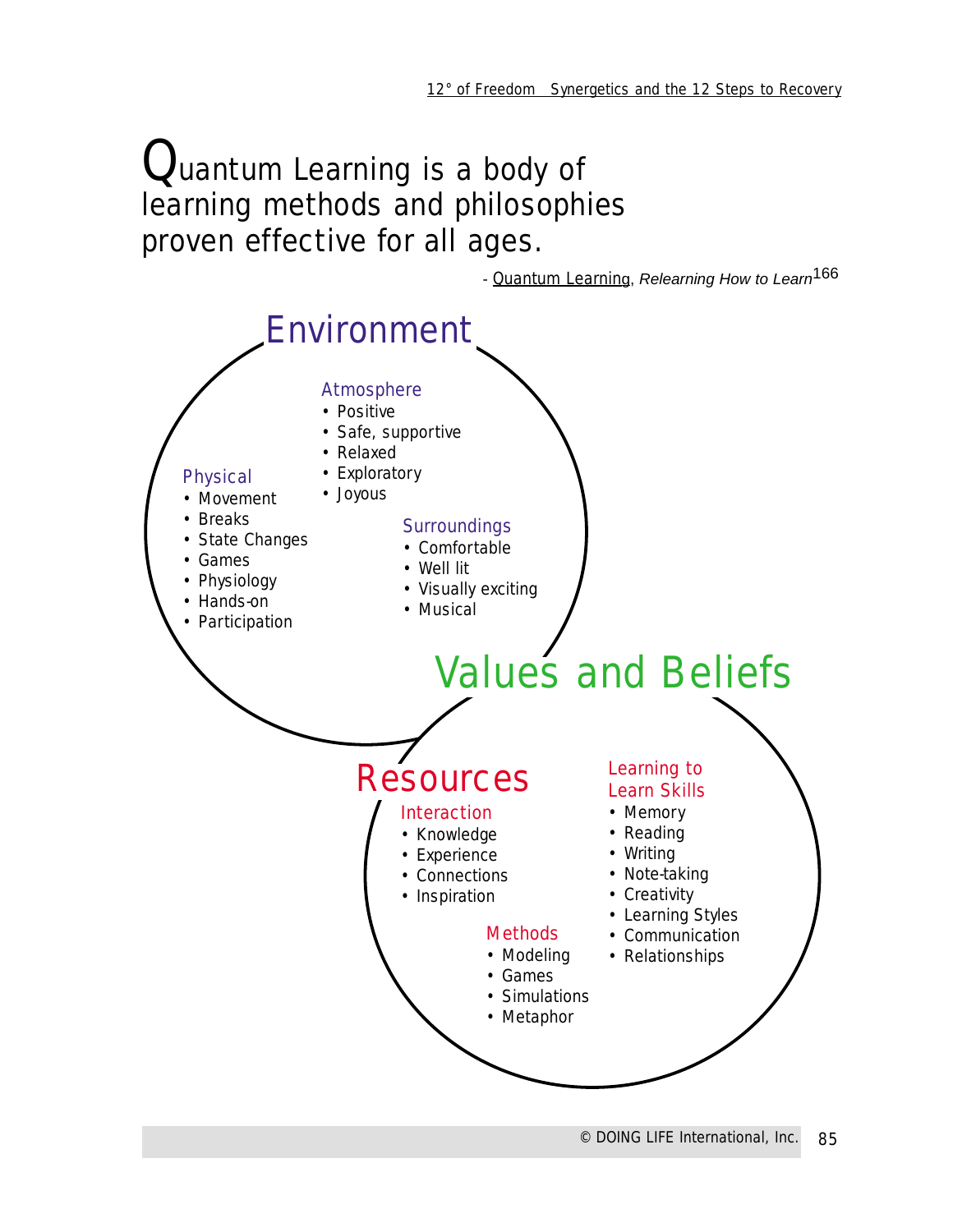# Quantum Learning is a body of learning methods and philosophies proven effective for all ages.

- Quantum Learning, *Relearning How to Learn*[166]

## Environment

### Atmosphere
- Positive
- Safe, supportive
- Relaxed
- Exploratory
- Joyous

### Physical
- Movement
- Breaks
- State Changes
- Games
- Physiology
- Hands-on
- Participation

### Surroundings
- Comfortable
- Well lit
- Visually exciting
- Musical

## Values and Beliefs

## Resources

### Interaction
- Knowledge
- Experience
- Connections
- Inspiration

### Methods
- Modeling
- Games
- Simulations
- Metaphor

### Learning to Learn Skills
- Memory
- Reading
- Writing
- Note-taking
- Creativity
- Learning Styles
- Communication
- Relationships

© DOING LIFE International, Inc.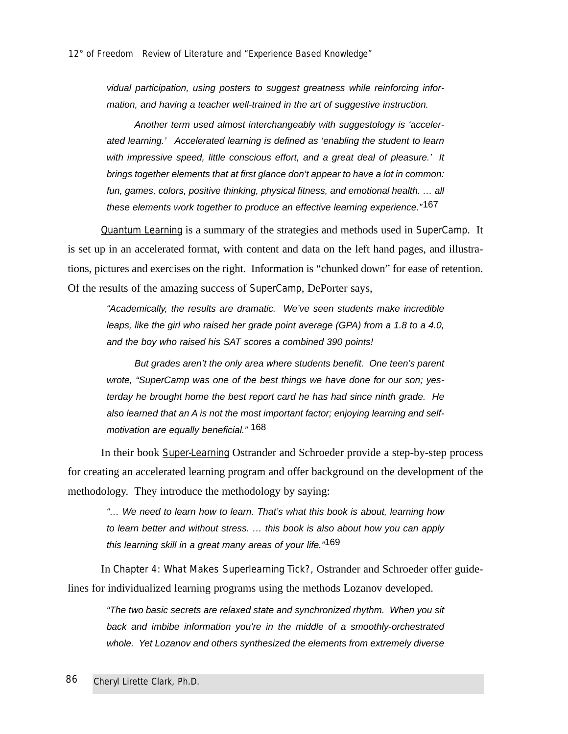*vidual participation, using posters to suggest greatness while reinforcing information, and having a teacher well-trained in the art of suggestive instruction.*

> *Another term used almost interchangeably with suggestology is 'accelerated learning.' Accelerated learning is defined as 'enabling the student to learn with impressive speed, little conscious effort, and a great deal of pleasure.' It brings together elements that at first glance don't appear to have a lot in common: fun, games, colors, positive thinking, physical fitness, and emotional health. … all these elements work together to produce an effective learning experience."*[167]

Quantum Learning is a summary of the strategies and methods used in SuperCamp. It is set up in an accelerated format, with content and data on the left hand pages, and illustrations, pictures and exercises on the right. Information is "chunked down" for ease of retention. Of the results of the amazing success of SuperCamp, DePorter says,

> *"Academically, the results are dramatic. We've seen students make incredible leaps, like the girl who raised her grade point average (GPA) from a 1.8 to a 4.0, and the boy who raised his SAT scores a combined 390 points!*
>
> *But grades aren't the only area where students benefit. One teen's parent wrote, "SuperCamp was one of the best things we have done for our son; yesterday he brought home the best report card he has had since ninth grade. He also learned that an A is not the most important factor; enjoying learning and self-motivation are equally beneficial."* [168]

In their book Super-Learning Ostrander and Schroeder provide a step-by-step process for creating an accelerated learning program and offer background on the development of the methodology. They introduce the methodology by saying:

> *"… We need to learn how to learn. That's what this book is about, learning how to learn better and without stress. … this book is also about how you can apply this learning skill in a great many areas of your life."*[169]

In Chapter 4: What Makes Superlearning Tick?, Ostrander and Schroeder offer guidelines for individualized learning programs using the methods Lozanov developed.

> *"The two basic secrets are relaxed state and synchronized rhythm. When you sit back and imbibe information you're in the middle of a smoothly-orchestrated whole. Yet Lozanov and others synthesized the elements from extremely diverse*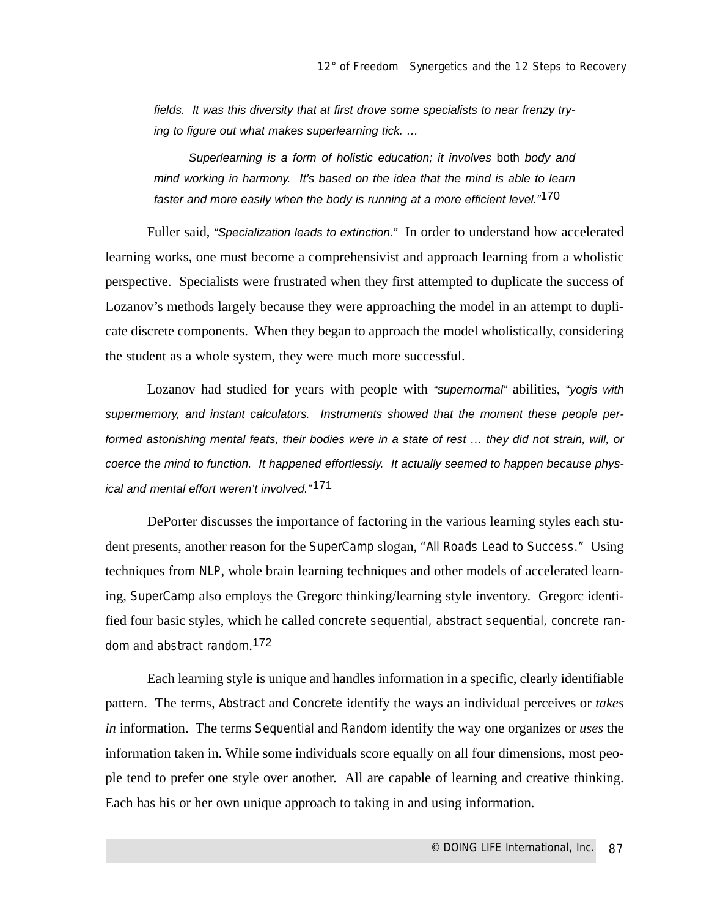> *fields. It was this diversity that at first drove some specialists to near frenzy trying to figure out what makes superlearning tick. …*
>
> *Superlearning is a form of holistic education; it involves* both *body and mind working in harmony. It's based on the idea that the mind is able to learn faster and more easily when the body is running at a more efficient level."*[170]

Fuller said, *"Specialization leads to extinction."* In order to understand how accelerated learning works, one must become a comprehensivist and approach learning from a wholistic perspective. Specialists were frustrated when they first attempted to duplicate the success of Lozanov's methods largely because they were approaching the model in an attempt to duplicate discrete components. When they began to approach the model wholistically, considering the student as a whole system, they were much more successful.

Lozanov had studied for years with people with *"supernormal"* abilities, *"yogis with supermemory, and instant calculators. Instruments showed that the moment these people performed astonishing mental feats, their bodies were in a state of rest … they did not strain, will, or coerce the mind to function. It happened effortlessly. It actually seemed to happen because physical and mental effort weren't involved."*[171]

DePorter discusses the importance of factoring in the various learning styles each student presents, another reason for the SuperCamp slogan, "All Roads Lead to Success." Using techniques from NLP, whole brain learning techniques and other models of accelerated learning, SuperCamp also employs the Gregorc thinking/learning style inventory. Gregorc identified four basic styles, which he called concrete sequential, abstract sequential, concrete random and abstract random.[172]

Each learning style is unique and handles information in a specific, clearly identifiable pattern. The terms, Abstract and Concrete identify the ways an individual perceives or *takes in* information. The terms Sequential and Random identify the way one organizes or *uses* the information taken in. While some individuals score equally on all four dimensions, most people tend to prefer one style over another. All are capable of learning and creative thinking. Each has his or her own unique approach to taking in and using information.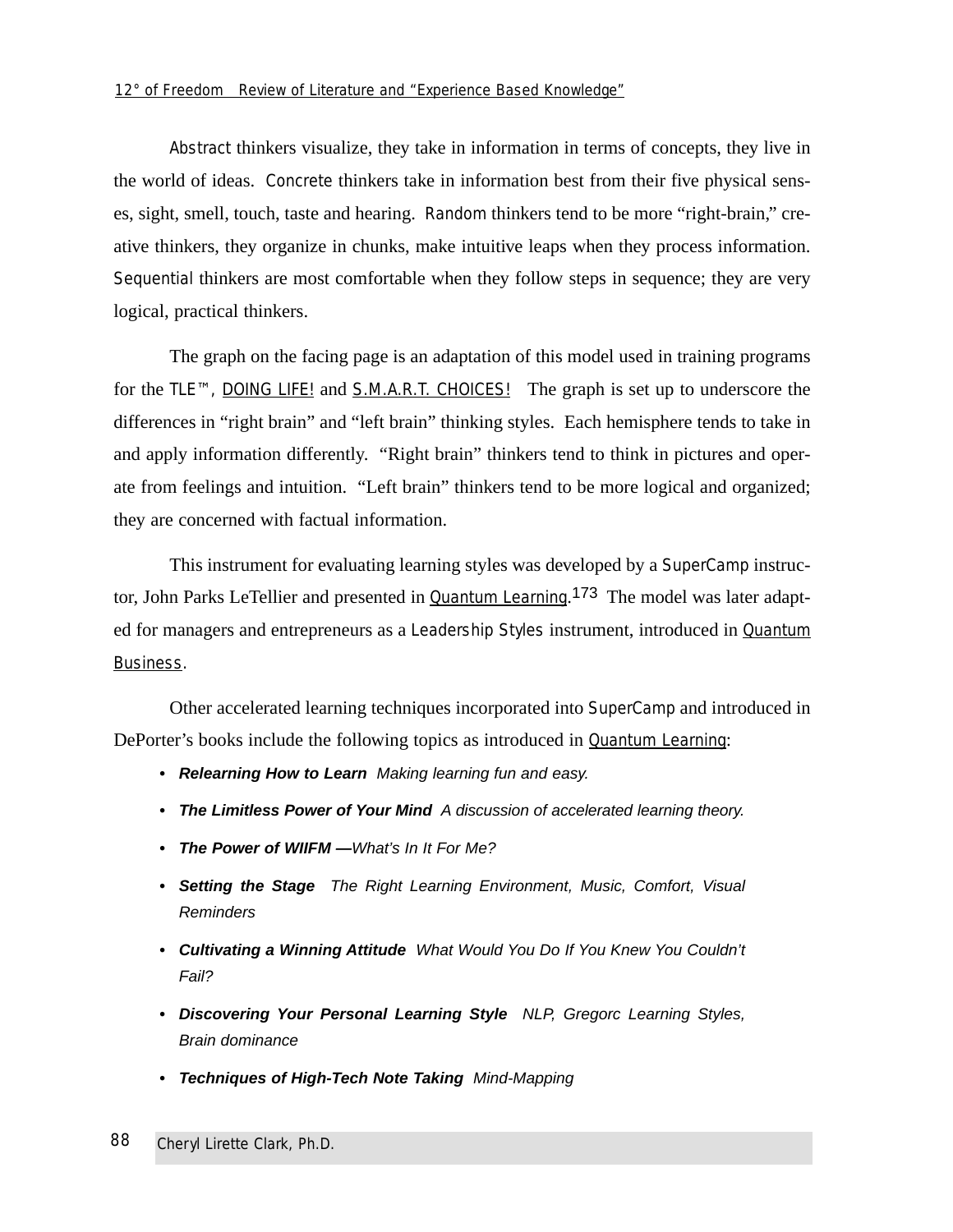*Abstract* thinkers visualize, they take in information in terms of concepts, they live in the world of ideas. *Concrete* thinkers take in information best from their five physical senses, sight, smell, touch, taste and hearing. *Random* thinkers tend to be more "right-brain," creative thinkers, they organize in chunks, make intuitive leaps when they process information. *Sequential* thinkers are most comfortable when they follow steps in sequence; they are very logical, practical thinkers.

The graph on the facing page is an adaptation of this model used in training programs for the TLE™, DOING LIFE! and S.M.A.R.T. CHOICES! The graph is set up to underscore the differences in "right brain" and "left brain" thinking styles. Each hemisphere tends to take in and apply information differently. "Right brain" thinkers tend to think in pictures and operate from feelings and intuition. "Left brain" thinkers tend to be more logical and organized; they are concerned with factual information.

This instrument for evaluating learning styles was developed by a SuperCamp instructor, John Parks LeTellier and presented in Quantum Learning.[173] The model was later adapted for managers and entrepreneurs as a Leadership Styles instrument, introduced in Quantum Business.

Other accelerated learning techniques incorporated into SuperCamp and introduced in DePorter's books include the following topics as introduced in Quantum Learning:

- ***Relearning How to Learn*** *Making learning fun and easy.*
- ***The Limitless Power of Your Mind*** *A discussion of accelerated learning theory.*
- ***The Power of WIIFM —****What's In It For Me?*
- ***Setting the Stage*** *The Right Learning Environment, Music, Comfort, Visual Reminders*
- ***Cultivating a Winning Attitude*** *What Would You Do If You Knew You Couldn't Fail?*
- ***Discovering Your Personal Learning Style*** *NLP, Gregorc Learning Styles, Brain dominance*
- ***Techniques of High-Tech Note Taking*** *Mind-Mapping*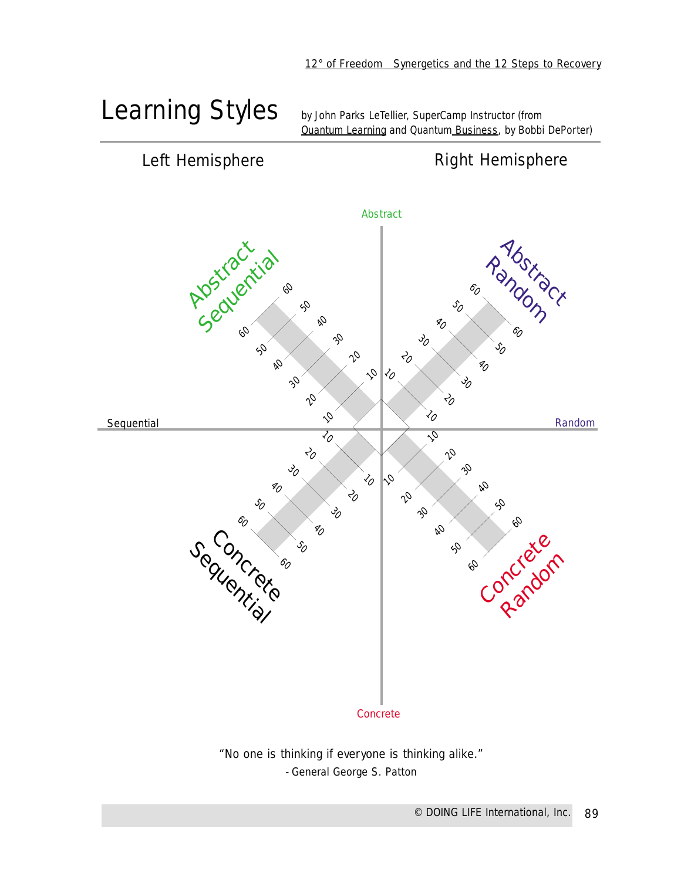# Learning Styles

by John Parks LeTellier, SuperCamp Instructor (from Quantum Learning and Quantum Business, by Bobbi DePorter)

Left Hemisphere

Right Hemisphere

Abstract

Abstract Sequential

Abstract Random

Sequential

Random

Concrete Sequential

Concrete Random

Concrete

"No one is thinking if everyone is thinking alike."

- General George S. Patton

© DOING LIFE International, Inc.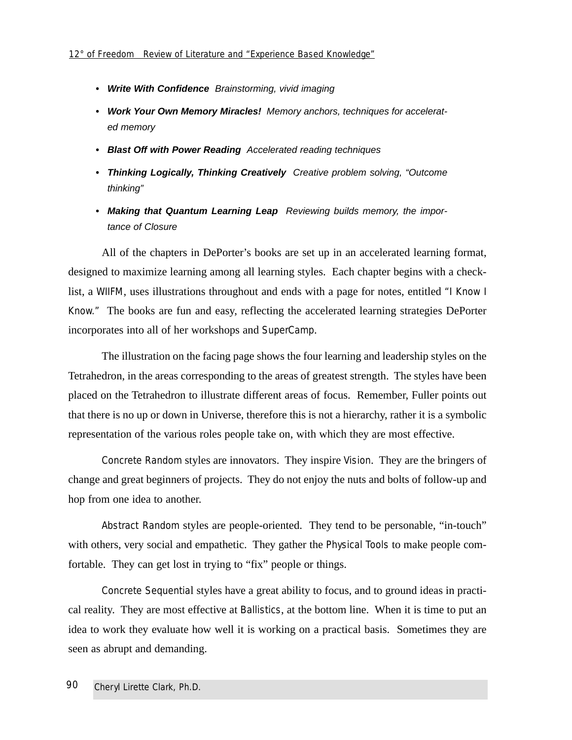- ***Write With Confidence*** *Brainstorming, vivid imaging*
- ***Work Your Own Memory Miracles!*** *Memory anchors, techniques for accelerated memory*
- ***Blast Off with Power Reading*** *Accelerated reading techniques*
- ***Thinking Logically, Thinking Creatively*** *Creative problem solving, "Outcome thinking"*
- ***Making that Quantum Learning Leap*** *Reviewing builds memory, the importance of Closure*

All of the chapters in DePorter's books are set up in an accelerated learning format, designed to maximize learning among all learning styles. Each chapter begins with a checklist, a WIIFM, uses illustrations throughout and ends with a page for notes, entitled "I Know I Know." The books are fun and easy, reflecting the accelerated learning strategies DePorter incorporates into all of her workshops and SuperCamp.

The illustration on the facing page shows the four learning and leadership styles on the Tetrahedron, in the areas corresponding to the areas of greatest strength. The styles have been placed on the Tetrahedron to illustrate different areas of focus. Remember, Fuller points out that there is no up or down in Universe, therefore this is not a hierarchy, rather it is a symbolic representation of the various roles people take on, with which they are most effective.

Concrete Random styles are innovators. They inspire Vision. They are the bringers of change and great beginners of projects. They do not enjoy the nuts and bolts of follow-up and hop from one idea to another.

Abstract Random styles are people-oriented. They tend to be personable, "in-touch" with others, very social and empathetic. They gather the Physical Tools to make people comfortable. They can get lost in trying to "fix" people or things.

Concrete Sequential styles have a great ability to focus, and to ground ideas in practical reality. They are most effective at Ballistics, at the bottom line. When it is time to put an idea to work they evaluate how well it is working on a practical basis. Sometimes they are seen as abrupt and demanding.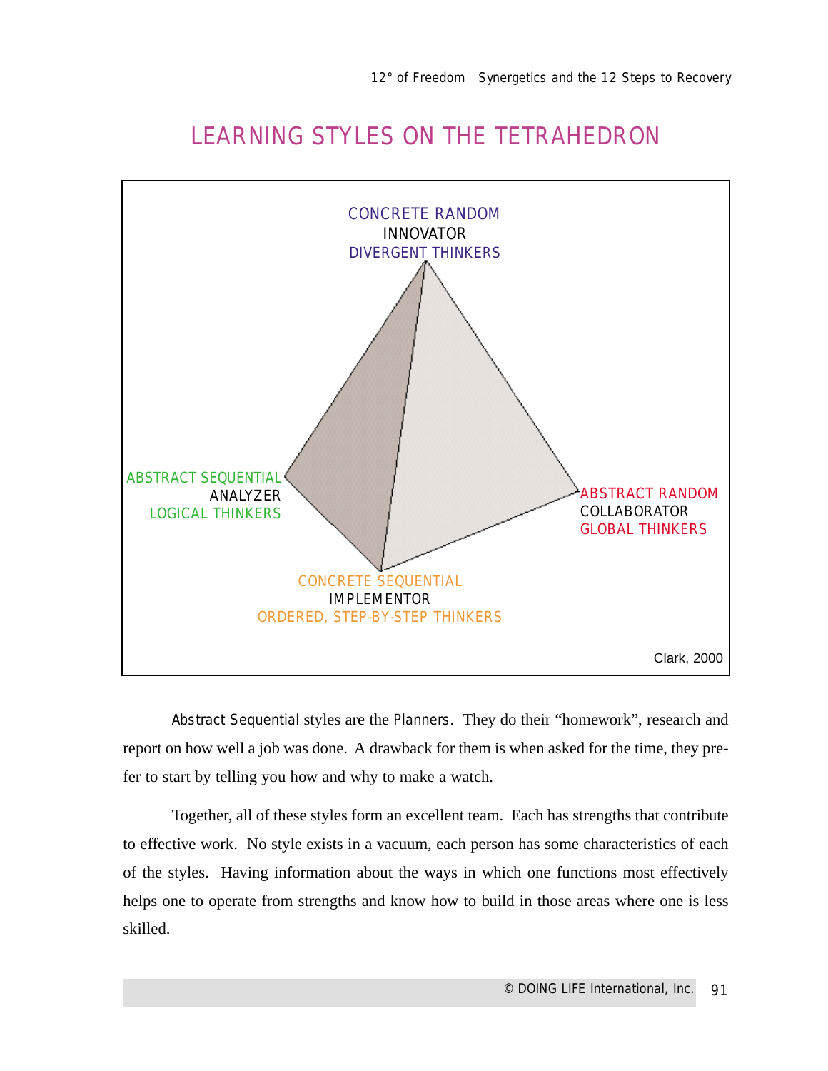# LEARNING STYLES ON THE TETRAHEDRON

CONCRETE RANDOM
INNOVATOR
DIVERGENT THINKERS

ABSTRACT SEQUENTIAL
ANALYZER
LOGICAL THINKERS

ABSTRACT RANDOM
COLLABORATOR
GLOBAL THINKERS

CONCRETE SEQUENTIAL
IMPLEMENTOR
ORDERED, STEP-BY-STEP THINKERS

Clark, 2000

Abstract Sequential styles are the Planners. They do their "homework", research and report on how well a job was done. A drawback for them is when asked for the time, they prefer to start by telling you how and why to make a watch.

Together, all of these styles form an excellent team. Each has strengths that contribute to effective work. No style exists in a vacuum, each person has some characteristics of each of the styles. Having information about the ways in which one functions most effectively helps one to operate from strengths and know how to build in those areas where one is less skilled.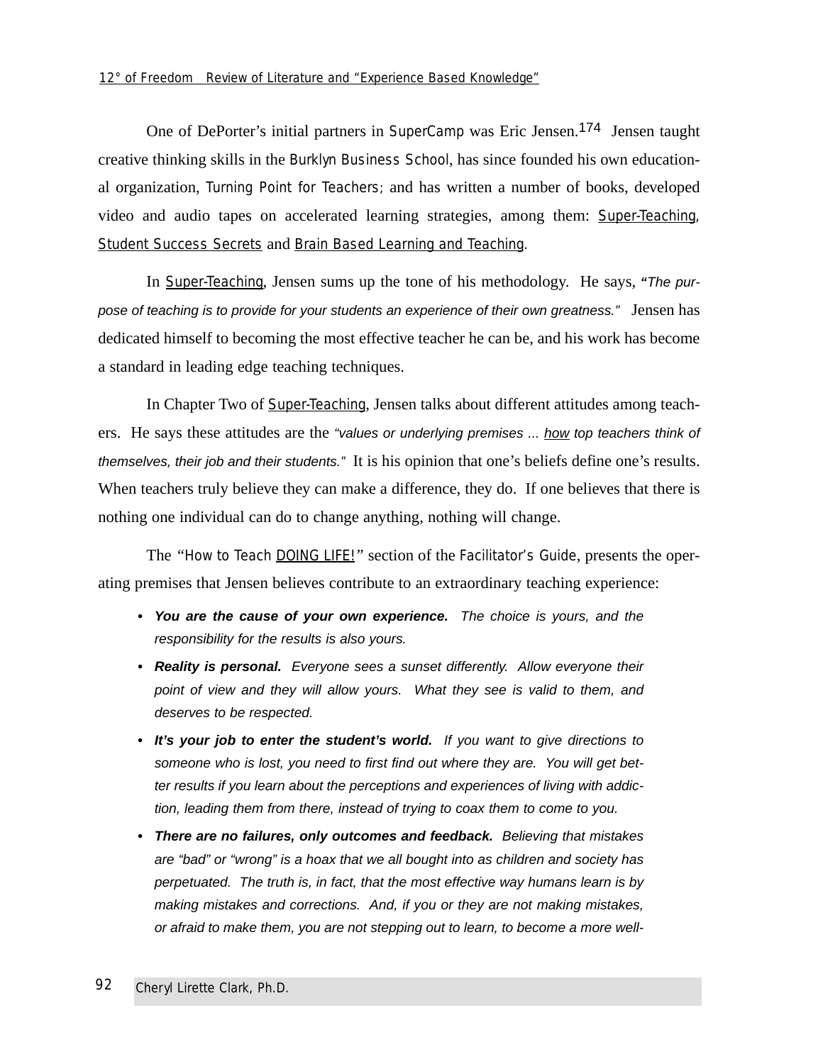One of DePorter's initial partners in SuperCamp was Eric Jensen.[174] Jensen taught creative thinking skills in the Burklyn Business School, has since founded his own educational organization, Turning Point for Teachers; and has written a number of books, developed video and audio tapes on accelerated learning strategies, among them: <u>Super-Teaching</u>, <u>Student Success Secrets</u> and <u>Brain Based Learning and Teaching</u>.

In <u>Super-Teaching</u>, Jensen sums up the tone of his methodology. He says, *"The purpose of teaching is to provide for your students an experience of their own greatness."* Jensen has dedicated himself to becoming the most effective teacher he can be, and his work has become a standard in leading edge teaching techniques.

In Chapter Two of <u>Super-Teaching</u>, Jensen talks about different attitudes among teachers. He says these attitudes are the *"values or underlying premises ... <u>how</u> top teachers think of themselves, their job and their students."* It is his opinion that one's beliefs define one's results. When teachers truly believe they can make a difference, they do. If one believes that there is nothing one individual can do to change anything, nothing will change.

The "How to Teach <u>DOING LIFE!</u>" section of the Facilitator's Guide, presents the operating premises that Jensen believes contribute to an extraordinary teaching experience:

- ***You are the cause of your own experience.*** *The choice is yours, and the responsibility for the results is also yours.*
- ***Reality is personal.*** *Everyone sees a sunset differently. Allow everyone their point of view and they will allow yours. What they see is valid to them, and deserves to be respected.*
- ***It's your job to enter the student's world.*** *If you want to give directions to someone who is lost, you need to first find out where they are. You will get better results if you learn about the perceptions and experiences of living with addiction, leading them from there, instead of trying to coax them to come to you.*
- ***There are no failures, only outcomes and feedback.*** *Believing that mistakes are "bad" or "wrong" is a hoax that we all bought into as children and society has perpetuated. The truth is, in fact, that the most effective way humans learn is by making mistakes and corrections. And, if you or they are not making mistakes, or afraid to make them, you are not stepping out to learn, to become a more well-*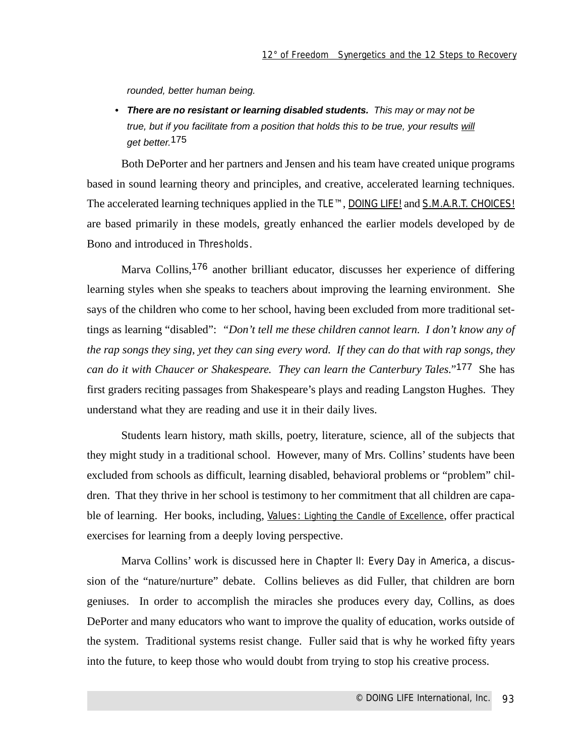*rounded, better human being.*

- ***There are no resistant or learning disabled students.*** *This may or may not be true, but if you facilitate from a position that holds this to be true, your results will get better.*[175]

Both DePorter and her partners and Jensen and his team have created unique programs based in sound learning theory and principles, and creative, accelerated learning techniques. The accelerated learning techniques applied in the TLE™, DOING LIFE! and S.M.A.R.T. CHOICES! are based primarily in these models, greatly enhanced the earlier models developed by de Bono and introduced in Thresholds.

Marva Collins,[176] another brilliant educator, discusses her experience of differing learning styles when she speaks to teachers about improving the learning environment. She says of the children who come to her school, having been excluded from more traditional settings as learning "disabled": *"Don't tell me these children cannot learn. I don't know any of the rap songs they sing, yet they can sing every word. If they can do that with rap songs, they can do it with Chaucer or Shakespeare. They can learn the Canterbury Tales."*[177] She has first graders reciting passages from Shakespeare's plays and reading Langston Hughes. They understand what they are reading and use it in their daily lives.

Students learn history, math skills, poetry, literature, science, all of the subjects that they might study in a traditional school. However, many of Mrs. Collins' students have been excluded from schools as difficult, learning disabled, behavioral problems or "problem" children. That they thrive in her school is testimony to her commitment that all children are capable of learning. Her books, including, Values: Lighting the Candle of Excellence, offer practical exercises for learning from a deeply loving perspective.

Marva Collins' work is discussed here in Chapter II: Every Day in America, a discussion of the "nature/nurture" debate. Collins believes as did Fuller, that children are born geniuses. In order to accomplish the miracles she produces every day, Collins, as does DePorter and many educators who want to improve the quality of education, works outside of the system. Traditional systems resist change. Fuller said that is why he worked fifty years into the future, to keep those who would doubt from trying to stop his creative process.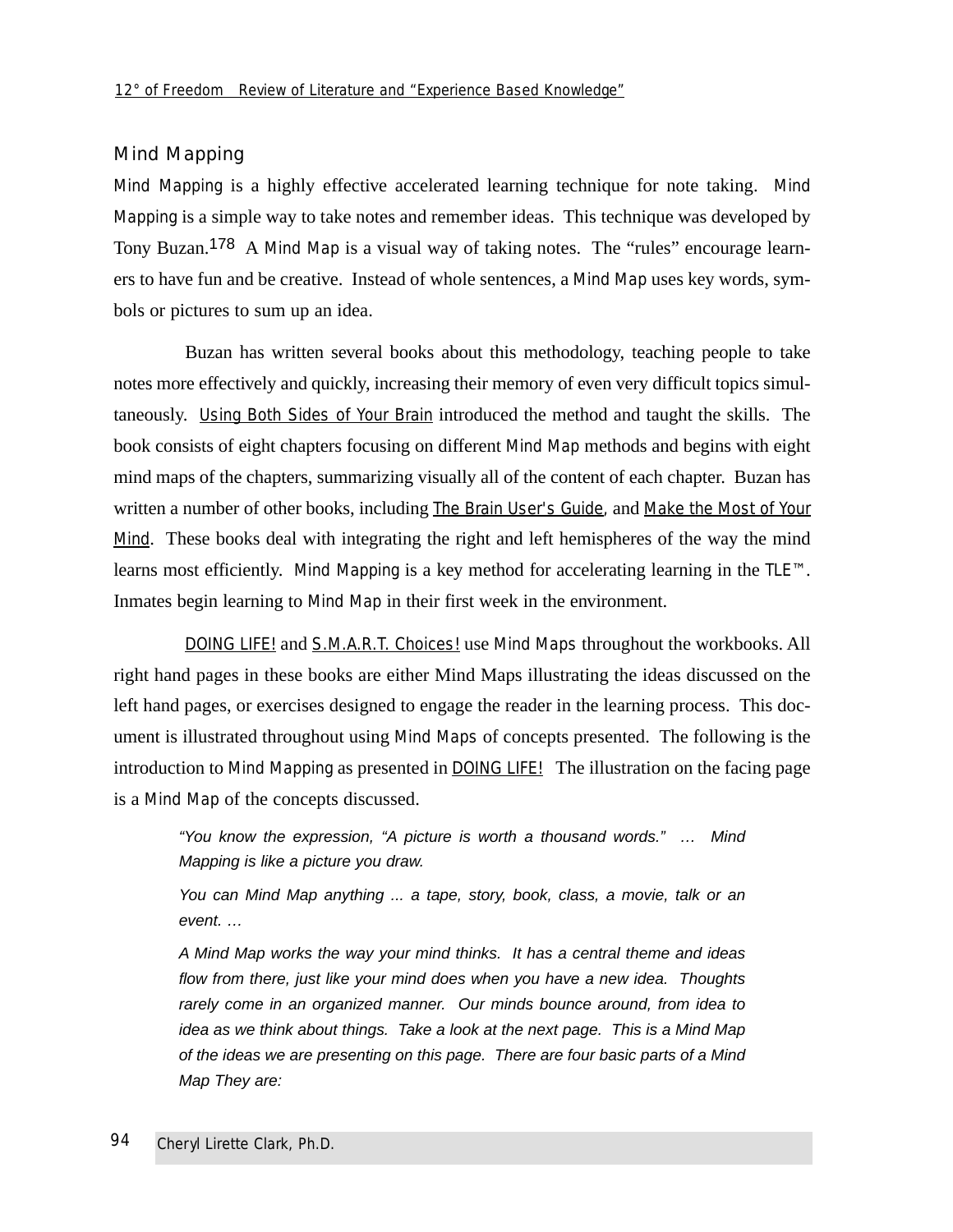## Mind Mapping

Mind Mapping is a highly effective accelerated learning technique for note taking. Mind Mapping is a simple way to take notes and remember ideas. This technique was developed by Tony Buzan.[178] A Mind Map is a visual way of taking notes. The "rules" encourage learners to have fun and be creative. Instead of whole sentences, a Mind Map uses key words, symbols or pictures to sum up an idea.

Buzan has written several books about this methodology, teaching people to take notes more effectively and quickly, increasing their memory of even very difficult topics simultaneously. Using Both Sides of Your Brain introduced the method and taught the skills. The book consists of eight chapters focusing on different Mind Map methods and begins with eight mind maps of the chapters, summarizing visually all of the content of each chapter. Buzan has written a number of other books, including The Brain User's Guide, and Make the Most of Your Mind. These books deal with integrating the right and left hemispheres of the way the mind learns most efficiently. Mind Mapping is a key method for accelerating learning in the TLE™. Inmates begin learning to Mind Map in their first week in the environment.

DOING LIFE! and S.M.A.R.T. Choices! use Mind Maps throughout the workbooks. All right hand pages in these books are either Mind Maps illustrating the ideas discussed on the left hand pages, or exercises designed to engage the reader in the learning process. This document is illustrated throughout using Mind Maps of concepts presented. The following is the introduction to Mind Mapping as presented in DOING LIFE! The illustration on the facing page is a Mind Map of the concepts discussed.

> *"You know the expression, "A picture is worth a thousand words." … Mind Mapping is like a picture you draw.*
>
> *You can Mind Map anything ... a tape, story, book, class, a movie, talk or an event. …*
>
> *A Mind Map works the way your mind thinks. It has a central theme and ideas flow from there, just like your mind does when you have a new idea. Thoughts rarely come in an organized manner. Our minds bounce around, from idea to idea as we think about things. Take a look at the next page. This is a Mind Map of the ideas we are presenting on this page. There are four basic parts of a Mind Map They are:*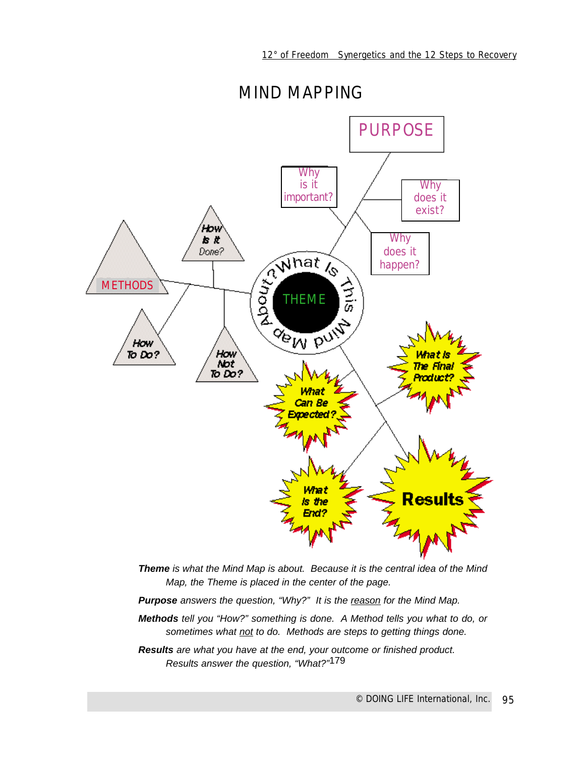# MIND MAPPING

PURPOSE

Why is it important?

Why does it exist?

Why does it happen?

METHODS

How is it Done?

How To Do?

How Not To Do?

What Is This Mind Map About?

THEME

What Is The Final Product?

What Can Be Expected?

What is the End?

Results

***Theme*** *is what the Mind Map is about. Because it is the central idea of the Mind Map, the Theme is placed in the center of the page.*

***Purpose*** *answers the question, "Why?" It is the reason for the Mind Map.*

***Methods*** *tell you "How?" something is done. A Method tells you what to do, or sometimes what not to do. Methods are steps to getting things done.*

***Results*** *are what you have at the end, your outcome or finished product. Results answer the question, "What?"*[179]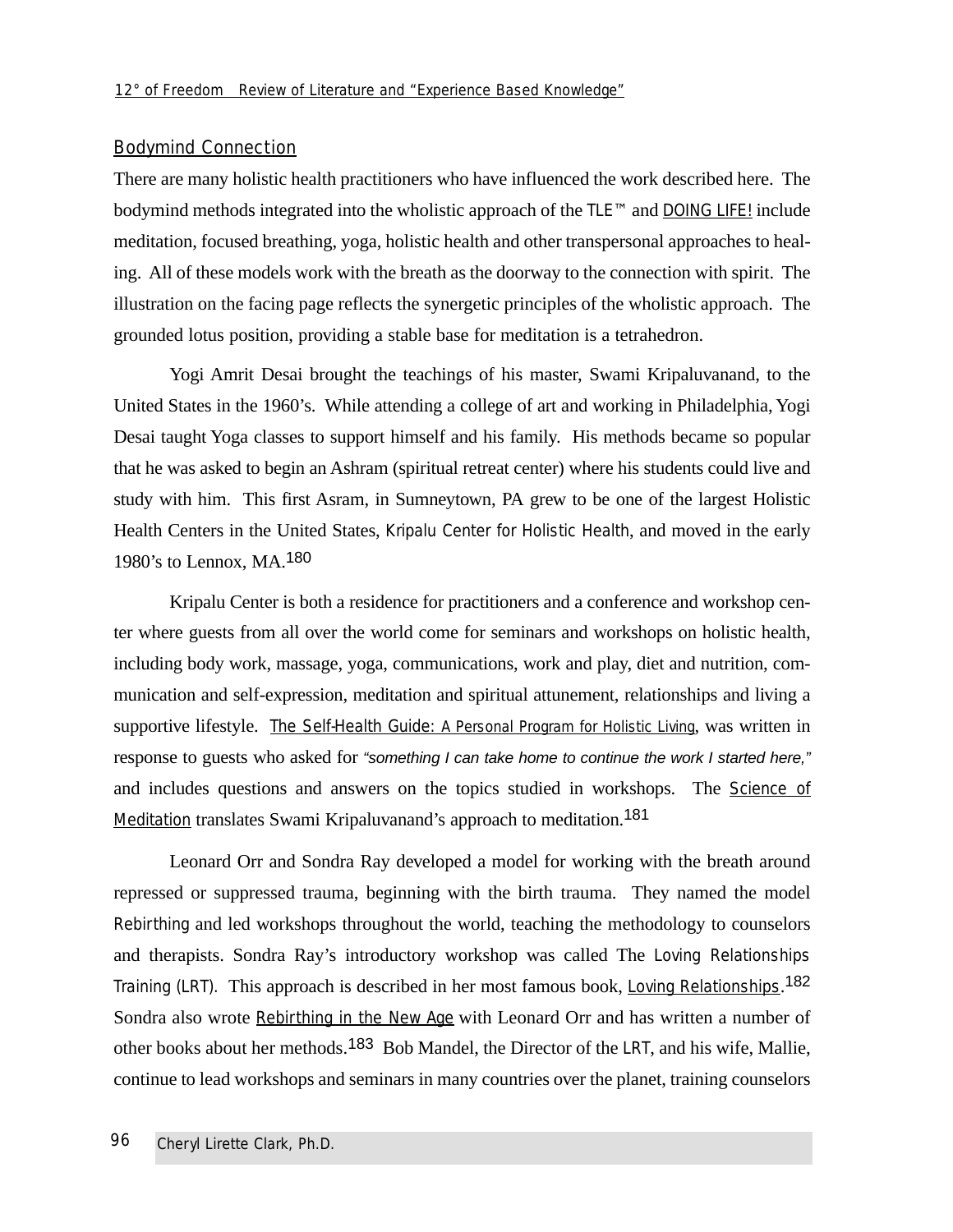## Bodymind Connection

There are many holistic health practitioners who have influenced the work described here. The bodymind methods integrated into the wholistic approach of the TLE™ and DOING LIFE! include meditation, focused breathing, yoga, holistic health and other transpersonal approaches to healing. All of these models work with the breath as the doorway to the connection with spirit. The illustration on the facing page reflects the synergetic principles of the wholistic approach. The grounded lotus position, providing a stable base for meditation is a tetrahedron.

Yogi Amrit Desai brought the teachings of his master, Swami Kripaluvanand, to the United States in the 1960's. While attending a college of art and working in Philadelphia, Yogi Desai taught Yoga classes to support himself and his family. His methods became so popular that he was asked to begin an Ashram (spiritual retreat center) where his students could live and study with him. This first Asram, in Sumneytown, PA grew to be one of the largest Holistic Health Centers in the United States, Kripalu Center for Holistic Health, and moved in the early 1980's to Lennox, MA.[180]

Kripalu Center is both a residence for practitioners and a conference and workshop center where guests from all over the world come for seminars and workshops on holistic health, including body work, massage, yoga, communications, work and play, diet and nutrition, communication and self-expression, meditation and spiritual attunement, relationships and living a supportive lifestyle. The Self-Health Guide: A Personal Program for Holistic Living, was written in response to guests who asked for *"something I can take home to continue the work I started here,"* and includes questions and answers on the topics studied in workshops. The Science of Meditation translates Swami Kripaluvanand's approach to meditation.[181]

Leonard Orr and Sondra Ray developed a model for working with the breath around repressed or suppressed trauma, beginning with the birth trauma. They named the model Rebirthing and led workshops throughout the world, teaching the methodology to counselors and therapists. Sondra Ray's introductory workshop was called The Loving Relationships Training (LRT). This approach is described in her most famous book, Loving Relationships.[182] Sondra also wrote Rebirthing in the New Age with Leonard Orr and has written a number of other books about her methods.[183] Bob Mandel, the Director of the LRT, and his wife, Mallie, continue to lead workshops and seminars in many countries over the planet, training counselors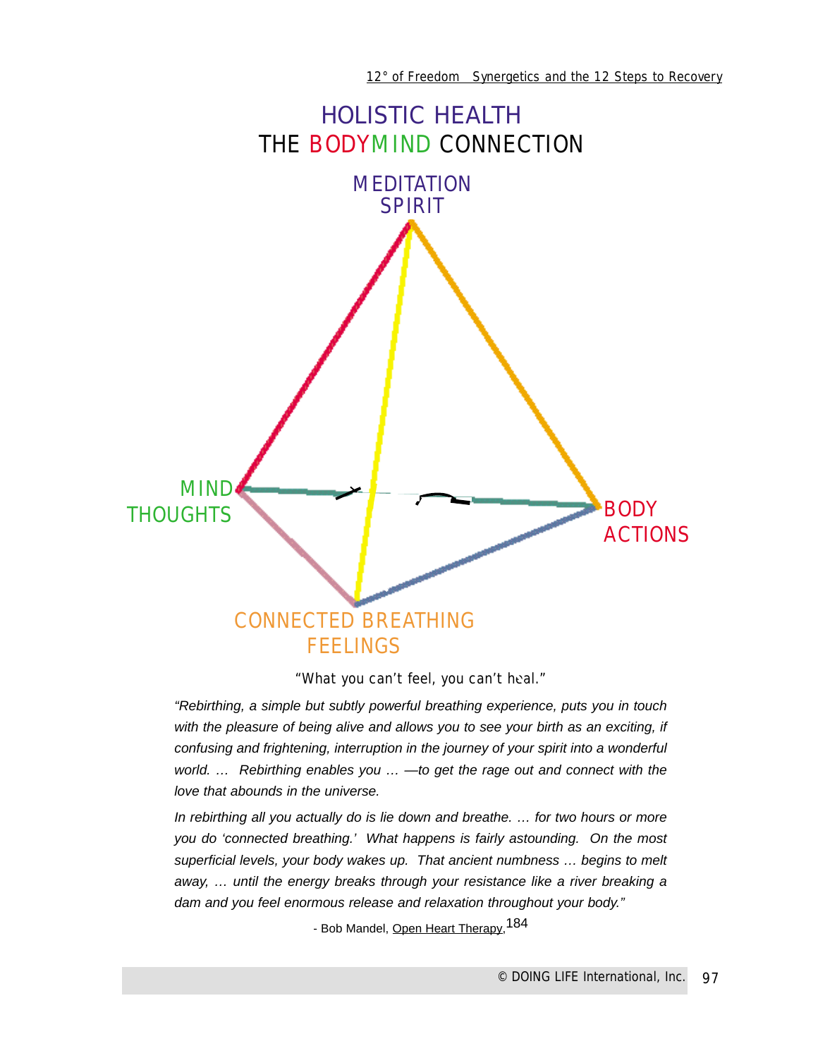# HOLISTIC HEALTH
## THE BODYMIND CONNECTION

MEDITATION
SPIRIT

MIND
THOUGHTS

BODY
ACTIONS

CONNECTED BREATHING
FEELINGS

"What you can't feel, you can't heal."

*"Rebirthing, a simple but subtly powerful breathing experience, puts you in touch with the pleasure of being alive and allows you to see your birth as an exciting, if confusing and frightening, interruption in the journey of your spirit into a wonderful world. … Rebirthing enables you … —to get the rage out and connect with the love that abounds in the universe.*

*In rebirthing all you actually do is lie down and breathe. … for two hours or more you do 'connected breathing.' What happens is fairly astounding. On the most superficial levels, your body wakes up. That ancient numbness … begins to melt away, … until the energy breaks through your resistance like a river breaking a dam and you feel enormous release and relaxation throughout your body."*

- Bob Mandel, Open Heart Therapy,[184]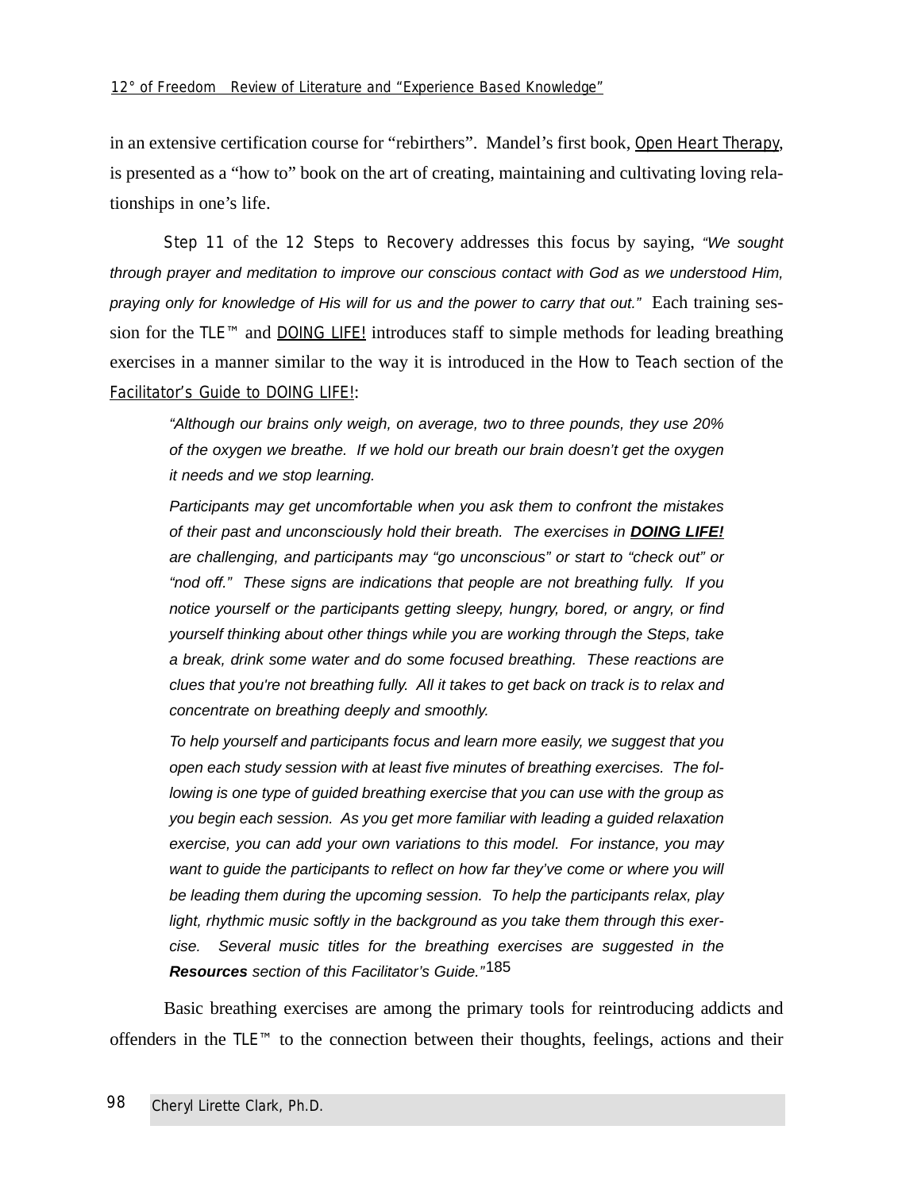in an extensive certification course for "rebirthers". Mandel's first book, Open Heart Therapy, is presented as a "how to" book on the art of creating, maintaining and cultivating loving relationships in one's life.

Step 11 of the 12 Steps to Recovery addresses this focus by saying, *"We sought through prayer and meditation to improve our conscious contact with God as we understood Him, praying only for knowledge of His will for us and the power to carry that out."* Each training session for the TLE™ and DOING LIFE! introduces staff to simple methods for leading breathing exercises in a manner similar to the way it is introduced in the How to Teach section of the Facilitator's Guide to DOING LIFE!:

> *"Although our brains only weigh, on average, two to three pounds, they use 20% of the oxygen we breathe. If we hold our breath our brain doesn't get the oxygen it needs and we stop learning.*
>
> *Participants may get uncomfortable when you ask them to confront the mistakes of their past and unconsciously hold their breath. The exercises in* ***DOING LIFE!*** *are challenging, and participants may "go unconscious" or start to "check out" or "nod off." These signs are indications that people are not breathing fully. If you notice yourself or the participants getting sleepy, hungry, bored, or angry, or find yourself thinking about other things while you are working through the Steps, take a break, drink some water and do some focused breathing. These reactions are clues that you're not breathing fully. All it takes to get back on track is to relax and concentrate on breathing deeply and smoothly.*
>
> *To help yourself and participants focus and learn more easily, we suggest that you open each study session with at least five minutes of breathing exercises. The following is one type of guided breathing exercise that you can use with the group as you begin each session. As you get more familiar with leading a guided relaxation exercise, you can add your own variations to this model. For instance, you may want to guide the participants to reflect on how far they've come or where you will be leading them during the upcoming session. To help the participants relax, play light, rhythmic music softly in the background as you take them through this exercise. Several music titles for the breathing exercises are suggested in the* ***Resources*** *section of this Facilitator's Guide."*[185]

Basic breathing exercises are among the primary tools for reintroducing addicts and offenders in the TLE™ to the connection between their thoughts, feelings, actions and their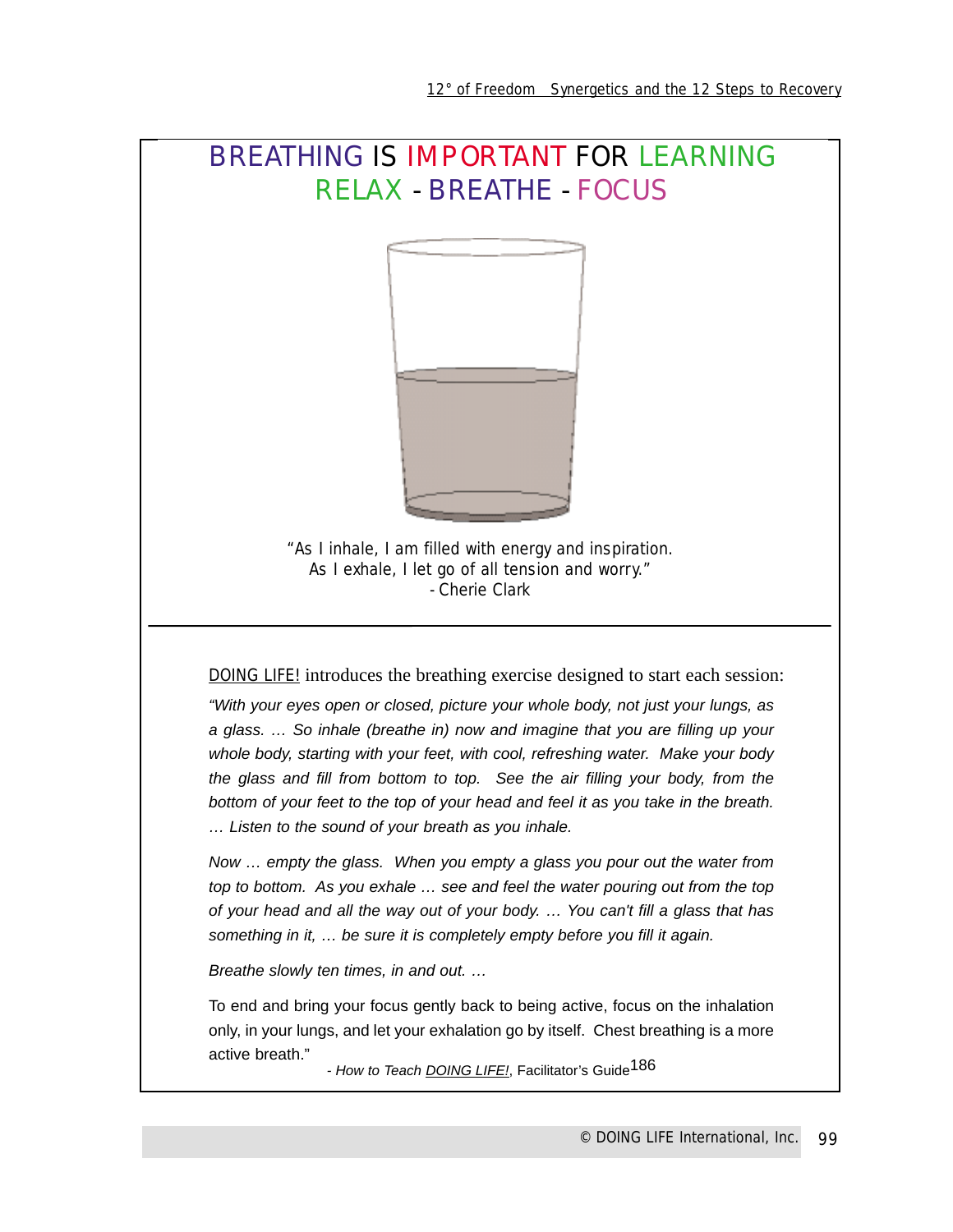# BREATHING IS IMPORTANT FOR LEARNING
## RELAX - BREATHE - FOCUS

"As I inhale, I am filled with energy and inspiration.
As I exhale, I let go of all tension and worry."
- Cherie Clark

---

DOING LIFE! introduces the breathing exercise designed to start each session:

*"With your eyes open or closed, picture your whole body, not just your lungs, as a glass. … So inhale (breathe in) now and imagine that you are filling up your whole body, starting with your feet, with cool, refreshing water. Make your body the glass and fill from bottom to top. See the air filling your body, from the bottom of your feet to the top of your head and feel it as you take in the breath. … Listen to the sound of your breath as you inhale.*

*Now … empty the glass. When you empty a glass you pour out the water from top to bottom. As you exhale … see and feel the water pouring out from the top of your head and all the way out of your body. … You can't fill a glass that has something in it, … be sure it is completely empty before you fill it again.*

*Breathe slowly ten times, in and out. …*

To end and bring your focus gently back to being active, focus on the inhalation only, in your lungs, and let your exhalation go by itself. Chest breathing is a more active breath."

- *How to Teach DOING LIFE!*, Facilitator's Guide[186]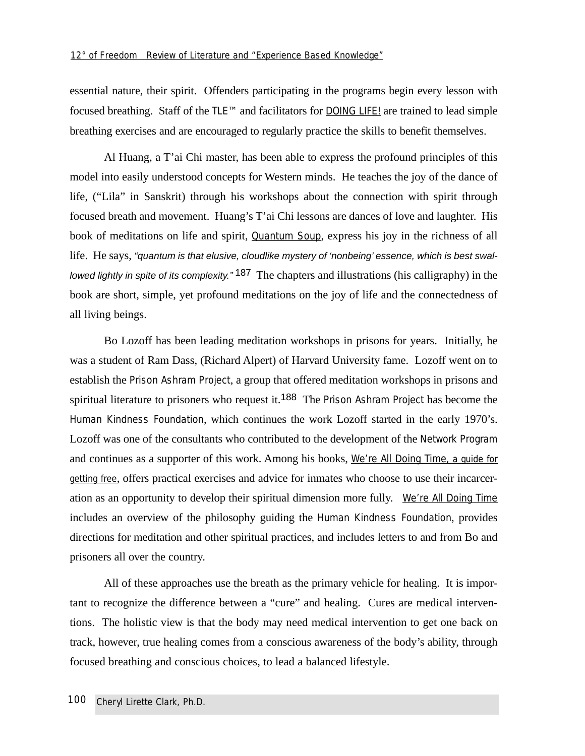essential nature, their spirit. Offenders participating in the programs begin every lesson with focused breathing. Staff of the TLE™ and facilitators for DOING LIFE! are trained to lead simple breathing exercises and are encouraged to regularly practice the skills to benefit themselves.

Al Huang, a T'ai Chi master, has been able to express the profound principles of this model into easily understood concepts for Western minds. He teaches the joy of the dance of life, ("Lila" in Sanskrit) through his workshops about the connection with spirit through focused breath and movement. Huang's T'ai Chi lessons are dances of love and laughter. His book of meditations on life and spirit, Quantum Soup, express his joy in the richness of all life. He says, *"quantum is that elusive, cloudlike mystery of 'nonbeing' essence, which is best swallowed lightly in spite of its complexity."*[187] The chapters and illustrations (his calligraphy) in the book are short, simple, yet profound meditations on the joy of life and the connectedness of all living beings.

Bo Lozoff has been leading meditation workshops in prisons for years. Initially, he was a student of Ram Dass, (Richard Alpert) of Harvard University fame. Lozoff went on to establish the Prison Ashram Project, a group that offered meditation workshops in prisons and spiritual literature to prisoners who request it.[188] The Prison Ashram Project has become the Human Kindness Foundation, which continues the work Lozoff started in the early 1970's. Lozoff was one of the consultants who contributed to the development of the Network Program and continues as a supporter of this work. Among his books, We're All Doing Time, a guide for getting free, offers practical exercises and advice for inmates who choose to use their incarceration as an opportunity to develop their spiritual dimension more fully. We're All Doing Time includes an overview of the philosophy guiding the Human Kindness Foundation, provides directions for meditation and other spiritual practices, and includes letters to and from Bo and prisoners all over the country.

All of these approaches use the breath as the primary vehicle for healing. It is important to recognize the difference between a "cure" and healing. Cures are medical interventions. The holistic view is that the body may need medical intervention to get one back on track, however, true healing comes from a conscious awareness of the body's ability, through focused breathing and conscious choices, to lead a balanced lifestyle.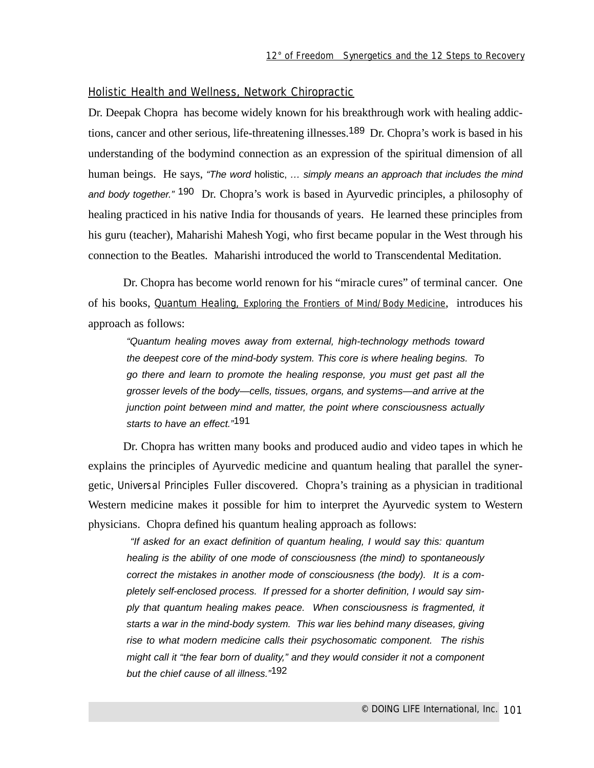## Holistic Health and Wellness, Network Chiropractic

Dr. Deepak Chopra has become widely known for his breakthrough work with healing addictions, cancer and other serious, life-threatening illnesses.[189] Dr. Chopra's work is based in his understanding of the bodymind connection as an expression of the spiritual dimension of all human beings. He says, *"The word* holistic*, … simply means an approach that includes the mind and body together."* [190] Dr. Chopra's work is based in Ayurvedic principles, a philosophy of healing practiced in his native India for thousands of years. He learned these principles from his guru (teacher), Maharishi Mahesh Yogi, who first became popular in the West through his connection to the Beatles. Maharishi introduced the world to Transcendental Meditation.

Dr. Chopra has become world renown for his "miracle cures" of terminal cancer. One of his books, Quantum Healing, Exploring the Frontiers of Mind/Body Medicine, introduces his approach as follows:

> *"Quantum healing moves away from external, high-technology methods toward the deepest core of the mind-body system. This core is where healing begins. To go there and learn to promote the healing response, you must get past all the grosser levels of the body—cells, tissues, organs, and systems—and arrive at the junction point between mind and matter, the point where consciousness actually starts to have an effect."*[191]

Dr. Chopra has written many books and produced audio and video tapes in which he explains the principles of Ayurvedic medicine and quantum healing that parallel the synergetic, Universal Principles Fuller discovered. Chopra's training as a physician in traditional Western medicine makes it possible for him to interpret the Ayurvedic system to Western physicians. Chopra defined his quantum healing approach as follows:

> *"If asked for an exact definition of quantum healing, I would say this: quantum healing is the ability of one mode of consciousness (the mind) to spontaneously correct the mistakes in another mode of consciousness (the body). It is a completely self-enclosed process. If pressed for a shorter definition, I would say simply that quantum healing makes peace. When consciousness is fragmented, it starts a war in the mind-body system. This war lies behind many diseases, giving rise to what modern medicine calls their psychosomatic component. The rishis might call it "the fear born of duality," and they would consider it not a component but the chief cause of all illness."*[192]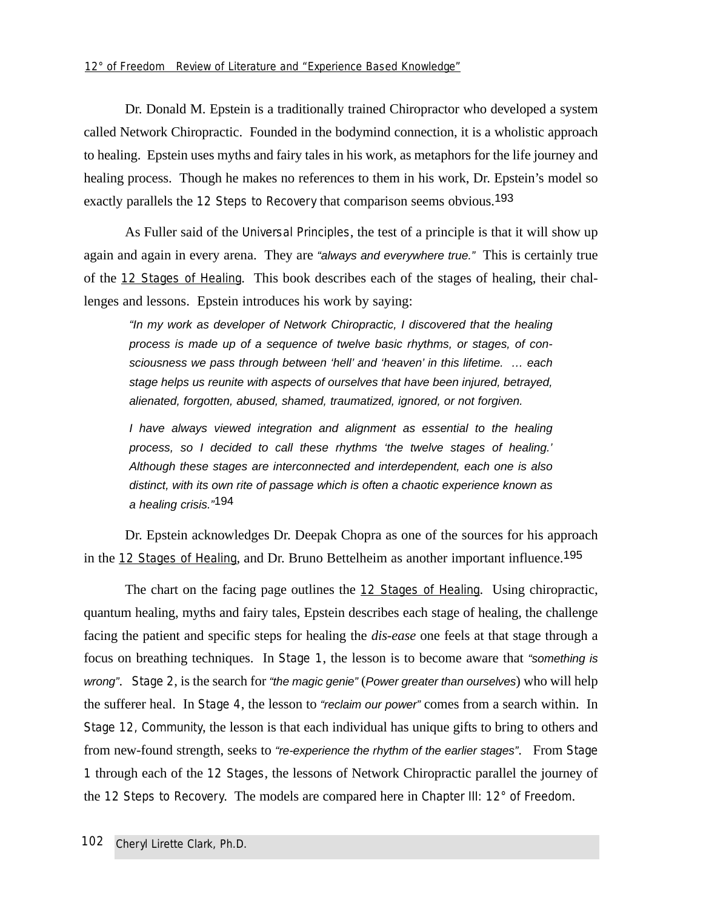Dr. Donald M. Epstein is a traditionally trained Chiropractor who developed a system called Network Chiropractic. Founded in the bodymind connection, it is a wholistic approach to healing. Epstein uses myths and fairy tales in his work, as metaphors for the life journey and healing process. Though he makes no references to them in his work, Dr. Epstein's model so exactly parallels the 12 Steps to Recovery that comparison seems obvious.[193]

As Fuller said of the Universal Principles, the test of a principle is that it will show up again and again in every arena. They are *"always and everywhere true."* This is certainly true of the 12 Stages of Healing. This book describes each of the stages of healing, their challenges and lessons. Epstein introduces his work by saying:

> *"In my work as developer of Network Chiropractic, I discovered that the healing process is made up of a sequence of twelve basic rhythms, or stages, of consciousness we pass through between 'hell' and 'heaven' in this lifetime. … each stage helps us reunite with aspects of ourselves that have been injured, betrayed, alienated, forgotten, abused, shamed, traumatized, ignored, or not forgiven.*
>
> *I have always viewed integration and alignment as essential to the healing process, so I decided to call these rhythms 'the twelve stages of healing.' Although these stages are interconnected and interdependent, each one is also distinct, with its own rite of passage which is often a chaotic experience known as a healing crisis."*[194]

Dr. Epstein acknowledges Dr. Deepak Chopra as one of the sources for his approach in the 12 Stages of Healing, and Dr. Bruno Bettelheim as another important influence.[195]

The chart on the facing page outlines the 12 Stages of Healing. Using chiropractic, quantum healing, myths and fairy tales, Epstein describes each stage of healing, the challenge facing the patient and specific steps for healing the *dis-ease* one feels at that stage through a focus on breathing techniques. In Stage 1, the lesson is to become aware that *"something is wrong"*. Stage 2, is the search for *"the magic genie"* (*Power greater than ourselves*) who will help the sufferer heal. In Stage 4, the lesson to *"reclaim our power"* comes from a search within. In Stage 12, Community, the lesson is that each individual has unique gifts to bring to others and from new-found strength, seeks to *"re-experience the rhythm of the earlier stages"*. From Stage 1 through each of the 12 Stages, the lessons of Network Chiropractic parallel the journey of the 12 Steps to Recovery. The models are compared here in Chapter III: 12° of Freedom.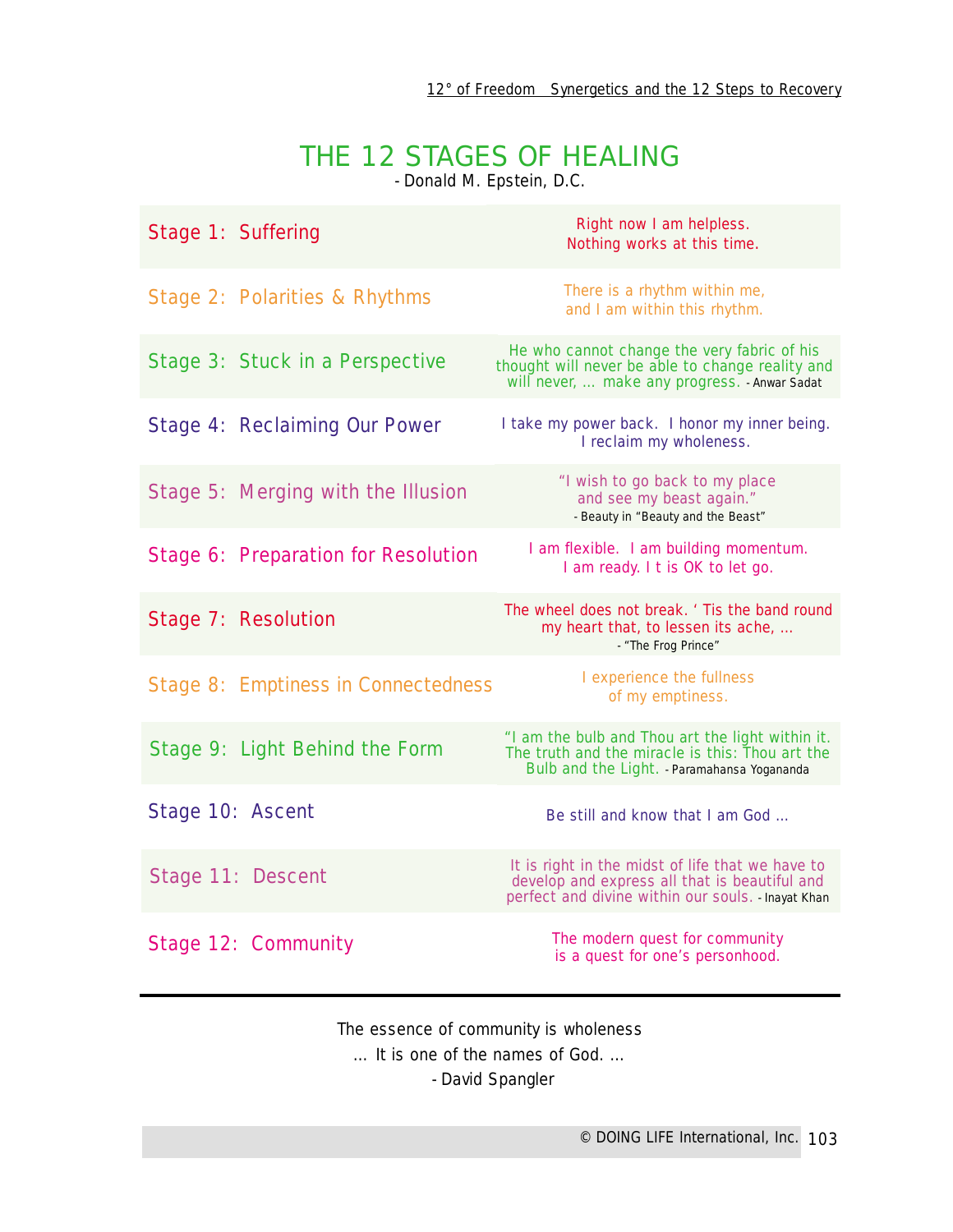# THE 12 STAGES OF HEALING

- Donald M. Epstein, D.C.

| Stage | Quote |
| --- | --- |
| Stage 1: Suffering | Right now I am helpless. Nothing works at this time. |
| Stage 2: Polarities & Rhythms | There is a rhythm within me, and I am within this rhythm. |
| Stage 3: Stuck in a Perspective | He who cannot change the very fabric of his thought will never be able to change reality and will never, ... make any progress. - Anwar Sadat |
| Stage 4: Reclaiming Our Power | I take my power back. I honor my inner being. I reclaim my wholeness. |
| Stage 5: Merging with the Illusion | "I wish to go back to my place and see my beast again." - Beauty in "Beauty and the Beast" |
| Stage 6: Preparation for Resolution | I am flexible. I am building momentum. I am ready. It is OK to let go. |
| Stage 7: Resolution | The wheel does not break. 'Tis the band round my heart that, to lessen its ache, ... - "The Frog Prince" |
| Stage 8: Emptiness in Connectedness | I experience the fullness of my emptiness. |
| Stage 9: Light Behind the Form | "I am the bulb and Thou art the light within it. The truth and the miracle is this: Thou art the Bulb and the Light. - Paramahansa Yogananda |
| Stage 10: Ascent | Be still and know that I am God ... |
| Stage 11: Descent | It is right in the midst of life that we have to develop and express all that is beautiful and perfect and divine within our souls. - Inayat Khan |
| Stage 12: Community | The modern quest for community is a quest for one's personhood. |

---

The essence of community is wholeness
... It is one of the names of God. ...
- David Spangler

© DOING LIFE International, Inc.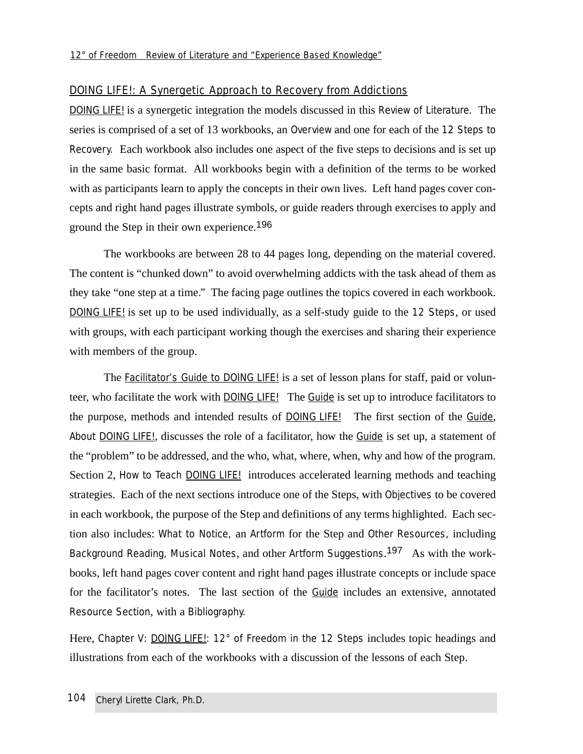## DOING LIFE!: A Synergetic Approach to Recovery from Addictions

DOING LIFE! is a synergetic integration the models discussed in this Review of Literature. The series is comprised of a set of 13 workbooks, an Overview and one for each of the 12 Steps to Recovery. Each workbook also includes one aspect of the five steps to decisions and is set up in the same basic format. All workbooks begin with a definition of the terms to be worked with as participants learn to apply the concepts in their own lives. Left hand pages cover concepts and right hand pages illustrate symbols, or guide readers through exercises to apply and ground the Step in their own experience.[196]

The workbooks are between 28 to 44 pages long, depending on the material covered. The content is "chunked down" to avoid overwhelming addicts with the task ahead of them as they take "one step at a time." The facing page outlines the topics covered in each workbook. DOING LIFE! is set up to be used individually, as a self-study guide to the 12 Steps, or used with groups, with each participant working though the exercises and sharing their experience with members of the group.

The Facilitator's Guide to DOING LIFE! is a set of lesson plans for staff, paid or volunteer, who facilitate the work with DOING LIFE! The Guide is set up to introduce facilitators to the purpose, methods and intended results of DOING LIFE! The first section of the Guide, About DOING LIFE!, discusses the role of a facilitator, how the Guide is set up, a statement of the "problem" to be addressed, and the who, what, where, when, why and how of the program. Section 2, How to Teach DOING LIFE! introduces accelerated learning methods and teaching strategies. Each of the next sections introduce one of the Steps, with Objectives to be covered in each workbook, the purpose of the Step and definitions of any terms highlighted. Each section also includes: What to Notice, an Artform for the Step and Other Resources, including Background Reading, Musical Notes, and other Artform Suggestions.[197] As with the workbooks, left hand pages cover content and right hand pages illustrate concepts or include space for the facilitator's notes. The last section of the Guide includes an extensive, annotated Resource Section, with a Bibliography.

Here, Chapter V: DOING LIFE!: 12° of Freedom in the 12 Steps includes topic headings and illustrations from each of the workbooks with a discussion of the lessons of each Step.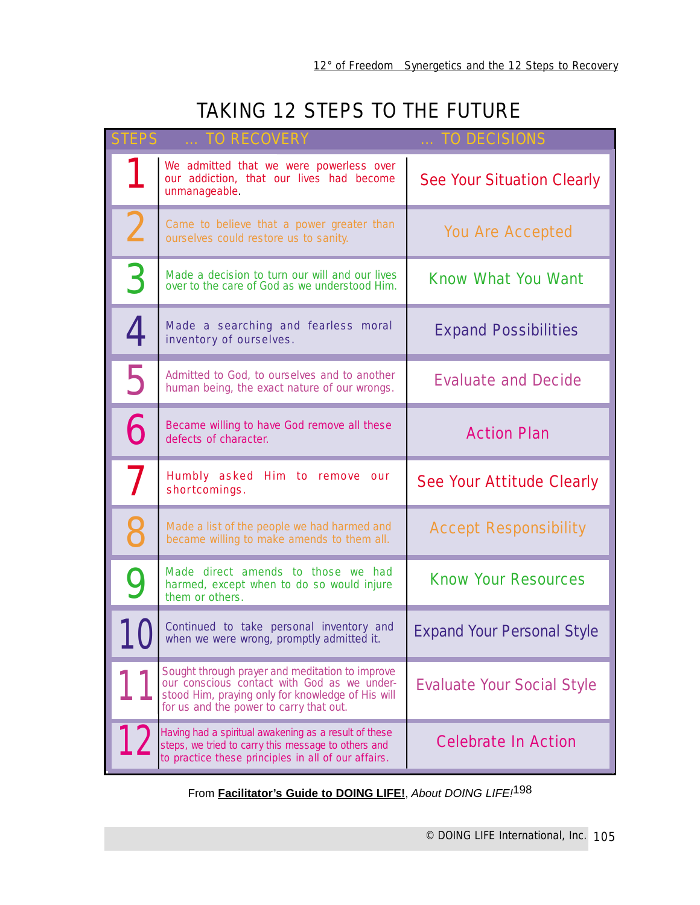# TAKING 12 STEPS TO THE FUTURE

| STEPS | ... TO RECOVERY | ... TO DECISIONS |
|---|---|---|
| 1 | We admitted that we were powerless over our addiction, that our lives had become unmanageable. | See Your Situation Clearly |
| 2 | Came to believe that a power greater than ourselves could restore us to sanity. | You Are Accepted |
| 3 | Made a decision to turn our will and our lives over to the care of God as we understood Him. | Know What You Want |
| 4 | Made a searching and fearless moral inventory of ourselves. | Expand Possibilities |
| 5 | Admitted to God, to ourselves and to another human being, the exact nature of our wrongs. | Evaluate and Decide |
| 6 | Became willing to have God remove all these defects of character. | Action Plan |
| 7 | Humbly asked Him to remove our shortcomings. | See Your Attitude Clearly |
| 8 | Made a list of the people we had harmed and became willing to make amends to them all. | Accept Responsibility |
| 9 | Made direct amends to those we had harmed, except when to do so would injure them or others. | Know Your Resources |
| 10 | Continued to take personal inventory and when we were wrong, promptly admitted it. | Expand Your Personal Style |
| 11 | Sought through prayer and meditation to improve our conscious contact with God as we understood Him, praying only for knowledge of His will for us and the power to carry that out. | Evaluate Your Social Style |
| 12 | Having had a spiritual awakening as a result of these steps, we tried to carry this message to others and to practice these principles in all of our affairs. | Celebrate In Action |

From **Facilitator's Guide to DOING LIFE!**, *About DOING LIFE!*[198]

© DOING LIFE International, Inc.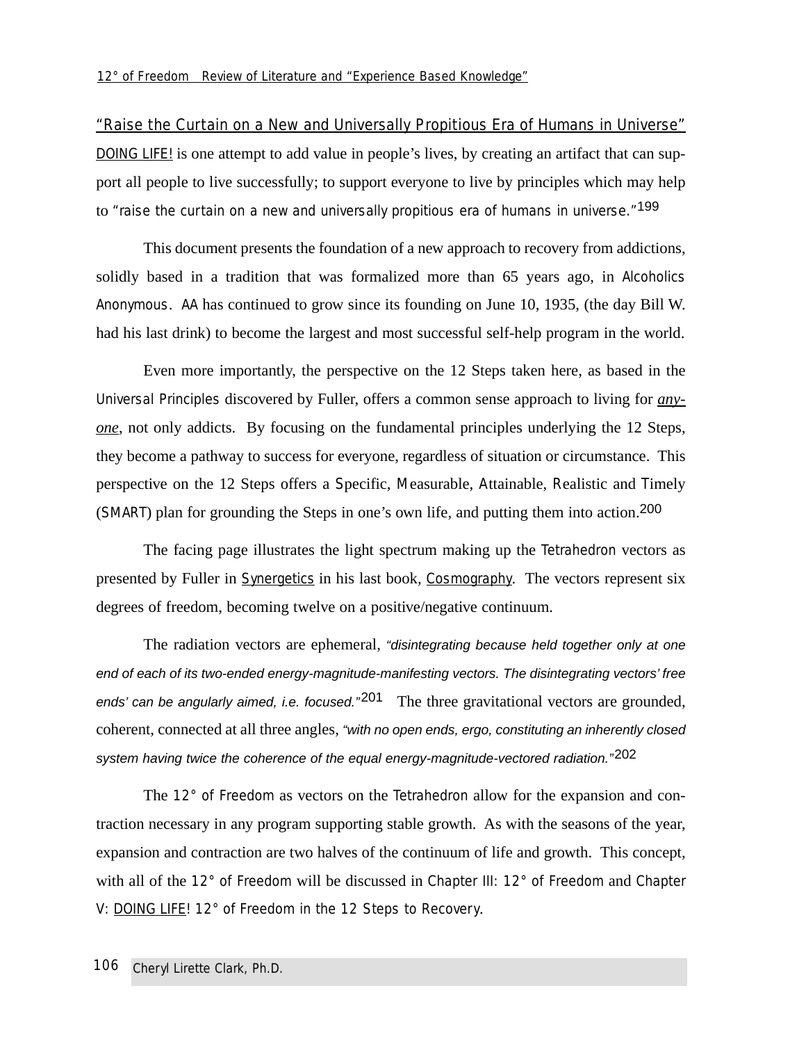## "Raise the Curtain on a New and Universally Propitious Era of Humans in Universe"

DOING LIFE! is one attempt to add value in people's lives, by creating an artifact that can support all people to live successfully; to support everyone to live by principles which may help to "raise the curtain on a new and universally propitious era of humans in universe."[199]

This document presents the foundation of a new approach to recovery from addictions, solidly based in a tradition that was formalized more than 65 years ago, in Alcoholics Anonymous. AA has continued to grow since its founding on June 10, 1935, (the day Bill W. had his last drink) to become the largest and most successful self-help program in the world.

Even more importantly, the perspective on the 12 Steps taken here, as based in the Universal Principles discovered by Fuller, offers a common sense approach to living for ***anyone***, not only addicts. By focusing on the fundamental principles underlying the 12 Steps, they become a pathway to success for everyone, regardless of situation or circumstance. This perspective on the 12 Steps offers a Specific, Measurable, Attainable, Realistic and Timely (SMART) plan for grounding the Steps in one's own life, and putting them into action.[200]

The facing page illustrates the light spectrum making up the Tetrahedron vectors as presented by Fuller in Synergetics in his last book, Cosmography. The vectors represent six degrees of freedom, becoming twelve on a positive/negative continuum.

The radiation vectors are ephemeral, *"disintegrating because held together only at one end of each of its two-ended energy-magnitude-manifesting vectors. The disintegrating vectors' free ends' can be angularly aimed, i.e. focused."*[201] The three gravitational vectors are grounded, coherent, connected at all three angles, *"with no open ends, ergo, constituting an inherently closed system having twice the coherence of the equal energy-magnitude-vectored radiation."*[202]

The 12° of Freedom as vectors on the Tetrahedron allow for the expansion and contraction necessary in any program supporting stable growth. As with the seasons of the year, expansion and contraction are two halves of the continuum of life and growth. This concept, with all of the 12° of Freedom will be discussed in Chapter III: 12° of Freedom and Chapter V: DOING LIFE! 12° of Freedom in the 12 Steps to Recovery.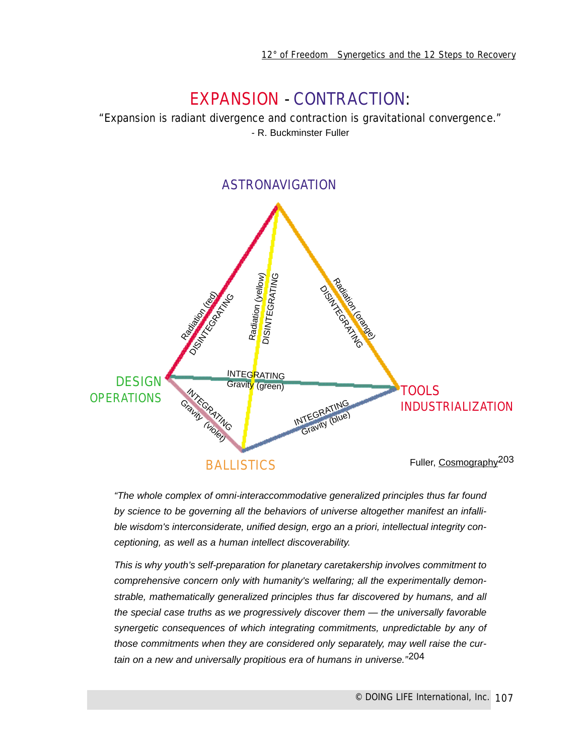# EXPANSION - CONTRACTION:

"Expansion is radiant divergence and contraction is gravitational convergence."
- R. Buckminster Fuller

ASTRONAVIGATION

Radiation (red) DISINTEGRATING

Radiation (yellow) DISINTEGRATING

Radiation (orange) DISINTEGRATING

DESIGN OPERATIONS

INTEGRATING Gravity (green)

TOOLS INDUSTRIALIZATION

INTEGRATING Gravity (violet)

INTEGRATING Gravity (blue)

BALLISTICS

Fuller, Cosmography[203]

*"The whole complex of omni-interaccommodative generalized principles thus far found by science to be governing all the behaviors of universe altogether manifest an infallible wisdom's interconsiderate, unified design, ergo an a priori, intellectual integrity conceptioning, as well as a human intellect discoverability.*

*This is why youth's self-preparation for planetary caretakership involves commitment to comprehensive concern only with humanity's welfaring; all the experimentally demonstrable, mathematically generalized principles thus far discovered by humans, and all the special case truths as we progressively discover them — the universally favorable synergetic consequences of which integrating commitments, unpredictable by any of those commitments when they are considered only separately, may well raise the curtain on a new and universally propitious era of humans in universe."*[204]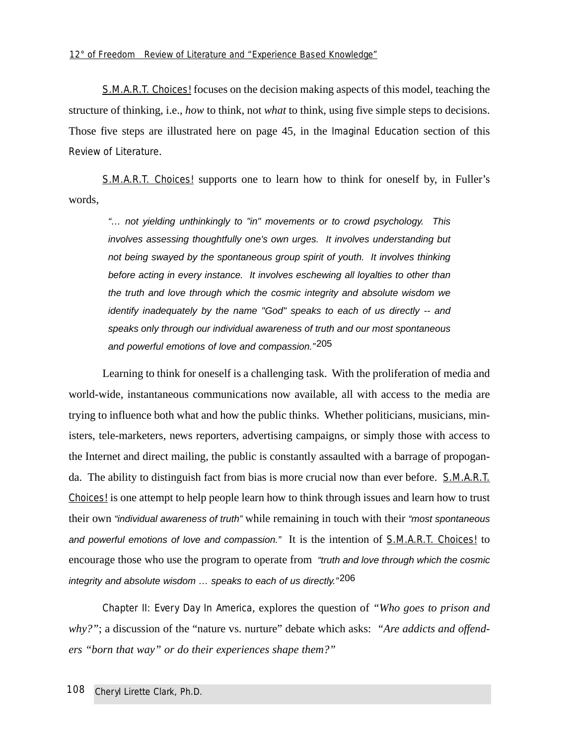S.M.A.R.T. Choices! focuses on the decision making aspects of this model, teaching the structure of thinking, i.e., *how* to think, not *what* to think, using five simple steps to decisions. Those five steps are illustrated here on page 45, in the Imaginal Education section of this Review of Literature.

S.M.A.R.T. Choices! supports one to learn how to think for oneself by, in Fuller's words,

> *"… not yielding unthinkingly to "in" movements or to crowd psychology. This involves assessing thoughtfully one's own urges. It involves understanding but not being swayed by the spontaneous group spirit of youth. It involves thinking before acting in every instance. It involves eschewing all loyalties to other than the truth and love through which the cosmic integrity and absolute wisdom we identify inadequately by the name "God" speaks to each of us directly -- and speaks only through our individual awareness of truth and our most spontaneous and powerful emotions of love and compassion."*[205]

Learning to think for oneself is a challenging task. With the proliferation of media and world-wide, instantaneous communications now available, all with access to the media are trying to influence both what and how the public thinks. Whether politicians, musicians, ministers, tele-marketers, news reporters, advertising campaigns, or simply those with access to the Internet and direct mailing, the public is constantly assaulted with a barrage of propoganda. The ability to distinguish fact from bias is more crucial now than ever before. S.M.A.R.T. Choices! is one attempt to help people learn how to think through issues and learn how to trust their own *"individual awareness of truth"* while remaining in touch with their *"most spontaneous and powerful emotions of love and compassion."* It is the intention of S.M.A.R.T. Choices! to encourage those who use the program to operate from *"truth and love through which the cosmic integrity and absolute wisdom … speaks to each of us directly."*[206]

Chapter II: Every Day In America, explores the question of *"Who goes to prison and why?"*; a discussion of the "nature vs. nurture" debate which asks: *"Are addicts and offenders "born that way" or do their experiences shape them?"*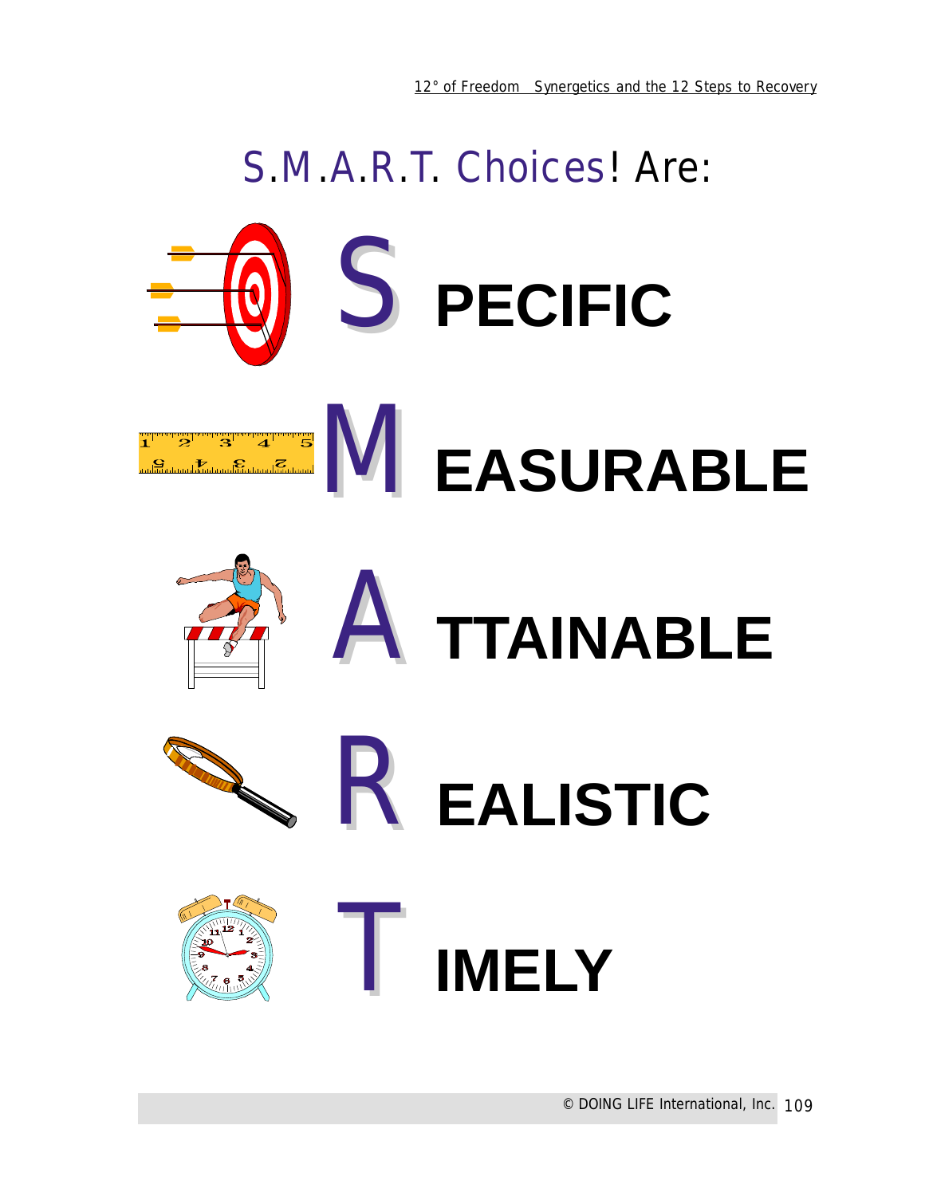# S.M.A.R.T. Choices! Are:

**S PECIFIC**

**M EASURABLE**

**A TTAINABLE**

**R EALISTIC**

**T IMELY**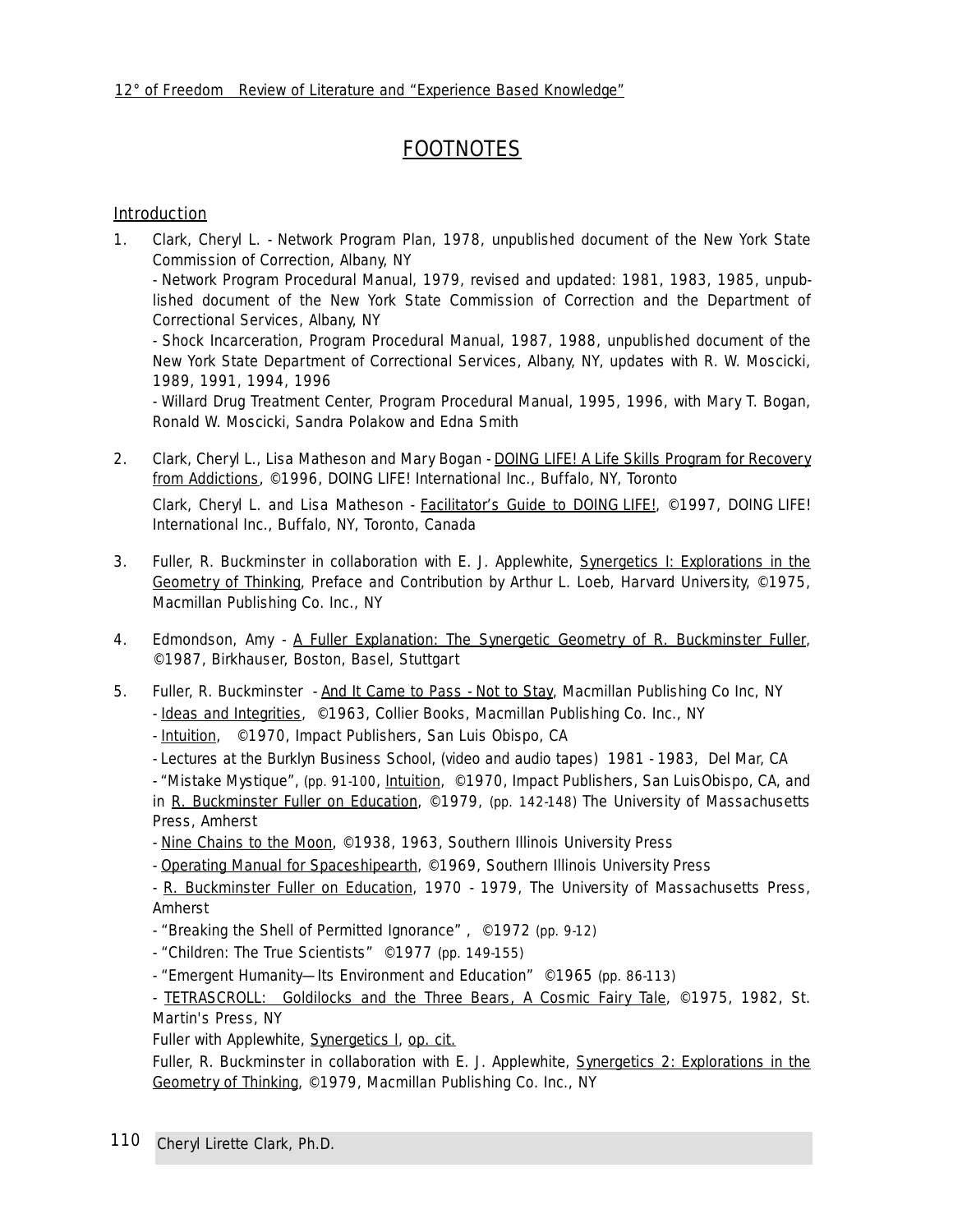# FOOTNOTES

## Introduction

1. Clark, Cheryl L. - Network Program Plan, 1978, unpublished document of the New York State Commission of Correction, Albany, NY
   - Network Program Procedural Manual, 1979, revised and updated: 1981, 1983, 1985, unpublished document of the New York State Commission of Correction and the Department of Correctional Services, Albany, NY
   - Shock Incarceration, Program Procedural Manual, 1987, 1988, unpublished document of the New York State Department of Correctional Services, Albany, NY, updates with R. W. Moscicki, 1989, 1991, 1994, 1996
   - Willard Drug Treatment Center, Program Procedural Manual, 1995, 1996, with Mary T. Bogan, Ronald W. Moscicki, Sandra Polakow and Edna Smith

2. Clark, Cheryl L., Lisa Matheson and Mary Bogan - DOING LIFE! A Life Skills Program for Recovery from Addictions, ©1996, DOING LIFE! International Inc., Buffalo, NY, Toronto

   Clark, Cheryl L. and Lisa Matheson - Facilitator's Guide to DOING LIFE!, ©1997, DOING LIFE! International Inc., Buffalo, NY, Toronto, Canada

3. Fuller, R. Buckminster in collaboration with E. J. Applewhite, Synergetics I: Explorations in the Geometry of Thinking, Preface and Contribution by Arthur L. Loeb, Harvard University, ©1975, Macmillan Publishing Co. Inc., NY

4. Edmondson, Amy - A Fuller Explanation: The Synergetic Geometry of R. Buckminster Fuller, ©1987, Birkhauser, Boston, Basel, Stuttgart

5. Fuller, R. Buckminster - And It Came to Pass - Not to Stay, Macmillan Publishing Co Inc, NY
   - Ideas and Integrities, ©1963, Collier Books, Macmillan Publishing Co. Inc., NY
   - Intuition, ©1970, Impact Publishers, San Luis Obispo, CA
   - Lectures at the Burklyn Business School, (video and audio tapes) 1981 - 1983, Del Mar, CA
   - "Mistake Mystique", (pp. 91-100, Intuition, ©1970, Impact Publishers, San LuisObispo, CA, and in R. Buckminster Fuller on Education, ©1979, (pp. 142-148) The University of Massachusetts Press, Amherst
   - Nine Chains to the Moon, ©1938, 1963, Southern Illinois University Press
   - Operating Manual for Spaceshipearth, ©1969, Southern Illinois University Press
   - R. Buckminster Fuller on Education, 1970 - 1979, The University of Massachusetts Press, Amherst
   - "Breaking the Shell of Permitted Ignorance" , ©1972 (pp. 9-12)
   - "Children: The True Scientists" ©1977 (pp. 149-155)
   - "Emergent Humanity—Its Environment and Education" ©1965 (pp. 86-113)
   - TETRASCROLL: Goldilocks and the Three Bears, A Cosmic Fairy Tale, ©1975, 1982, St. Martin's Press, NY

   Fuller with Applewhite, Synergetics I, op. cit.

   Fuller, R. Buckminster in collaboration with E. J. Applewhite, Synergetics 2: Explorations in the Geometry of Thinking, ©1979, Macmillan Publishing Co. Inc., NY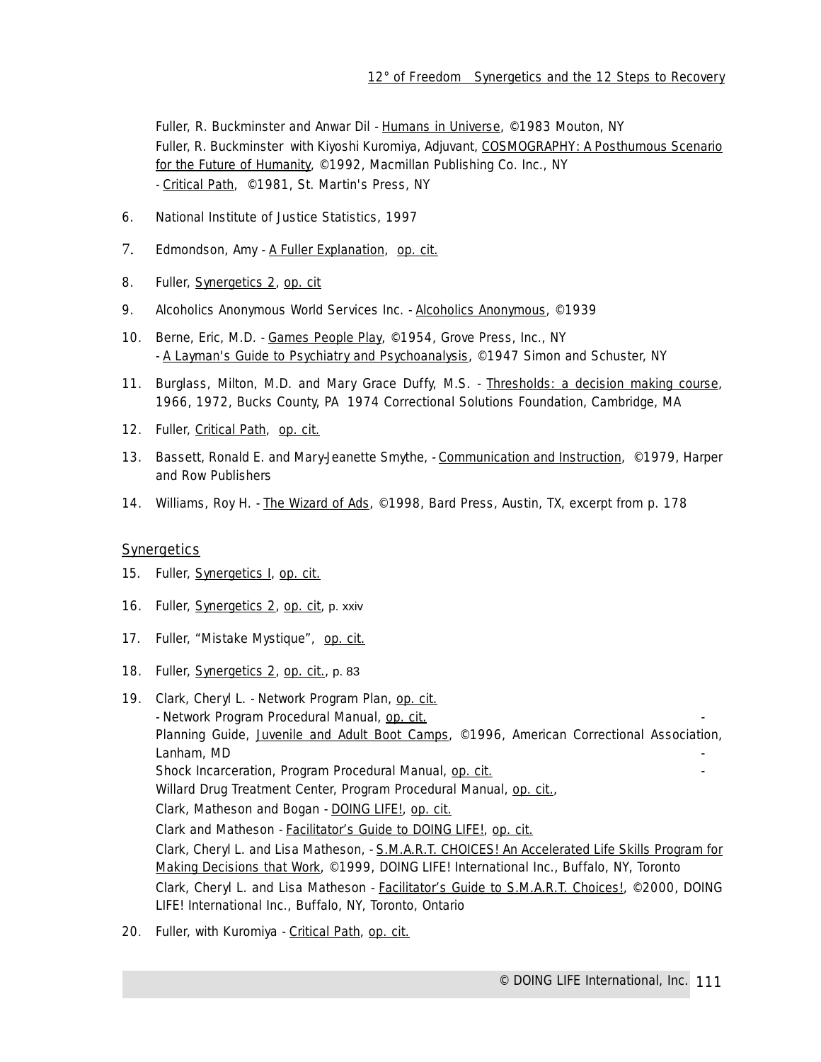Fuller, R. Buckminster and Anwar Dil - Humans in Universe, ©1983 Mouton, NY
Fuller, R. Buckminster with Kiyoshi Kuromiya, Adjuvant, COSMOGRAPHY: A Posthumous Scenario for the Future of Humanity, ©1992, Macmillan Publishing Co. Inc., NY
- Critical Path, ©1981, St. Martin's Press, NY

6. National Institute of Justice Statistics, 1997
7. Edmondson, Amy - A Fuller Explanation, op. cit.
8. Fuller, Synergetics 2, op. cit
9. Alcoholics Anonymous World Services Inc. - Alcoholics Anonymous, ©1939
10. Berne, Eric, M.D. - Games People Play, ©1954, Grove Press, Inc., NY
    - A Layman's Guide to Psychiatry and Psychoanalysis, ©1947 Simon and Schuster, NY
11. Burglass, Milton, M.D. and Mary Grace Duffy, M.S. - Thresholds: a decision making course, 1966, 1972, Bucks County, PA 1974 Correctional Solutions Foundation, Cambridge, MA
12. Fuller, Critical Path, op. cit.
13. Bassett, Ronald E. and Mary-Jeanette Smythe, - Communication and Instruction, ©1979, Harper and Row Publishers
14. Williams, Roy H. - The Wizard of Ads, ©1998, Bard Press, Austin, TX, excerpt from p. 178

## Synergetics

15. Fuller, Synergetics I, op. cit.
16. Fuller, Synergetics 2, op. cit, p. xxiv
17. Fuller, "Mistake Mystique", op. cit.
18. Fuller, Synergetics 2, op. cit., p. 83
19. Clark, Cheryl L. - Network Program Plan, op. cit.
    - Network Program Procedural Manual, op. cit.
    - Planning Guide, Juvenile and Adult Boot Camps, ©1996, American Correctional Association, Lanham, MD
    - Shock Incarceration, Program Procedural Manual, op. cit.
    - Willard Drug Treatment Center, Program Procedural Manual, op. cit.,
    Clark, Matheson and Bogan - DOING LIFE!, op. cit.
    Clark and Matheson - Facilitator's Guide to DOING LIFE!, op. cit.
    Clark, Cheryl L. and Lisa Matheson, - S.M.A.R.T. CHOICES! An Accelerated Life Skills Program for Making Decisions that Work, ©1999, DOING LIFE! International Inc., Buffalo, NY, Toronto
    Clark, Cheryl L. and Lisa Matheson - Facilitator's Guide to S.M.A.R.T. Choices!, ©2000, DOING LIFE! International Inc., Buffalo, NY, Toronto, Ontario
20. Fuller, with Kuromiya - Critical Path, op. cit.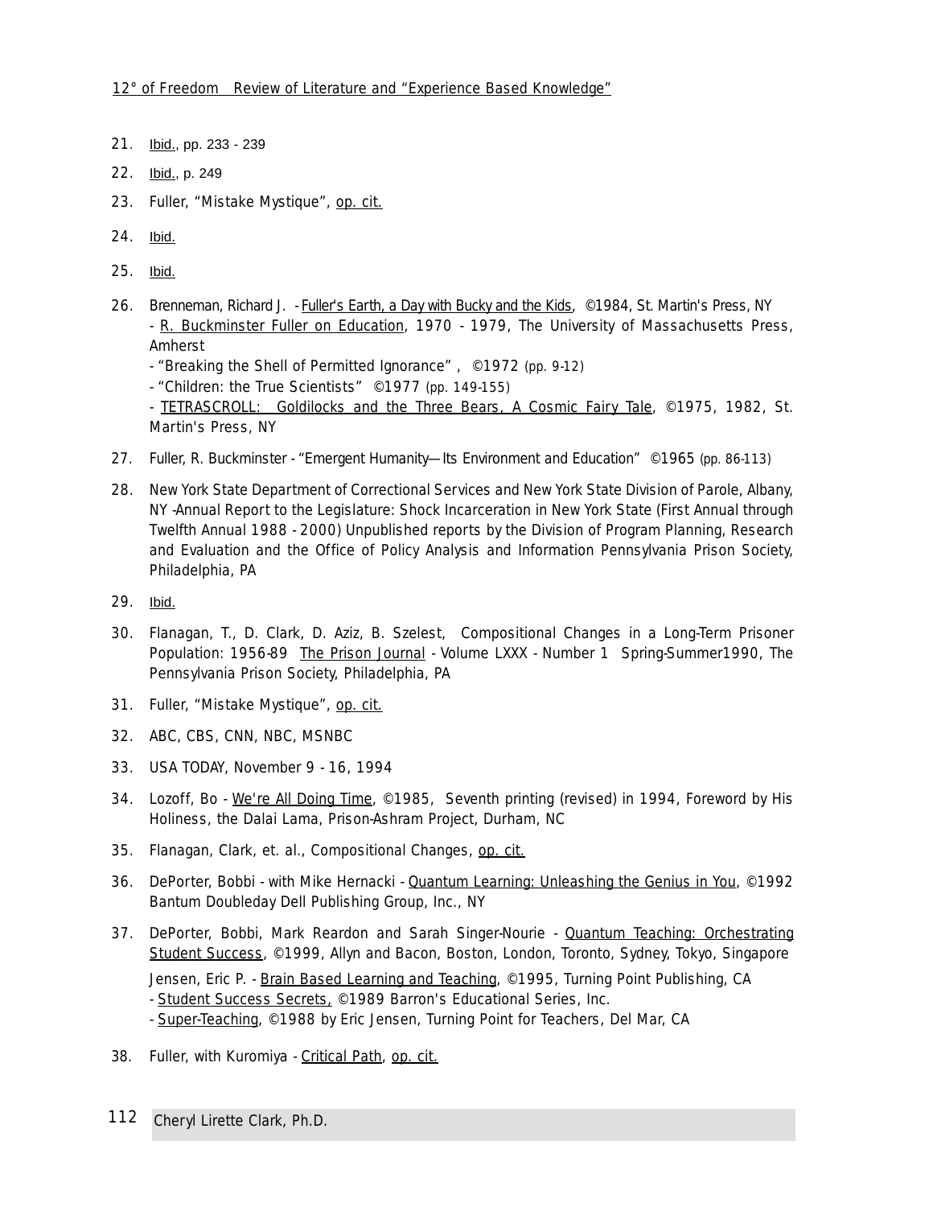21. Ibid., pp. 233 - 239

22. Ibid., p. 249

23. Fuller, "Mistake Mystique", op. cit.

24. Ibid.

25. Ibid.

26. Brenneman, Richard J. - Fuller's Earth, a Day with Bucky and the Kids, ©1984, St. Martin's Press, NY
    - R. Buckminster Fuller on Education, 1970 - 1979, The University of Massachusetts Press, Amherst
    - "Breaking the Shell of Permitted Ignorance" , ©1972 (pp. 9-12)
    - "Children: the True Scientists" ©1977 (pp. 149-155)
    - TETRASCROLL: Goldilocks and the Three Bears, A Cosmic Fairy Tale, ©1975, 1982, St. Martin's Press, NY

27. Fuller, R. Buckminster - "Emergent Humanity—Its Environment and Education" ©1965 (pp. 86-113)

28. New York State Department of Correctional Services and New York State Division of Parole, Albany, NY -Annual Report to the Legislature: Shock Incarceration in New York State (First Annual through Twelfth Annual 1988 - 2000) Unpublished reports by the Division of Program Planning, Research and Evaluation and the Office of Policy Analysis and Information Pennsylvania Prison Society, Philadelphia, PA

29. Ibid.

30. Flanagan, T., D. Clark, D. Aziz, B. Szelest, Compositional Changes in a Long-Term Prisoner Population: 1956-89 The Prison Journal - Volume LXXX - Number 1 Spring-Summer1990, The Pennsylvania Prison Society, Philadelphia, PA

31. Fuller, "Mistake Mystique", op. cit.

32. ABC, CBS, CNN, NBC, MSNBC

33. USA TODAY, November 9 - 16, 1994

34. Lozoff, Bo - We're All Doing Time, ©1985, Seventh printing (revised) in 1994, Foreword by His Holiness, the Dalai Lama, Prison-Ashram Project, Durham, NC

35. Flanagan, Clark, et. al., Compositional Changes, op. cit.

36. DePorter, Bobbi - with Mike Hernacki - Quantum Learning: Unleashing the Genius in You, ©1992 Bantum Doubleday Dell Publishing Group, Inc., NY

37. DePorter, Bobbi, Mark Reardon and Sarah Singer-Nourie - Quantum Teaching: Orchestrating Student Success, ©1999, Allyn and Bacon, Boston, London, Toronto, Sydney, Tokyo, Singapore
    Jensen, Eric P. - Brain Based Learning and Teaching, ©1995, Turning Point Publishing, CA
    - Student Success Secrets, ©1989 Barron's Educational Series, Inc.
    - Super-Teaching, ©1988 by Eric Jensen, Turning Point for Teachers, Del Mar, CA

38. Fuller, with Kuromiya - Critical Path, op. cit.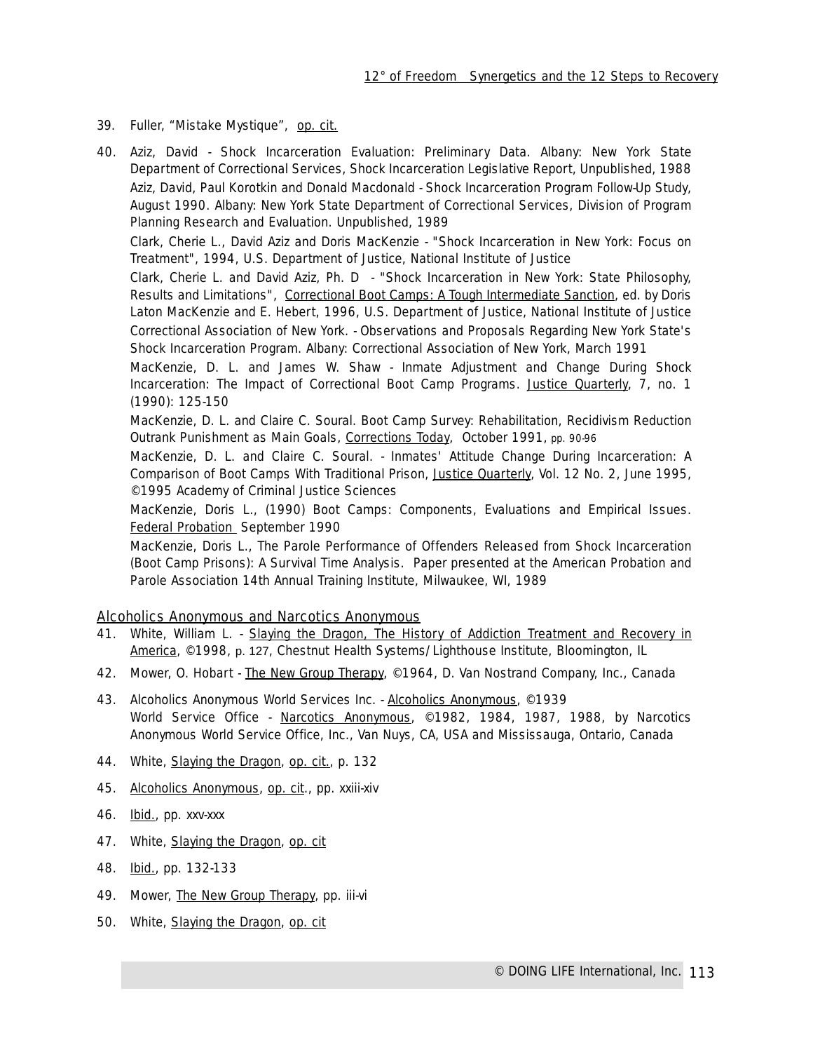39. Fuller, "Mistake Mystique", op. cit.

40. Aziz, David - Shock Incarceration Evaluation: Preliminary Data. Albany: New York State Department of Correctional Services, Shock Incarceration Legislative Report, Unpublished, 1988

    Aziz, David, Paul Korotkin and Donald Macdonald - Shock Incarceration Program Follow-Up Study, August 1990. Albany: New York State Department of Correctional Services, Division of Program Planning Research and Evaluation. Unpublished, 1989

    Clark, Cherie L., David Aziz and Doris MacKenzie - "Shock Incarceration in New York: Focus on Treatment", 1994, U.S. Department of Justice, National Institute of Justice

    Clark, Cherie L. and David Aziz, Ph. D - "Shock Incarceration in New York: State Philosophy, Results and Limitations", Correctional Boot Camps: A Tough Intermediate Sanction, ed. by Doris Laton MacKenzie and E. Hebert, 1996, U.S. Department of Justice, National Institute of Justice

    Correctional Association of New York. - Observations and Proposals Regarding New York State's Shock Incarceration Program. Albany: Correctional Association of New York, March 1991

    MacKenzie, D. L. and James W. Shaw - Inmate Adjustment and Change During Shock Incarceration: The Impact of Correctional Boot Camp Programs. Justice Quarterly, 7, no. 1 (1990): 125-150

    MacKenzie, D. L. and Claire C. Soural. Boot Camp Survey: Rehabilitation, Recidivism Reduction Outrank Punishment as Main Goals, Corrections Today, October 1991, pp. 90-96

    MacKenzie, D. L. and Claire C. Soural. - Inmates' Attitude Change During Incarceration: A Comparison of Boot Camps With Traditional Prison, Justice Quarterly, Vol. 12 No. 2, June 1995, ©1995 Academy of Criminal Justice Sciences

    MacKenzie, Doris L., (1990) Boot Camps: Components, Evaluations and Empirical Issues. Federal Probation September 1990

    MacKenzie, Doris L., The Parole Performance of Offenders Released from Shock Incarceration (Boot Camp Prisons): A Survival Time Analysis. Paper presented at the American Probation and Parole Association 14th Annual Training Institute, Milwaukee, WI, 1989

## Alcoholics Anonymous and Narcotics Anonymous

41. White, William L. - Slaying the Dragon, The History of Addiction Treatment and Recovery in America, ©1998, p. 127, Chestnut Health Systems/Lighthouse Institute, Bloomington, IL

42. Mower, O. Hobart - The New Group Therapy, ©1964, D. Van Nostrand Company, Inc., Canada

43. Alcoholics Anonymous World Services Inc. - Alcoholics Anonymous, ©1939

    World Service Office - Narcotics Anonymous, ©1982, 1984, 1987, 1988, by Narcotics Anonymous World Service Office, Inc., Van Nuys, CA, USA and Mississauga, Ontario, Canada

44. White, Slaying the Dragon, op. cit., p. 132

45. Alcoholics Anonymous, op. cit., pp. xxiii-xiv

46. Ibid., pp. xxv-xxx

47. White, Slaying the Dragon, op. cit

48. Ibid., pp. 132-133

49. Mower, The New Group Therapy, pp. iii-vi

50. White, Slaying the Dragon, op. cit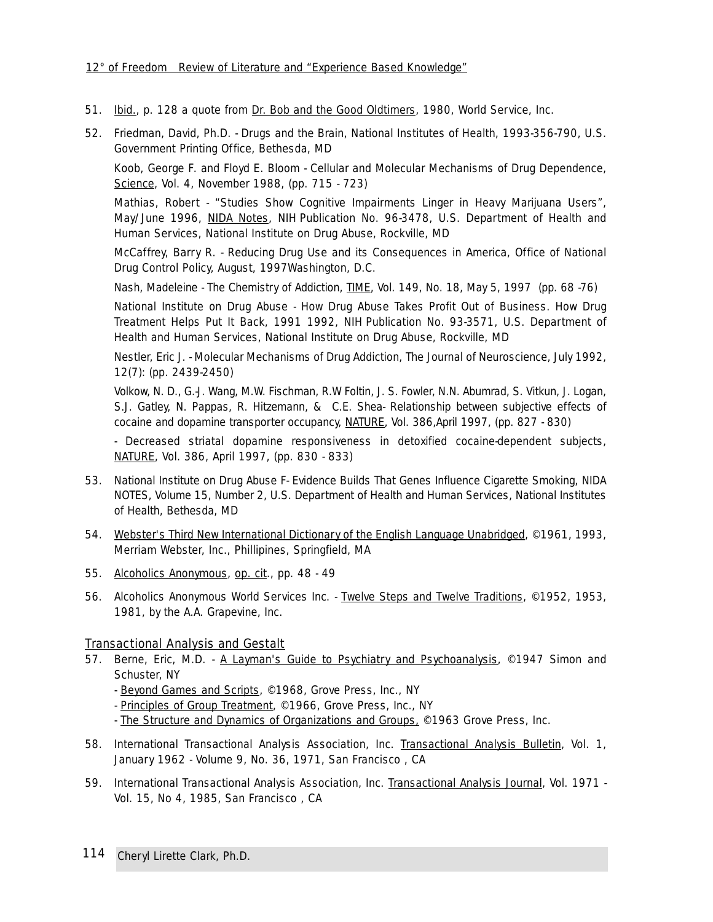51. Ibid., p. 128 a quote from Dr. Bob and the Good Oldtimers, 1980, World Service, Inc.

52. Friedman, David, Ph.D. - Drugs and the Brain, National Institutes of Health, 1993-356-790, U.S. Government Printing Office, Bethesda, MD

    Koob, George F. and Floyd E. Bloom - Cellular and Molecular Mechanisms of Drug Dependence, Science, Vol. 4, November 1988, (pp. 715 - 723)

    Mathias, Robert - "Studies Show Cognitive Impairments Linger in Heavy Marijuana Users", May/June 1996, NIDA Notes, NIH Publication No. 96-3478, U.S. Department of Health and Human Services, National Institute on Drug Abuse, Rockville, MD

    McCaffrey, Barry R. - Reducing Drug Use and its Consequences in America, Office of National Drug Control Policy, August, 1997Washington, D.C.

    Nash, Madeleine - The Chemistry of Addiction, TIME, Vol. 149, No. 18, May 5, 1997 (pp. 68 -76)

    National Institute on Drug Abuse - How Drug Abuse Takes Profit Out of Business. How Drug Treatment Helps Put It Back, 1991 1992, NIH Publication No. 93-3571, U.S. Department of Health and Human Services, National Institute on Drug Abuse, Rockville, MD

    Nestler, Eric J. - Molecular Mechanisms of Drug Addiction, The Journal of Neuroscience, July 1992, 12(7): (pp. 2439-2450)

    Volkow, N. D., G.-J. Wang, M.W. Fischman, R.W Foltin, J. S. Fowler, N.N. Abumrad, S. Vitkun, J. Logan, S.J. Gatley, N. Pappas, R. Hitzemann, & C.E. Shea- Relationship between subjective effects of cocaine and dopamine transporter occupancy, NATURE, Vol. 386,April 1997, (pp. 827 - 830)

    - Decreased striatal dopamine responsiveness in detoxified cocaine-dependent subjects, NATURE, Vol. 386, April 1997, (pp. 830 - 833)

53. National Institute on Drug Abuse F- Evidence Builds That Genes Influence Cigarette Smoking, NIDA NOTES, Volume 15, Number 2, U.S. Department of Health and Human Services, National Institutes of Health, Bethesda, MD

54. Webster's Third New International Dictionary of the English Language Unabridged, ©1961, 1993, Merriam Webster, Inc., Phillipines, Springfield, MA

55. Alcoholics Anonymous, op. cit., pp. 48 - 49

56. Alcoholics Anonymous World Services Inc. - Twelve Steps and Twelve Traditions, ©1952, 1953, 1981, by the A.A. Grapevine, Inc.

## Transactional Analysis and Gestalt

57. Berne, Eric, M.D. - A Layman's Guide to Psychiatry and Psychoanalysis, ©1947 Simon and Schuster, NY
    - Beyond Games and Scripts, ©1968, Grove Press, Inc., NY
    - Principles of Group Treatment, ©1966, Grove Press, Inc., NY
    - The Structure and Dynamics of Organizations and Groups, ©1963 Grove Press, Inc.

58. International Transactional Analysis Association, Inc. Transactional Analysis Bulletin, Vol. 1, January 1962 - Volume 9, No. 36, 1971, San Francisco , CA

59. International Transactional Analysis Association, Inc. Transactional Analysis Journal, Vol. 1971 - Vol. 15, No 4, 1985, San Francisco , CA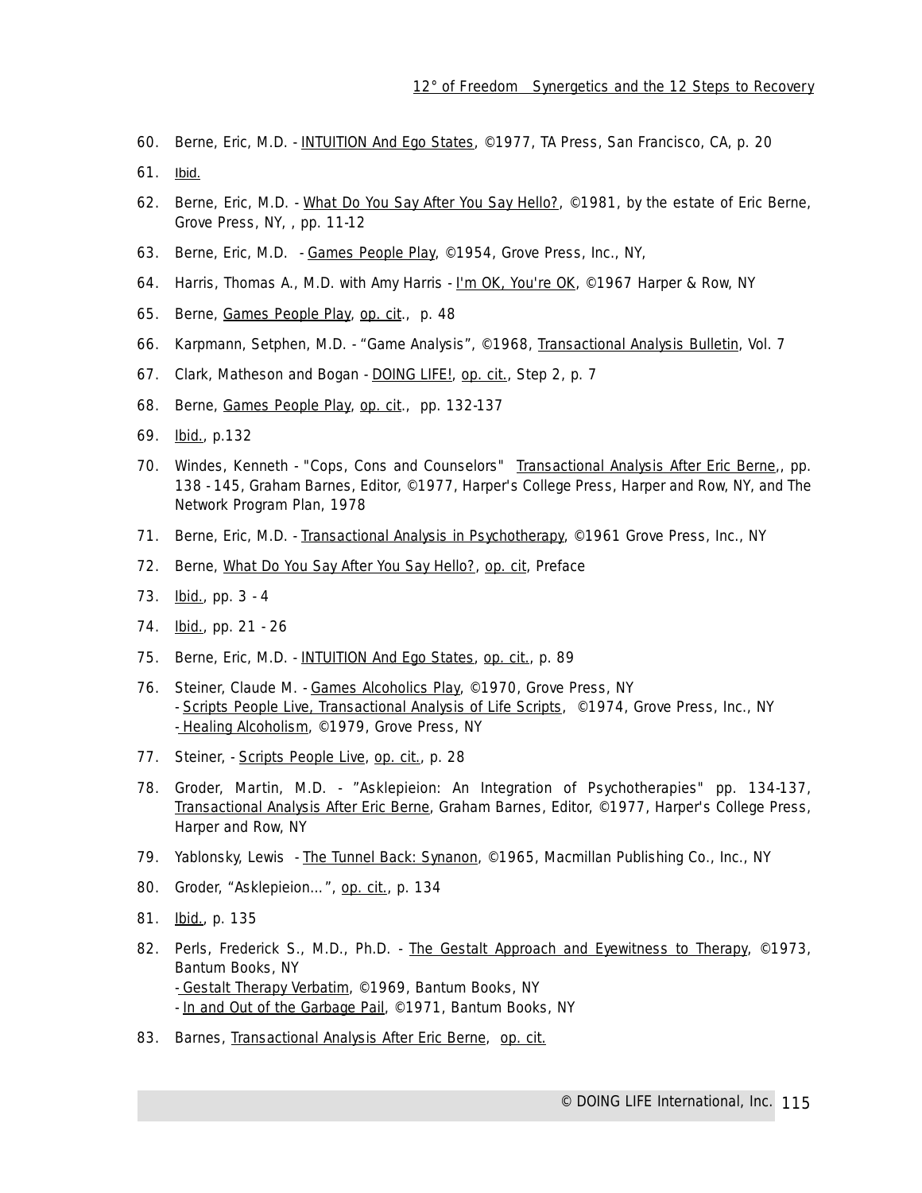60. Berne, Eric, M.D. - INTUITION And Ego States, ©1977, TA Press, San Francisco, CA, p. 20

61. Ibid.

62. Berne, Eric, M.D. - What Do You Say After You Say Hello?, ©1981, by the estate of Eric Berne, Grove Press, NY, , pp. 11-12

63. Berne, Eric, M.D. - Games People Play, ©1954, Grove Press, Inc., NY,

64. Harris, Thomas A., M.D. with Amy Harris - I'm OK, You're OK, ©1967 Harper & Row, NY

65. Berne, Games People Play, op. cit., p. 48

66. Karpmann, Setphen, M.D. - "Game Analysis", ©1968, Transactional Analysis Bulletin, Vol. 7

67. Clark, Matheson and Bogan - DOING LIFE!, op. cit., Step 2, p. 7

68. Berne, Games People Play, op. cit., pp. 132-137

69. Ibid., p.132

70. Windes, Kenneth - "Cops, Cons and Counselors" Transactional Analysis After Eric Berne,, pp. 138 - 145, Graham Barnes, Editor, ©1977, Harper's College Press, Harper and Row, NY, and The Network Program Plan, 1978

71. Berne, Eric, M.D. - Transactional Analysis in Psychotherapy, ©1961 Grove Press, Inc., NY

72. Berne, What Do You Say After You Say Hello?, op. cit, Preface

73. Ibid., pp. 3 - 4

74. Ibid., pp. 21 - 26

75. Berne, Eric, M.D. - INTUITION And Ego States, op. cit., p. 89

76. Steiner, Claude M. - Games Alcoholics Play, ©1970, Grove Press, NY
    - Scripts People Live, Transactional Analysis of Life Scripts, ©1974, Grove Press, Inc., NY
    - Healing Alcoholism, ©1979, Grove Press, NY

77. Steiner, - Scripts People Live, op. cit., p. 28

78. Groder, Martin, M.D. - "Asklepieion: An Integration of Psychotherapies" pp. 134-137, Transactional Analysis After Eric Berne, Graham Barnes, Editor, ©1977, Harper's College Press, Harper and Row, NY

79. Yablonsky, Lewis - The Tunnel Back: Synanon, ©1965, Macmillan Publishing Co., Inc., NY

80. Groder, "Asklepieion...", op. cit., p. 134

81. Ibid., p. 135

82. Perls, Frederick S., M.D., Ph.D. - The Gestalt Approach and Eyewitness to Therapy, ©1973, Bantum Books, NY
    - Gestalt Therapy Verbatim, ©1969, Bantum Books, NY
    - In and Out of the Garbage Pail, ©1971, Bantum Books, NY

83. Barnes, Transactional Analysis After Eric Berne, op. cit.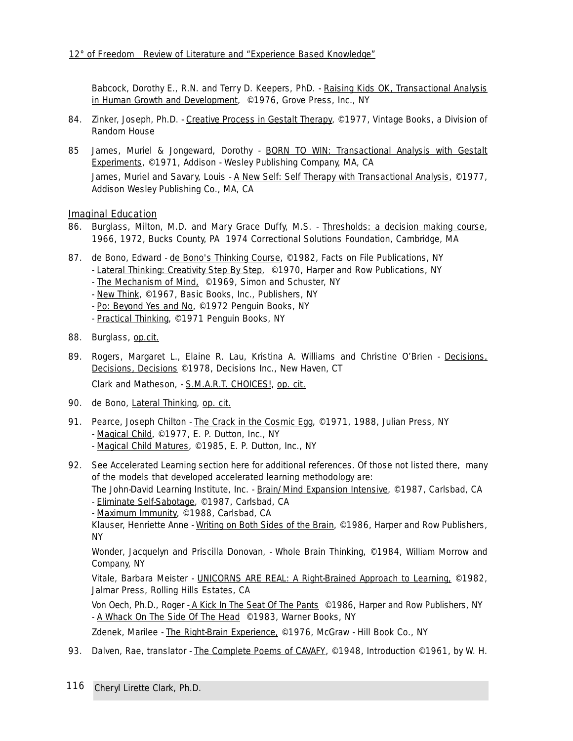Babcock, Dorothy E., R.N. and Terry D. Keepers, PhD. - Raising Kids OK, Transactional Analysis in Human Growth and Development, ©1976, Grove Press, Inc., NY

84. Zinker, Joseph, Ph.D. - Creative Process in Gestalt Therapy, ©1977, Vintage Books, a Division of Random House

85 James, Muriel & Jongeward, Dorothy - BORN TO WIN: Transactional Analysis with Gestalt Experiments, ©1971, Addison - Wesley Publishing Company, MA, CA

   James, Muriel and Savary, Louis - A New Self: Self Therapy with Transactional Analysis, ©1977, Addison Wesley Publishing Co., MA, CA

## Imaginal Education

86. Burglass, Milton, M.D. and Mary Grace Duffy, M.S. - Thresholds: a decision making course, 1966, 1972, Bucks County, PA 1974 Correctional Solutions Foundation, Cambridge, MA

87. de Bono, Edward - de Bono's Thinking Course, ©1982, Facts on File Publications, NY
   - Lateral Thinking: Creativity Step By Step, ©1970, Harper and Row Publications, NY
   - The Mechanism of Mind, ©1969, Simon and Schuster, NY
   - New Think, ©1967, Basic Books, Inc., Publishers, NY
   - Po: Beyond Yes and No, ©1972 Penguin Books, NY
   - Practical Thinking, ©1971 Penguin Books, NY

88. Burglass, op.cit.

89. Rogers, Margaret L., Elaine R. Lau, Kristina A. Williams and Christine O'Brien - Decisions, Decisions, Decisions ©1978, Decisions Inc., New Haven, CT

   Clark and Matheson, - S.M.A.R.T. CHOICES!, op. cit.

90. de Bono, Lateral Thinking, op. cit.

91. Pearce, Joseph Chilton - The Crack in the Cosmic Egg, ©1971, 1988, Julian Press, NY
   - Magical Child, ©1977, E. P. Dutton, Inc., NY
   - Magical Child Matures, ©1985, E. P. Dutton, Inc., NY

92. See Accelerated Learning section here for additional references. Of those not listed there, many of the models that developed accelerated learning methodology are:

   The John-David Learning Institute, Inc. - Brain/Mind Expansion Intensive, ©1987, Carlsbad, CA
   - Eliminate Self-Sabotage, ©1987, Carlsbad, CA
   - Maximum Immunity, ©1988, Carlsbad, CA

   Klauser, Henriette Anne - Writing on Both Sides of the Brain, ©1986, Harper and Row Publishers, NY

   Wonder, Jacquelyn and Priscilla Donovan, - Whole Brain Thinking, ©1984, William Morrow and Company, NY

   Vitale, Barbara Meister - UNICORNS ARE REAL: A Right-Brained Approach to Learning, ©1982, Jalmar Press, Rolling Hills Estates, CA

   Von Oech, Ph.D., Roger - A Kick In The Seat Of The Pants ©1986, Harper and Row Publishers, NY
   - A Whack On The Side Of The Head ©1983, Warner Books, NY

   Zdenek, Marilee - The Right-Brain Experience, ©1976, McGraw - Hill Book Co., NY

93. Dalven, Rae, translator - The Complete Poems of CAVAFY, ©1948, Introduction ©1961, by W. H.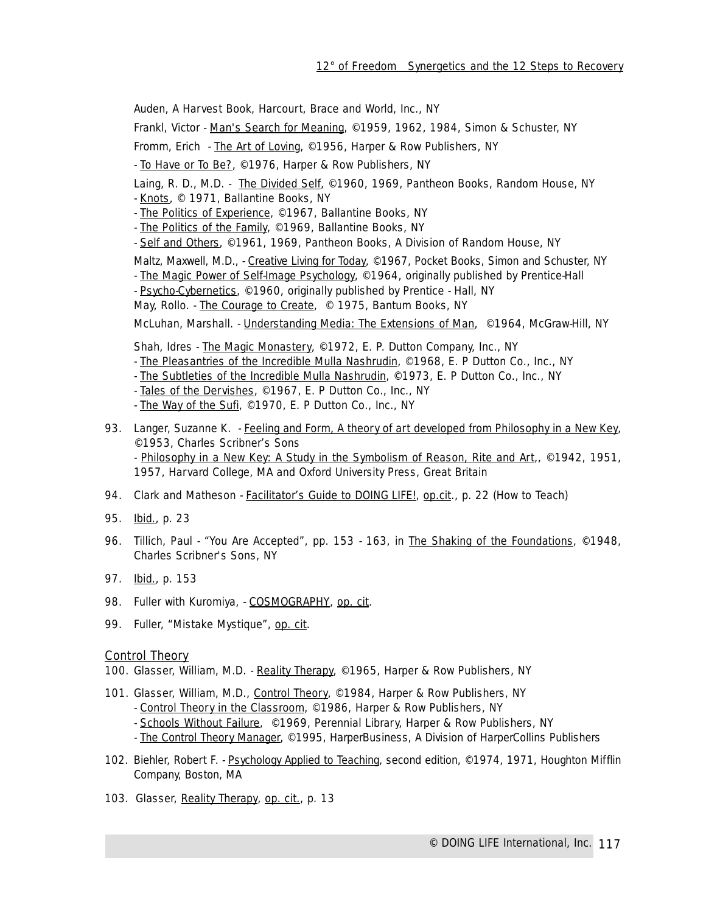Auden, A Harvest Book, Harcourt, Brace and World, Inc., NY

Frankl, Victor - Man's Search for Meaning, ©1959, 1962, 1984, Simon & Schuster, NY

Fromm, Erich - The Art of Loving, ©1956, Harper & Row Publishers, NY

- To Have or To Be?, ©1976, Harper & Row Publishers, NY

Laing, R. D., M.D. - The Divided Self, ©1960, 1969, Pantheon Books, Random House, NY
- Knots, © 1971, Ballantine Books, NY
- The Politics of Experience, ©1967, Ballantine Books, NY
- The Politics of the Family, ©1969, Ballantine Books, NY
- Self and Others, ©1961, 1969, Pantheon Books, A Division of Random House, NY

Maltz, Maxwell, M.D., - Creative Living for Today, ©1967, Pocket Books, Simon and Schuster, NY
- The Magic Power of Self-Image Psychology, ©1964, originally published by Prentice-Hall
- Psycho-Cybernetics, ©1960, originally published by Prentice - Hall, NY

May, Rollo. - The Courage to Create, © 1975, Bantum Books, NY

McLuhan, Marshall. - Understanding Media: The Extensions of Man, ©1964, McGraw-Hill, NY

Shah, Idres - The Magic Monastery, ©1972, E. P. Dutton Company, Inc., NY
- The Pleasantries of the Incredible Mulla Nashrudin, ©1968, E. P Dutton Co., Inc., NY
- The Subtleties of the Incredible Mulla Nashrudin, ©1973, E. P Dutton Co., Inc., NY
- Tales of the Dervishes, ©1967, E. P Dutton Co., Inc., NY
- The Way of the Sufi, ©1970, E. P Dutton Co., Inc., NY

93. Langer, Suzanne K. - Feeling and Form, A theory of art developed from Philosophy in a New Key, ©1953, Charles Scribner's Sons
    - Philosophy in a New Key: A Study in the Symbolism of Reason, Rite and Art,, ©1942, 1951, 1957, Harvard College, MA and Oxford University Press, Great Britain

94. Clark and Matheson - Facilitator's Guide to DOING LIFE!, op.cit., p. 22 (How to Teach)

95. Ibid., p. 23

96. Tillich, Paul - "You Are Accepted", pp. 153 - 163, in The Shaking of the Foundations, ©1948, Charles Scribner's Sons, NY

97. Ibid., p. 153

98. Fuller with Kuromiya, - COSMOGRAPHY, op. cit.

99. Fuller, "Mistake Mystique", op. cit.

## Control Theory

100. Glasser, William, M.D. - Reality Therapy, ©1965, Harper & Row Publishers, NY

101. Glasser, William, M.D., Control Theory, ©1984, Harper & Row Publishers, NY
    - Control Theory in the Classroom, ©1986, Harper & Row Publishers, NY
    - Schools Without Failure, ©1969, Perennial Library, Harper & Row Publishers, NY
    - The Control Theory Manager, ©1995, HarperBusiness, A Division of HarperCollins Publishers

102. Biehler, Robert F. - Psychology Applied to Teaching, second edition, ©1974, 1971, Houghton Mifflin Company, Boston, MA

103. Glasser, Reality Therapy, op. cit., p. 13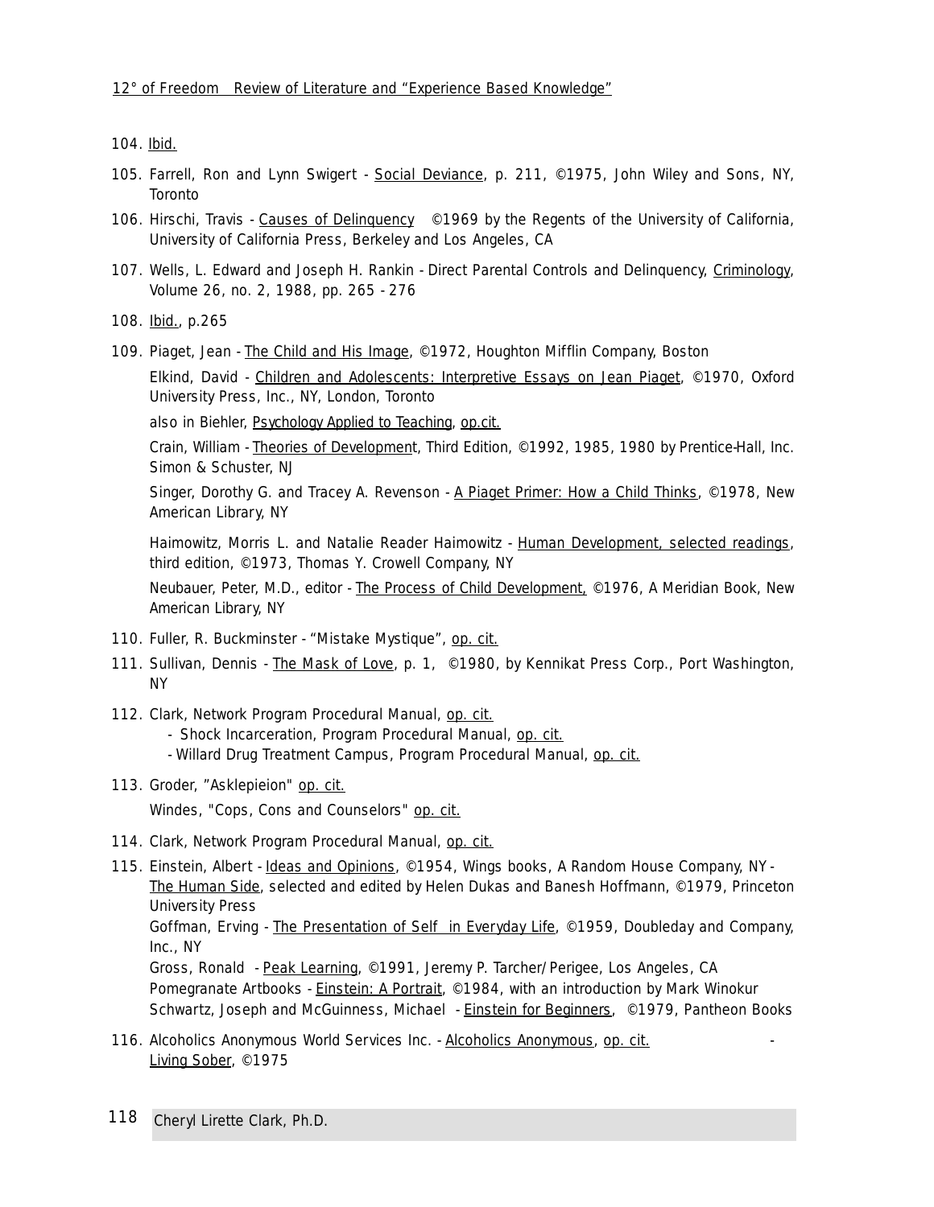104. Ibid.

105. Farrell, Ron and Lynn Swigert - Social Deviance, p. 211, ©1975, John Wiley and Sons, NY, Toronto

106. Hirschi, Travis - Causes of Delinquency ©1969 by the Regents of the University of California, University of California Press, Berkeley and Los Angeles, CA

107. Wells, L. Edward and Joseph H. Rankin - Direct Parental Controls and Delinquency, Criminology, Volume 26, no. 2, 1988, pp. 265 - 276

108. Ibid., p.265

109. Piaget, Jean - The Child and His Image, ©1972, Houghton Mifflin Company, Boston

     Elkind, David - Children and Adolescents: Interpretive Essays on Jean Piaget, ©1970, Oxford University Press, Inc., NY, London, Toronto

     also in Biehler, Psychology Applied to Teaching, op.cit.

     Crain, William - Theories of Development, Third Edition, ©1992, 1985, 1980 by Prentice-Hall, Inc. Simon & Schuster, NJ

     Singer, Dorothy G. and Tracey A. Revenson - A Piaget Primer: How a Child Thinks, ©1978, New American Library, NY

     Haimowitz, Morris L. and Natalie Reader Haimowitz - Human Development, selected readings, third edition, ©1973, Thomas Y. Crowell Company, NY

     Neubauer, Peter, M.D., editor - The Process of Child Development, ©1976, A Meridian Book, New American Library, NY

110. Fuller, R. Buckminster - "Mistake Mystique", op. cit.

111. Sullivan, Dennis - The Mask of Love, p. 1, ©1980, by Kennikat Press Corp., Port Washington, NY

112. Clark, Network Program Procedural Manual, op. cit.
     - Shock Incarceration, Program Procedural Manual, op. cit.
     - Willard Drug Treatment Campus, Program Procedural Manual, op. cit.

113. Groder, "Asklepieion" op. cit.

     Windes, "Cops, Cons and Counselors" op. cit.

114. Clark, Network Program Procedural Manual, op. cit.

115. Einstein, Albert - Ideas and Opinions, ©1954, Wings books, A Random House Company, NY - The Human Side, selected and edited by Helen Dukas and Banesh Hoffmann, ©1979, Princeton University Press
     Goffman, Erving - The Presentation of Self in Everyday Life, ©1959, Doubleday and Company, Inc., NY
     Gross, Ronald - Peak Learning, ©1991, Jeremy P. Tarcher/Perigee, Los Angeles, CA
     Pomegranate Artbooks - Einstein: A Portrait, ©1984, with an introduction by Mark Winokur
     Schwartz, Joseph and McGuinness, Michael - Einstein for Beginners, ©1979, Pantheon Books

116. Alcoholics Anonymous World Services Inc. - Alcoholics Anonymous, op. cit. - Living Sober, ©1975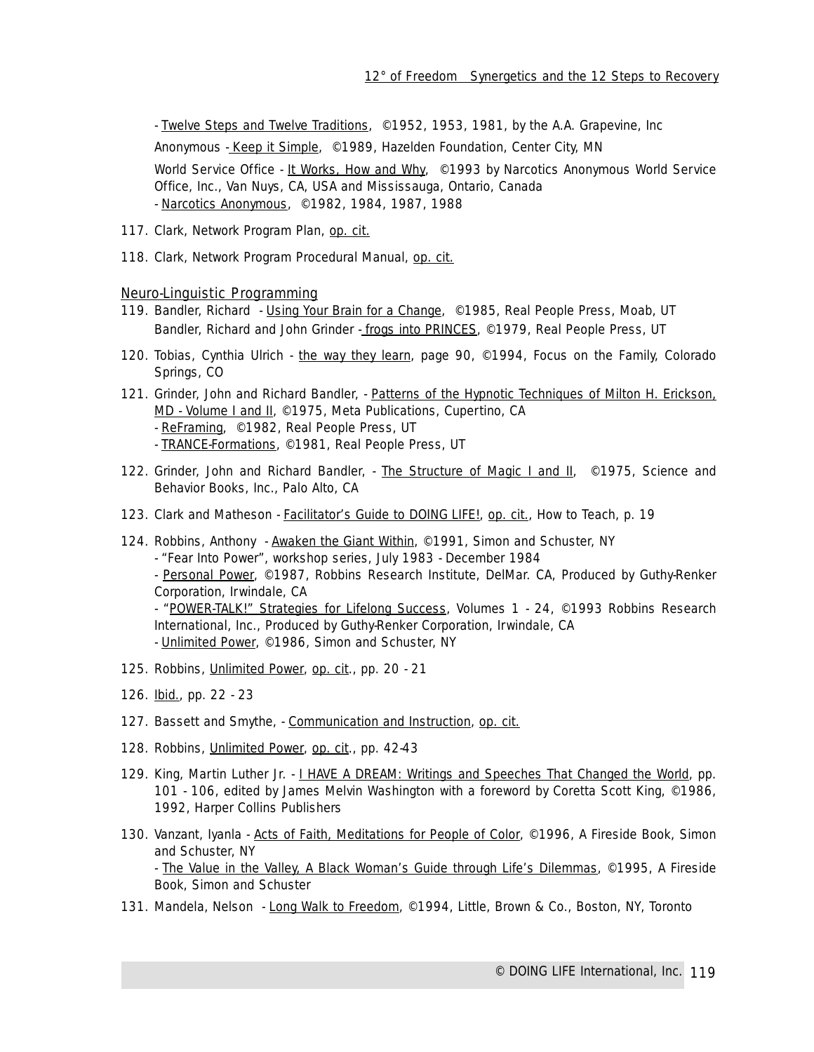- Twelve Steps and Twelve Traditions, ©1952, 1953, 1981, by the A.A. Grapevine, Inc

Anonymous - Keep it Simple, ©1989, Hazelden Foundation, Center City, MN

World Service Office - It Works, How and Why, ©1993 by Narcotics Anonymous World Service Office, Inc., Van Nuys, CA, USA and Mississauga, Ontario, Canada
- Narcotics Anonymous, ©1982, 1984, 1987, 1988

117. Clark, Network Program Plan, op. cit.

118. Clark, Network Program Procedural Manual, op. cit.

## Neuro-Linguistic Programming

119. Bandler, Richard - Using Your Brain for a Change, ©1985, Real People Press, Moab, UT
Bandler, Richard and John Grinder - frogs into PRINCES, ©1979, Real People Press, UT

120. Tobias, Cynthia Ulrich - the way they learn, page 90, ©1994, Focus on the Family, Colorado Springs, CO

121. Grinder, John and Richard Bandler, - Patterns of the Hypnotic Techniques of Milton H. Erickson, MD - Volume I and II, ©1975, Meta Publications, Cupertino, CA
- ReFraming, ©1982, Real People Press, UT
- TRANCE-Formations, ©1981, Real People Press, UT

122. Grinder, John and Richard Bandler, - The Structure of Magic I and II, ©1975, Science and Behavior Books, Inc., Palo Alto, CA

123. Clark and Matheson - Facilitator's Guide to DOING LIFE!, op. cit., How to Teach, p. 19

124. Robbins, Anthony - Awaken the Giant Within, ©1991, Simon and Schuster, NY
- "Fear Into Power", workshop series, July 1983 - December 1984
- Personal Power, ©1987, Robbins Research Institute, DelMar. CA, Produced by Guthy-Renker Corporation, Irwindale, CA
- "POWER-TALK!" Strategies for Lifelong Success, Volumes 1 - 24, ©1993 Robbins Research International, Inc., Produced by Guthy-Renker Corporation, Irwindale, CA
- Unlimited Power, ©1986, Simon and Schuster, NY

125. Robbins, Unlimited Power, op. cit., pp. 20 - 21

126. Ibid., pp. 22 - 23

127. Bassett and Smythe, - Communication and Instruction, op. cit.

128. Robbins, Unlimited Power, op. cit., pp. 42-43

129. King, Martin Luther Jr. - I HAVE A DREAM: Writings and Speeches That Changed the World, pp. 101 - 106, edited by James Melvin Washington with a foreword by Coretta Scott King, ©1986, 1992, Harper Collins Publishers

130. Vanzant, Iyanla - Acts of Faith, Meditations for People of Color, ©1996, A Fireside Book, Simon and Schuster, NY
- The Value in the Valley, A Black Woman's Guide through Life's Dilemmas, ©1995, A Fireside Book, Simon and Schuster

131. Mandela, Nelson - Long Walk to Freedom, ©1994, Little, Brown & Co., Boston, NY, Toronto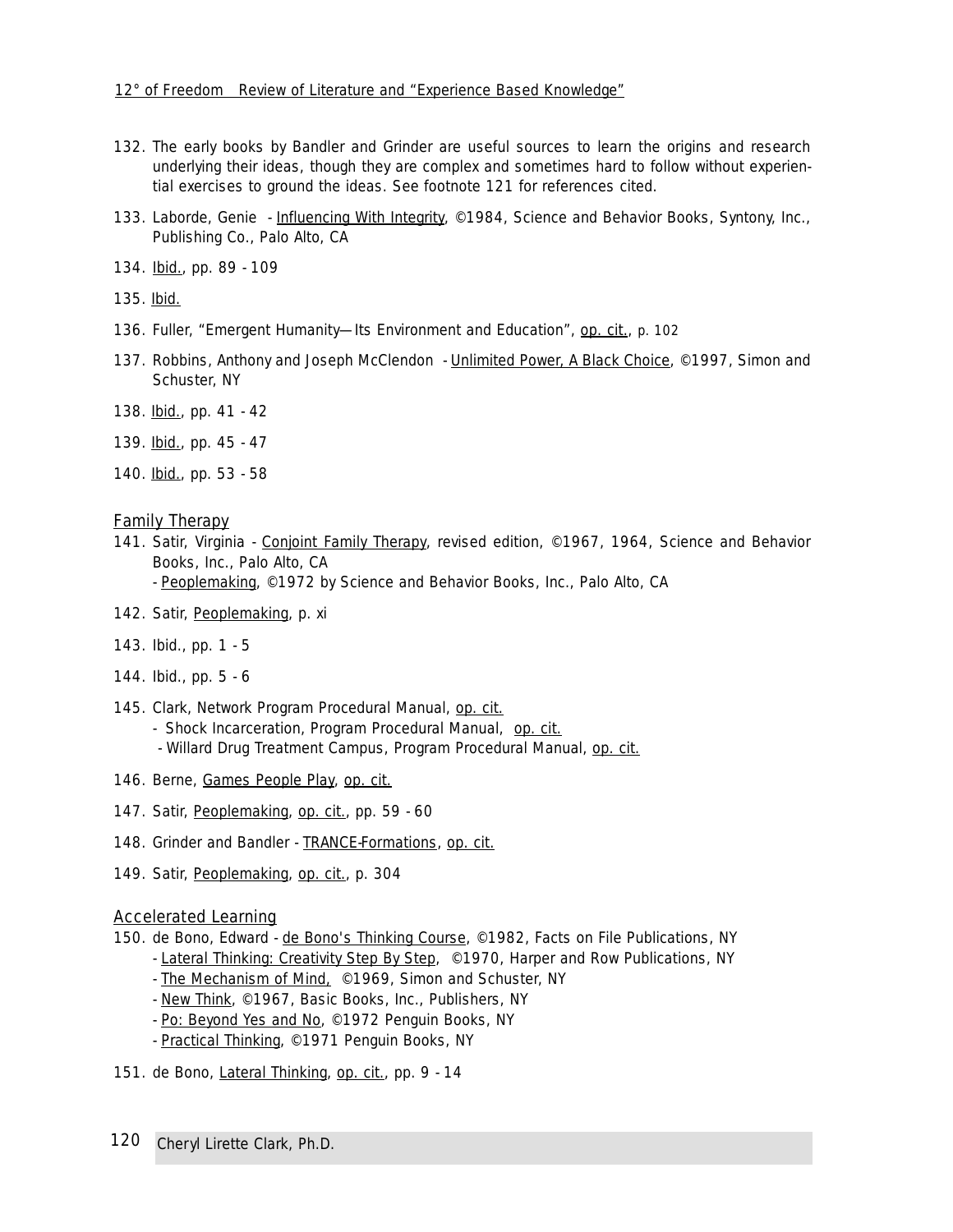132. The early books by Bandler and Grinder are useful sources to learn the origins and research underlying their ideas, though they are complex and sometimes hard to follow without experiential exercises to ground the ideas. See footnote 121 for references cited.

133. Laborde, Genie - Influencing With Integrity, ©1984, Science and Behavior Books, Syntony, Inc., Publishing Co., Palo Alto, CA

134. Ibid., pp. 89 - 109

135. Ibid.

136. Fuller, "Emergent Humanity—Its Environment and Education", op. cit., p. 102

137. Robbins, Anthony and Joseph McClendon - Unlimited Power, A Black Choice, ©1997, Simon and Schuster, NY

138. Ibid., pp. 41 - 42

139. Ibid., pp. 45 - 47

140. Ibid., pp. 53 - 58

## Family Therapy

141. Satir, Virginia - Conjoint Family Therapy, revised edition, ©1967, 1964, Science and Behavior Books, Inc., Palo Alto, CA
    - Peoplemaking, ©1972 by Science and Behavior Books, Inc., Palo Alto, CA

142. Satir, Peoplemaking, p. xi

143. Ibid., pp. 1 - 5

144. Ibid., pp. 5 - 6

145. Clark, Network Program Procedural Manual, op. cit.
    - Shock Incarceration, Program Procedural Manual, op. cit.
    - Willard Drug Treatment Campus, Program Procedural Manual, op. cit.

146. Berne, Games People Play, op. cit.

147. Satir, Peoplemaking, op. cit., pp. 59 - 60

148. Grinder and Bandler - TRANCE-Formations, op. cit.

149. Satir, Peoplemaking, op. cit., p. 304

## Accelerated Learning

150. de Bono, Edward - de Bono's Thinking Course, ©1982, Facts on File Publications, NY
    - Lateral Thinking: Creativity Step By Step, ©1970, Harper and Row Publications, NY
    - The Mechanism of Mind, ©1969, Simon and Schuster, NY
    - New Think, ©1967, Basic Books, Inc., Publishers, NY
    - Po: Beyond Yes and No, ©1972 Penguin Books, NY
    - Practical Thinking, ©1971 Penguin Books, NY

151. de Bono, Lateral Thinking, op. cit., pp. 9 - 14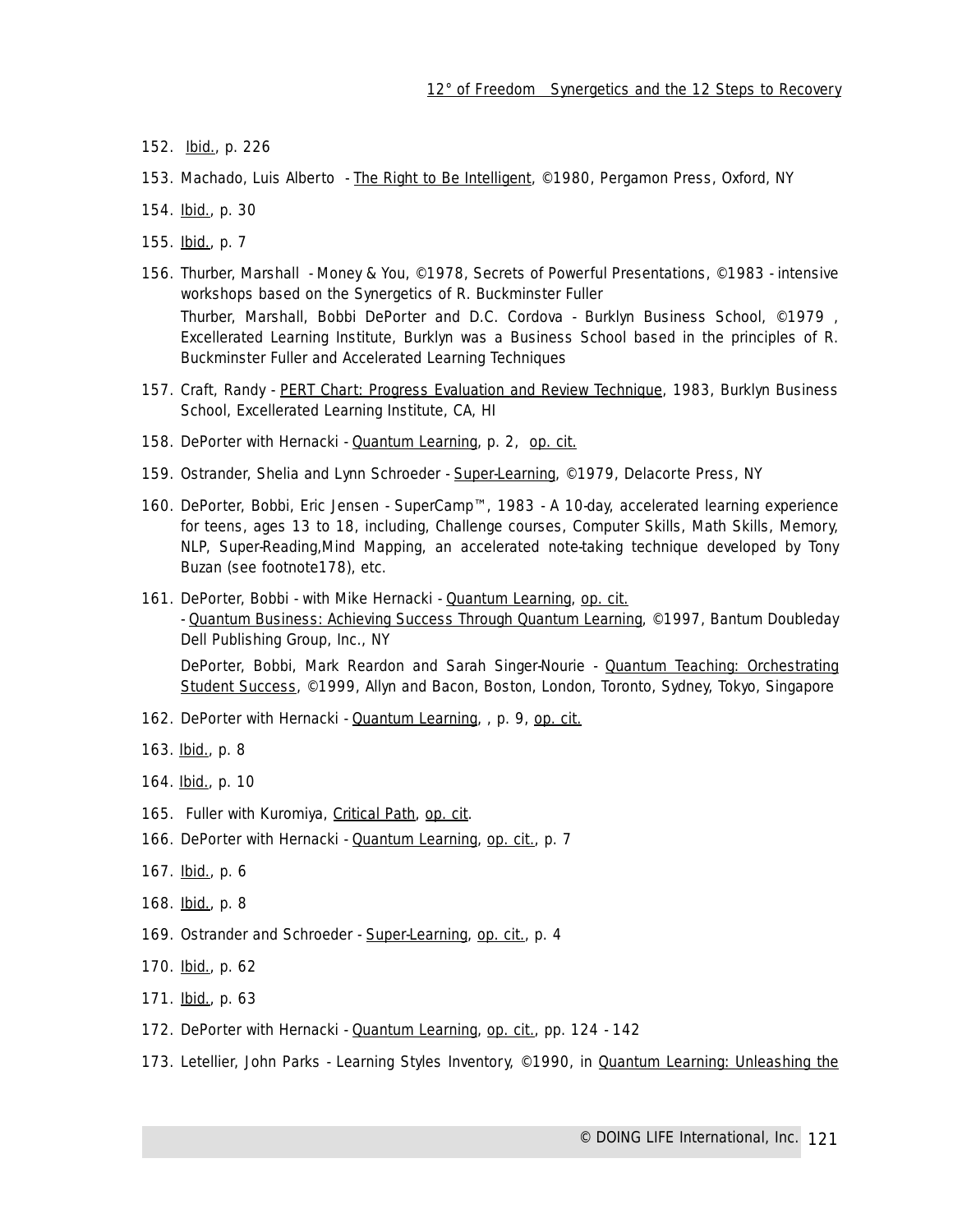152. Ibid., p. 226

153. Machado, Luis Alberto - The Right to Be Intelligent, ©1980, Pergamon Press, Oxford, NY

154. Ibid., p. 30

155. Ibid., p. 7

156. Thurber, Marshall - Money & You, ©1978, Secrets of Powerful Presentations, ©1983 - intensive workshops based on the Synergetics of R. Buckminster Fuller

     Thurber, Marshall, Bobbi DePorter and D.C. Cordova - Burklyn Business School, ©1979 , Excellerated Learning Institute, Burklyn was a Business School based in the principles of R. Buckminster Fuller and Accelerated Learning Techniques

157. Craft, Randy - PERT Chart: Progress Evaluation and Review Technique, 1983, Burklyn Business School, Excellerated Learning Institute, CA, HI

158. DePorter with Hernacki - Quantum Learning, p. 2, op. cit.

159. Ostrander, Shelia and Lynn Schroeder - Super-Learning, ©1979, Delacorte Press, NY

160. DePorter, Bobbi, Eric Jensen - SuperCamp™, 1983 - A 10-day, accelerated learning experience for teens, ages 13 to 18, including, Challenge courses, Computer Skills, Math Skills, Memory, NLP, Super-Reading,Mind Mapping, an accelerated note-taking technique developed by Tony Buzan (see footnote178), etc.

161. DePorter, Bobbi - with Mike Hernacki - Quantum Learning, op. cit.
     - Quantum Business: Achieving Success Through Quantum Learning, ©1997, Bantum Doubleday Dell Publishing Group, Inc., NY

     DePorter, Bobbi, Mark Reardon and Sarah Singer-Nourie - Quantum Teaching: Orchestrating Student Success, ©1999, Allyn and Bacon, Boston, London, Toronto, Sydney, Tokyo, Singapore

162. DePorter with Hernacki - Quantum Learning, , p. 9, op. cit.

163. Ibid., p. 8

164. Ibid., p. 10

165. Fuller with Kuromiya, Critical Path, op. cit.

166. DePorter with Hernacki - Quantum Learning, op. cit., p. 7

167. Ibid., p. 6

168. Ibid., p. 8

169. Ostrander and Schroeder - Super-Learning, op. cit., p. 4

170. Ibid., p. 62

171. Ibid., p. 63

172. DePorter with Hernacki - Quantum Learning, op. cit., pp. 124 - 142

173. Letellier, John Parks - Learning Styles Inventory, ©1990, in Quantum Learning: Unleashing the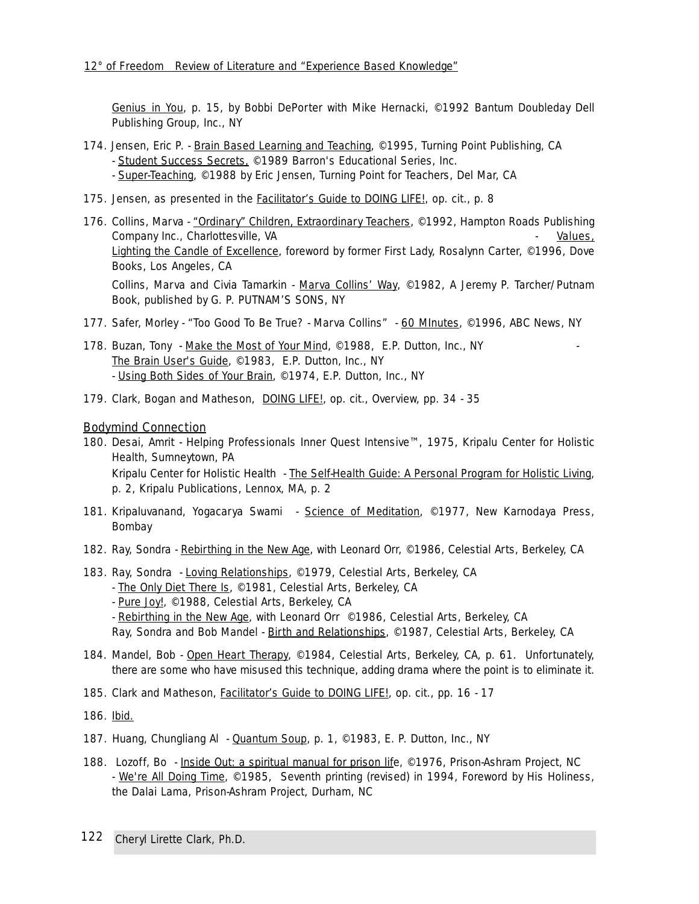Genius in You, p. 15, by Bobbi DePorter with Mike Hernacki, ©1992 Bantum Doubleday Dell Publishing Group, Inc., NY

174. Jensen, Eric P. - Brain Based Learning and Teaching, ©1995, Turning Point Publishing, CA
    - Student Success Secrets, ©1989 Barron's Educational Series, Inc.
    - Super-Teaching, ©1988 by Eric Jensen, Turning Point for Teachers, Del Mar, CA

175. Jensen, as presented in the Facilitator's Guide to DOING LIFE!, op. cit., p. 8

176. Collins, Marva - "Ordinary" Children, Extraordinary Teachers, ©1992, Hampton Roads Publishing Company Inc., Charlottesville, VA - Values, Lighting the Candle of Excellence, foreword by former First Lady, Rosalynn Carter, ©1996, Dove Books, Los Angeles, CA

    Collins, Marva and Civia Tamarkin - Marva Collins' Way, ©1982, A Jeremy P. Tarcher/Putnam Book, published by G. P. PUTNAM'S SONS, NY

177. Safer, Morley - "Too Good To Be True? - Marva Collins" - 60 MInutes, ©1996, ABC News, NY

178. Buzan, Tony - Make the Most of Your Mind, ©1988, E.P. Dutton, Inc., NY - The Brain User's Guide, ©1983, E.P. Dutton, Inc., NY
    - Using Both Sides of Your Brain, ©1974, E.P. Dutton, Inc., NY

179. Clark, Bogan and Matheson, DOING LIFE!, op. cit., Overview, pp. 34 - 35

## Bodymind Connection

180. Desai, Amrit - Helping Professionals Inner Quest Intensive™, 1975, Kripalu Center for Holistic Health, Sumneytown, PA

    Kripalu Center for Holistic Health - The Self-Health Guide: A Personal Program for Holistic Living, p. 2, Kripalu Publications, Lennox, MA, p. 2

181. Kripaluvanand, Yogacarya Swami - Science of Meditation, ©1977, New Karnodaya Press, Bombay

182. Ray, Sondra - Rebirthing in the New Age, with Leonard Orr, ©1986, Celestial Arts, Berkeley, CA

183. Ray, Sondra - Loving Relationships, ©1979, Celestial Arts, Berkeley, CA
    - The Only Diet There Is, ©1981, Celestial Arts, Berkeley, CA
    - Pure Joy!, ©1988, Celestial Arts, Berkeley, CA
    - Rebirthing in the New Age, with Leonard Orr ©1986, Celestial Arts, Berkeley, CA

    Ray, Sondra and Bob Mandel - Birth and Relationships, ©1987, Celestial Arts, Berkeley, CA

184. Mandel, Bob - Open Heart Therapy, ©1984, Celestial Arts, Berkeley, CA, p. 61. Unfortunately, there are some who have misused this technique, adding drama where the point is to eliminate it.

185. Clark and Matheson, Facilitator's Guide to DOING LIFE!, op. cit., pp. 16 - 17

186. Ibid.

187. Huang, Chungliang Al - Quantum Soup, p. 1, ©1983, E. P. Dutton, Inc., NY

188. Lozoff, Bo - Inside Out: a spiritual manual for prison life, ©1976, Prison-Ashram Project, NC
    - We're All Doing Time, ©1985, Seventh printing (revised) in 1994, Foreword by His Holiness, the Dalai Lama, Prison-Ashram Project, Durham, NC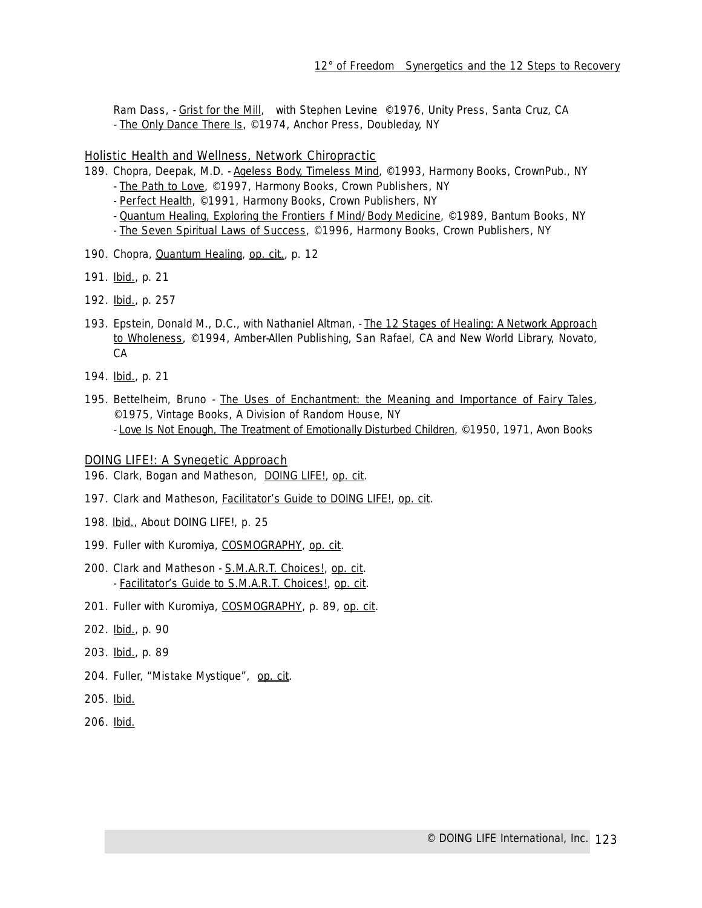Ram Dass, - Grist for the Mill, with Stephen Levine ©1976, Unity Press, Santa Cruz, CA
- The Only Dance There Is, ©1974, Anchor Press, Doubleday, NY

## Holistic Health and Wellness, Network Chiropractic

189. Chopra, Deepak, M.D. - Ageless Body, Timeless Mind, ©1993, Harmony Books, CrownPub., NY
    - The Path to Love, ©1997, Harmony Books, Crown Publishers, NY
    - Perfect Health, ©1991, Harmony Books, Crown Publishers, NY
    - Quantum Healing, Exploring the Frontiers f Mind/Body Medicine, ©1989, Bantum Books, NY
    - The Seven Spiritual Laws of Success, ©1996, Harmony Books, Crown Publishers, NY
190. Chopra, Quantum Healing, op. cit., p. 12
191. Ibid., p. 21
192. Ibid., p. 257
193. Epstein, Donald M., D.C., with Nathaniel Altman, - The 12 Stages of Healing: A Network Approach to Wholeness, ©1994, Amber-Allen Publishing, San Rafael, CA and New World Library, Novato, CA
194. Ibid., p. 21
195. Bettelheim, Bruno - The Uses of Enchantment: the Meaning and Importance of Fairy Tales, ©1975, Vintage Books, A Division of Random House, NY
    - Love Is Not Enough, The Treatment of Emotionally Disturbed Children, ©1950, 1971, Avon Books

## DOING LIFE!: A Synegetic Approach

196. Clark, Bogan and Matheson, DOING LIFE!, op. cit.
197. Clark and Matheson, Facilitator's Guide to DOING LIFE!, op. cit.
198. Ibid., About DOING LIFE!, p. 25
199. Fuller with Kuromiya, COSMOGRAPHY, op. cit.
200. Clark and Matheson - S.M.A.R.T. Choices!, op. cit.
    - Facilitator's Guide to S.M.A.R.T. Choices!, op. cit.
201. Fuller with Kuromiya, COSMOGRAPHY, p. 89, op. cit.
202. Ibid., p. 90
203. Ibid., p. 89
204. Fuller, "Mistake Mystique", op. cit.
205. Ibid.
206. Ibid.